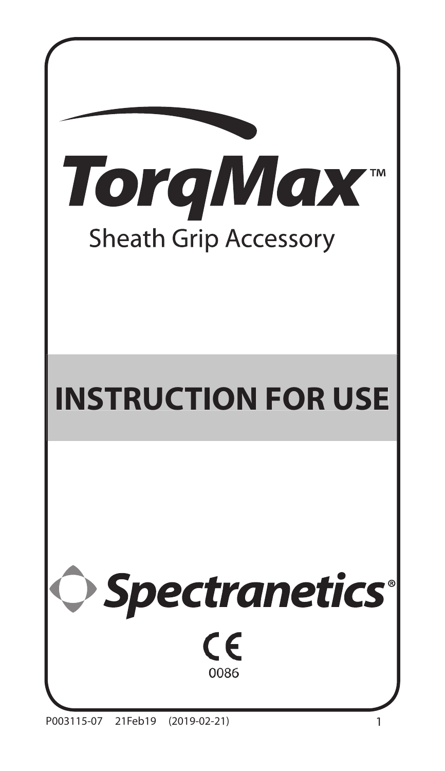# TorqMax™

Sheath Grip Accessory

## INSTRUCTION FOR USE

Spectranetics®

CE 0086

P003115-07 21Feb19 (2019-02-21)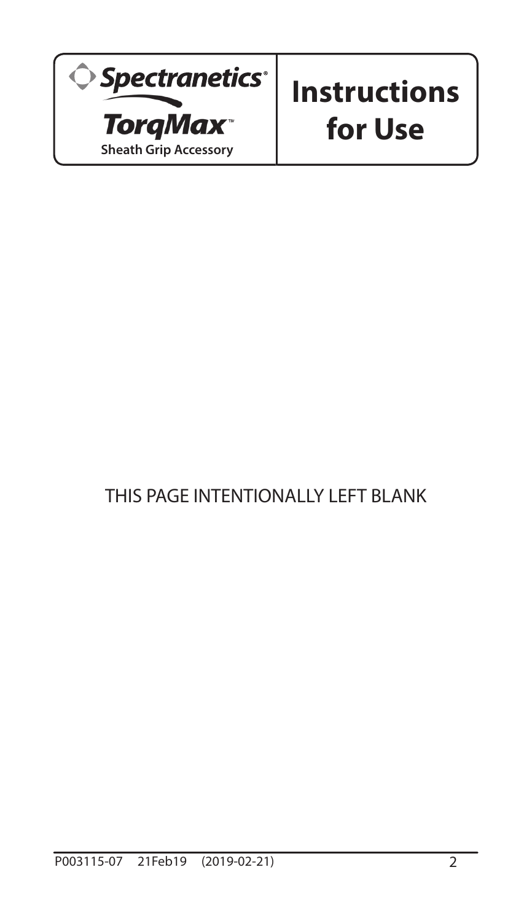**Spectranetics®**

**TorqMax™**
**Sheath Grip Accessory**

# Instructions for Use

THIS PAGE INTENTIONALLY LEFT BLANK

P003115-07 21Feb19 (2019-02-21)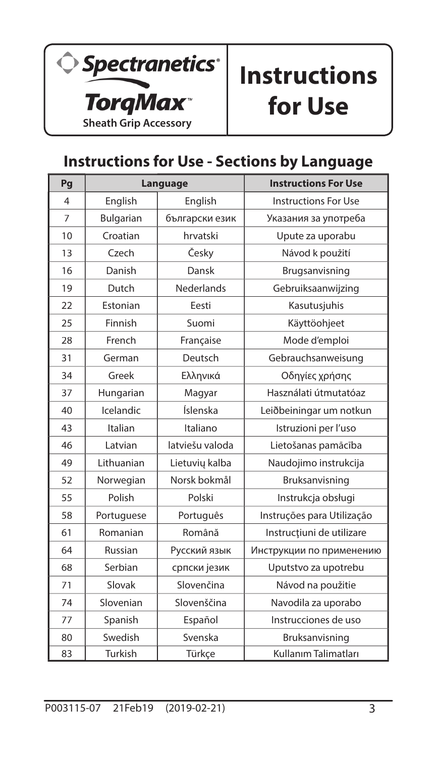Spectranetics®

TorqMax™

Sheath Grip Accessory

# Instructions for Use

## Instructions for Use - Sections by Language

| Pg | Language | | Instructions For Use |
|---|---|---|---|
| 4 | English | English | Instructions For Use |
| 7 | Bulgarian | български език | Указания за употреба |
| 10 | Croatian | hrvatski | Upute za uporabu |
| 13 | Czech | Česky | Návod k použití |
| 16 | Danish | Dansk | Brugsanvisning |
| 19 | Dutch | Nederlands | Gebruiksaanwijzing |
| 22 | Estonian | Eesti | Kasutusjuhis |
| 25 | Finnish | Suomi | Käyttöohjeet |
| 28 | French | Française | Mode d'emploi |
| 31 | German | Deutsch | Gebrauchsanweisung |
| 34 | Greek | Ελληνικά | Οδηγίες χρήσης |
| 37 | Hungarian | Magyar | Használati útmutatóaz |
| 40 | Icelandic | Íslenska | Leiðbeiningar um notkun |
| 43 | Italian | Italiano | Istruzioni per l'uso |
| 46 | Latvian | latviešu valoda | Lietošanas pamācība |
| 49 | Lithuanian | Lietuvių kalba | Naudojimo instrukcija |
| 52 | Norwegian | Norsk bokmål | Bruksanvisning |
| 55 | Polish | Polski | Instrukcja obsługi |
| 58 | Portuguese | Português | Instruções para Utilização |
| 61 | Romanian | Română | Instrucţiuni de utilizare |
| 64 | Russian | Русский язык | Инструкции по применению |
| 68 | Serbian | српски језик | Uputstvo za upotrebu |
| 71 | Slovak | Slovenčina | Návod na použitie |
| 74 | Slovenian | Slovenščina | Navodila za uporabo |
| 77 | Spanish | Español | Instrucciones de uso |
| 80 | Swedish | Svenska | Bruksanvisning |
| 83 | Turkish | Türkçe | Kullanım Talimatları |

P003115-07 21Feb19 (2019-02-21)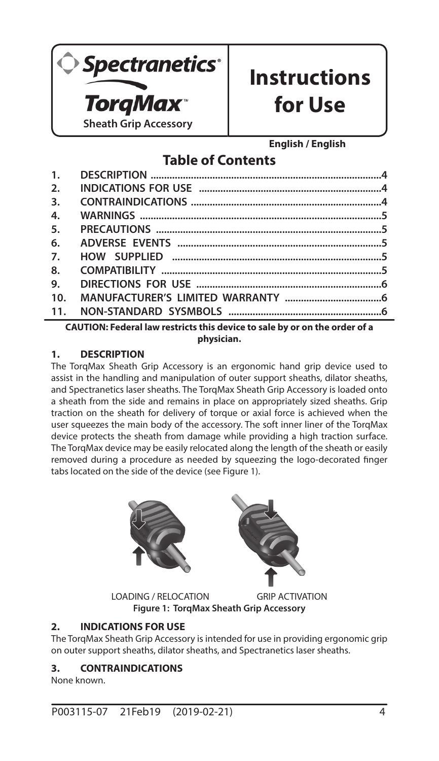**Spectranetics®**

**TorqMax™**

**Sheath Grip Accessory**

# Instructions for Use

**English / English**

## Table of Contents

| | | |
|---|---|---|
| 1. | DESCRIPTION | 4 |
| 2. | INDICATIONS FOR USE | 4 |
| 3. | CONTRAINDICATIONS | 4 |
| 4. | WARNINGS | 5 |
| 5. | PRECAUTIONS | 5 |
| 6. | ADVERSE EVENTS | 5 |
| 7. | HOW SUPPLIED | 5 |
| 8. | COMPATIBILITY | 5 |
| 9. | DIRECTIONS FOR USE | 6 |
| 10. | MANUFACTURER'S LIMITED WARRANTY | 6 |
| 11. | NON-STANDARD SYSMBOLS | 6 |

**CAUTION: Federal law restricts this device to sale by or on the order of a physician.**

## 1. DESCRIPTION

The TorqMax Sheath Grip Accessory is an ergonomic hand grip device used to assist in the handling and manipulation of outer support sheaths, dilator sheaths, and Spectranetics laser sheaths. The TorqMax Sheath Grip Accessory is loaded onto a sheath from the side and remains in place on appropriately sized sheaths. Grip traction on the sheath for delivery of torque or axial force is achieved when the user squeezes the main body of the accessory. The soft inner liner of the TorqMax device protects the sheath from damage while providing a high traction surface. The TorqMax device may be easily relocated along the length of the sheath or easily removed during a procedure as needed by squeezing the logo-decorated finger tabs located on the side of the device (see Figure 1).

LOADING / RELOCATION GRIP ACTIVATION

**Figure 1: TorqMax Sheath Grip Accessory**

## 2. INDICATIONS FOR USE

The TorqMax Sheath Grip Accessory is intended for use in providing ergonomic grip on outer support sheaths, dilator sheaths, and Spectranetics laser sheaths.

## 3. CONTRAINDICATIONS

None known.

P003115-07 21Feb19 (2019-02-21)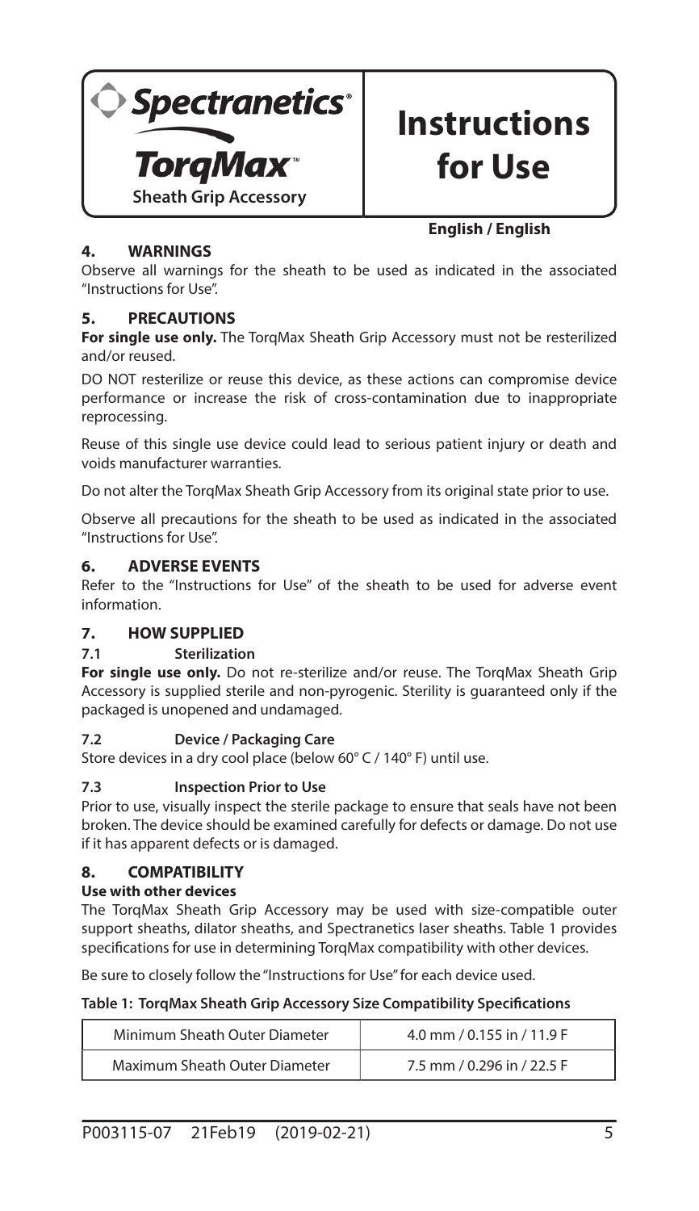Spectranetics®

TorqMax™

Sheath Grip Accessory

# Instructions for Use

**English / English**

## 4. WARNINGS

Observe all warnings for the sheath to be used as indicated in the associated "Instructions for Use".

## 5. PRECAUTIONS

**For single use only.** The TorqMax Sheath Grip Accessory must not be resterilized and/or reused.

DO NOT resterilize or reuse this device, as these actions can compromise device performance or increase the risk of cross-contamination due to inappropriate reprocessing.

Reuse of this single use device could lead to serious patient injury or death and voids manufacturer warranties.

Do not alter the TorqMax Sheath Grip Accessory from its original state prior to use.

Observe all precautions for the sheath to be used as indicated in the associated "Instructions for Use".

## 6. ADVERSE EVENTS

Refer to the "Instructions for Use" of the sheath to be used for adverse event information.

## 7. HOW SUPPLIED

### 7.1 Sterilization

**For single use only.** Do not re-sterilize and/or reuse. The TorqMax Sheath Grip Accessory is supplied sterile and non-pyrogenic. Sterility is guaranteed only if the packaged is unopened and undamaged.

### 7.2 Device / Packaging Care

Store devices in a dry cool place (below 60° C / 140° F) until use.

### 7.3 Inspection Prior to Use

Prior to use, visually inspect the sterile package to ensure that seals have not been broken. The device should be examined carefully for defects or damage. Do not use if it has apparent defects or is damaged.

## 8. COMPATIBILITY

**Use with other devices**

The TorqMax Sheath Grip Accessory may be used with size-compatible outer support sheaths, dilator sheaths, and Spectranetics laser sheaths. Table 1 provides specifications for use in determining TorqMax compatibility with other devices.

Be sure to closely follow the "Instructions for Use" for each device used.

**Table 1: TorqMax Sheath Grip Accessory Size Compatibility Specifications**

| | |
|---|---|
| Minimum Sheath Outer Diameter | 4.0 mm / 0.155 in / 11.9 F |
| Maximum Sheath Outer Diameter | 7.5 mm / 0.296 in / 22.5 F |

P003115-07 21Feb19 (2019-02-21)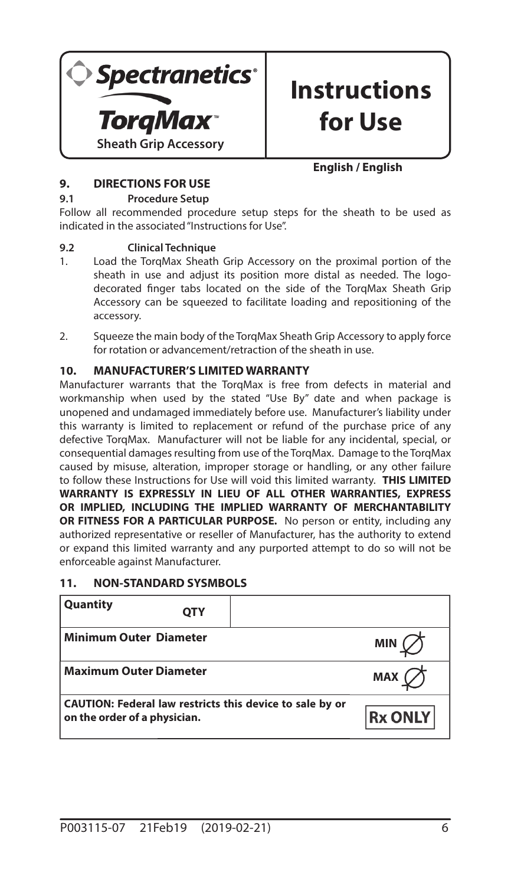**Spectranetics®**

**TorqMax™**

**Sheath Grip Accessory**

# Instructions for Use

**English / English**

## 9. DIRECTIONS FOR USE

### 9.1 Procedure Setup

Follow all recommended procedure setup steps for the sheath to be used as indicated in the associated "Instructions for Use".

### 9.2 Clinical Technique

1. Load the TorqMax Sheath Grip Accessory on the proximal portion of the sheath in use and adjust its position more distal as needed. The logo-decorated finger tabs located on the side of the TorqMax Sheath Grip Accessory can be squeezed to facilitate loading and repositioning of the accessory.
2. Squeeze the main body of the TorqMax Sheath Grip Accessory to apply force for rotation or advancement/retraction of the sheath in use.

## 10. MANUFACTURER'S LIMITED WARRANTY

Manufacturer warrants that the TorqMax is free from defects in material and workmanship when used by the stated "Use By" date and when package is unopened and undamaged immediately before use. Manufacturer's liability under this warranty is limited to replacement or refund of the purchase price of any defective TorqMax. Manufacturer will not be liable for any incidental, special, or consequential damages resulting from use of the TorqMax. Damage to the TorqMax caused by misuse, alteration, improper storage or handling, or any other failure to follow these Instructions for Use will void this limited warranty. **THIS LIMITED WARRANTY IS EXPRESSLY IN LIEU OF ALL OTHER WARRANTIES, EXPRESS OR IMPLIED, INCLUDING THE IMPLIED WARRANTY OF MERCHANTABILITY OR FITNESS FOR A PARTICULAR PURPOSE.** No person or entity, including any authorized representative or reseller of Manufacturer, has the authority to extend or expand this limited warranty and any purported attempt to do so will not be enforceable against Manufacturer.

## 11. NON-STANDARD SYSMBOLS

| | |
|---|---|
| **Quantity** | QTY |
| **Minimum Outer Diameter** | MIN Ø |
| **Maximum Outer Diameter** | MAX Ø |
| **CAUTION: Federal law restricts this device to sale by or on the order of a physician.** | Rx ONLY |

P003115-07 21Feb19 (2019-02-21)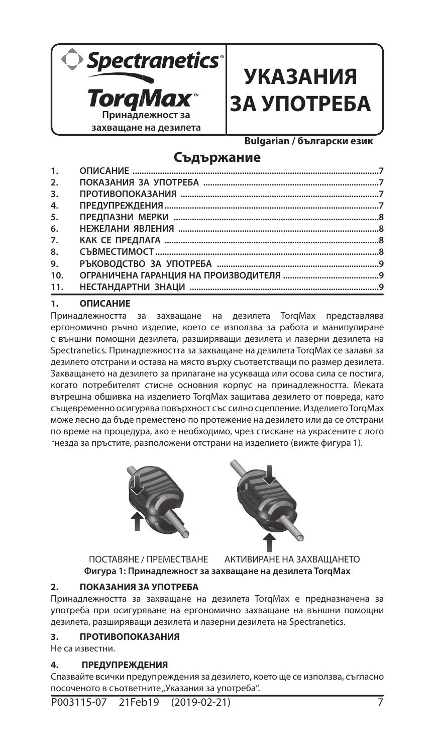Spectranetics®

**TorqMax™**
**Принадлежност за захващане на дезилета**

# УКАЗАНИЯ ЗА УПОТРЕБА

**Bulgarian / български език**

## Съдържание

| | | |
|---|---|---|
| 1. | ОПИСАНИЕ | 7 |
| 2. | ПОКАЗАНИЯ ЗА УПОТРЕБА | 7 |
| 3. | ПРОТИВОПОКАЗАНИЯ | 7 |
| 4. | ПРЕДУПРЕЖДЕНИЯ | 7 |
| 5. | ПРЕДПАЗНИ МЕРКИ | 8 |
| 6. | НЕЖЕЛАНИ ЯВЛЕНИЯ | 8 |
| 7. | КАК СЕ ПРЕДЛАГА | 8 |
| 8. | СЪВМЕСТИМОСТ | 8 |
| 9. | РЪКОВОДСТВО ЗА УПОТРЕБА | 9 |
| 10. | ОГРАНИЧЕНА ГАРАНЦИЯ НА ПРОИЗВОДИТЕЛЯ | 9 |
| 11. | НЕСТАНДАРТНИ ЗНАЦИ | 9 |

## 1. ОПИСАНИЕ

Принадлежността за захващане на дезилета TorqMax представлява ергономично ръчно изделие, което се използва за работа и манипулиране с външни помощни дезилета, разширяващи дезилета и лазерни дезилета на Spectranetics. Принадлежността за захващане на дезилета TorqMax се залавя за дезилето отстрани и остава на място върху съответстващи по размер дезилета. Захващането на дезилето за прилагане на усукваща или осова сила се постига, когато потребителят стисне основния корпус на принадлежността. Меката вътрешна обшивка на изделието TorqMax защитава дезилето от повреда, като същевременно осигурява повърхност със силно сцепление. Изделието TorqMax може лесно да бъде преместено по протежение на дезилето или да се отстрани по време на процедура, ако е необходимо, чрез стискане на украсените с лого гнезда за пръстите, разположени отстрани на изделието (вижте фигура 1).

ПОСТАВЯНЕ / ПРЕМЕСТВАНЕ    АКТИВИРАНЕ НА ЗАХВАЩАНЕТО

**Фигура 1: Принадлежност за захващане на дезилета TorqMax**

## 2. ПОКАЗАНИЯ ЗА УПОТРЕБА

Принадлежността за захващане на дезилета TorqMax е предназначена за употреба при осигуряване на ергономично захващане на външни помощни дезилета, разширяващи дезилета и лазерни дезилета на Spectranetics.

## 3. ПРОТИВОПОКАЗАНИЯ

Не са известни.

## 4. ПРЕДУПРЕЖДЕНИЯ

Спазвайте всички предупреждения за дезилето, което ще се използва, съгласно посоченото в съответните „Указания за употреба".

P003115-07 21Feb19 (2019-02-21)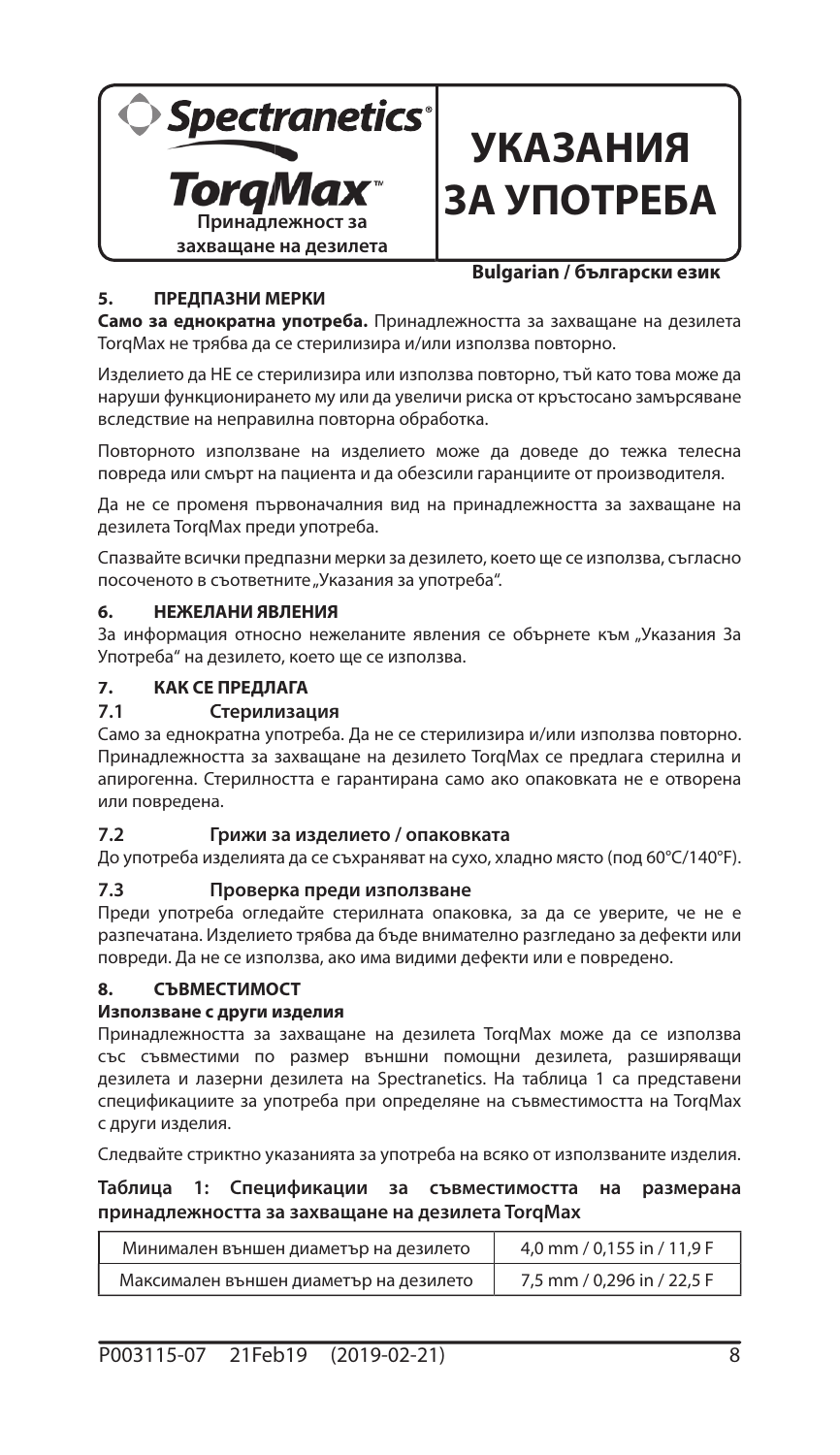Spectranetics®

TorqMax™

Принадлежност за захващане на дезилета

# УКАЗАНИЯ ЗА УПОТРЕБА

**Bulgarian / български език**

## 5. ПРЕДПАЗНИ МЕРКИ

**Само за еднократна употреба.** Принадлежността за захващане на дезилета TorqMax не трябва да се стерилизира и/или използва повторно.

Изделието да НЕ се стерилизира или използва повторно, тъй като това може да наруши функционирането му или да увеличи риска от кръстосано замърсяване вследствие на неправилна повторна обработка.

Повторното използване на изделието може да доведе до тежка телесна повреда или смърт на пациента и да обезсили гаранциите от производителя.

Да не се променя първоначалния вид на принадлежността за захващане на дезилета TorqMax преди употреба.

Спазвайте всички предпазни мерки за дезилето, което ще се използва, съгласно посоченото в съответните „Указания за употреба".

## 6. НЕЖЕЛАНИ ЯВЛЕНИЯ

За информация относно нежеланите явления се обърнете към „Указания За Употреба" на дезилето, което ще се използва.

## 7. КАК СЕ ПРЕДЛАГА

### 7.1 Стерилизация

Само за еднократна употреба. Да не се стерилизира и/или използва повторно. Принадлежността за захващане на дезилето TorqMax се предлага стерилна и апирогенна. Стерилността е гарантирана само ако опаковката не е отворена или повредена.

### 7.2 Грижи за изделието / опаковката

До употреба изделията да се съхраняват на сухо, хладно място (под 60°C/140°F).

### 7.3 Проверка преди използване

Преди употреба огледайте стерилната опаковка, за да се уверите, че не е разпечатана. Изделието трябва да бъде внимателно разгледано за дефекти или повреди. Да не се използва, ако има видими дефекти или е повредено.

## 8. СЪВМЕСТИМОСТ

**Използване с други изделия**

Принадлежността за захващане на дезилета TorqMax може да се използва със съвместими по размер външни помощни дезилета, разширяващи дезилета и лазерни дезилета на Spectranetics. На таблица 1 са представени спецификациите за употреба при определяне на съвместимостта на TorqMax с други изделия.

Следвайте стриктно указанията за употреба на всяко от използваните изделия.

**Таблица 1: Спецификации за съвместимостта на размерана принадлежността за захващане на дезилета TorqMax**

| | |
|---|---|
| Минимален външен диаметър на дезилето | 4,0 mm / 0,155 in / 11,9 F |
| Максимален външен диаметър на дезилето | 7,5 mm / 0,296 in / 22,5 F |

P003115-07 21Feb19 (2019-02-21)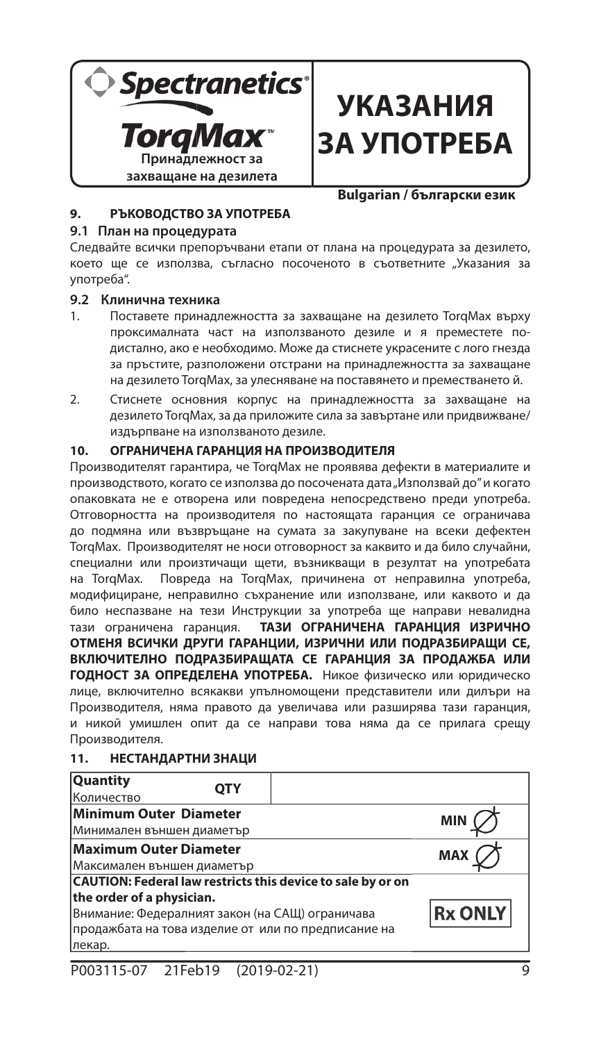**Spectranetics®**

**TorqMax™**
**Принадлежност за захващане на дезилета**

# УКАЗАНИЯ ЗА УПОТРЕБА

**Bulgarian / български език**

## 9. РЪКОВОДСТВО ЗА УПОТРЕБА

### 9.1 План на процедурата

Следвайте всички препоръчвани етапи от плана на процедурата за дезилето, което ще се използва, съгласно посоченото в съответните „Указания за употреба".

### 9.2 Клинична техника

1. Поставете принадлежността за захващане на дезилето TorqMax върху проксималната част на използваното дезиле и я преместете по-дистално, ако е необходимо. Може да стиснете украсените с лого гнезда за пръстите, разположени отстрани на принадлежността за захващане на дезилето TorqMax, за улесняване на поставянето и преместването ѝ.
2. Стиснете основния корпус на принадлежността за захващане на дезилето TorqMax, за да приложите сила за завъртане или придвижване/издърпване на използваното дезиле.

## 10. ОГРАНИЧЕНА ГАРАНЦИЯ НА ПРОИЗВОДИТЕЛЯ

Производителят гарантира, че TorqMax не проявява дефекти в материалите и производството, когато се използва до посочената дата „Използвай до" и когато опаковката не е отворена или повредена непосредствено преди употреба. Отговорността на производителя по настоящата гаранция се ограничава до подмяна или възвръщане на сумата за закупуване на всеки дефектен TorqMax. Производителят не носи отговорност за каквито и да било случайни, специални или произтичащи щети, възникващи в резултат на употребата на TorqMax. Повреда на TorqMax, причинена от неправилна употреба, модифициране, неправилно съхранение или използване, или каквото и да било неспазване на тези Инструкции за употреба ще направи невалидна тази ограничена гаранция. **ТАЗИ ОГРАНИЧЕНА ГАРАНЦИЯ ИЗРИЧНО ОТМЕНЯ ВСИЧКИ ДРУГИ ГАРАНЦИИ, ИЗРИЧНИ ИЛИ ПОДРАЗБИРАЩИ СЕ, ВКЛЮЧИТЕЛНО ПОДРАЗБИРАЩАТА СЕ ГАРАНЦИЯ ЗА ПРОДАЖБА ИЛИ ГОДНОСТ ЗА ОПРЕДЕЛЕНА УПОТРЕБА.** Никое физическо или юридическо лице, включително всякакви упълномощени представители или дилъри на Производителя, няма правото да увеличава или разширява тази гаранция, и никой умишлен опит да се направи това няма да се прилага срещу Производителя.

## 11. НЕСТАНДАРТНИ ЗНАЦИ

| Описание | Символ |
|---|---|
| **Quantity** Количество | QTY |
| **Minimum Outer Diameter** Минимален външен диаметър | MIN ∅ |
| **Maximum Outer Diameter** Максимален външен диаметър | MAX ∅ |
| **CAUTION: Federal law restricts this device to sale by or on the order of a physician.** Внимание: Федералният закон (на САЩ) ограничава продажбата на това изделие от или по предписание на лекар. | Rx ONLY |

P003115-07 21Feb19 (2019-02-21)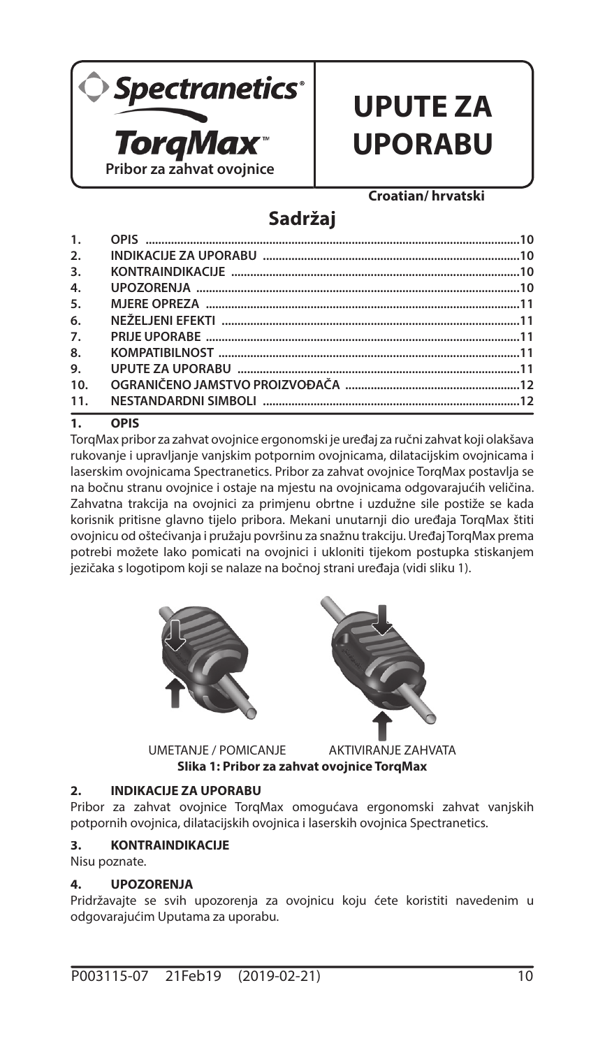Spectranetics®

TorqMax™

Pribor za zahvat ovojnice

# UPUTE ZA UPORABU

**Croatian/ hrvatski**

## Sadržaj

| | | |
|---|---|---|
| 1. | OPIS | 10 |
| 2. | INDIKACIJE ZA UPORABU | 10 |
| 3. | KONTRAINDIKACIJE | 10 |
| 4. | UPOZORENJA | 10 |
| 5. | MJERE OPREZA | 11 |
| 6. | NEŽELJENI EFEKTI | 11 |
| 7. | PRIJE UPORABE | 11 |
| 8. | KOMPATIBILNOST | 11 |
| 9. | UPUTE ZA UPORABU | 11 |
| 10. | OGRANIČENO JAMSTVO PROIZVOĐAČA | 12 |
| 11. | NESTANDARDNI SIMBOLI | 12 |

## 1. OPIS

TorqMax pribor za zahvat ovojnice ergonomski je uređaj za ručni zahvat koji olakšava rukovanje i upravljanje vanjskim potpornim ovojnicama, dilatacijskim ovojnicama i laserskim ovojnicama Spectranetics. Pribor za zahvat ovojnice TorqMax postavlja se na bočnu stranu ovojnice i ostaje na mjestu na ovojnicama odgovarajućih veličina. Zahvatna trakcija na ovojnici za primjenu obrtne i uzdužne sile postiže se kada korisnik pritisne glavno tijelo pribora. Mekani unutarnji dio uređaja TorqMax štiti ovojnicu od oštećivanja i pružaju površinu za snažnu trakciju. Uređaj TorqMax prema potrebi možete lako pomicati na ovojnici i ukloniti tijekom postupka stiskanjem jezičaka s logotipom koji se nalaze na bočnoj strani uređaja (vidi sliku 1).

UMETANJE / POMICANJE    AKTIVIRANJE ZAHVATA

**Slika 1: Pribor za zahvat ovojnice TorqMax**

## 2. INDIKACIJE ZA UPORABU

Pribor za zahvat ovojnice TorqMax omogućava ergonomski zahvat vanjskih potpornih ovojnica, dilatacijskih ovojnica i laserskih ovojnica Spectranetics.

## 3. KONTRAINDIKACIJE

Nisu poznate.

## 4. UPOZORENJA

Pridržavajte se svih upozorenja za ovojnicu koju ćete koristiti navedenim u odgovarajućim Uputama za uporabu.

P003115-07 21Feb19 (2019-02-21)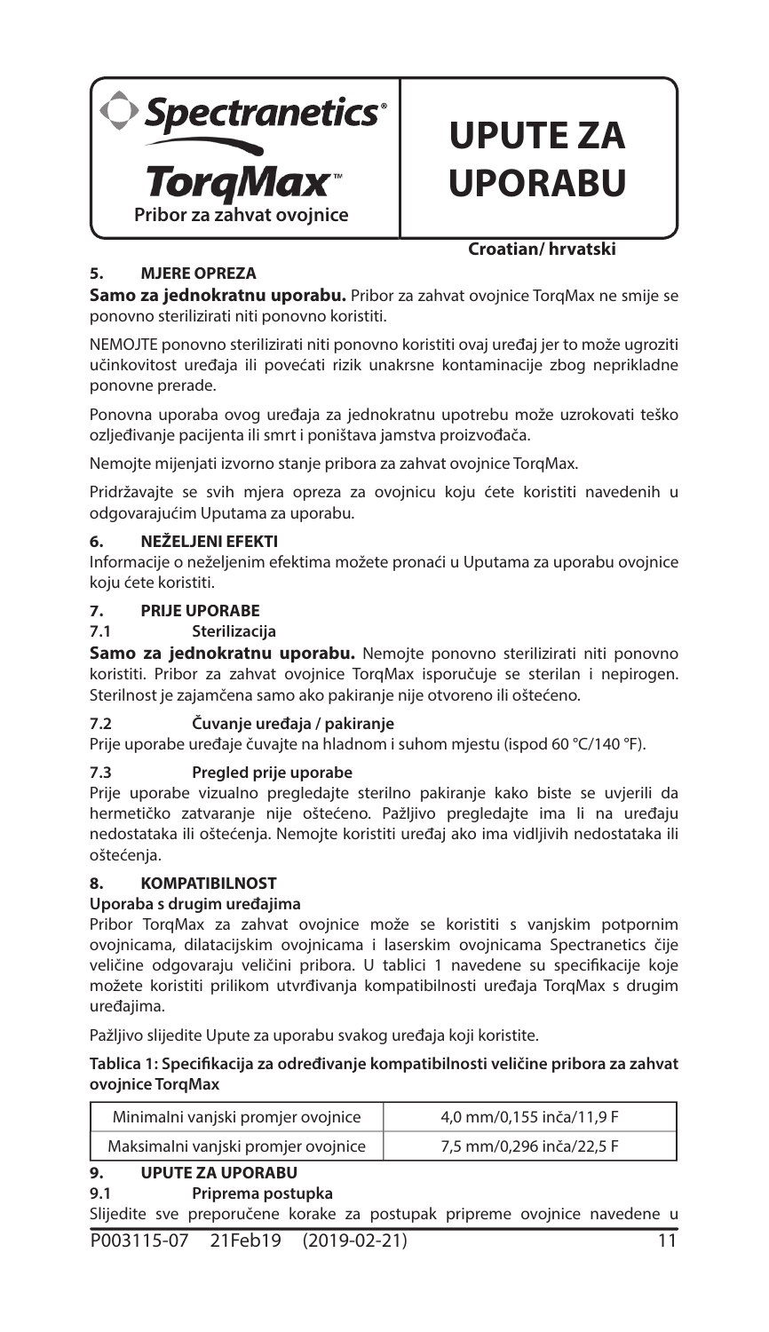Spectranetics®

TorqMax™

**Pribor za zahvat ovojnice**

# UPUTE ZA UPORABU

**Croatian/ hrvatski**

## 5. MJERE OPREZA

**Samo za jednokratnu uporabu.** Pribor za zahvat ovojnice TorqMax ne smije se ponovno sterilizirati niti ponovno koristiti.

NEMOJTE ponovno sterilizirati niti ponovno koristiti ovaj uređaj jer to može ugroziti učinkovitost uređaja ili povećati rizik unakrsne kontaminacije zbog neprikladne ponovne prerade.

Ponovna uporaba ovog uređaja za jednokratnu upotrebu može uzrokovati teško ozljeđivanje pacijenta ili smrt i poništava jamstva proizvođača.

Nemojte mijenjati izvorno stanje pribora za zahvat ovojnice TorqMax.

Pridržavajte se svih mjera opreza za ovojnicu koju ćete koristiti navedenih u odgovarajućim Uputama za uporabu.

## 6. NEŽELJENI EFEKTI

Informacije o neželjenim efektima možete pronaći u Uputama za uporabu ovojnice koju ćete koristiti.

## 7. PRIJE UPORABE

### 7.1 Sterilizacija

**Samo za jednokratnu uporabu.** Nemojte ponovno sterilizirati niti ponovno koristiti. Pribor za zahvat ovojnice TorqMax isporučuje se sterilan i nepirogen. Sterilnost je zajamčena samo ako pakiranje nije otvoreno ili oštećeno.

### 7.2 Čuvanje uređaja / pakiranje

Prije uporabe uređaje čuvajte na hladnom i suhom mjestu (ispod 60 °C/140 °F).

### 7.3 Pregled prije uporabe

Prije uporabe vizualno pregledajte sterilno pakiranje kako biste se uvjerili da hermetičko zatvaranje nije oštećeno. Pažljivo pregledajte ima li na uređaju nedostataka ili oštećenja. Nemojte koristiti uređaj ako ima vidljivih nedostataka ili oštećenja.

## 8. KOMPATIBILNOST

**Uporaba s drugim uređajima**

Pribor TorqMax za zahvat ovojnice može se koristiti s vanjskim potpornim ovojnicama, dilatacijskim ovojnicama i laserskim ovojnicama Spectranetics čije veličine odgovaraju veličini pribora. U tablici 1 navedene su specifikacije koje možete koristiti prilikom utvrđivanja kompatibilnosti uređaja TorqMax s drugim uređajima.

Pažljivo slijedite Upute za uporabu svakog uređaja koji koristite.

**Tablica 1: Specifikacija za određivanje kompatibilnosti veličine pribora za zahvat ovojnice TorqMax**

| Minimalni vanjski promjer ovojnice | 4,0 mm/0,155 inča/11,9 F |
|---|---|
| Maksimalni vanjski promjer ovojnice | 7,5 mm/0,296 inča/22,5 F |

## 9. UPUTE ZA UPORABU

### 9.1 Priprema postupka

Slijedite sve preporučene korake za postupak pripreme ovojnice navedene u

P003115-07 21Feb19 (2019-02-21)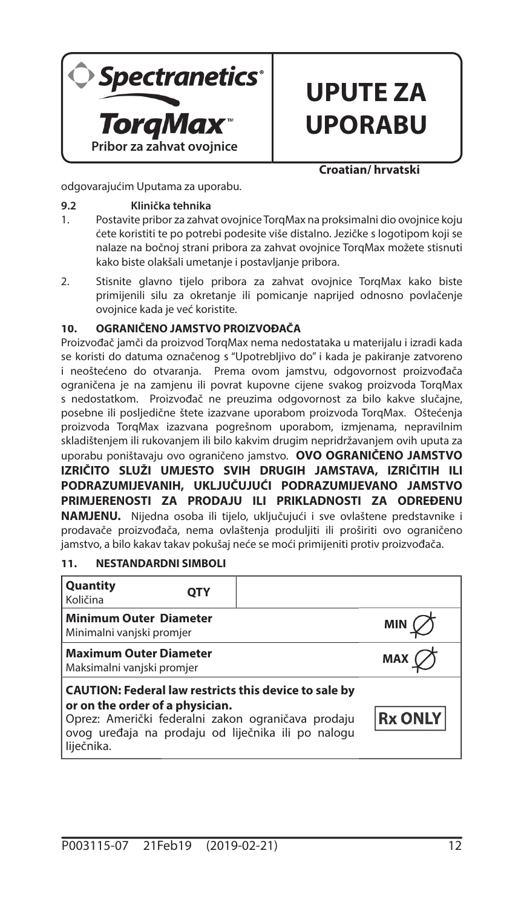odgovarajućim Uputama za uporabu.

### 9.2 Klinička tehnika

1. Postavite pribor za zahvat ovojnice TorqMax na proksimalni dio ovojnice koju ćete koristiti te po potrebi podesite više distalno. Jezičke s logotipom koji se nalaze na bočnoj strani pribora za zahvat ovojnice TorqMax možete stisnuti kako biste olakšali umetanje i postavljanje pribora.
2. Stisnite glavno tijelo pribora za zahvat ovojnice TorqMax kako biste primijenili silu za okretanje ili pomicanje naprijed odnosno povlačenje ovojnice kada je već koristite.

## 10. OGRANIČENO JAMSTVO PROIZVOĐAČA

Proizvođač jamči da proizvod TorqMax nema nedostataka u materijalu i izradi kada se koristi do datuma označenog s "Upotrebljivo do" i kada je pakiranje zatvoreno i neoštećeno do otvaranja. Prema ovom jamstvu, odgovornost proizvođača ograničena je na zamjenu ili povrat kupovne cijene svakog proizvoda TorqMax s nedostatkom. Proizvođač ne preuzima odgovornost za bilo kakve slučajne, posebne ili posljedične štete izazvane uporabom proizvoda TorqMax. Oštećenja proizvoda TorqMax izazvana pogrešnom uporabom, izmjenama, nepravilnim skladištenjem ili rukovanjem ili bilo kakvim drugim nepridržavanjem ovih uputa za uporabu poništavaju ovo ograničeno jamstvo. **OVO OGRANIČENO JAMSTVO IZRIČITO SLUŽI UMJESTO SVIH DRUGIH JAMSTAVA, IZRIČITIH ILI PODRAZUMIJEVANIH, UKLJUČUJUĆI PODRAZUMIJEVANO JAMSTVO PRIMJERENOSTI ZA PRODAJU ILI PRIKLADNOSTI ZA ODREĐENU NAMJENU.** Nijedna osoba ili tijelo, uključujući i sve ovlaštene predstavnike i prodavače proizvođača, nema ovlaštenja produljiti ili proširiti ovo ograničeno jamstvo, a bilo kakav takav pokušaj neće se moći primijeniti protiv proizvođača.

## 11. NESTANDARDNI SIMBOLI

| Opis | Simbol |
|---|---|
| **Quantity** Količina | QTY |
| **Minimum Outer Diameter** Minimalni vanjski promjer | MIN ∅ |
| **Maximum Outer Diameter** Maksimalni vanjski promjer | MAX ∅ |
| **CAUTION: Federal law restricts this device to sale by or on the order of a physician.** Oprez: Američki federalni zakon ograničava prodaju ovog uređaja na prodaju od liječnika ili po nalogu liječnika. | Rx ONLY |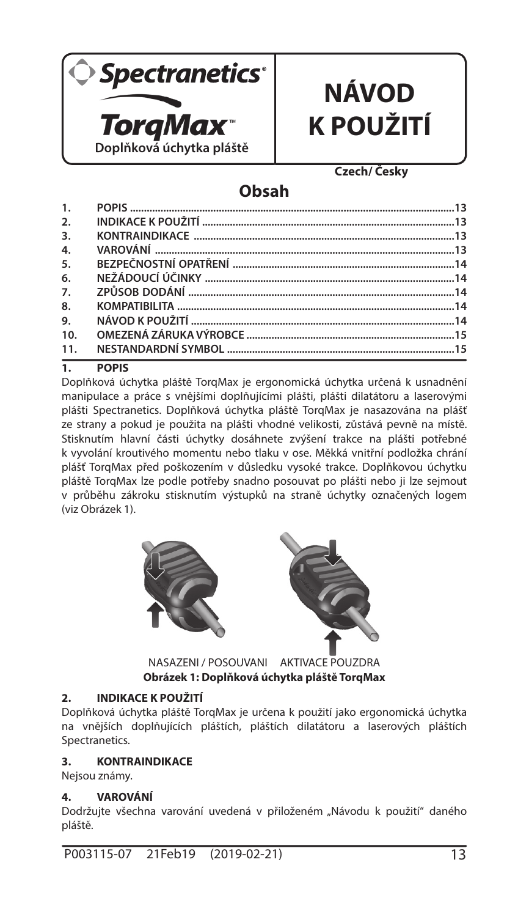Spectranetics®

**TorqMax™**

**Doplňková úchytka pláště**

# NÁVOD K POUŽITÍ

**Czech/ Česky**

## Obsah

1. POPIS ....13
2. INDIKACE K POUŽITÍ ....13
3. KONTRAINDIKACE ....13
4. VAROVÁNÍ ....13
5. BEZPEČNOSTNÍ OPATŘENÍ ....14
6. NEŽÁDOUCÍ ÚČINKY ....14
7. ZPŮSOB DODÁNÍ ....14
8. KOMPATIBILITA ....14
9. NÁVOD K POUŽITÍ ....14
10. OMEZENÁ ZÁRUKA VÝROBCE ....15
11. NESTANDARDNÍ SYMBOL ....15

## 1. POPIS

Doplňková úchytka pláště TorqMax je ergonomická úchytka určená k usnadnění manipulace a práce s vnějšími doplňujícími plášti, plášti dilatátoru a laserovými plášti Spectranetics. Doplňková úchytka pláště TorqMax je nasazována na plášť ze strany a pokud je použita na plášti vhodné velikosti, zůstává pevně na místě. Stisknutím hlavní části úchytky dosáhnete zvýšení trakce na plášti potřebné k vyvolání kroutivého momentu nebo tlaku v ose. Měkká vnitřní podložka chrání plášť TorqMax před poškozením v důsledku vysoké trakce. Doplňkovou úchytku pláště TorqMax lze podle potřeby snadno posouvat po plášti nebo ji lze sejmout v průběhu zákroku stisknutím výstupků na straně úchytky označených logem (viz Obrázek 1).

NASAZENI / POSOUVANI AKTIVACE POUZDRA

**Obrázek 1: Doplňková úchytka pláště TorqMax**

## 2. INDIKACE K POUŽITÍ

Doplňková úchytka pláště TorqMax je určena k použití jako ergonomická úchytka na vnějších doplňujících pláštích, pláštích dilatátoru a laserových pláštích Spectranetics.

## 3. KONTRAINDIKACE

Nejsou známy.

## 4. VAROVÁNÍ

Dodržujte všechna varování uvedená v přiloženém „Návodu k použití" daného pláště.

P003115-07 21Feb19 (2019-02-21)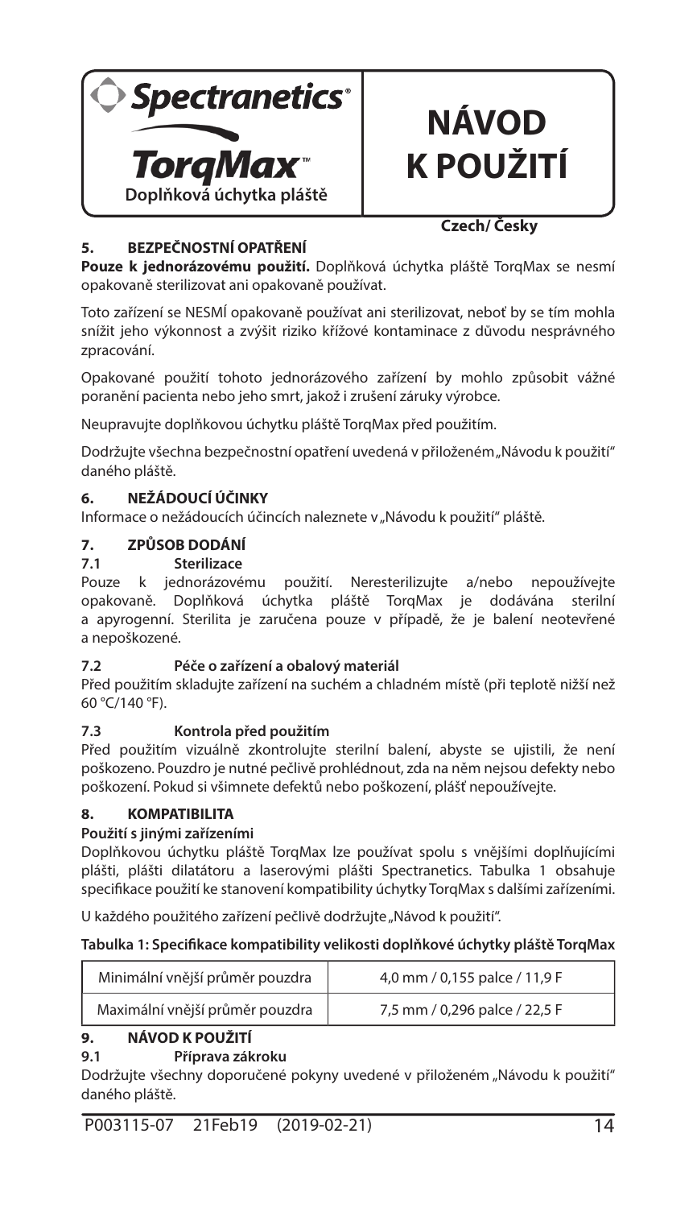**Spectranetics®**

**TorqMax™**

**Doplňková úchytka pláště**

# NÁVOD K POUŽITÍ

**Czech/ Česky**

## 5. BEZPEČNOSTNÍ OPATŘENÍ

**Pouze k jednorázovému použití.** Doplňková úchytka pláště TorqMax se nesmí opakovaně sterilizovat ani opakovaně používat.

Toto zařízení se NESMÍ opakovaně používat ani sterilizovat, neboť by se tím mohla snížit jeho výkonnost a zvýšit riziko křížové kontaminace z důvodu nesprávného zpracování.

Opakované použití tohoto jednorázového zařízení by mohlo způsobit vážné poranění pacienta nebo jeho smrt, jakož i zrušení záruky výrobce.

Neupravujte doplňkovou úchytku pláště TorqMax před použitím.

Dodržujte všechna bezpečnostní opatření uvedená v přiloženém „Návodu k použití" daného pláště.

## 6. NEŽÁDOUCÍ ÚČINKY

Informace o nežádoucích účincích naleznete v „Návodu k použití" pláště.

## 7. ZPŮSOB DODÁNÍ

### 7.1 Sterilizace

Pouze k jednorázovému použití. Neresterilizujte a/nebo nepoužívejte opakovaně. Doplňková úchytka pláště TorqMax je dodávána sterilní a apyrogenní. Sterilita je zaručena pouze v případě, že je balení neotevřené a nepoškozené.

### 7.2 Péče o zařízení a obalový materiál

Před použitím skladujte zařízení na suchém a chladném místě (při teplotě nižší než 60 °C/140 °F).

### 7.3 Kontrola před použitím

Před použitím vizuálně zkontrolujte sterilní balení, abyste se ujistili, že není poškozeno. Pouzdro je nutné pečlivě prohlédnout, zda na něm nejsou defekty nebo poškození. Pokud si všimnete defektů nebo poškození, plášť nepoužívejte.

## 8. KOMPATIBILITA

**Použití s jinými zařízeními**

Doplňkovou úchytku pláště TorqMax lze používat spolu s vnějšími doplňujícími plášti, plášti dilatátoru a laserovými plášti Spectranetics. Tabulka 1 obsahuje specifikace použití ke stanovení kompatibility úchytky TorqMax s dalšími zařízeními.

U každého použitého zařízení pečlivě dodržujte „Návod k použití".

**Tabulka 1: Specifikace kompatibility velikosti doplňkové úchytky pláště TorqMax**

| | |
|---|---|
| Minimální vnější průměr pouzdra | 4,0 mm / 0,155 palce / 11,9 F |
| Maximální vnější průměr pouzdra | 7,5 mm / 0,296 palce / 22,5 F |

## 9. NÁVOD K POUŽITÍ

### 9.1 Příprava zákroku

Dodržujte všechny doporučené pokyny uvedené v přiloženém „Návodu k použití" daného pláště.

P003115-07 21Feb19 (2019-02-21)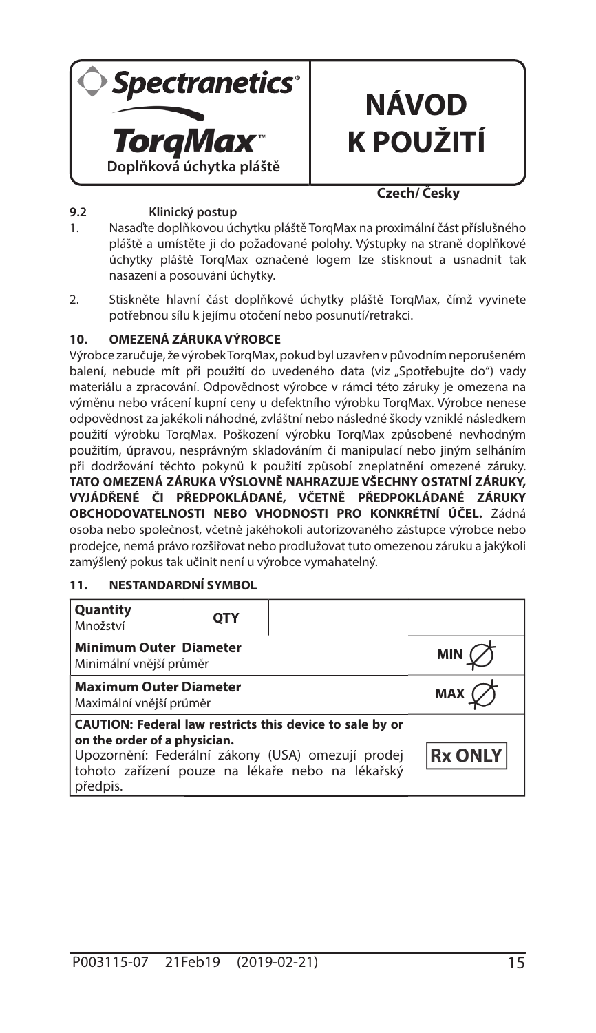Spectranetics®

**TorqMax™**
**Doplňková úchytka pláště**

# NÁVOD K POUŽITÍ

**Czech/ Česky**

### 9.2 Klinický postup

1. Nasaďte doplňkovou úchytku pláště TorqMax na proximální část příslušného pláště a umístěte ji do požadované polohy. Výstupky na straně doplňkové úchytky pláště TorqMax označené logem lze stisknout a usnadnit tak nasazení a posouvání úchytky.
2. Stiskněte hlavní část doplňkové úchytky pláště TorqMax, čímž vyvinete potřebnou sílu k jejímu otočení nebo posunutí/retrakci.

## 10. OMEZENÁ ZÁRUKA VÝROBCE

Výrobce zaručuje, že výrobek TorqMax, pokud byl uzavřen v původním neporušeném balení, nebude mít při použití do uvedeného data (viz „Spotřebujte do") vady materiálu a zpracování. Odpovědnost výrobce v rámci této záruky je omezena na výměnu nebo vrácení kupní ceny u defektního výrobku TorqMax. Výrobce nenese odpovědnost za jakékoli náhodné, zvláštní nebo následné škody vzniklé následkem použití výrobku TorqMax. Poškození výrobku TorqMax způsobené nevhodným použitím, úpravou, nesprávným skladováním či manipulací nebo jiným selháním při dodržování těchto pokynů k použití způsobí zneplatnění omezené záruky. **TATO OMEZENÁ ZÁRUKA VÝSLOVNĚ NAHRAZUJE VŠECHNY OSTATNÍ ZÁRUKY, VYJÁDŘENÉ ČI PŘEDPOKLÁDANÉ, VČETNĚ PŘEDPOKLÁDANÉ ZÁRUKY OBCHODOVATELNOSTI NEBO VHODNOSTI PRO KONKRÉTNÍ ÚČEL.** Žádná osoba nebo společnost, včetně jakéhokoli autorizovaného zástupce výrobce nebo prodejce, nemá právo rozšiřovat nebo prodlužovat tuto omezenou záruku a jakýkoli zamýšlený pokus tak učinit není u výrobce vymahatelný.

## 11. NESTANDARDNÍ SYMBOL

| | |
|---|---|
| **Quantity** Množství | QTY |
| **Minimum Outer Diameter** Minimální vnější průměr | MIN ∅ |
| **Maximum Outer Diameter** Maximální vnější průměr | MAX ∅ |
| **CAUTION: Federal law restricts this device to sale by or on the order of a physician.** Upozornění: Federální zákony (USA) omezují prodej tohoto zařízení pouze na lékaře nebo na lékařský předpis. | Rx ONLY |

P003115-07 21Feb19 (2019-02-21)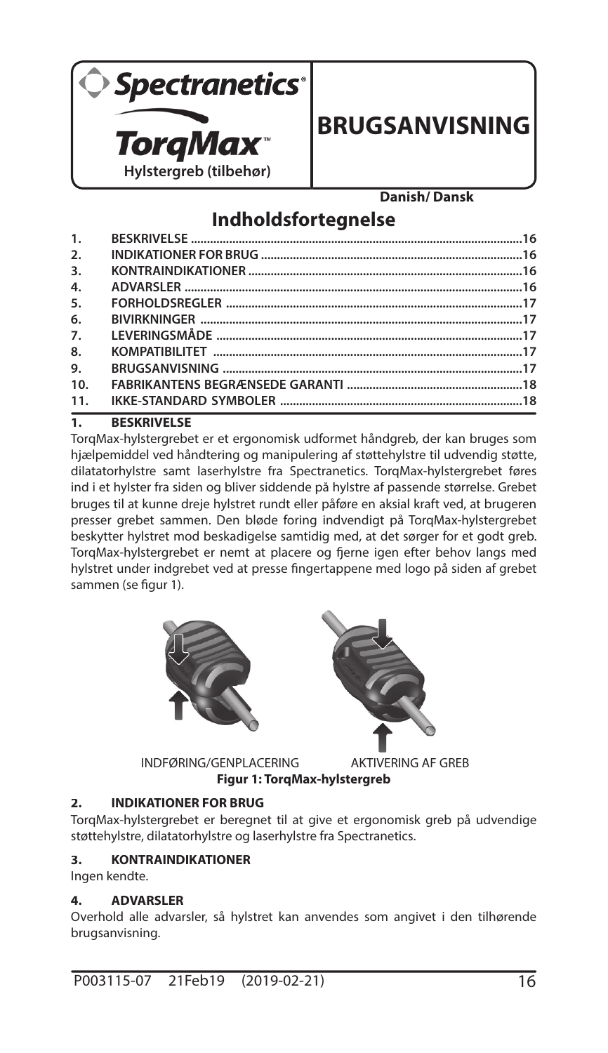Spectranetics®

TorqMax™

Hylstergreb (tilbehør)

# BRUGSANVISNING

Danish/ Dansk

## Indholdsfortegnelse

| | | |
|---|---|---|
| 1. | BESKRIVELSE | 16 |
| 2. | INDIKATIONER FOR BRUG | 16 |
| 3. | KONTRAINDIKATIONER | 16 |
| 4. | ADVARSLER | 16 |
| 5. | FORHOLDSREGLER | 17 |
| 6. | BIVIRKNINGER | 17 |
| 7. | LEVERINGSMÅDE | 17 |
| 8. | KOMPATIBILITET | 17 |
| 9. | BRUGSANVISNING | 17 |
| 10. | FABRIKANTENS BEGRÆNSEDE GARANTI | 18 |
| 11. | IKKE-STANDARD SYMBOLER | 18 |

## 1. BESKRIVELSE

TorqMax-hylstergrebet er et ergonomisk udformet håndgreb, der kan bruges som hjælpemiddel ved håndtering og manipulering af støttehylstre til udvendig støtte, dilatatorhylstre samt laserhylstre fra Spectranetics. TorqMax-hylstergrebet føres ind i et hylster fra siden og bliver siddende på hylstre af passende størrelse. Grebet bruges til at kunne dreje hylstret rundt eller påføre en aksial kraft ved, at brugeren presser grebet sammen. Den bløde foring indvendigt på TorqMax-hylstergrebet beskytter hylstret mod beskadigelse samtidig med, at det sørger for et godt greb. TorqMax-hylstergrebet er nemt at placere og fjerne igen efter behov langs med hylstret under indgrebet ved at presse fingertappene med logo på siden af grebet sammen (se figur 1).

INDFØRING/GENPLACERING AKTIVERING AF GREB

**Figur 1: TorqMax-hylstergreb**

## 2. INDIKATIONER FOR BRUG

TorqMax-hylstergrebet er beregnet til at give et ergonomisk greb på udvendige støttehylstre, dilatatorhylstre og laserhylstre fra Spectranetics.

## 3. KONTRAINDIKATIONER

Ingen kendte.

## 4. ADVARSLER

Overhold alle advarsler, så hylstret kan anvendes som angivet i den tilhørende brugsanvisning.

P003115-07 21Feb19 (2019-02-21)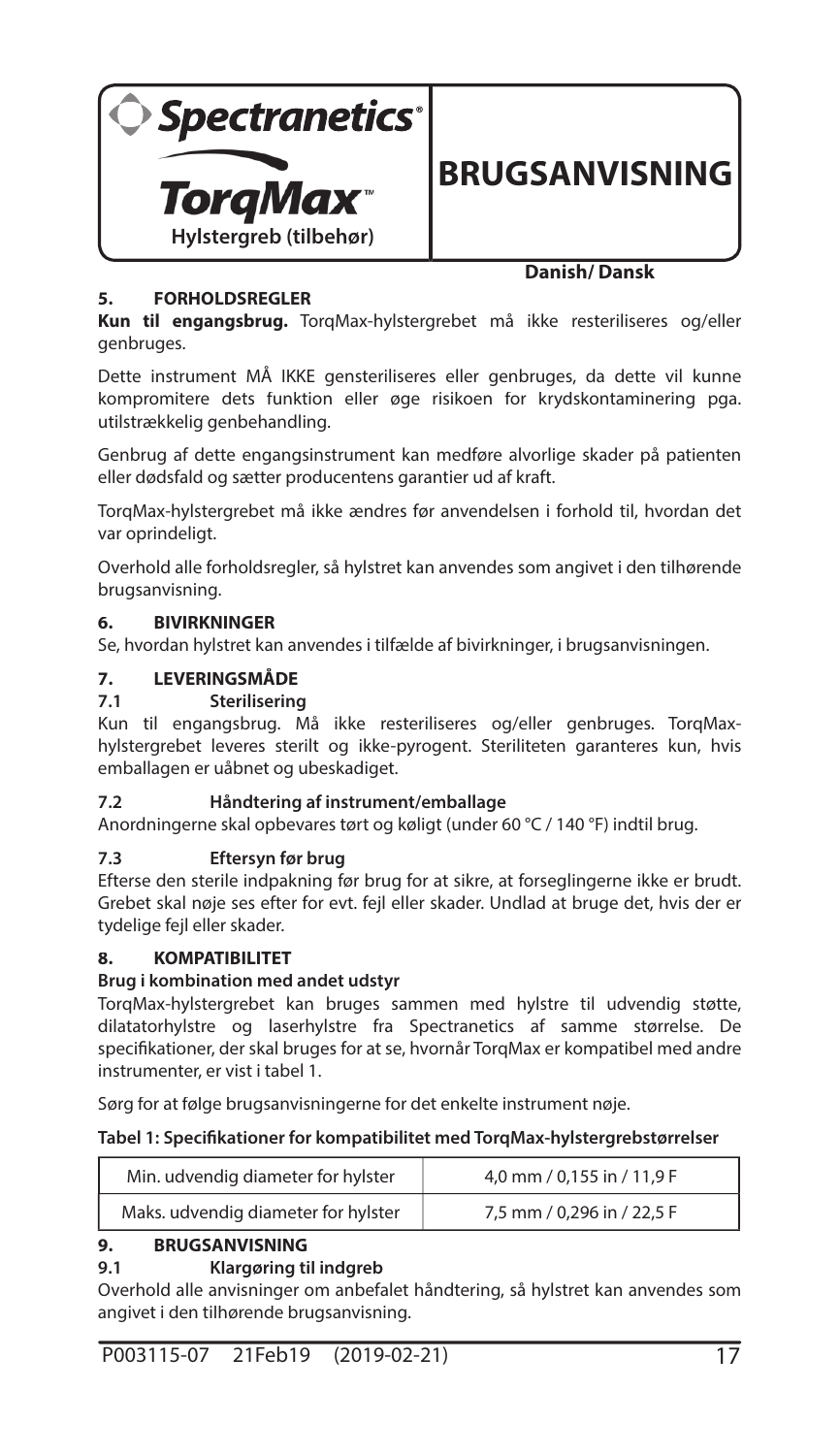**Spectranetics®**

**TorqMax™**

**Hylstergreb (tilbehør)**

# BRUGSANVISNING

**Danish/ Dansk**

## 5. FORHOLDSREGLER

**Kun til engangsbrug.** TorqMax-hylstergrebet må ikke resteriliseres og/eller genbruges.

Dette instrument MÅ IKKE gensteriliseres eller genbruges, da dette vil kunne kompromitere dets funktion eller øge risikoen for krydskontaminering pga. utilstrækkelig genbehandling.

Genbrug af dette engangsinstrument kan medføre alvorlige skader på patienten eller dødsfald og sætter producentens garantier ud af kraft.

TorqMax-hylstergrebet må ikke ændres før anvendelsen i forhold til, hvordan det var oprindeligt.

Overhold alle forholdsregler, så hylstret kan anvendes som angivet i den tilhørende brugsanvisning.

## 6. BIVIRKNINGER

Se, hvordan hylstret kan anvendes i tilfælde af bivirkninger, i brugsanvisningen.

## 7. LEVERINGSMÅDE

### 7.1 Sterilisering

Kun til engangsbrug. Må ikke resteriliseres og/eller genbruges. TorqMax-hylstergrebet leveres sterilt og ikke-pyrogent. Steriliteten garanteres kun, hvis emballagen er uåbnet og ubeskadiget.

### 7.2 Håndtering af instrument/emballage

Anordningerne skal opbevares tørt og køligt (under 60 °C / 140 °F) indtil brug.

### 7.3 Eftersyn før brug

Efterse den sterile indpakning før brug for at sikre, at forseglingerne ikke er brudt. Grebet skal nøje ses efter for evt. fejl eller skader. Undlad at bruge det, hvis der er tydelige fejl eller skader.

## 8. KOMPATIBILITET

**Brug i kombination med andet udstyr**

TorqMax-hylstergrebet kan bruges sammen med hylstre til udvendig støtte, dilatatorhylstre og laserhylstre fra Spectranetics af samme størrelse. De specifikationer, der skal bruges for at se, hvornår TorqMax er kompatibel med andre instrumenter, er vist i tabel 1.

Sørg for at følge brugsanvisningerne for det enkelte instrument nøje.

**Tabel 1: Specifikationer for kompatibilitet med TorqMax-hylstergrebstørrelser**

| Min. udvendig diameter for hylster | 4,0 mm / 0,155 in / 11,9 F |
|---|---|
| Maks. udvendig diameter for hylster | 7,5 mm / 0,296 in / 22,5 F |

## 9. BRUGSANVISNING

### 9.1 Klargøring til indgreb

Overhold alle anvisninger om anbefalet håndtering, så hylstret kan anvendes som angivet i den tilhørende brugsanvisning.

P003115-07 21Feb19 (2019-02-21)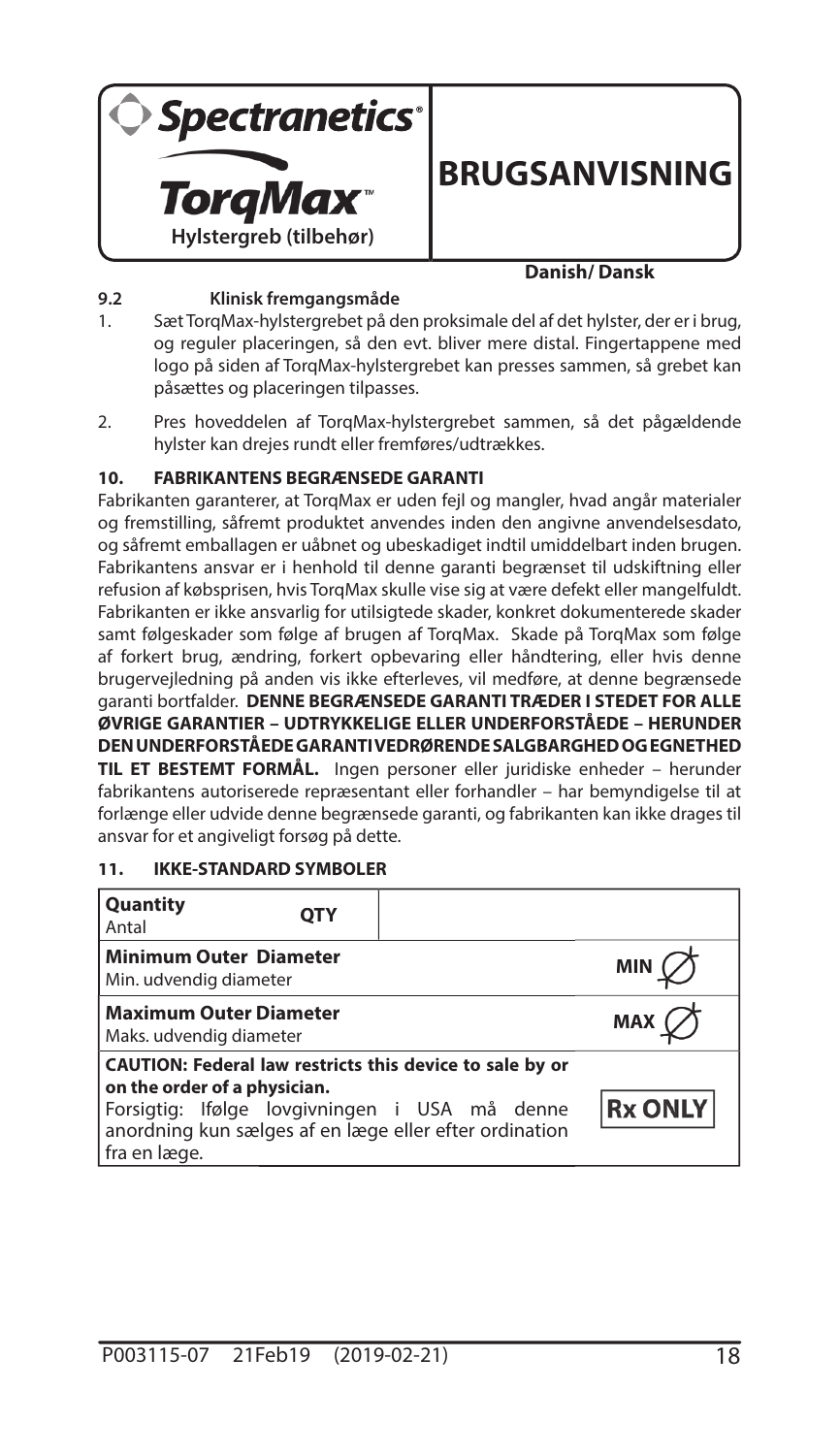**Spectranetics®**

**TorqMax™**

**Hylstergreb (tilbehør)**

# BRUGSANVISNING

**Danish/ Dansk**

### 9.2 Klinisk fremgangsmåde

1. Sæt TorqMax-hylstergrebet på den proksimale del af det hylster, der er i brug, og reguler placeringen, så den evt. bliver mere distal. Fingertappene med logo på siden af TorqMax-hylstergrebet kan presses sammen, så grebet kan påsættes og placeringen tilpasses.

2. Pres hoveddelen af TorqMax-hylstergrebet sammen, så det pågældende hylster kan drejes rundt eller fremføres/udtrækkes.

## 10. FABRIKANTENS BEGRÆNSEDE GARANTI

Fabrikanten garanterer, at TorqMax er uden fejl og mangler, hvad angår materialer og fremstilling, såfremt produktet anvendes inden den angivne anvendelsesdato, og såfremt emballagen er uåbnet og ubeskadiget indtil umiddelbart inden brugen. Fabrikantens ansvar er i henhold til denne garanti begrænset til udskiftning eller refusion af købsprisen, hvis TorqMax skulle vise sig at være defekt eller mangelfuldt. Fabrikanten er ikke ansvarlig for utilsigtede skader, konkret dokumenterede skader samt følgeskader som følge af brugen af TorqMax. Skade på TorqMax som følge af forkert brug, ændring, forkert opbevaring eller håndtering, eller hvis denne brugervejledning på anden vis ikke efterleves, vil medføre, at denne begrænsede garanti bortfalder. **DENNE BEGRÆNSEDE GARANTI TRÆDER I STEDET FOR ALLE ØVRIGE GARANTIER – UDTRYKKELIGE ELLER UNDERFORSTÅEDE – HERUNDER DEN UNDERFORSTÅEDE GARANTI VEDRØRENDE SALGBARGHED OG EGNETHED TIL ET BESTEMT FORMÅL.** Ingen personer eller juridiske enheder – herunder fabrikantens autoriserede repræsentant eller forhandler – har bemyndigelse til at forlænge eller udvide denne begrænsede garanti, og fabrikanten kan ikke drages til ansvar for et angiveligt forsøg på dette.

## 11. IKKE-STANDARD SYMBOLER

| Description | Symbol |
|---|---|
| **Quantity** Antal | QTY |
| **Minimum Outer Diameter** Min. udvendig diameter | MIN ⌀ |
| **Maximum Outer Diameter** Maks. udvendig diameter | MAX ⌀ |
| **CAUTION: Federal law restricts this device to sale by or on the order of a physician.** Forsigtig: Ifølge lovgivningen i USA må denne anordning kun sælges af en læge eller efter ordination fra en læge. | Rx ONLY |

P003115-07 21Feb19 (2019-02-21)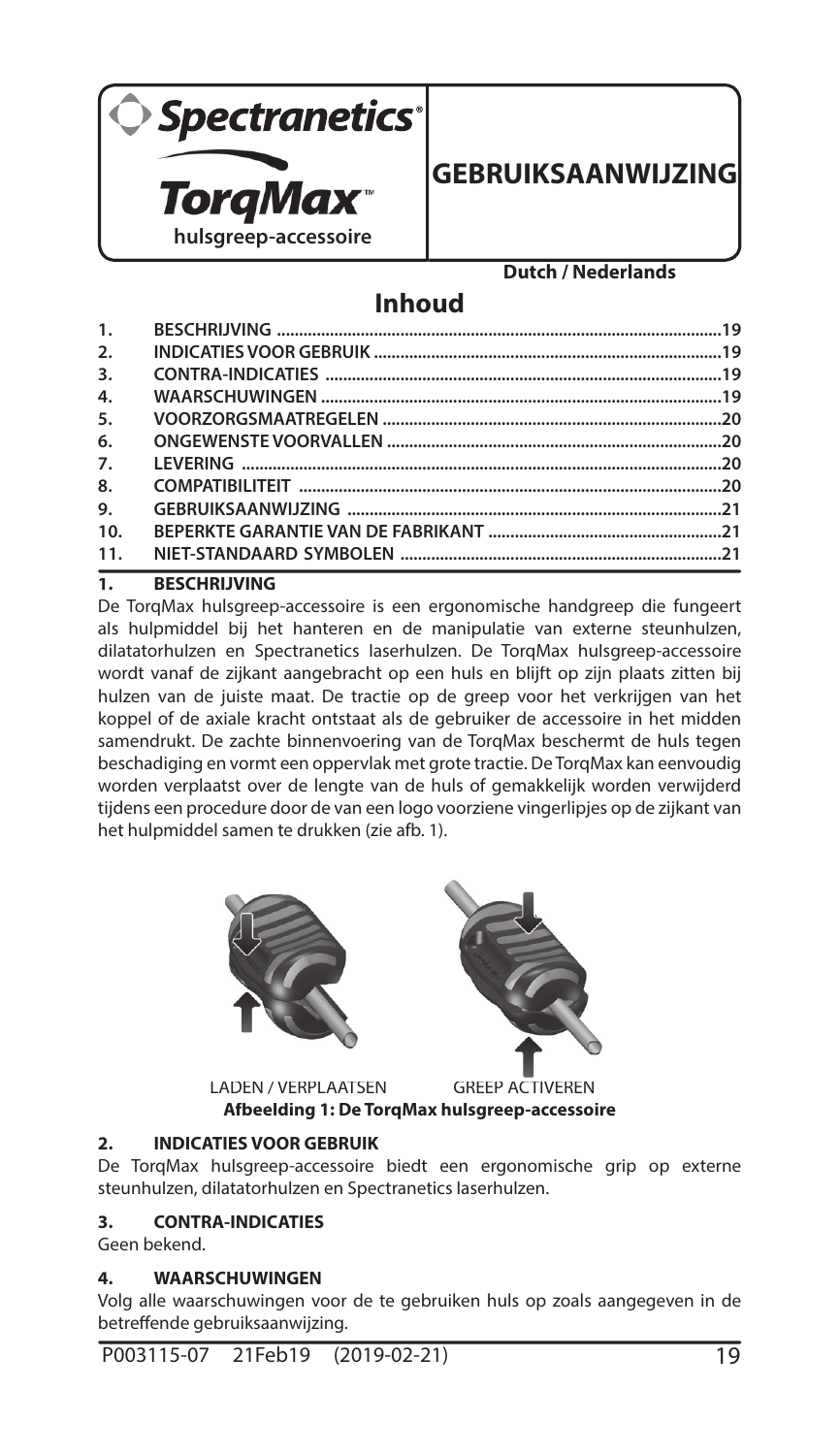Spectranetics®

TorqMax™

hulsgreep-accessoire

# GEBRUIKSAANWIJZING

**Dutch / Nederlands**

## Inhoud

| | | |
|---|---|---|
| 1. | BESCHRIJVING | 19 |
| 2. | INDICATIES VOOR GEBRUIK | 19 |
| 3. | CONTRA-INDICATIES | 19 |
| 4. | WAARSCHUWINGEN | 19 |
| 5. | VOORZORGSMAATREGELEN | 20 |
| 6. | ONGEWENSTE VOORVALLEN | 20 |
| 7. | LEVERING | 20 |
| 8. | COMPATIBILITEIT | 20 |
| 9. | GEBRUIKSAANWIJZING | 21 |
| 10. | BEPERKTE GARANTIE VAN DE FABRIKANT | 21 |
| 11. | NIET-STANDAARD SYMBOLEN | 21 |

## 1. BESCHRIJVING

De TorqMax hulsgreep-accessoire is een ergonomische handgreep die fungeert als hulpmiddel bij het hanteren en de manipulatie van externe steunhulzen, dilatatorhulzen en Spectranetics laserhulzen. De TorqMax hulsgreep-accessoire wordt vanaf de zijkant aangebracht op een huls en blijft op zijn plaats zitten bij hulzen van de juiste maat. De tractie op de greep voor het verkrijgen van het koppel of de axiale kracht ontstaat als de gebruiker de accessoire in het midden samendrukt. De zachte binnenvoering van de TorqMax beschermt de huls tegen beschadiging en vormt een oppervlak met grote tractie. De TorqMax kan eenvoudig worden verplaatst over de lengte van de huls of gemakkelijk worden verwijderd tijdens een procedure door de van een logo voorziene vingerlipjes op de zijkant van het hulpmiddel samen te drukken (zie afb. 1).

LADEN / VERPLAATSEN GREEP ACTIVEREN

**Afbeelding 1: De TorqMax hulsgreep-accessoire**

## 2. INDICATIES VOOR GEBRUIK

De TorqMax hulsgreep-accessoire biedt een ergonomische grip op externe steunhulzen, dilatatorhulzen en Spectranetics laserhulzen.

## 3. CONTRA-INDICATIES

Geen bekend.

## 4. WAARSCHUWINGEN

Volg alle waarschuwingen voor de te gebruiken huls op zoals aangegeven in de betreffende gebruiksaanwijzing.

P003115-07 21Feb19 (2019-02-21)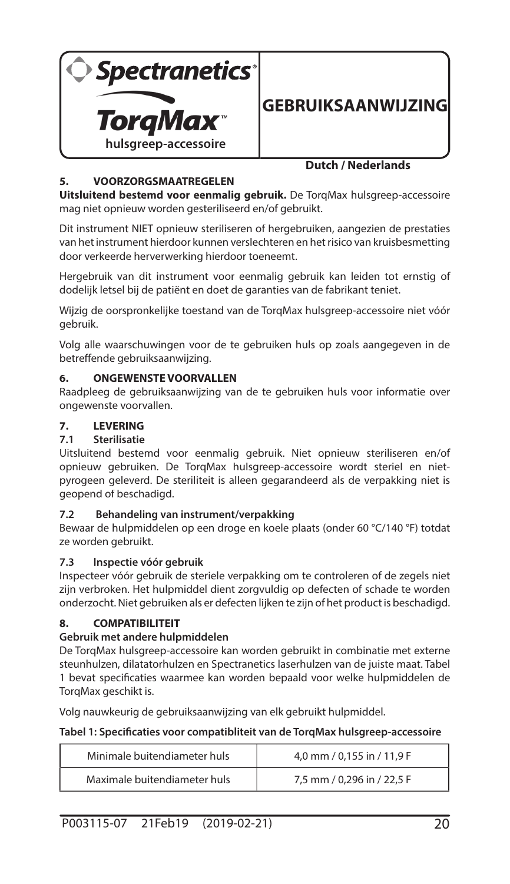Spectranetics®

**TorqMax™**
**hulsgreep-accessoire**

# GEBRUIKSAANWIJZING

**Dutch / Nederlands**

## 5. VOORZORGSMAATREGELEN

**Uitsluitend bestemd voor eenmalig gebruik.** De TorqMax hulsgreep-accessoire mag niet opnieuw worden gesteriliseerd en/of gebruikt.

Dit instrument NIET opnieuw steriliseren of hergebruiken, aangezien de prestaties van het instrument hierdoor kunnen verslechteren en het risico van kruisbesmetting door verkeerde herverwerking hierdoor toeneemt.

Hergebruik van dit instrument voor eenmalig gebruik kan leiden tot ernstig of dodelijk letsel bij de patiënt en doet de garanties van de fabrikant teniet.

Wijzig de oorspronkelijke toestand van de TorqMax hulsgreep-accessoire niet vóór gebruik.

Volg alle waarschuwingen voor de te gebruiken huls op zoals aangegeven in de betreffende gebruiksaanwijzing.

## 6. ONGEWENSTE VOORVALLEN

Raadpleeg de gebruiksaanwijzing van de te gebruiken huls voor informatie over ongewenste voorvallen.

## 7. LEVERING

### 7.1 Sterilisatie

Uitsluitend bestemd voor eenmalig gebruik. Niet opnieuw steriliseren en/of opnieuw gebruiken. De TorqMax hulsgreep-accessoire wordt steriel en niet-pyrogeen geleverd. De steriliteit is alleen gegarandeerd als de verpakking niet is geopend of beschadigd.

### 7.2 Behandeling van instrument/verpakking

Bewaar de hulpmiddelen op een droge en koele plaats (onder 60 °C/140 °F) totdat ze worden gebruikt.

### 7.3 Inspectie vóór gebruik

Inspecteer vóór gebruik de steriele verpakking om te controleren of de zegels niet zijn verbroken. Het hulpmiddel dient zorgvuldig op defecten of schade te worden onderzocht. Niet gebruiken als er defecten lijken te zijn of het product is beschadigd.

## 8. COMPATIBILITEIT

**Gebruik met andere hulpmiddelen**

De TorqMax hulsgreep-accessoire kan worden gebruikt in combinatie met externe steunhulzen, dilatatorhulzen en Spectranetics laserhulzen van de juiste maat. Tabel 1 bevat specificaties waarmee kan worden bepaald voor welke hulpmiddelen de TorqMax geschikt is.

Volg nauwkeurig de gebruiksaanwijzing van elk gebruikt hulpmiddel.

**Tabel 1: Specificaties voor compatibliteit van de TorqMax hulsgreep-accessoire**

| | |
|---|---|
| Minimale buitendiameter huls | 4,0 mm / 0,155 in / 11,9 F |
| Maximale buitendiameter huls | 7,5 mm / 0,296 in / 22,5 F |

P003115-07 21Feb19 (2019-02-21)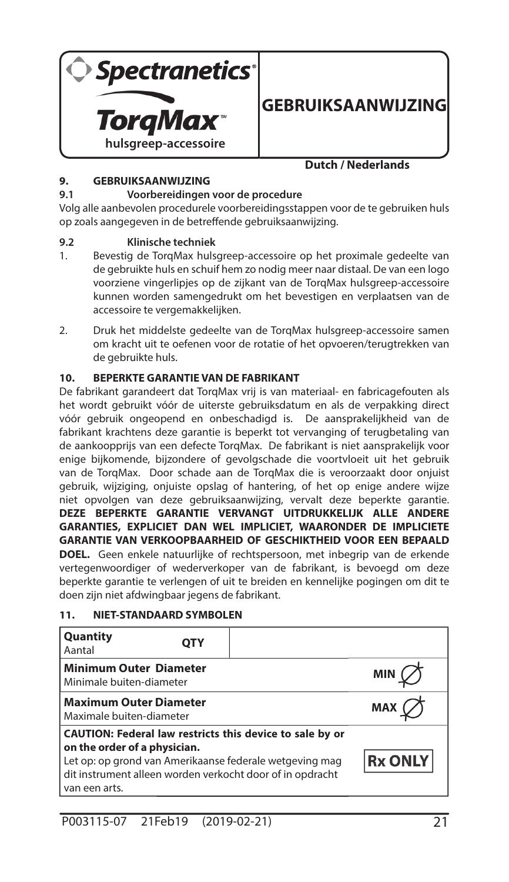**Spectranetics®**

**TorqMax™**
**hulsgreep-accessoire**

# GEBRUIKSAANWIJZING

**Dutch / Nederlands**

## 9. GEBRUIKSAANWIJZING

### 9.1 Voorbereidingen voor de procedure

Volg alle aanbevolen procedurele voorbereidingsstappen voor de te gebruiken huls op zoals aangegeven in de betreffende gebruiksaanwijzing.

### 9.2 Klinische techniek

1. Bevestig de TorqMax hulsgreep-accessoire op het proximale gedeelte van de gebruikte huls en schuif hem zo nodig meer naar distaal. De van een logo voorziene vingerlipjes op de zijkant van de TorqMax hulsgreep-accessoire kunnen worden samengedrukt om het bevestigen en verplaatsen van de accessoire te vergemakkelijken.
2. Druk het middelste gedeelte van de TorqMax hulsgreep-accessoire samen om kracht uit te oefenen voor de rotatie of het opvoeren/terugtrekken van de gebruikte huls.

## 10. BEPERKTE GARANTIE VAN DE FABRIKANT

De fabrikant garandeert dat TorqMax vrij is van materiaal- en fabricagefouten als het wordt gebruikt vóór de uiterste gebruiksdatum en als de verpakking direct vóór gebruik ongeopend en onbeschadigd is. De aansprakelijkheid van de fabrikant krachtens deze garantie is beperkt tot vervanging of terugbetaling van de aankoopprijs van een defecte TorqMax. De fabrikant is niet aansprakelijk voor enige bijkomende, bijzondere of gevolgschade die voortvloeit uit het gebruik van de TorqMax. Door schade aan de TorqMax die is veroorzaakt door onjuist gebruik, wijziging, onjuiste opslag of hantering, of het op enige andere wijze niet opvolgen van deze gebruiksaanwijzing, vervalt deze beperkte garantie. **DEZE BEPERKTE GARANTIE VERVANGT UITDRUKKELIJK ALLE ANDERE GARANTIES, EXPLICIET DAN WEL IMPLICIET, WAARONDER DE IMPLICIETE GARANTIE VAN VERKOOPBAARHEID OF GESCHIKTHEID VOOR EEN BEPAALD DOEL.** Geen enkele natuurlijke of rechtspersoon, met inbegrip van de erkende vertegenwoordiger of wederverkoper van de fabrikant, is bevoegd om deze beperkte garantie te verlengen of uit te breiden en kennelijke pogingen om dit te doen zijn niet afdwingbaar jegens de fabrikant.

## 11. NIET-STANDAARD SYMBOLEN

| Symbool | |
|---|---|
| **Quantity**<br>Aantal | QTY |
| **Minimum Outer Diameter**<br>Minimale buiten-diameter | MIN ∅ |
| **Maximum Outer Diameter**<br>Maximale buiten-diameter | MAX ∅ |
| **CAUTION: Federal law restricts this device to sale by or on the order of a physician.**<br>Let op: op grond van Amerikaanse federale wetgeving mag dit instrument alleen worden verkocht door of in opdracht van een arts. | Rx ONLY |

P003115-07 21Feb19 (2019-02-21)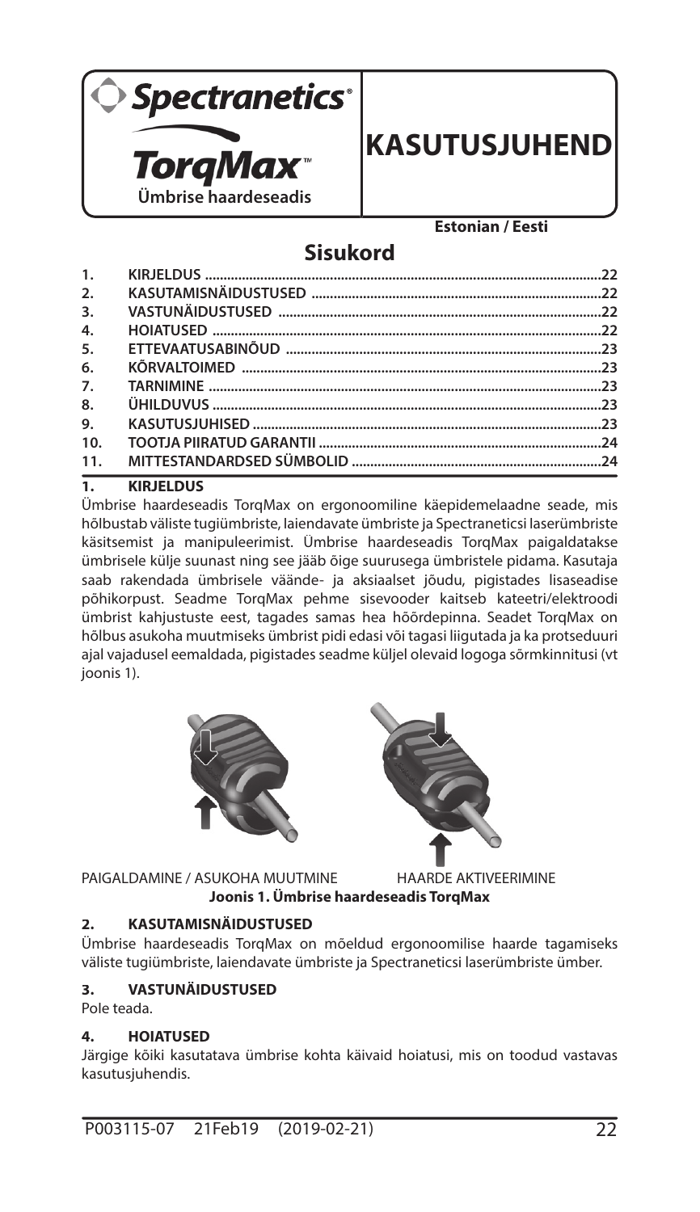Spectranetics®

**TorqMax™**

**Ümbrise haardeseadis**

# KASUTUSJUHEND

**Estonian / Eesti**

## Sisukord

1. KIRJELDUS ....22
2. KASUTAMISNÄIDUSTUSED ....22
3. VASTUNÄIDUSTUSED ....22
4. HOIATUSED ....22
5. ETTEVAATUSABINÕUD ....23
6. KÕRVALTOIMED ....23
7. TARNIMINE ....23
8. ÜHILDUVUS ....23
9. KASUTUSJUHISED ....23
10. TOOTJA PIIRATUD GARANTII ....24
11. MITTESTANDARDSED SÜMBOLID ....24

## 1. KIRJELDUS

Ümbrise haardeseadis TorqMax on ergonoomiline käepidemelaadne seade, mis hõlbustab väliste tugiümbriste, laiendavate ümbriste ja Spectraneticsi laserümbriste käsitsemist ja manipuleerimist. Ümbrise haardeseadis TorqMax paigaldatakse ümbrisele külje suunast ning see jääb õige suurusega ümbristele pidama. Kasutaja saab rakendada ümbrisele väände- ja aksiaalset jõudu, pigistades lisaseadise põhikorpust. Seadme TorqMax pehme sisevooder kaitseb kateetri/elektroodi ümbrist kahjustuste eest, tagades samas hea hõõrdepinna. Seadet TorqMax on hõlbus asukoha muutmiseks ümbrist pidi edasi või tagasi liigutada ja ka protseduuri ajal vajadusel eemaldada, pigistades seadme küljel olevaid logoga sõrmkinnitusi (vt joonis 1).

PAIGALDAMINE / ASUKOHA MUUTMINE HAARDE AKTIVEERIMINE

**Joonis 1. Ümbrise haardeseadis TorqMax**

## 2. KASUTAMISNÄIDUSTUSED

Ümbrise haardeseadis TorqMax on mõeldud ergonoomilise haarde tagamiseks väliste tugiümbriste, laiendavate ümbriste ja Spectraneticsi laserümbriste ümber.

## 3. VASTUNÄIDUSTUSED

Pole teada.

## 4. HOIATUSED

Järgige kõiki kasutatava ümbrise kohta käivaid hoiatusi, mis on toodud vastavas kasutusjuhendis.

P003115-07 21Feb19 (2019-02-21)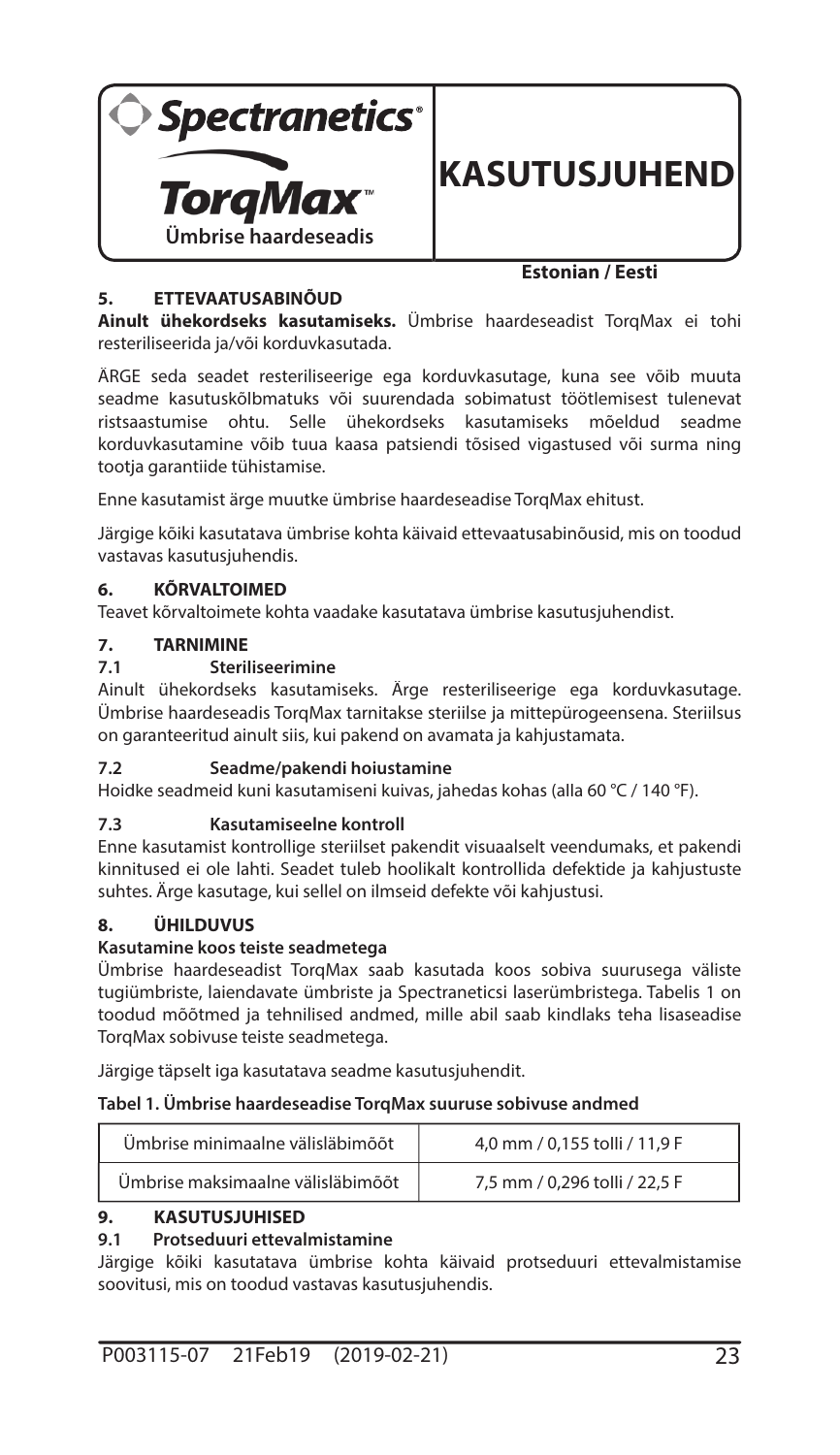**Spectranetics®**

**TorqMax™**
**Ümbrise haardeseadis**

# KASUTUSJUHEND

**Estonian / Eesti**

## 5. ETTEVAATUSABINÕUD

**Ainult ühekordseks kasutamiseks.** Ümbrise haardeseadist TorqMax ei tohi resteriliseerida ja/või korduvkasutada.

ÄRGE seda seadet resteriliseerige ega korduvkasutage, kuna see võib muuta seadme kasutuskõlbmatuks või suurendada sobimatust töötlemisest tulenevat ristsaastumise ohtu. Selle ühekordseks kasutamiseks mõeldud seadme korduvkasutamine võib tuua kaasa patsiendi tõsised vigastused või surma ning tootja garantiide tühistamise.

Enne kasutamist ärge muutke ümbrise haardeseadise TorqMax ehitust.

Järgige kõiki kasutatava ümbrise kohta käivaid ettevaatusabinõusid, mis on toodud vastavas kasutusjuhendis.

## 6. KÕRVALTOIMED

Teavet kõrvaltoimete kohta vaadake kasutatava ümbrise kasutusjuhendist.

## 7. TARNIMINE

### 7.1 Steriliseerimine

Ainult ühekordseks kasutamiseks. Ärge resteriliseerige ega korduvkasutage. Ümbrise haardeseadis TorqMax tarnitakse steriilse ja mittepürogeensena. Steriilsus on garanteeritud ainult siis, kui pakend on avamata ja kahjustamata.

### 7.2 Seadme/pakendi hoiustamine

Hoidke seadmeid kuni kasutamiseni kuivas, jahedas kohas (alla 60 °C / 140 °F).

### 7.3 Kasutamiseelne kontroll

Enne kasutamist kontrollige steriilset pakendit visuaalselt veendumaks, et pakendi kinnitused ei ole lahti. Seadet tuleb hoolikalt kontrollida defektide ja kahjustuste suhtes. Ärge kasutage, kui sellel on ilmseid defekte või kahjustusi.

## 8. ÜHILDUVUS

**Kasutamine koos teiste seadmetega**

Ümbrise haardeseadist TorqMax saab kasutada koos sobiva suurusega väliste tugiümbriste, laiendavate ümbriste ja Spectraneticsi laserümbristega. Tabelis 1 on toodud mõõtmed ja tehnilised andmed, mille abil saab kindlaks teha lisaseadise TorqMax sobivuse teiste seadmetega.

Järgige täpselt iga kasutatava seadme kasutusjuhendit.

**Tabel 1. Ümbrise haardeseadise TorqMax suuruse sobivuse andmed**

| | |
|---|---|
| Ümbrise minimaalne välisläbimõõt | 4,0 mm / 0,155 tolli / 11,9 F |
| Ümbrise maksimaalne välisläbimõõt | 7,5 mm / 0,296 tolli / 22,5 F |

## 9. KASUTUSJUHISED

### 9.1 Protseduuri ettevalmistamine

Järgige kõiki kasutatava ümbrise kohta käivaid protseduuri ettevalmistamise soovitusi, mis on toodud vastavas kasutusjuhendis.

P003115-07 21Feb19 (2019-02-21)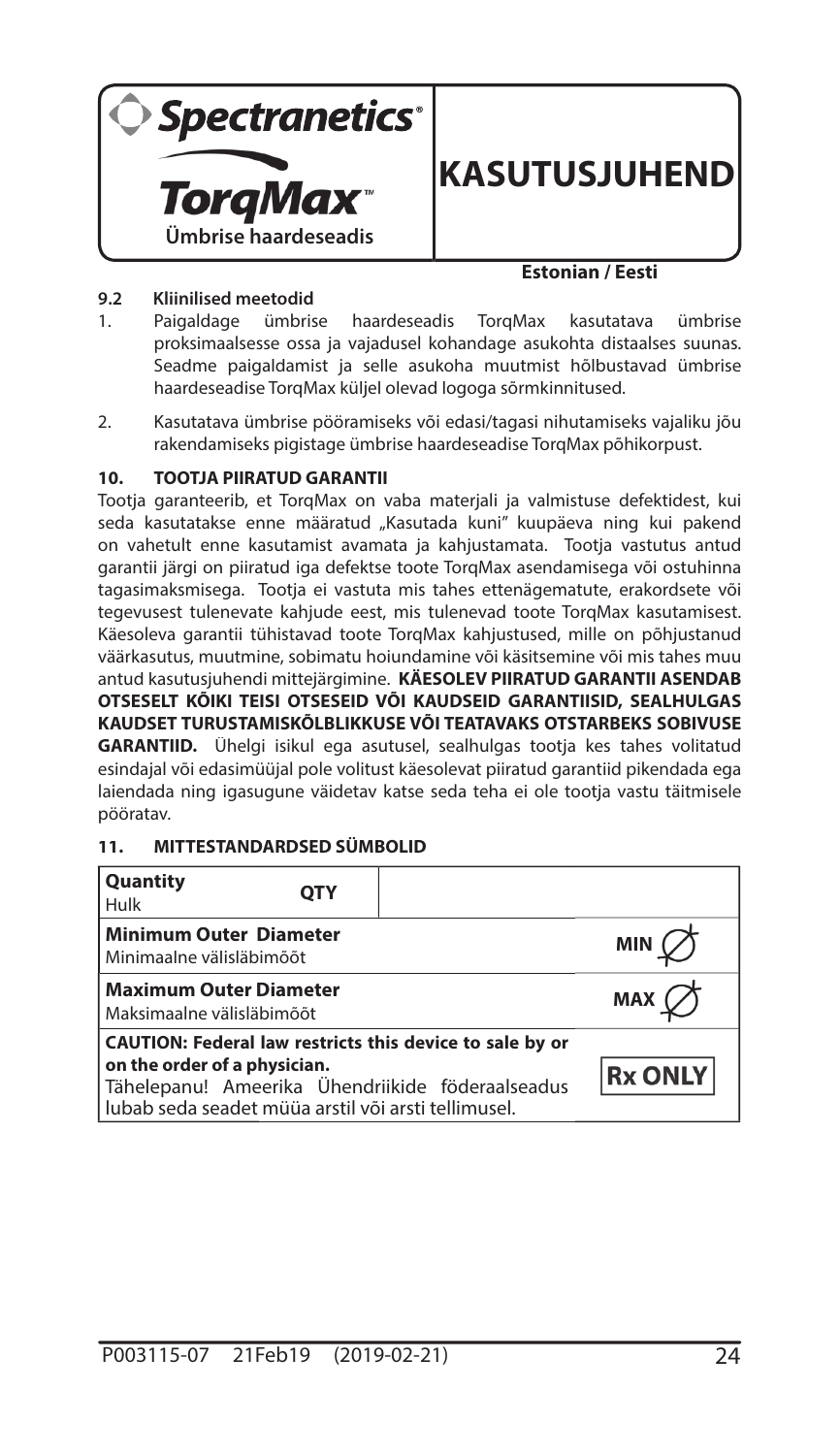**Spectranetics®**

**TorqMax™**

**Ümbrise haardeseadis**

# KASUTUSJUHEND

**Estonian / Eesti**

### 9.2 Kliinilised meetodid

1. Paigaldage ümbrise haardeseadis TorqMax kasutatava ümbrise proksimaalsesse ossa ja vajadusel kohandage asukohta distaalses suunas. Seadme paigaldamist ja selle asukoha muutmist hõlbustavad ümbrise haardeseadise TorqMax küljel olevad logoga sõrmkinnitused.
2. Kasutatava ümbrise pööramiseks või edasi/tagasi nihutamiseks vajaliku jõu rakendamiseks pigistage ümbrise haardeseadise TorqMax põhikorpust.

## 10. TOOTJA PIIRATUD GARANTII

Tootja garanteerib, et TorqMax on vaba materjali ja valmistuse defektidest, kui seda kasutatakse enne määratud „Kasutada kuni" kuupäeva ning kui pakend on vahetult enne kasutamist avamata ja kahjustamata. Tootja vastutus antud garantii järgi on piiratud iga defektse toote TorqMax asendamisega või ostuhinna tagasimaksmisega. Tootja ei vastuta mis tahes ettenägematute, erakordsete või tegevusest tulenevate kahjude eest, mis tulenevad toote TorqMax kasutamisest. Käesoleva garantii tühistavad toote TorqMax kahjustused, mille on põhjustanud väärkasutus, muutmine, sobimatu hoiundamine või käsitsemine või mis tahes muu antud kasutusjuhendi mittejärgimine. **KÄESOLEV PIIRATUD GARANTII ASENDAB OTSESELT KÕIKI TEISI OTSESEID VÕI KAUDSEID GARANTIISID, SEALHULGAS KAUDSET TURUSTAMISKÕLBLIKKUSE VÕI TEATAVAKS OTSTARBEKS SOBIVUSE GARANTIID.** Ühelgi isikul ega asutusel, sealhulgas tootja kes tahes volitatud esindajal või edasimüüjal pole volitust käesolevat piiratud garantiid pikendada ega laiendada ning igasugune väidetav katse seda teha ei ole tootja vastu täitmisele pööratav.

## 11. MITTESTANDARDSED SÜMBOLID

| Sümbol | |
|---|---|
| **Quantity**<br>Hulk | QTY |
| **Minimum Outer Diameter**<br>Minimaalne välisläbimõõt | MIN ⌀ |
| **Maximum Outer Diameter**<br>Maksimaalne välisläbimõõt | MAX ⌀ |
| **CAUTION: Federal law restricts this device to sale by or on the order of a physician.**<br>Tähelepanu! Ameerika Ühendriikide föderaalseadus lubab seda seadet müüa arstil või arsti tellimusel. | Rx ONLY |

P003115-07 21Feb19 (2019-02-21)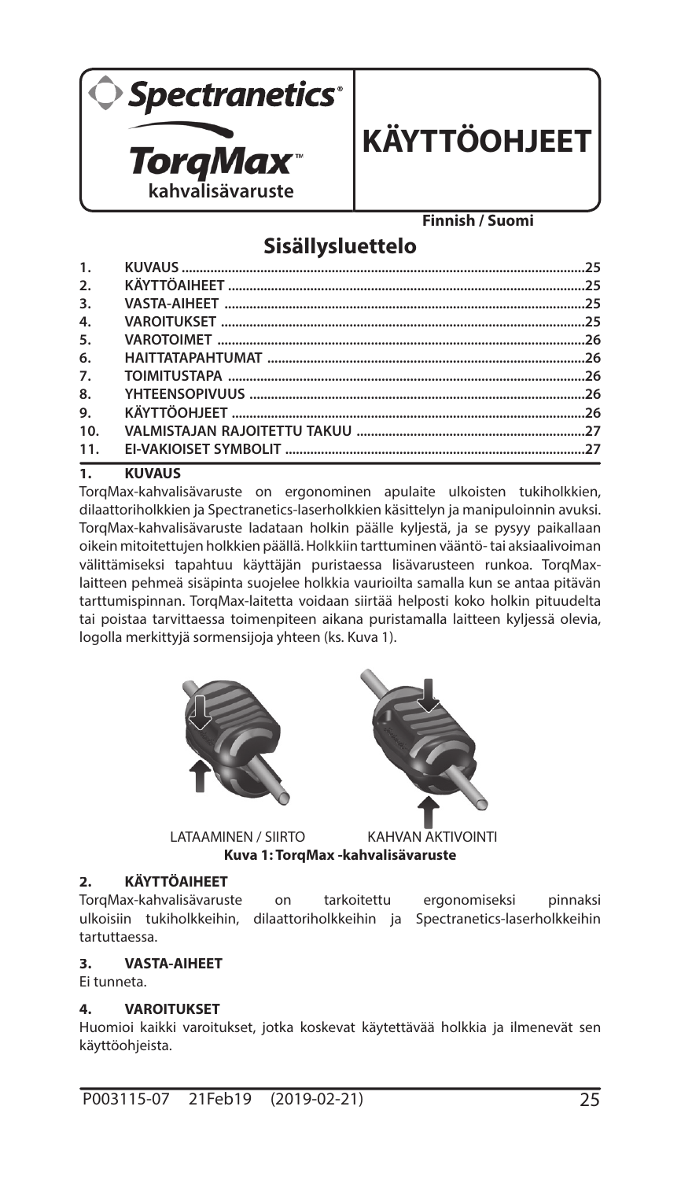Spectranetics®

TorqMax™ kahvalisävaruste

# KÄYTTÖOHJEET

Finnish / Suomi

## Sisällysluettelo

| | | |
|---|---|---|
| 1. | KUVAUS | 25 |
| 2. | KÄYTTÖAIHEET | 25 |
| 3. | VASTA-AIHEET | 25 |
| 4. | VAROITUKSET | 25 |
| 5. | VAROTOIMET | 26 |
| 6. | HAITTATAPAHTUMAT | 26 |
| 7. | TOIMITUSTAPA | 26 |
| 8. | YHTEENSOPIVUUS | 26 |
| 9. | KÄYTTÖOHJEET | 26 |
| 10. | VALMISTAJAN RAJOITETTU TAKUU | 27 |
| 11. | EI-VAKIOISET SYMBOLIT | 27 |

## 1. KUVAUS

TorqMax-kahvalisävaruste on ergonominen apulaite ulkoisten tukiholkkien, dilaattoriholkkien ja Spectranetics-laserholkkien käsittelyn ja manipuloinnin avuksi. TorqMax-kahvalisävaruste ladataan holkin päälle kyljestä, ja se pysyy paikallaan oikein mitoitettujen holkkien päällä. Holkkiin tarttuminen vääntö- tai aksiaalivoiman välittämiseksi tapahtuu käyttäjän puristaessa lisävarusteen runkoa. TorqMax-laitteen pehmeä sisäpinta suojelee holkkia vaurioilta samalla kun se antaa pitävän tarttumispinnan. TorqMax-laitetta voidaan siirtää helposti koko holkin pituudelta tai poistaa tarvittaessa toimenpiteen aikana puristamalla laitteen kyljessä olevia, logolla merkittyjä sormensijoja yhteen (ks. Kuva 1).

LATAAMINEN / SIIRTO KAHVAN AKTIVOINTI

**Kuva 1: TorqMax -kahvalisävaruste**

## 2. KÄYTTÖAIHEET

TorqMax-kahvalisävaruste on tarkoitettu ergonomiseksi pinnaksi ulkoisiin tukiholkkeihin, dilaattoriholkkeihin ja Spectranetics-laserholkkeihin tartuttaessa.

## 3. VASTA-AIHEET

Ei tunneta.

## 4. VAROITUKSET

Huomioi kaikki varoitukset, jotka koskevat käytettävää holkkia ja ilmenevät sen käyttöohjeista.

P003115-07 21Feb19 (2019-02-21)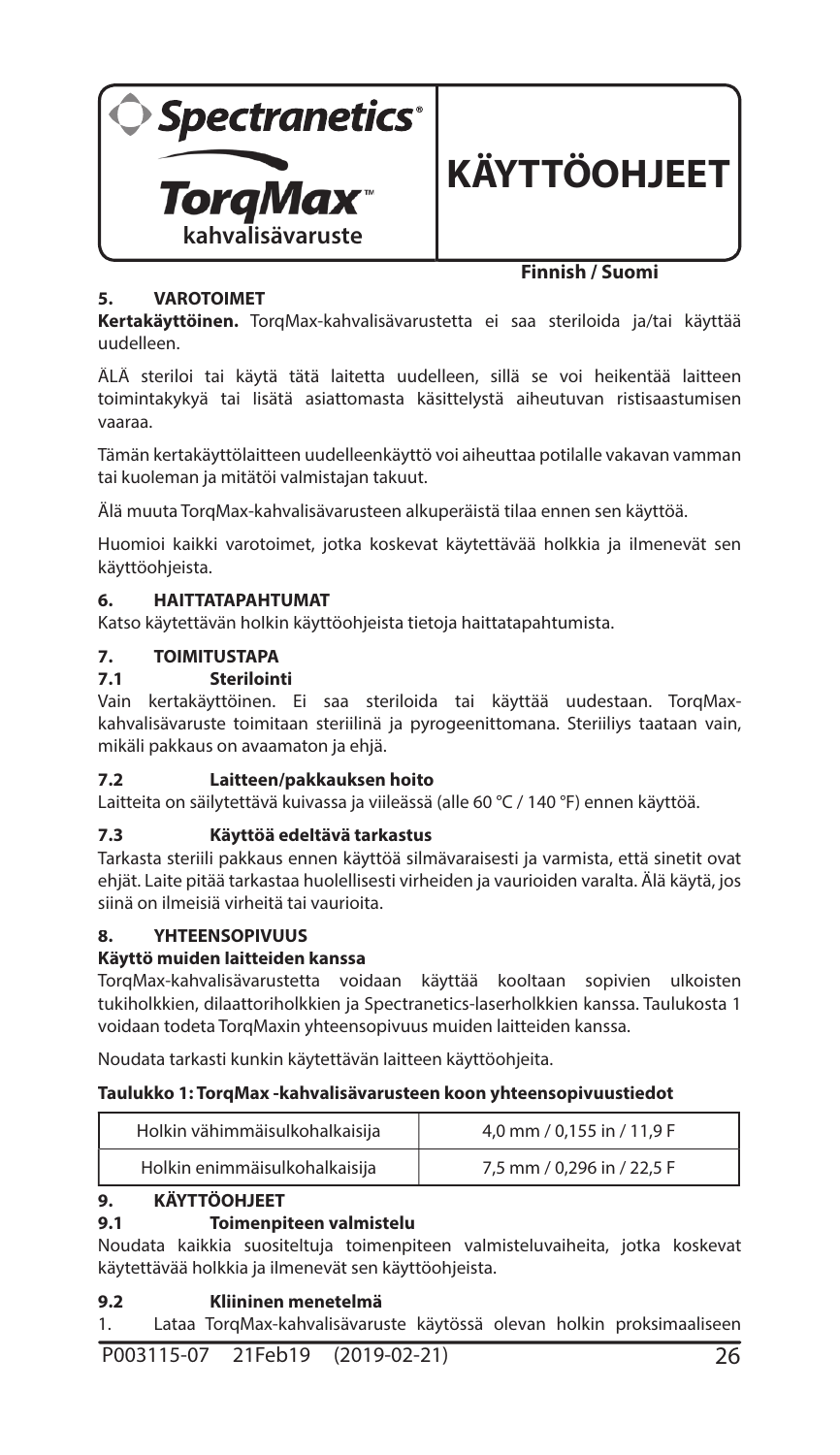Spectranetics®

TorqMax™ kahvalisävaruste

# KÄYTTÖOHJEET

**Finnish / Suomi**

## 5. VAROTOIMET

**Kertakäyttöinen.** TorqMax-kahvalisävarustetta ei saa steriloida ja/tai käyttää uudelleen.

ÄLÄ steriloi tai käytä tätä laitetta uudelleen, sillä se voi heikentää laitteen toimintakykyä tai lisätä asiattomasta käsittelystä aiheutuvan ristisaastumisen vaaraa.

Tämän kertakäyttölaitteen uudelleenkäyttö voi aiheuttaa potilalle vakavan vamman tai kuoleman ja mitätöi valmistajan takuut.

Älä muuta TorqMax-kahvalisävarusteen alkuperäistä tilaa ennen sen käyttöä.

Huomioi kaikki varotoimet, jotka koskevat käytettävää holkkia ja ilmenevät sen käyttöohjeista.

## 6. HAITTATAPAHTUMAT

Katso käytettävän holkin käyttöohjeista tietoja haittatapahtumista.

## 7. TOIMITUSTAPA

### 7.1 Sterilointi

Vain kertakäyttöinen. Ei saa steriloida tai käyttää uudestaan. TorqMax-kahvalisävaruste toimitaan steriilinä ja pyrogeenittomana. Steriiliys taataan vain, mikäli pakkaus on avaamaton ja ehjä.

### 7.2 Laitteen/pakkauksen hoito

Laitteita on säilytettävä kuivassa ja viileässä (alle 60 °C / 140 °F) ennen käyttöä.

### 7.3 Käyttöä edeltävä tarkastus

Tarkasta steriili pakkaus ennen käyttöä silmävaraisesti ja varmista, että sinetit ovat ehjät. Laite pitää tarkastaa huolellisesti virheiden ja vaurioiden varalta. Älä käytä, jos siinä on ilmeisiä virheitä tai vaurioita.

## 8. YHTEENSOPIVUUS

**Käyttö muiden laitteiden kanssa**

TorqMax-kahvalisävarustetta voidaan käyttää kooltaan sopivien ulkoisten tukiholkkien, dilaattoriholkkien ja Spectranetics-laserholkkien kanssa. Taulukosta 1 voidaan todeta TorqMaxin yhteensopivuus muiden laitteiden kanssa.

Noudata tarkasti kunkin käytettävän laitteen käyttöohjeita.

**Taulukko 1: TorqMax -kahvalisävarusteen koon yhteensopivuustiedot**

| | |
|---|---|
| Holkin vähimmäisulkohalkaisija | 4,0 mm / 0,155 in / 11,9 F |
| Holkin enimmäisulkohalkaisija | 7,5 mm / 0,296 in / 22,5 F |

## 9. KÄYTTÖOHJEET

### 9.1 Toimenpiteen valmistelu

Noudata kaikkia suositeltuja toimenpiteen valmisteluvaiheita, jotka koskevat käytettävää holkkia ja ilmenevät sen käyttöohjeista.

### 9.2 Kliininen menetelmä

1. Lataa TorqMax-kahvalisävaruste käytössä olevan holkin proksimaaliseen

P003115-07 21Feb19 (2019-02-21)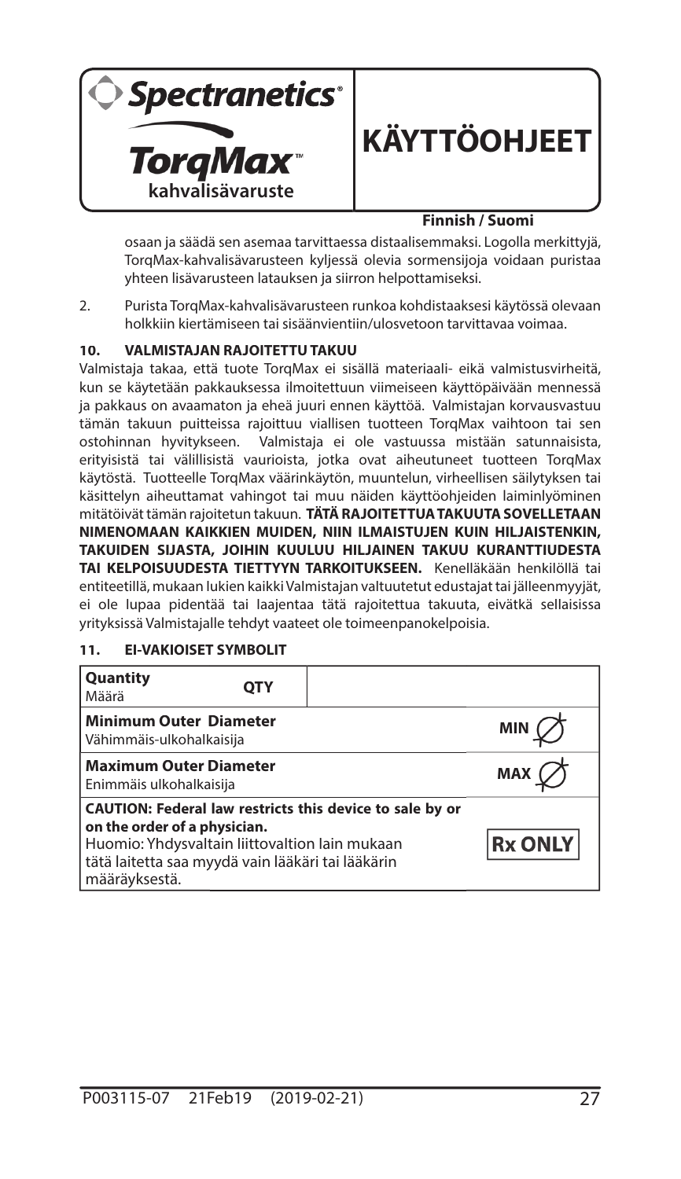osaan ja säädä sen asemaa tarvittaessa distaalisemmaksi. Logolla merkittyjä, TorqMax-kahvalisävarusteen kyljessä olevia sormensijoja voidaan puristaa yhteen lisävarusteen latauksen ja siirron helpottamiseksi.

2. Purista TorqMax-kahvalisävarusteen runkoa kohdistaaksesi käytössä olevaan holkkiin kiertämiseen tai sisäänvientiin/ulosvetoon tarvittavaa voimaa.

## 10. VALMISTAJAN RAJOITETTU TAKUU

Valmistaja takaa, että tuote TorqMax ei sisällä materiaali- eikä valmistusvirheitä, kun se käytetään pakkauksessa ilmoitettuun viimeiseen käyttöpäivään mennessä ja pakkaus on avaamaton ja eheä juuri ennen käyttöä. Valmistajan korvausvastuu tämän takuun puitteissa rajoittuu viallisen tuotteen TorqMax vaihtoon tai sen ostohinnan hyvitykseen. Valmistaja ei ole vastuussa mistään satunnaisista, erityisistä tai välillisistä vaurioista, jotka ovat aiheutuneet tuotteen TorqMax käytöstä. Tuotteelle TorqMax väärinkäytön, muuntelun, virheellisen säilytyksen tai käsittelyn aiheuttamat vahingot tai muu näiden käyttöohjeiden laiminlyöminen mitätöivät tämän rajoitetun takuun. **TÄTÄ RAJOITETTUA TAKUUTA SOVELLETAAN NIMENOMAAN KAIKKIEN MUIDEN, NIIN ILMAISTUJEN KUIN HILJAISTENKIN, TAKUIDEN SIJASTA, JOIHIN KUULUU HILJAINEN TAKUU KURANTTIUDESTA TAI KELPOISUUDESTA TIETTYYN TARKOITUKSEEN.** Kenelläkään henkilöllä tai entiteetillä, mukaan lukien kaikki Valmistajan valtuutetut edustajat tai jälleenmyyjät, ei ole lupaa pidentää tai laajentaa tätä rajoitettua takuuta, eivätkä sellaisissa yrityksissä Valmistajalle tehdyt vaateet ole toimeenpanokelpoisia.

## 11. EI-VAKIOISET SYMBOLIT

| Symbol description | Symbol |
|---|---|
| **Quantity**<br>Määrä | QTY |
| **Minimum Outer Diameter**<br>Vähimmäis-ulkohalkaisija | MIN ∅ |
| **Maximum Outer Diameter**<br>Enimmäis ulkohalkaisija | MAX ∅ |
| **CAUTION: Federal law restricts this device to sale by or on the order of a physician.**<br>Huomio: Yhdysvaltain liittovaltion lain mukaan tätä laitetta saa myydä vain lääkäri tai lääkärin määräyksestä. | Rx ONLY |

P003115-07 21Feb19 (2019-02-21)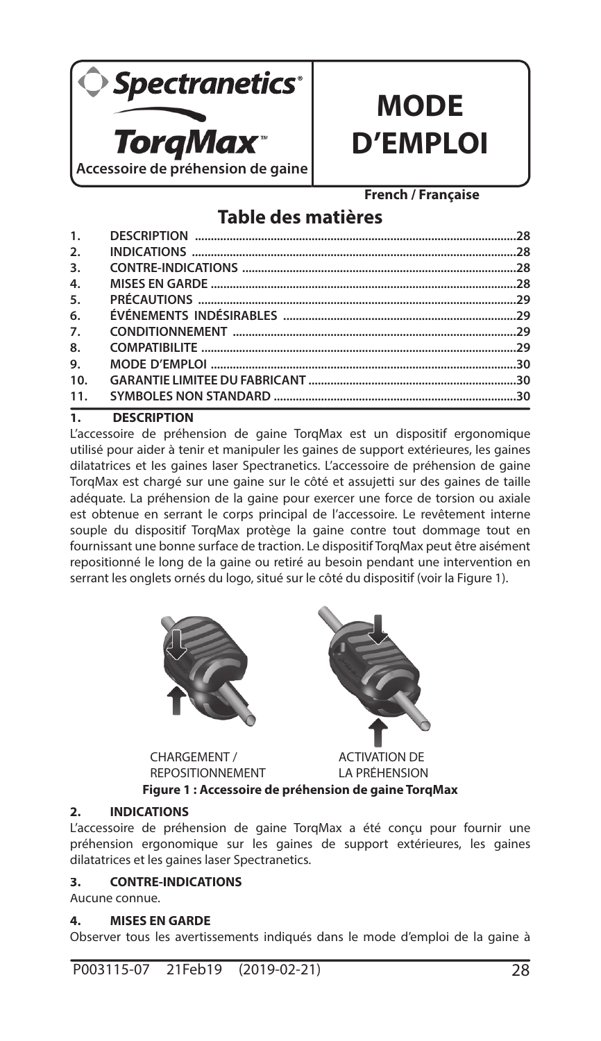Spectranetics®

**TorqMax™**

Accessoire de préhension de gaine

# MODE D'EMPLOI

**French / Française**

## Table des matières

| | | |
|---|---|---|
| **1.** | **DESCRIPTION** | **28** |
| **2.** | **INDICATIONS** | **28** |
| **3.** | **CONTRE-INDICATIONS** | **28** |
| **4.** | **MISES EN GARDE** | **28** |
| **5.** | **PRÉCAUTIONS** | **29** |
| **6.** | **ÉVÉNEMENTS INDÉSIRABLES** | **29** |
| **7.** | **CONDITIONNEMENT** | **29** |
| **8.** | **COMPATIBILITE** | **29** |
| **9.** | **MODE D'EMPLOI** | **30** |
| **10.** | **GARANTIE LIMITEE DU FABRICANT** | **30** |
| **11.** | **SYMBOLES NON STANDARD** | **30** |

## 1. DESCRIPTION

L'accessoire de préhension de gaine TorqMax est un dispositif ergonomique utilisé pour aider à tenir et manipuler les gaines de support extérieures, les gaines dilatatrices et les gaines laser Spectranetics. L'accessoire de préhension de gaine TorqMax est chargé sur une gaine sur le côté et assujetti sur des gaines de taille adéquate. La préhension de la gaine pour exercer une force de torsion ou axiale est obtenue en serrant le corps principal de l'accessoire. Le revêtement interne souple du dispositif TorqMax protège la gaine contre tout dommage tout en fournissant une bonne surface de traction. Le dispositif TorqMax peut être aisément repositionné le long de la gaine ou retiré au besoin pendant une intervention en serrant les onglets ornés du logo, situé sur le côté du dispositif (voir la Figure 1).

CHARGEMENT / REPOSITIONNEMENT ACTIVATION DE LA PRÉHENSION

**Figure 1 : Accessoire de préhension de gaine TorqMax**

## 2. INDICATIONS

L'accessoire de préhension de gaine TorqMax a été conçu pour fournir une préhension ergonomique sur les gaines de support extérieures, les gaines dilatatrices et les gaines laser Spectranetics.

## 3. CONTRE-INDICATIONS

Aucune connue.

## 4. MISES EN GARDE

Observer tous les avertissements indiqués dans le mode d'emploi de la gaine à

P003115-07 21Feb19 (2019-02-21)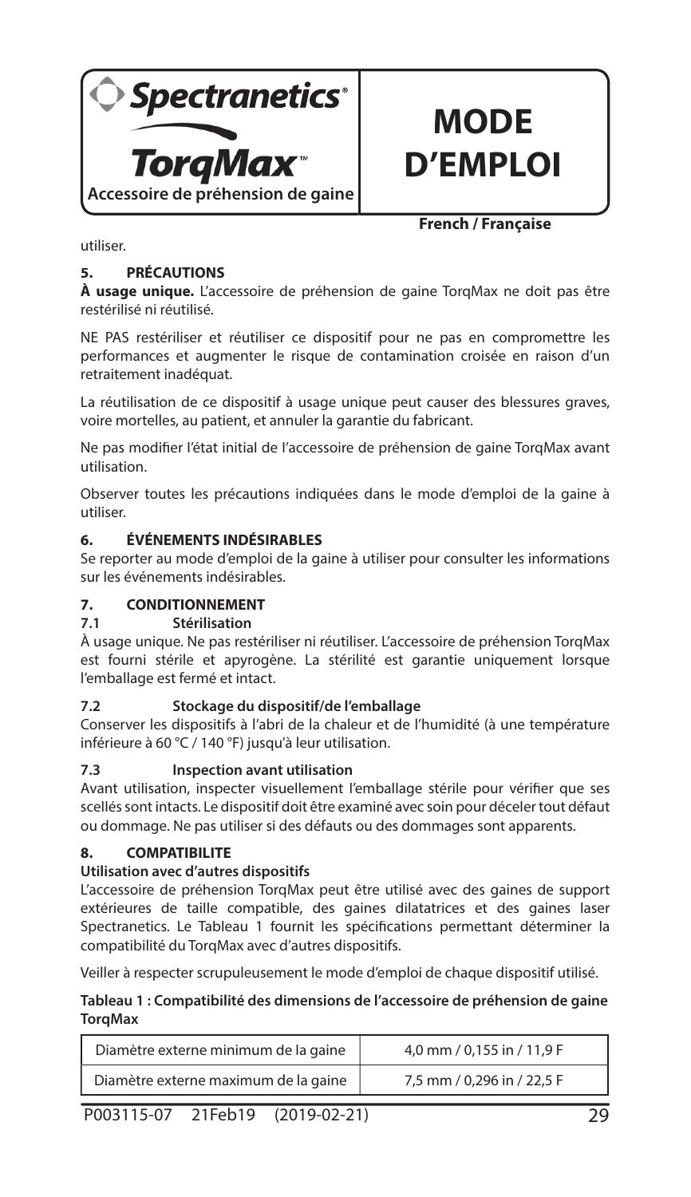utiliser.

## 5. PRÉCAUTIONS

**À usage unique.** L'accessoire de préhension de gaine TorqMax ne doit pas être restérilisé ni réutilisé.

NE PAS restériliser et réutiliser ce dispositif pour ne pas en compromettre les performances et augmenter le risque de contamination croisée en raison d'un retraitement inadéquat.

La réutilisation de ce dispositif à usage unique peut causer des blessures graves, voire mortelles, au patient, et annuler la garantie du fabricant.

Ne pas modifier l'état initial de l'accessoire de préhension de gaine TorqMax avant utilisation.

Observer toutes les précautions indiquées dans le mode d'emploi de la gaine à utiliser.

## 6. ÉVÉNEMENTS INDÉSIRABLES

Se reporter au mode d'emploi de la gaine à utiliser pour consulter les informations sur les événements indésirables.

## 7. CONDITIONNEMENT

### 7.1 Stérilisation

À usage unique. Ne pas restériliser ni réutiliser. L'accessoire de préhension TorqMax est fourni stérile et apyrogène. La stérilité est garantie uniquement lorsque l'emballage est fermé et intact.

### 7.2 Stockage du dispositif/de l'emballage

Conserver les dispositifs à l'abri de la chaleur et de l'humidité (à une température inférieure à 60 °C / 140 °F) jusqu'à leur utilisation.

### 7.3 Inspection avant utilisation

Avant utilisation, inspecter visuellement l'emballage stérile pour vérifier que ses scellés sont intacts. Le dispositif doit être examiné avec soin pour déceler tout défaut ou dommage. Ne pas utiliser si des défauts ou des dommages sont apparents.

## 8. COMPATIBILITE

**Utilisation avec d'autres dispositifs**

L'accessoire de préhension TorqMax peut être utilisé avec des gaines de support extérieures de taille compatible, des gaines dilatatrices et des gaines laser Spectranetics. Le Tableau 1 fournit les spécifications permettant déterminer la compatibilité du TorqMax avec d'autres dispositifs.

Veiller à respecter scrupuleusement le mode d'emploi de chaque dispositif utilisé.

**Tableau 1 : Compatibilité des dimensions de l'accessoire de préhension de gaine TorqMax**

| | |
|---|---|
| Diamètre externe minimum de la gaine | 4,0 mm / 0,155 in / 11,9 F |
| Diamètre externe maximum de la gaine | 7,5 mm / 0,296 in / 22,5 F |

P003115-07 21Feb19 (2019-02-21)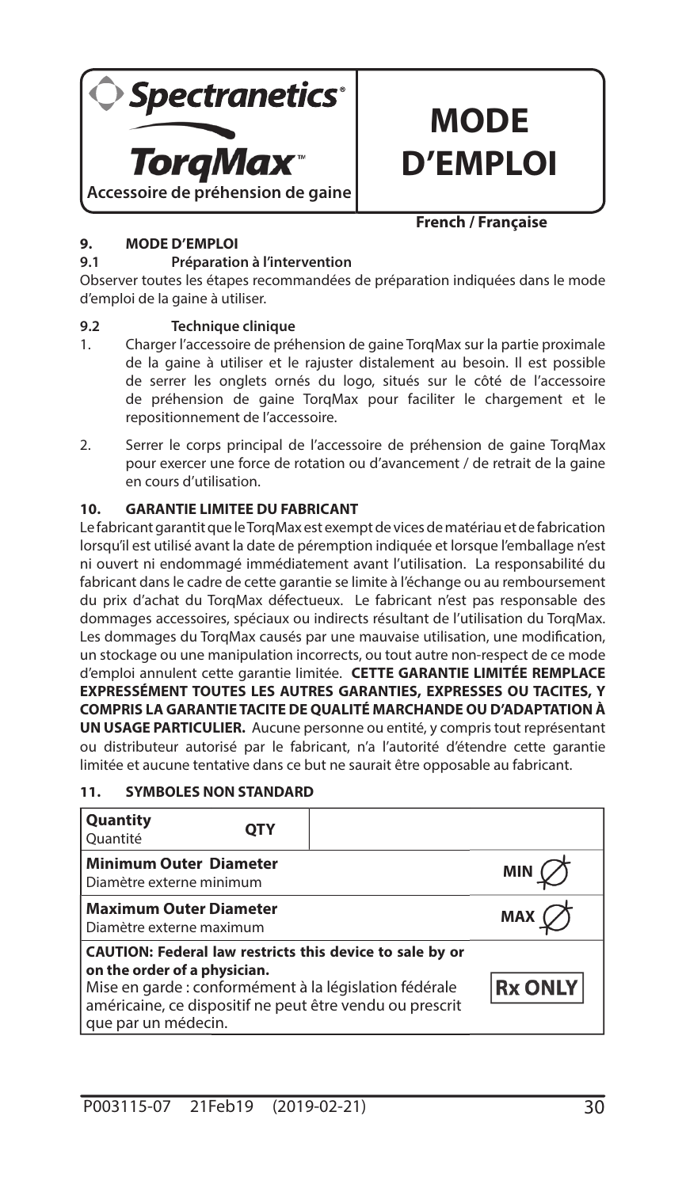**Spectranetics®**

**TorqMax™**

Accessoire de préhension de gaine

# MODE D'EMPLOI

**French / Française**

## 9. MODE D'EMPLOI

### 9.1 Préparation à l'intervention

Observer toutes les étapes recommandées de préparation indiquées dans le mode d'emploi de la gaine à utiliser.

### 9.2 Technique clinique

1. Charger l'accessoire de préhension de gaine TorqMax sur la partie proximale de la gaine à utiliser et le rajuster distalement au besoin. Il est possible de serrer les onglets ornés du logo, situés sur le côté de l'accessoire de préhension de gaine TorqMax pour faciliter le chargement et le repositionnement de l'accessoire.
2. Serrer le corps principal de l'accessoire de préhension de gaine TorqMax pour exercer une force de rotation ou d'avancement / de retrait de la gaine en cours d'utilisation.

## 10. GARANTIE LIMITEE DU FABRICANT

Le fabricant garantit que le TorqMax est exempt de vices de matériau et de fabrication lorsqu'il est utilisé avant la date de péremption indiquée et lorsque l'emballage n'est ni ouvert ni endommagé immédiatement avant l'utilisation. La responsabilité du fabricant dans le cadre de cette garantie se limite à l'échange ou au remboursement du prix d'achat du TorqMax défectueux. Le fabricant n'est pas responsable des dommages accessoires, spéciaux ou indirects résultant de l'utilisation du TorqMax. Les dommages du TorqMax causés par une mauvaise utilisation, une modification, un stockage ou une manipulation incorrects, ou tout autre non-respect de ce mode d'emploi annulent cette garantie limitée. **CETTE GARANTIE LIMITÉE REMPLACE EXPRESSÉMENT TOUTES LES AUTRES GARANTIES, EXPRESSES OU TACITES, Y COMPRIS LA GARANTIE TACITE DE QUALITÉ MARCHANDE OU D'ADAPTATION À UN USAGE PARTICULIER.** Aucune personne ou entité, y compris tout représentant ou distributeur autorisé par le fabricant, n'a l'autorité d'étendre cette garantie limitée et aucune tentative dans ce but ne saurait être opposable au fabricant.

## 11. SYMBOLES NON STANDARD

| Description | Symbole |
|---|---|
| **Quantity**<br>Quantité | QTY |
| **Minimum Outer Diameter**<br>Diamètre externe minimum | MIN ∅ |
| **Maximum Outer Diameter**<br>Diamètre externe maximum | MAX ∅ |
| **CAUTION: Federal law restricts this device to sale by or on the order of a physician.**<br>Mise en garde : conformément à la législation fédérale américaine, ce dispositif ne peut être vendu ou prescrit que par un médecin. | Rx ONLY |

P003115-07 21Feb19 (2019-02-21)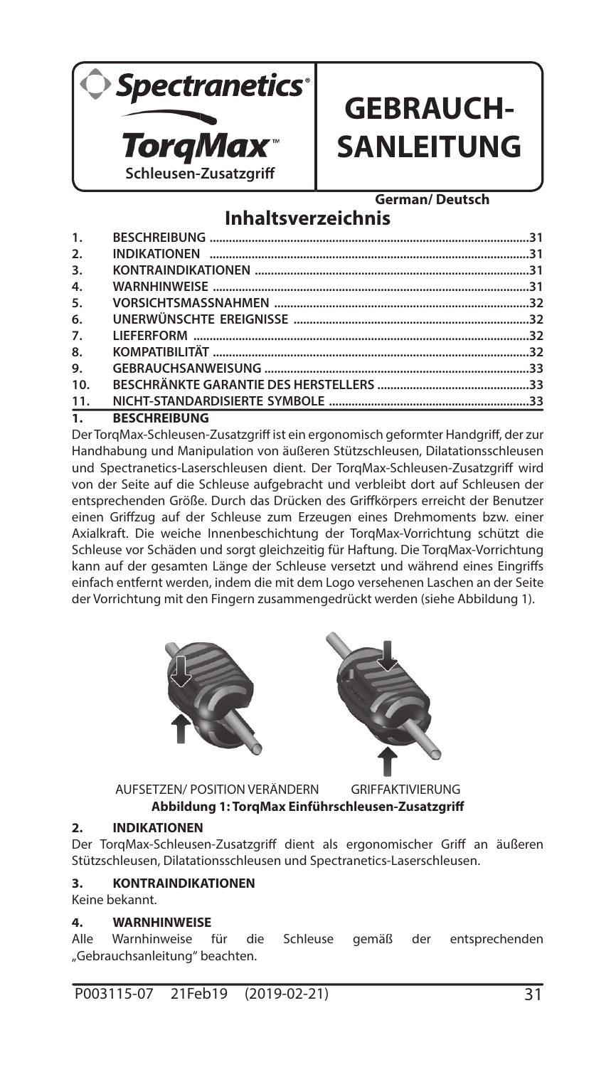Spectranetics®

TorqMax™

Schleusen-Zusatzgriff

# GEBRAUCHSANLEITUNG

German/ Deutsch

## Inhaltsverzeichnis

| | | |
|---|---|---|
| 1. | BESCHREIBUNG | 31 |
| 2. | INDIKATIONEN | 31 |
| 3. | KONTRAINDIKATIONEN | 31 |
| 4. | WARNHINWEISE | 31 |
| 5. | VORSICHTSMASSNAHMEN | 32 |
| 6. | UNERWÜNSCHTE EREIGNISSE | 32 |
| 7. | LIEFERFORM | 32 |
| 8. | KOMPATIBILITÄT | 32 |
| 9. | GEBRAUCHSANWEISUNG | 33 |
| 10. | BESCHRÄNKTE GARANTIE DES HERSTELLERS | 33 |
| 11. | NICHT-STANDARDISIERTE SYMBOLE | 33 |

## 1. BESCHREIBUNG

Der TorqMax-Schleusen-Zusatzgriff ist ein ergonomisch geformter Handgriff, der zur Handhabung und Manipulation von äußeren Stützschleusen, Dilatationsschleusen und Spectranetics-Laserschleusen dient. Der TorqMax-Schleusen-Zusatzgriff wird von der Seite auf die Schleuse aufgebracht und verbleibt dort auf Schleusen der entsprechenden Größe. Durch das Drücken des Griffkörpers erreicht der Benutzer einen Griffzug auf der Schleuse zum Erzeugen eines Drehmoments bzw. einer Axialkraft. Die weiche Innenbeschichtung der TorqMax-Vorrichtung schützt die Schleuse vor Schäden und sorgt gleichzeitig für Haftung. Die TorqMax-Vorrichtung kann auf der gesamten Länge der Schleuse versetzt und während eines Eingriffs einfach entfernt werden, indem die mit dem Logo versehenen Laschen an der Seite der Vorrichtung mit den Fingern zusammengedrückt werden (siehe Abbildung 1).

AUFSETZEN/ POSITION VERÄNDERN GRIFFAKTIVIERUNG

**Abbildung 1: TorqMax Einführschleusen-Zusatzgriff**

## 2. INDIKATIONEN

Der TorqMax-Schleusen-Zusatzgriff dient als ergonomischer Griff an äußeren Stützschleusen, Dilatationsschleusen und Spectranetics-Laserschleusen.

## 3. KONTRAINDIKATIONEN

Keine bekannt.

## 4. WARNHINWEISE

Alle Warnhinweise für die Schleuse gemäß der entsprechenden „Gebrauchsanleitung" beachten.

P003115-07 21Feb19 (2019-02-21)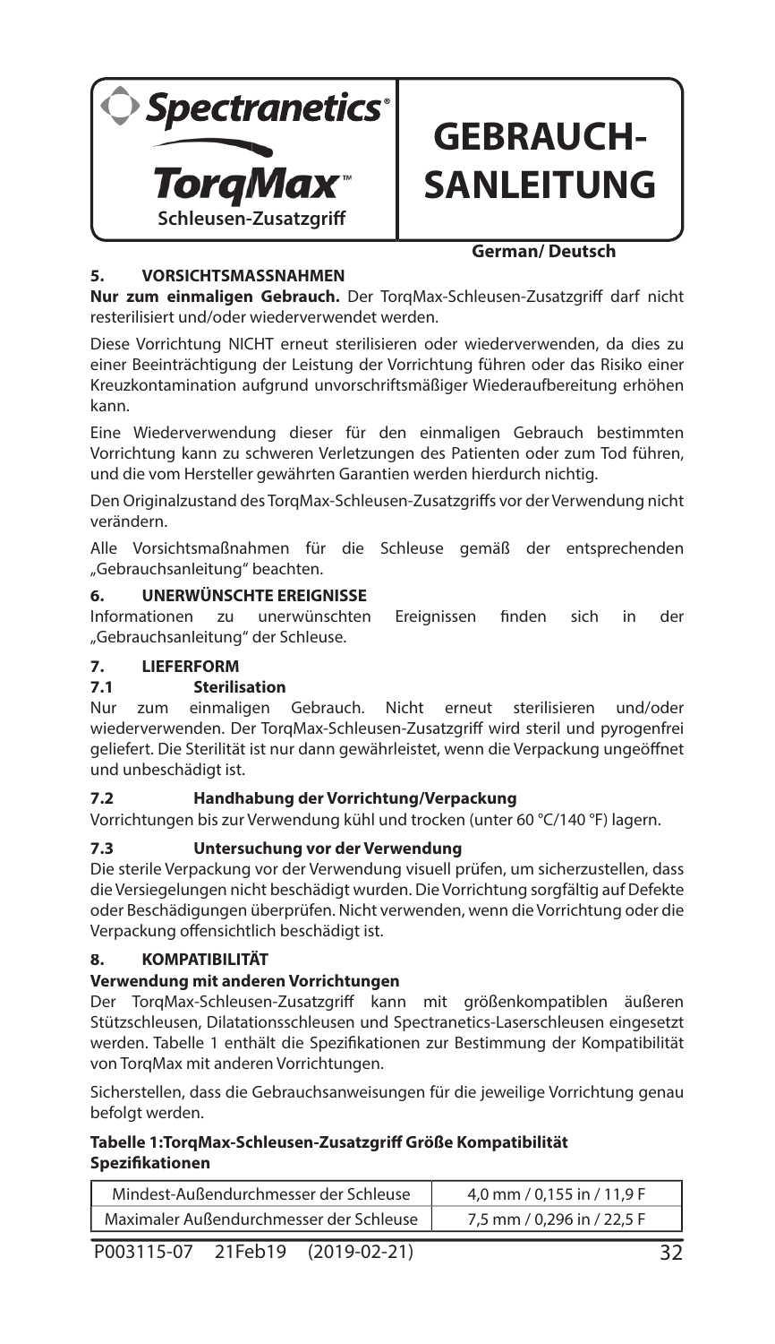Spectranetics®

TorqMax™

Schleusen-Zusatzgriff

# GEBRAUCHSANLEITUNG

**German/ Deutsch**

## 5. VORSICHTSMASSNAHMEN

**Nur zum einmaligen Gebrauch.** Der TorqMax-Schleusen-Zusatzgriff darf nicht resterilisiert und/oder wiederverwendet werden.

Diese Vorrichtung NICHT erneut sterilisieren oder wiederverwenden, da dies zu einer Beeinträchtigung der Leistung der Vorrichtung führen oder das Risiko einer Kreuzkontamination aufgrund unvorschriftsmäßiger Wiederaufbereitung erhöhen kann.

Eine Wiederverwendung dieser für den einmaligen Gebrauch bestimmten Vorrichtung kann zu schweren Verletzungen des Patienten oder zum Tod führen, und die vom Hersteller gewährten Garantien werden hierdurch nichtig.

Den Originalzustand des TorqMax-Schleusen-Zusatzgriffs vor der Verwendung nicht verändern.

Alle Vorsichtsmaßnahmen für die Schleuse gemäß der entsprechenden „Gebrauchsanleitung" beachten.

## 6. UNERWÜNSCHTE EREIGNISSE

Informationen zu unerwünschten Ereignissen finden sich in der „Gebrauchsanleitung" der Schleuse.

## 7. LIEFERFORM

### 7.1 Sterilisation

Nur zum einmaligen Gebrauch. Nicht erneut sterilisieren und/oder wiederverwenden. Der TorqMax-Schleusen-Zusatzgriff wird steril und pyrogenfrei geliefert. Die Sterilität ist nur dann gewährleistet, wenn die Verpackung ungeöffnet und unbeschädigt ist.

### 7.2 Handhabung der Vorrichtung/Verpackung

Vorrichtungen bis zur Verwendung kühl und trocken (unter 60 °C/140 °F) lagern.

### 7.3 Untersuchung vor der Verwendung

Die sterile Verpackung vor der Verwendung visuell prüfen, um sicherzustellen, dass die Versiegelungen nicht beschädigt wurden. Die Vorrichtung sorgfältig auf Defekte oder Beschädigungen überprüfen. Nicht verwenden, wenn die Vorrichtung oder die Verpackung offensichtlich beschädigt ist.

## 8. KOMPATIBILITÄT

**Verwendung mit anderen Vorrichtungen**

Der TorqMax-Schleusen-Zusatzgriff kann mit größenkompatiblen äußeren Stützschleusen, Dilatationsschleusen und Spectranetics-Laserschleusen eingesetzt werden. Tabelle 1 enthält die Spezifikationen zur Bestimmung der Kompatibilität von TorqMax mit anderen Vorrichtungen.

Sicherstellen, dass die Gebrauchsanweisungen für die jeweilige Vorrichtung genau befolgt werden.

**Tabelle 1:TorqMax-Schleusen-Zusatzgriff Größe Kompatibilität Spezifikationen**

| | |
|---|---|
| Mindest-Außendurchmesser der Schleuse | 4,0 mm / 0,155 in / 11,9 F |
| Maximaler Außendurchmesser der Schleuse | 7,5 mm / 0,296 in / 22,5 F |

P003115-07 21Feb19 (2019-02-21)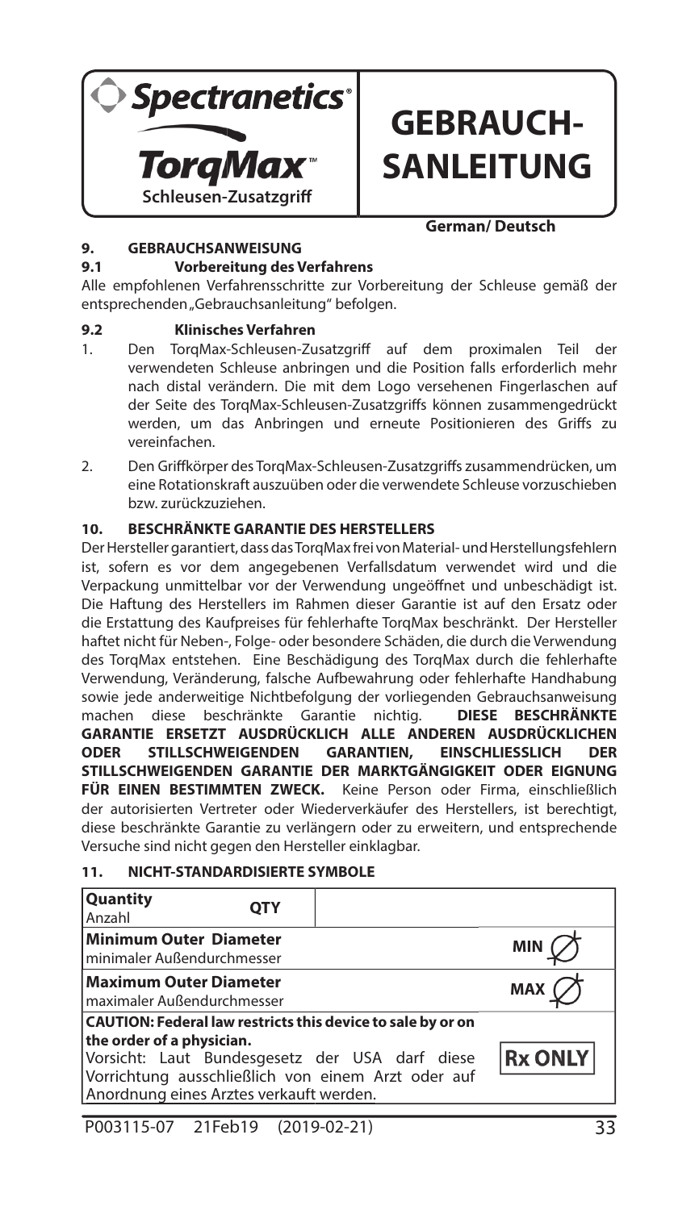**Spectranetics®**

**TorqMax™**

**Schleusen-Zusatzgriff**

# GEBRAUCH-SANLEITUNG

**German/ Deutsch**

## 9. GEBRAUCHSANWEISUNG

### 9.1 Vorbereitung des Verfahrens

Alle empfohlenen Verfahrensschritte zur Vorbereitung der Schleuse gemäß der entsprechenden „Gebrauchsanleitung" befolgen.

### 9.2 Klinisches Verfahren

1. Den TorqMax-Schleusen-Zusatzgriff auf dem proximalen Teil der verwendeten Schleuse anbringen und die Position falls erforderlich mehr nach distal verändern. Die mit dem Logo versehenen Fingerlaschen auf der Seite des TorqMax-Schleusen-Zusatzgriffs können zusammengedrückt werden, um das Anbringen und erneute Positionieren des Griffs zu vereinfachen.
2. Den Griffkörper des TorqMax-Schleusen-Zusatzgriffs zusammendrücken, um eine Rotationskraft auszuüben oder die verwendete Schleuse vorzuschieben bzw. zurückzuziehen.

## 10. BESCHRÄNKTE GARANTIE DES HERSTELLERS

Der Hersteller garantiert, dass das TorqMax frei von Material- und Herstellungsfehlern ist, sofern es vor dem angegebenen Verfallsdatum verwendet wird und die Verpackung unmittelbar vor der Verwendung ungeöffnet und unbeschädigt ist. Die Haftung des Herstellers im Rahmen dieser Garantie ist auf den Ersatz oder die Erstattung des Kaufpreises für fehlerhafte TorqMax beschränkt. Der Hersteller haftet nicht für Neben-, Folge- oder besondere Schäden, die durch die Verwendung des TorqMax entstehen. Eine Beschädigung des TorqMax durch die fehlerhafte Verwendung, Veränderung, falsche Aufbewahrung oder fehlerhafte Handhabung sowie jede anderweitige Nichtbefolgung der vorliegenden Gebrauchsanweisung machen diese beschränkte Garantie nichtig. **DIESE BESCHRÄNKTE GARANTIE ERSETZT AUSDRÜCKLICH ALLE ANDEREN AUSDRÜCKLICHEN ODER STILLSCHWEIGENDEN GARANTIEN, EINSCHLIESSLICH DER STILLSCHWEIGENDEN GARANTIE DER MARKTGÄNGIGKEIT ODER EIGNUNG FÜR EINEN BESTIMMTEN ZWECK.** Keine Person oder Firma, einschließlich der autorisierten Vertreter oder Wiederverkäufer des Herstellers, ist berechtigt, diese beschränkte Garantie zu verlängern oder zu erweitern, und entsprechende Versuche sind nicht gegen den Hersteller einklagbar.

## 11. NICHT-STANDARDISIERTE SYMBOLE

| Beschreibung | Symbol |
| --- | --- |
| **Quantity** Anzahl | QTY |
| **Minimum Outer Diameter** minimaler Außendurchmesser | MIN ⌀ |
| **Maximum Outer Diameter** maximaler Außendurchmesser | MAX ⌀ |
| **CAUTION: Federal law restricts this device to sale by or on the order of a physician.** Vorsicht: Laut Bundesgesetz der USA darf diese Vorrichtung ausschließlich von einem Arzt oder auf Anordnung eines Arztes verkauft werden. | Rx ONLY |

P003115-07 21Feb19 (2019-02-21)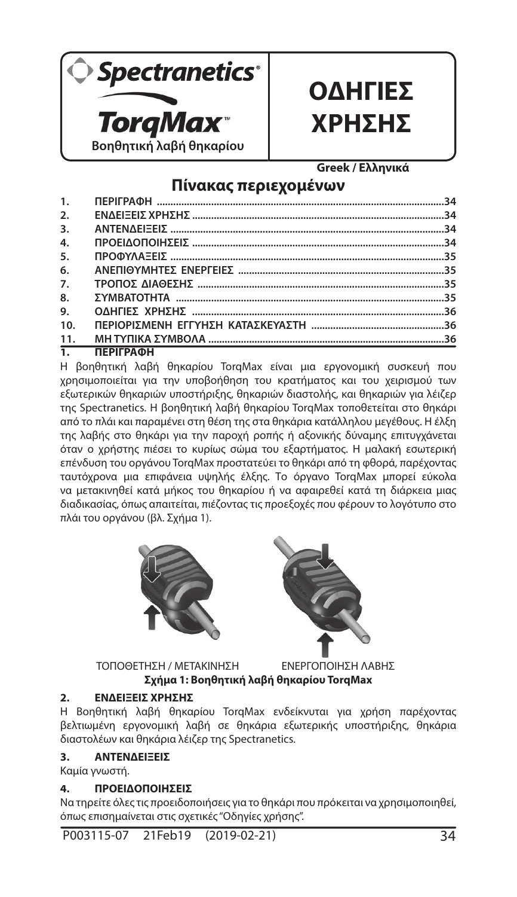Spectranetics®

**TorqMax™**

**Βοηθητική λαβή θηκαρίου**

# ΟΔΗΓΙΕΣ ΧΡΗΣΗΣ

**Greek / Ελληνικά**

## Πίνακας περιεχομένων

| | | |
|---|---|---|
| 1. | ΠΕΡΙΓΡΑΦΗ | 34 |
| 2. | ΕΝΔΕΙΞΕΙΣ ΧΡΗΣΗΣ | 34 |
| 3. | ΑΝΤΕΝΔΕΙΞΕΙΣ | 34 |
| 4. | ΠΡΟΕΙΔΟΠΟΙΗΣΕΙΣ | 34 |
| 5. | ΠΡΟΦΥΛΑΞΕΙΣ | 35 |
| 6. | ΑΝΕΠΙΘΥΜΗΤΕΣ ΕΝΕΡΓΕΙΕΣ | 35 |
| 7. | ΤΡΟΠΟΣ ΔΙΑΘΕΣΗΣ | 35 |
| 8. | ΣΥΜΒΑΤΟΤΗΤΑ | 35 |
| 9. | ΟΔΗΓΙΕΣ ΧΡΗΣΗΣ | 36 |
| 10. | ΠΕΡΙΟΡΙΣΜΕΝΗ ΕΓΓΥΗΣΗ ΚΑΤΑΣΚΕΥΑΣΤΗ | 36 |
| 11. | ΜΗ ΤΥΠΙΚΑ ΣΥΜΒΟΛΑ | 36 |

### 1. ΠΕΡΙΓΡΑΦΗ

Η βοηθητική λαβή θηκαρίου TorqMax είναι μια εργονομική συσκευή που χρησιμοποιείται για την υποβοήθηση του κρατήματος και του χειρισμού των εξωτερικών θηκαριών υποστήριξης, θηκαριών διαστολής, και θηκαριών για λέιζερ της Spectranetics. Η βοηθητική λαβή θηκαρίου TorqMax τοποθετείται στο θηκάρι από το πλάι και παραμένει στη θέση της στα θηκάρια κατάλληλου μεγέθους. Η έλξη της λαβής στο θηκάρι για την παροχή ροπής ή αξονικής δύναμης επιτυγχάνεται όταν ο χρήστης πιέσει το κυρίως σώμα του εξαρτήματος. Η μαλακή εσωτερική επένδυση του οργάνου TorqMax προστατεύει το θηκάρι από τη φθορά, παρέχοντας ταυτόχρονα μια επιφάνεια υψηλής έλξης. Το όργανο TorqMax μπορεί εύκολα να μετακινηθεί κατά μήκος του θηκαρίου ή να αφαιρεθεί κατά τη διάρκεια μιας διαδικασίας, όπως απαιτείται, πιέζοντας τις προεξοχές που φέρουν το λογότυπο στο πλάι του οργάνου (βλ. Σχήμα 1).

ΤΟΠΟΘΕΤΗΣΗ / ΜΕΤΑΚΙΝΗΣΗ      ΕΝΕΡΓΟΠΟΙΗΣΗ ΛΑΒΗΣ

**Σχήμα 1: Βοηθητική λαβή θηκαρίου TorqMax**

### 2. ΕΝΔΕΙΞΕΙΣ ΧΡΗΣΗΣ

Η Βοηθητική λαβή θηκαρίου TorqMax ενδείκνυται για χρήση παρέχοντας βελτιωμένη εργονομική λαβή σε θηκάρια εξωτερικής υποστήριξης, θηκάρια διαστολέων και θηκάρια λέιζερ της Spectranetics.

### 3. ΑΝΤΕΝΔΕΙΞΕΙΣ

Καμία γνωστή.

### 4. ΠΡΟΕΙΔΟΠΟΙΗΣΕΙΣ

Να τηρείτε όλες τις προειδοποιήσεις για το θηκάρι που πρόκειται να χρησιμοποιηθεί, όπως επισημαίνεται στις σχετικές "Οδηγίες χρήσης".

P003115-07 21Feb19 (2019-02-21)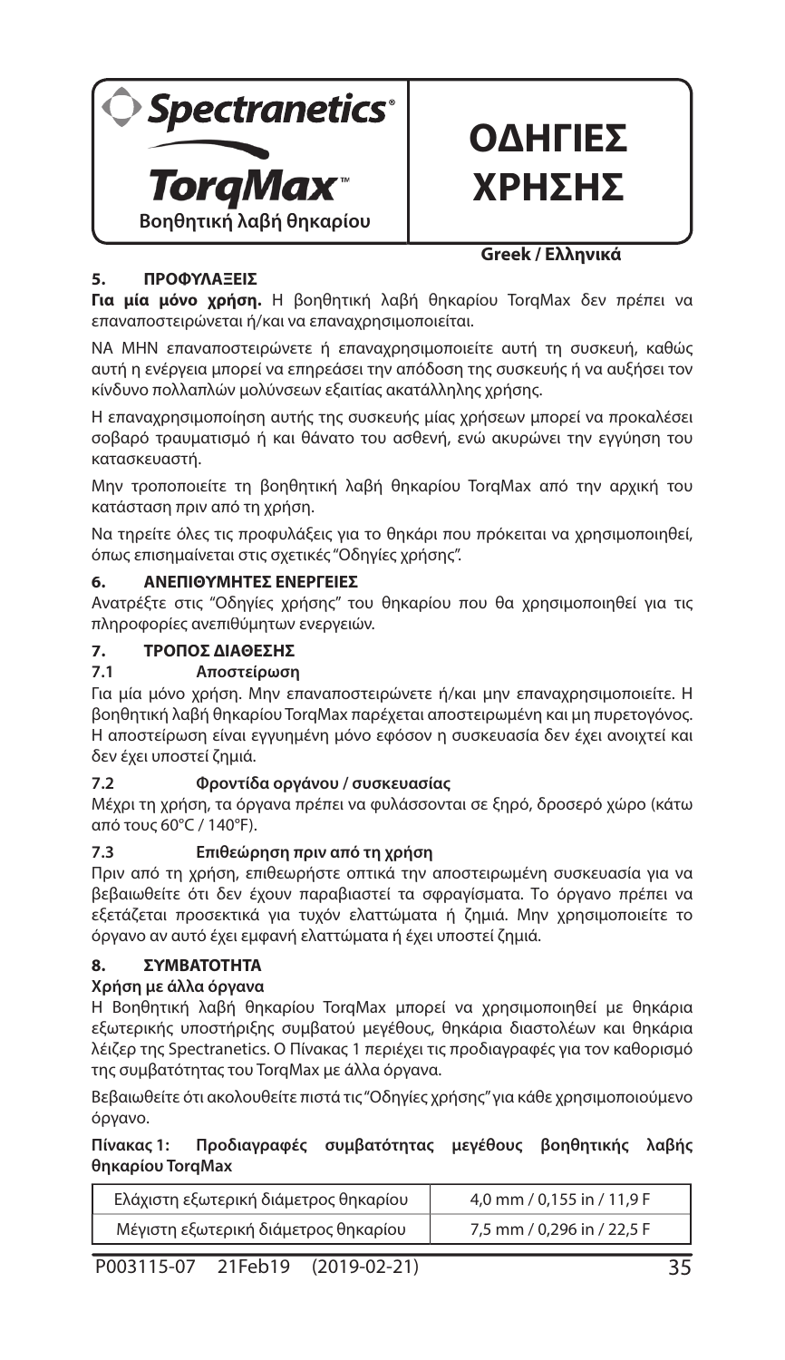**Spectranetics®**

**TorqMax™**

**Βοηθητική λαβή θηκαρίου**

# ΟΔΗΓΙΕΣ ΧΡΗΣΗΣ

**Greek / Ελληνικά**

## 5. ΠΡΟΦΥΛΑΞΕΙΣ

**Για μία μόνο χρήση.** Η βοηθητική λαβή θηκαρίου TorqMax δεν πρέπει να επαναποστειρώνεται ή/και να επαναχρησιμοποιείται.

ΝΑ ΜΗΝ επαναποστειρώνετε ή επαναχρησιμοποιείτε αυτή τη συσκευή, καθώς αυτή η ενέργεια μπορεί να επηρεάσει την απόδοση της συσκευής ή να αυξήσει τον κίνδυνο πολλαπλών μολύνσεων εξαιτίας ακατάλληλης χρήσης.

Η επαναχρησιμοποίηση αυτής της συσκευής μίας χρήσεων μπορεί να προκαλέσει σοβαρό τραυματισμό ή και θάνατο του ασθενή, ενώ ακυρώνει την εγγύηση του κατασκευαστή.

Μην τροποποιείτε τη βοηθητική λαβή θηκαρίου TorqMax από την αρχική του κατάσταση πριν από τη χρήση.

Να τηρείτε όλες τις προφυλάξεις για το θηκάρι που πρόκειται να χρησιμοποιηθεί, όπως επισημαίνεται στις σχετικές "Οδηγίες χρήσης".

## 6. ΑΝΕΠΙΘΥΜΗΤΕΣ ΕΝΕΡΓΕΙΕΣ

Ανατρέξτε στις "Οδηγίες χρήσης" του θηκαρίου που θα χρησιμοποιηθεί για τις πληροφορίες ανεπιθύμητων ενεργειών.

## 7. ΤΡΟΠΟΣ ΔΙΑΘΕΣΗΣ

### 7.1 Αποστείρωση

Για μία μόνο χρήση. Μην επαναποστειρώνετε ή/και μην επαναχρησιμοποιείτε. Η βοηθητική λαβή θηκαρίου TorqMax παρέχεται αποστειρωμένη και μη πυρετογόνος. Η αποστείρωση είναι εγγυημένη μόνο εφόσον η συσκευασία δεν έχει ανοιχτεί και δεν έχει υποστεί ζημιά.

### 7.2 Φροντίδα οργάνου / συσκευασίας

Μέχρι τη χρήση, τα όργανα πρέπει να φυλάσσονται σε ξηρό, δροσερό χώρο (κάτω από τους 60°C / 140°F).

### 7.3 Επιθεώρηση πριν από τη χρήση

Πριν από τη χρήση, επιθεωρήστε οπτικά την αποστειρωμένη συσκευασία για να βεβαιωθείτε ότι δεν έχουν παραβιαστεί τα σφραγίσματα. Το όργανο πρέπει να εξετάζεται προσεκτικά για τυχόν ελαττώματα ή ζημιά. Μην χρησιμοποιείτε το όργανο αν αυτό έχει εμφανή ελαττώματα ή έχει υποστεί ζημιά.

## 8. ΣΥΜΒΑΤΟΤΗΤΑ

**Χρήση με άλλα όργανα**

Η Βοηθητική λαβή θηκαρίου TorqMax μπορεί να χρησιμοποιηθεί με θηκάρια εξωτερικής υποστήριξης συμβατού μεγέθους, θηκάρια διαστολέων και θηκάρια λέιζερ της Spectranetics. Ο Πίνακας 1 περιέχει τις προδιαγραφές για τον καθορισμό της συμβατότητας του TorqMax με άλλα όργανα.

Βεβαιωθείτε ότι ακολουθείτε πιστά τις "Οδηγίες χρήσης" για κάθε χρησιμοποιούμενο όργανο.

**Πίνακας 1: Προδιαγραφές συμβατότητας μεγέθους βοηθητικής λαβής θηκαρίου TorqMax**

| | |
|---|---|
| Ελάχιστη εξωτερική διάμετρος θηκαρίου | 4,0 mm / 0,155 in / 11,9 F |
| Μέγιστη εξωτερική διάμετρος θηκαρίου | 7,5 mm / 0,296 in / 22,5 F |

P003115-07 21Feb19 (2019-02-21)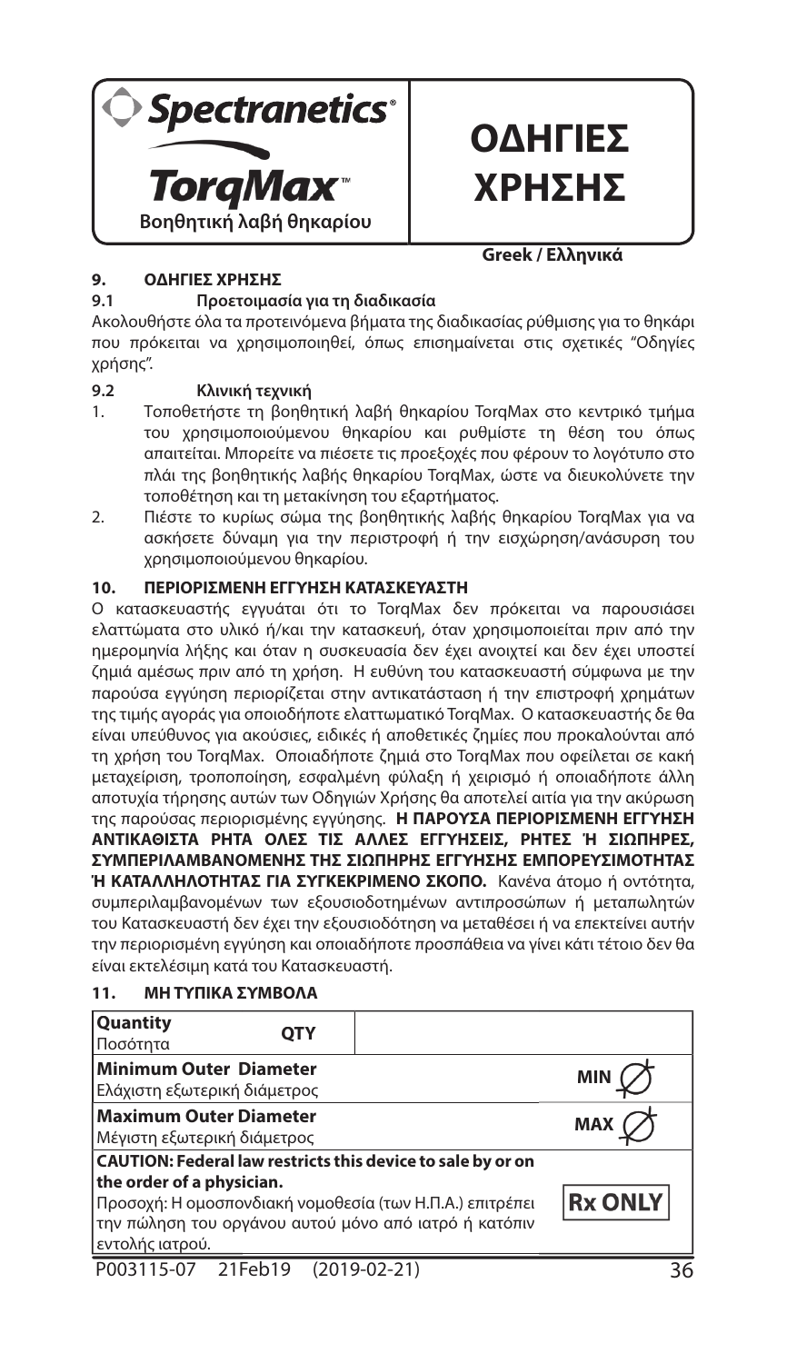**Spectranetics®**

**TorqMax™**

**Βοηθητική λαβή θηκαρίου**

# ΟΔΗΓΙΕΣ ΧΡΗΣΗΣ

**Greek / Ελληνικά**

## 9. ΟΔΗΓΙΕΣ ΧΡΗΣΗΣ

### 9.1 Προετοιμασία για τη διαδικασία

Ακολουθήστε όλα τα προτεινόμενα βήματα της διαδικασίας ρύθμισης για το θηκάρι που πρόκειται να χρησιμοποιηθεί, όπως επισημαίνεται στις σχετικές "Οδηγίες χρήσης".

### 9.2 Κλινική τεχνική

1. Τοποθετήστε τη βοηθητική λαβή θηκαρίου TorqMax στο κεντρικό τμήμα του χρησιμοποιούμενου θηκαρίου και ρυθμίστε τη θέση του όπως απαιτείται. Μπορείτε να πιέσετε τις προεξοχές που φέρουν το λογότυπο στο πλάι της βοηθητικής λαβής θηκαρίου TorqMax, ώστε να διευκολύνετε την τοποθέτηση και τη μετακίνηση του εξαρτήματος.
2. Πιέστε το κυρίως σώμα της βοηθητικής λαβής θηκαρίου TorqMax για να ασκήσετε δύναμη για την περιστροφή ή την εισχώρηση/ανάσυρση του χρησιμοποιούμενου θηκαρίου.

## 10. ΠΕΡΙΟΡΙΣΜΕΝΗ ΕΓΓΥΗΣΗ ΚΑΤΑΣΚΕΥΑΣΤΗ

Ο κατασκευαστής εγγυάται ότι το TorqMax δεν πρόκειται να παρουσιάσει ελαττώματα στο υλικό ή/και την κατασκευή, όταν χρησιμοποιείται πριν από την ημερομηνία λήξης και όταν η συσκευασία δεν έχει ανοιχτεί και δεν έχει υποστεί ζημιά αμέσως πριν από τη χρήση. Η ευθύνη του κατασκευαστή σύμφωνα με την παρούσα εγγύηση περιορίζεται στην αντικατάσταση ή την επιστροφή χρημάτων της τιμής αγοράς για οποιοδήποτε ελαττωματικό TorqMax. Ο κατασκευαστής δε θα είναι υπεύθυνος για ακούσιες, ειδικές ή αποθετικές ζημίες που προκαλούνται από τη χρήση του TorqMax. Οποιαδήποτε ζημιά στο TorqMax που οφείλεται σε κακή μεταχείριση, τροποποίηση, εσφαλμένη φύλαξη ή χειρισμό ή οποιαδήποτε άλλη αποτυχία τήρησης αυτών των Οδηγιών Χρήσης θα αποτελεί αιτία για την ακύρωση της παρούσας περιορισμένης εγγύησης. **Η ΠΑΡΟΥΣΑ ΠΕΡΙΟΡΙΣΜΕΝΗ ΕΓΓΥΗΣΗ ΑΝΤΙΚΑΘΙΣΤΑ ΡΗΤΑ ΟΛΕΣ ΤΙΣ ΑΛΛΕΣ ΕΓΓΥΗΣΕΙΣ, ΡΗΤΕΣ Ή ΣΙΩΠΗΡΕΣ, ΣΥΜΠΕΡΙΛΑΜΒΑΝΟΜΕΝΗΣ ΤΗΣ ΣΙΩΠΗΡΗΣ ΕΓΓΥΗΣΗΣ ΕΜΠΟΡΕΥΣΙΜΟΤΗΤΑΣ Ή ΚΑΤΑΛΛΗΛΟΤΗΤΑΣ ΓΙΑ ΣΥΓΚΕΚΡΙΜΕΝΟ ΣΚΟΠΟ.** Κανένα άτομο ή οντότητα, συμπεριλαμβανομένων των εξουσιοδοτημένων αντιπροσώπων ή μεταπωλητών του Κατασκευαστή δεν έχει την εξουσιοδότηση να μεταθέσει ή να επεκτείνει αυτήν την περιορισμένη εγγύηση και οποιαδήποτε προσπάθεια να γίνει κάτι τέτοιο δεν θα είναι εκτελέσιμη κατά του Κατασκευαστή.

## 11. ΜΗ ΤΥΠΙΚΑ ΣΥΜΒΟΛΑ

| | |
|---|---|
| **Quantity**<br>Ποσότητα | QTY |
| **Minimum Outer Diameter**<br>Ελάχιστη εξωτερική διάμετρος | MIN ∅ |
| **Maximum Outer Diameter**<br>Μέγιστη εξωτερική διάμετρος | MAX ∅ |
| **CAUTION: Federal law restricts this device to sale by or on the order of a physician.**<br>Προσοχή: Η ομοσπονδιακή νομοθεσία (των Η.Π.Α.) επιτρέπει την πώληση του οργάνου αυτού μόνο από ιατρό ή κατόπιν εντολής ιατρού. | Rx ONLY |

P003115-07 21Feb19 (2019-02-21)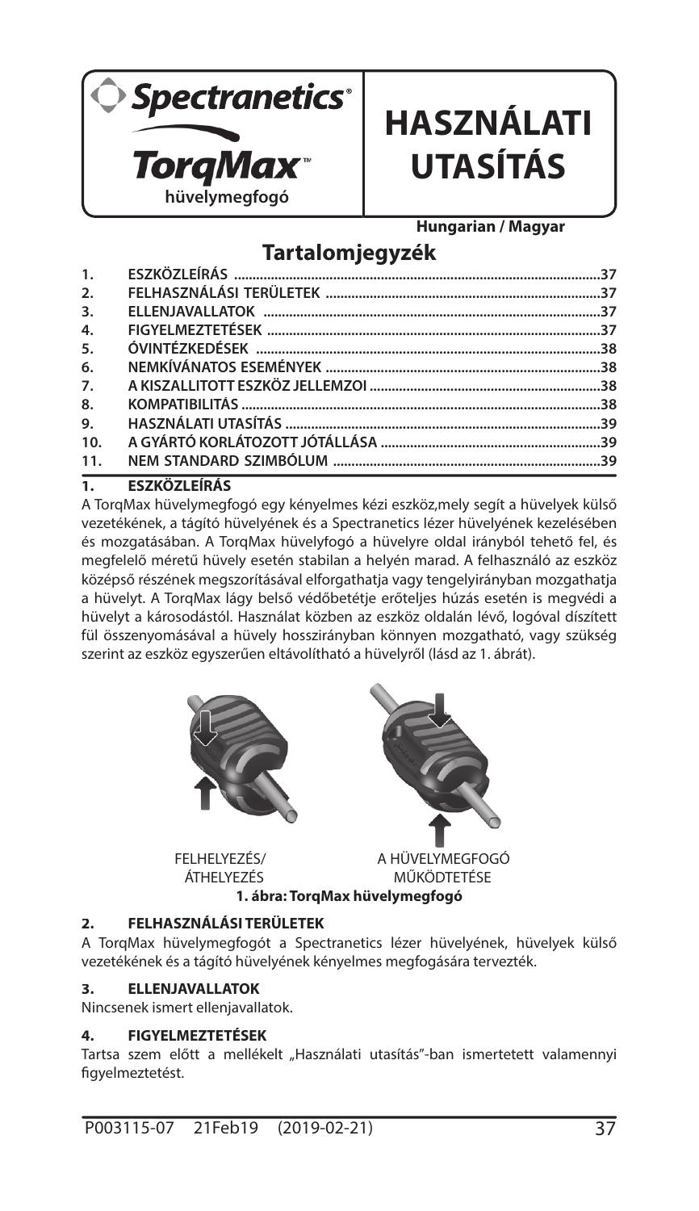Spectranetics®

TorqMax™ hüvelymegfogó

# HASZNÁLATI UTASÍTÁS

**Hungarian / Magyar**

## Tartalomjegyzék

| | | |
|---|---|---|
| 1. | ESZKÖZLEÍRÁS | 37 |
| 2. | FELHASZNÁLÁSI TERÜLETEK | 37 |
| 3. | ELLENJAVALLATOK | 37 |
| 4. | FIGYELMEZTETÉSEK | 37 |
| 5. | ÓVINTÉZKEDÉSEK | 38 |
| 6. | NEMKÍVÁNATOS ESEMÉNYEK | 38 |
| 7. | A KISZALLITOTT ESZKÖZ JELLEMZOI | 38 |
| 8. | KOMPATIBILITÁS | 38 |
| 9. | HASZNÁLATI UTASÍTÁS | 39 |
| 10. | A GYÁRTÓ KORLÁTOZOTT JÓTÁLLÁSA | 39 |
| 11. | NEM STANDARD SZIMBÓLUM | 39 |

## 1. ESZKÖZLEÍRÁS

A TorqMax hüvelymegfogó egy kényelmes kézi eszköz,mely segít a hüvelyek külső vezetékének, a tágító hüvelyének és a Spectranetics lézer hüvelyének kezelésében és mozgatásában. A TorqMax hüvelyfogó a hüvelyre oldal irányból tehető fel, és megfelelő méretű hüvely esetén stabilan a helyén marad. A felhasználó az eszköz középső részének megszorításával elforgathatja vagy tengelyirányban mozgathatja a hüvelyt. A TorqMax lágy belső védőbetétje erőteljes húzás esetén is megvédi a hüvelyt a károsodástól. Használat közben az eszköz oldalán lévő, logóval díszített fül összenyomásával a hüvely hosszirányban könnyen mozgatható, vagy szükség szerint az eszköz egyszerűen eltávolítható a hüvelyről (lásd az 1. ábrát).

FELHELYEZÉS/ ÁTHELYEZÉS

A HÜVELYMEGFOGÓ MŰKÖDTETÉSE

**1. ábra: TorqMax hüvelymegfogó**

## 2. FELHASZNÁLÁSI TERÜLETEK

A TorqMax hüvelymegfogót a Spectranetics lézer hüvelyének, hüvelyek külső vezetékének és a tágító hüvelyének kényelmes megfogására tervezték.

## 3. ELLENJAVALLATOK

Nincsenek ismert ellenjavallatok.

## 4. FIGYELMEZTETÉSEK

Tartsa szem előtt a mellékelt „Használati utasítás"-ban ismertetett valamennyi figyelmeztetést.

P003115-07 21Feb19 (2019-02-21)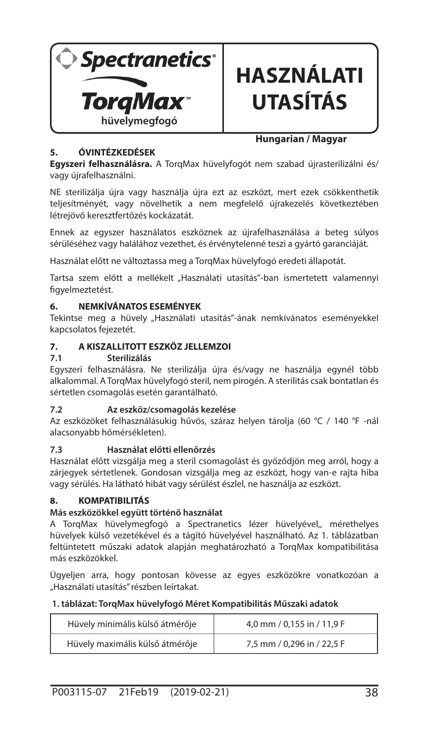**Spectranetics®**

**TorqMax™**
**hüvelymegfogó**

# HASZNÁLATI UTASÍTÁS

**Hungarian / Magyar**

## 5. ÓVINTÉZKEDÉSEK

**Egyszeri felhasználásra.** A TorqMax hüvelyfogót nem szabad újrasterilizálni és/vagy újrafelhasználni.

NE sterilizálja újra vagy használja újra ezt az eszközt, mert ezek csökkenthetik teljesítményét, vagy növelhetik a nem megfelelő újrakezelés következtében létrejövő keresztfertőzés kockázatát.

Ennek az egyszer használatos eszköznek az újrafelhasználása a beteg súlyos sérüléséhez vagy halálához vezethet, és érvénytelenné teszi a gyártó garanciáját.

Használat előtt ne változtassa meg a TorqMax hüvelyfogó eredeti állapotát.

Tartsa szem előtt a mellékelt „Használati utasítás"-ban ismertetett valamennyi figyelmeztetést.

## 6. NEMKÍVÁNATOS ESEMÉNYEK

Tekintse meg a hüvely „Használati utasítás"-ának nemkívánatos eseményekkel kapcsolatos fejezetét.

## 7. A KISZALLITOTT ESZKÖZ JELLEMZOI

### 7.1 Sterilizálás

Egyszeri felhasználásra. Ne sterilizálja újra és/vagy ne használja egynél több alkalommal. A TorqMax hüvelyfogó steril, nem pirogén. A sterilitás csak bontatlan és sértetlen csomagolás esetén garantálható.

### 7.2 Az eszköz/csomagolás kezelése

Az eszközöket felhasználásukig hűvös, száraz helyen tárolja (60 °C / 140 °F -nál alacsonyabb hőmérsékleten).

### 7.3 Használat előtti ellenőrzés

Használat előtt vizsgálja meg a steril csomagolást és győződjön meg arról, hogy a zárjegyek sértetlenek. Gondosan vizsgálja meg az eszközt, hogy van-e rajta hiba vagy sérülés. Ha látható hibát vagy sérülést észlel, ne használja az eszközt.

## 8. KOMPATIBILITÁS

**Más eszközökkel együtt történő használat**

A TorqMax hüvelymegfogó a Spectranetics lézer hüvelyével,, mérethelyes hüvelyek külső vezetékével és a tágító hüvelyével használható. Az 1. táblázatban feltüntetett műszaki adatok alapján meghatározható a TorqMax kompatibilitása más eszközökkel.

Ügyeljen arra, hogy pontosan kövesse az egyes eszközökre vonatkozóan a „Használati utasítás" részben leírtakat.

**1. táblázat: TorqMax hüvelyfogó Méret Kompatibilitás Műszaki adatok**

| Hüvely minimális külső átmérője | 4,0 mm / 0,155 in / 11,9 F |
|---|---|
| Hüvely maximális külső átmérője | 7,5 mm / 0,296 in / 22,5 F |

P003115-07 21Feb19 (2019-02-21)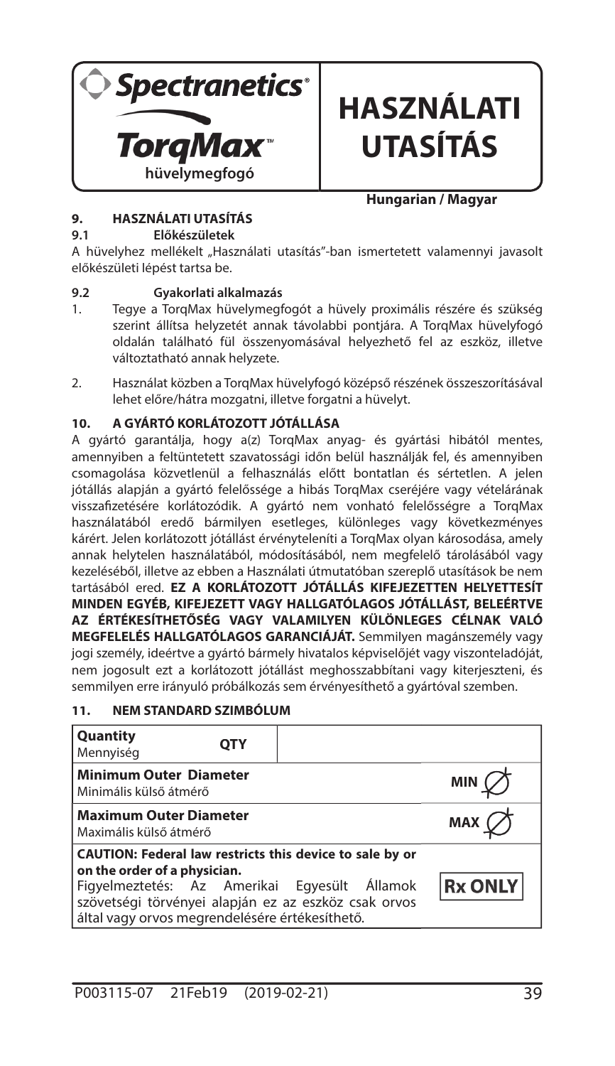**Spectranetics®**

**TorqMax™**
**hüvelymegfogó**

# HASZNÁLATI UTASÍTÁS

**Hungarian / Magyar**

## 9. HASZNÁLATI UTASÍTÁS

### 9.1 Előkészületek

A hüvelyhez mellékelt „Használati utasítás"-ban ismertetett valamennyi javasolt előkészületi lépést tartsa be.

### 9.2 Gyakorlati alkalmazás

1. Tegye a TorqMax hüvelymegfogót a hüvely proximális részére és szükség szerint állítsa helyzetét annak távolabbi pontjára. A TorqMax hüvelyfogó oldalán található fül összenyomásával helyezhető fel az eszköz, illetve változtatható annak helyzete.
2. Használat közben a TorqMax hüvelyfogó középső részének összeszorításával lehet előre/hátra mozgatni, illetve forgatni a hüvelyt.

## 10. A GYÁRTÓ KORLÁTOZOTT JÓTÁLLÁSA

A gyártó garantálja, hogy a(z) TorqMax anyag- és gyártási hibától mentes, amennyiben a feltüntetett szavatossági időn belül használják fel, és amennyiben csomagolása közvetlenül a felhasználás előtt bontatlan és sértetlen. A jelen jótállás alapján a gyártó felelőssége a hibás TorqMax cseréjére vagy vételárának visszafizetésére korlátozódik. A gyártó nem vonható felelősségre a TorqMax használatából eredő bármilyen esetleges, különleges vagy következményes kárért. Jelen korlátozott jótállást érvényteleníti a TorqMax olyan károsodása, amely annak helytelen használatából, módosításából, nem megfelelő tárolásából vagy kezeléséből, illetve az ebben a Használati útmutatóban szereplő utasítások be nem tartásából ered. **EZ A KORLÁTOZOTT JÓTÁLLÁS KIFEJEZETTEN HELYETTESÍT MINDEN EGYÉB, KIFEJEZETT VAGY HALLGATÓLAGOS JÓTÁLLÁST, BELEÉRTVE AZ ÉRTÉKESÍTHETŐSÉG VAGY VALAMILYEN KÜLÖNLEGES CÉLNAK VALÓ MEGFELELÉS HALLGATÓLAGOS GARANCIÁJÁT.** Semmilyen magánszemély vagy jogi személy, ideértve a gyártó bármely hivatalos képviselőjét vagy viszonteladóját, nem jogosult ezt a korlátozott jótállást meghosszabbítani vagy kiterjeszteni, és semmilyen erre irányuló próbálkozás sem érvényesíthető a gyártóval szemben.

## 11. NEM STANDARD SZIMBÓLUM

| Leírás | Szimbólum |
|---|---|
| **Quantity** Mennyiség | **QTY** |
| **Minimum Outer Diameter** Minimális külső átmérő | MIN ∅ |
| **Maximum Outer Diameter** Maximális külső átmérő | MAX ∅ |
| **CAUTION: Federal law restricts this device to sale by or on the order of a physician.** Figyelmeztetés: Az Amerikai Egyesült Államok szövetségi törvényei alapján ez az eszköz csak orvos által vagy orvos megrendelésére értékesíthető. | **Rx ONLY** |

P003115-07 21Feb19 (2019-02-21)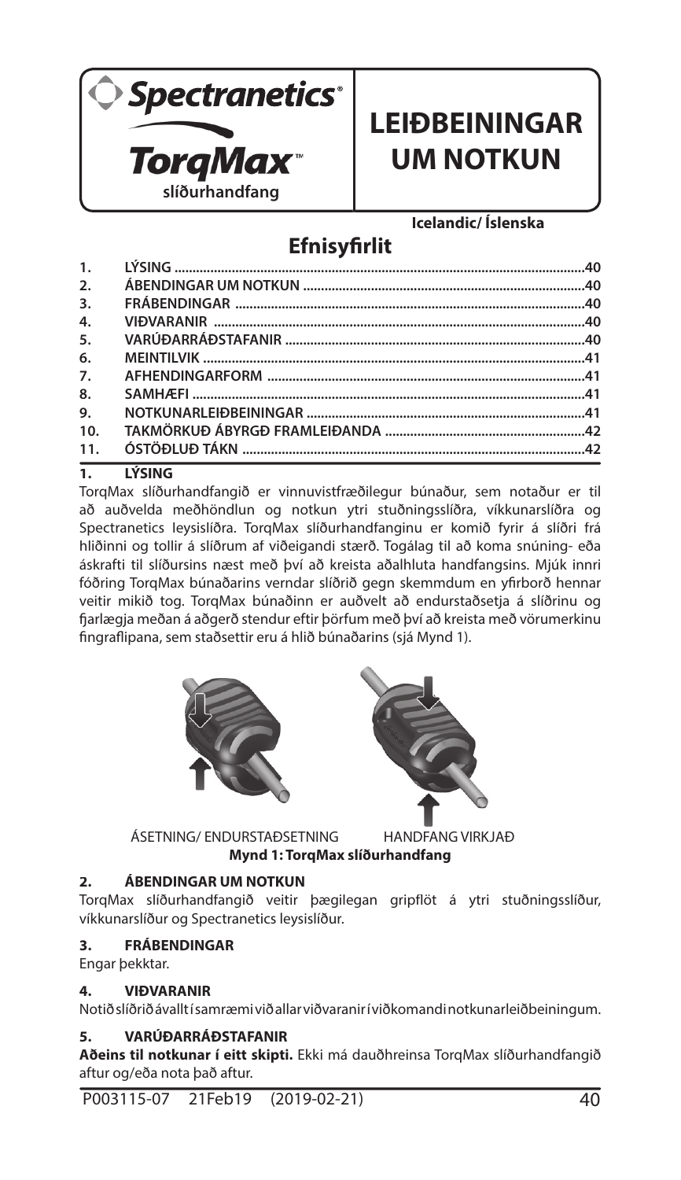Spectranetics®

TorqMax™ slíðurhandfang

# LEIÐBEININGAR UM NOTKUN

**Icelandic/ Íslenska**

## Efnisyfirlit

| | | |
|---|---|---|
| 1. | LÝSING | 40 |
| 2. | ÁBENDINGAR UM NOTKUN | 40 |
| 3. | FRÁBENDINGAR | 40 |
| 4. | VIÐVARANIR | 40 |
| 5. | VARÚÐARRÁÐSTAFANIR | 40 |
| 6. | MEINTILVIK | 41 |
| 7. | AFHENDINGARFORM | 41 |
| 8. | SAMHÆFI | 41 |
| 9. | NOTKUNARLEIÐBEININGAR | 41 |
| 10. | TAKMÖRKUÐ ÁBYRGÐ FRAMLEIÐANDA | 42 |
| 11. | ÓSTÖÐLUÐ TÁKN | 42 |

## 1. LÝSING

TorqMax slíðurhandfangið er vinnuvistfræðilegur búnaður, sem notaður er til að auðvelda meðhöndlun og notkun ytri stuðningsslíðra, víkkunarslíðra og Spectranetics leysislíðra. TorqMax slíðurhandfanginu er komið fyrir á slíðri frá hliðinni og tollir á slíðrum af viðeigandi stærð. Togálag til að koma snúning- eða áskrafti til slíðursins næst með því að kreista aðalhluta handfangsins. Mjúk innri fóðring TorqMax búnaðarins verndar slíðrið gegn skemmdum en yfirborð hennar veitir mikið tog. TorqMax búnaðinn er auðvelt að endurstaðsetja á slíðrinu og fjarlægja meðan á aðgerð stendur eftir þörfum með því að kreista með vörumerkinu fingraflipana, sem staðsettir eru á hlið búnaðarins (sjá Mynd 1).

ÁSETNING/ ENDURSTAÐSETNING HANDFANG VIRKJAÐ

**Mynd 1: TorqMax slíðurhandfang**

## 2. ÁBENDINGAR UM NOTKUN

TorqMax slíðurhandfangið veitir þægilegan gripflöt á ytri stuðningsslíður, víkkunarslíður og Spectranetics leysislíður.

## 3. FRÁBENDINGAR

Engar þekktar.

## 4. VIÐVARANIR

Notið slíðrið ávallt í samræmi við allar viðvaranir í viðkomandi notkunarleiðbeiningum.

## 5. VARÚÐARRÁÐSTAFANIR

**Aðeins til notkunar í eitt skipti.** Ekki má dauðhreinsa TorqMax slíðurhandfangið aftur og/eða nota það aftur.

P003115-07 21Feb19 (2019-02-21)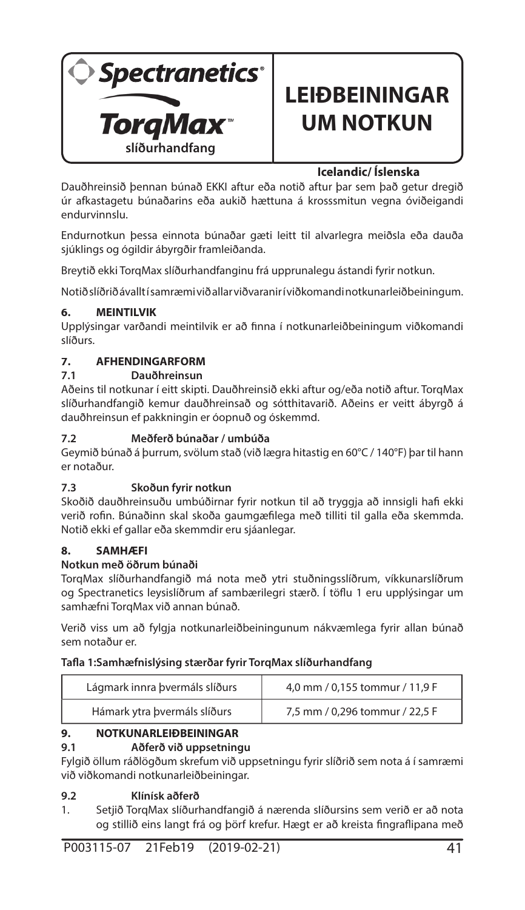**Spectranetics®**

**TorqMax™**
**slíðurhandfang**

# LEIÐBEININGAR UM NOTKUN

**Icelandic/ Íslenska**

Dauðhreinsið þennan búnað EKKI aftur eða notið aftur þar sem það getur dregið úr afkastagetu búnaðarins eða aukið hættuna á krosssmitun vegna óviðeigandi endurvinnslu.

Endurnotkun þessa einnota búnaðar gæti leitt til alvarlegra meiðsla eða dauða sjúklings og ógildir ábyrgðir framleiðanda.

Breytið ekki TorqMax slíðurhandfanginu frá upprunalegu ástandi fyrir notkun.

Notið slíðrið ávallt í samræmi við allar viðvaranir í viðkomandi notkunarleiðbeiningum.

## 6. MEINTILVIK

Upplýsingar varðandi meintilvik er að finna í notkunarleiðbeiningum viðkomandi slíðurs.

## 7. AFHENDINGARFORM

### 7.1 Dauðhreinsun

Aðeins til notkunar í eitt skipti. Dauðhreinsið ekki aftur og/eða notið aftur. TorqMax slíðurhandfangið kemur dauðhreinsað og sótthitavarið. Aðeins er veitt ábyrgð á dauðhreinsun ef pakkningin er óopnuð og óskemmd.

### 7.2 Meðferð búnaðar / umbúða

Geymið búnað á þurrum, svölum stað (við lægra hitastig en 60°C / 140°F) þar til hann er notaður.

### 7.3 Skoðun fyrir notkun

Skoðið dauðhreinsuðu umbúðirnar fyrir notkun til að tryggja að innsigli hafi ekki verið rofin. Búnaðinn skal skoða gaumgæfilega með tilliti til galla eða skemmda. Notið ekki ef gallar eða skemmdir eru sjáanlegar.

## 8. SAMHÆFI

**Notkun með öðrum búnaði**

TorqMax slíðurhandfangið má nota með ytri stuðningsslíðrum, víkkunarslíðrum og Spectranetics leysislíðrum af sambærilegri stærð. Í töflu 1 eru upplýsingar um samhæfni TorqMax við annan búnað.

Verið viss um að fylgja notkunarleiðbeiningunum nákvæmlega fyrir allan búnað sem notaður er.

**Tafla 1:Samhæfnislýsing stærðar fyrir TorqMax slíðurhandfang**

| | |
|---|---|
| Lágmark innra þvermáls slíðurs | 4,0 mm / 0,155 tommur / 11,9 F |
| Hámark ytra þvermáls slíðurs | 7,5 mm / 0,296 tommur / 22,5 F |

## 9. NOTKUNARLEIÐBEININGAR

### 9.1 Aðferð við uppsetningu

Fylgið öllum ráðlögðum skrefum við uppsetningu fyrir slíðrið sem nota á í samræmi við viðkomandi notkunarleiðbeiningar.

### 9.2 Klínísk aðferð

1. Setjið TorqMax slíðurhandfangið á nærenda slíðursins sem verið er að nota og stillið eins langt frá og þörf krefur. Hægt er að kreista fingraflipana með

P003115-07 21Feb19 (2019-02-21)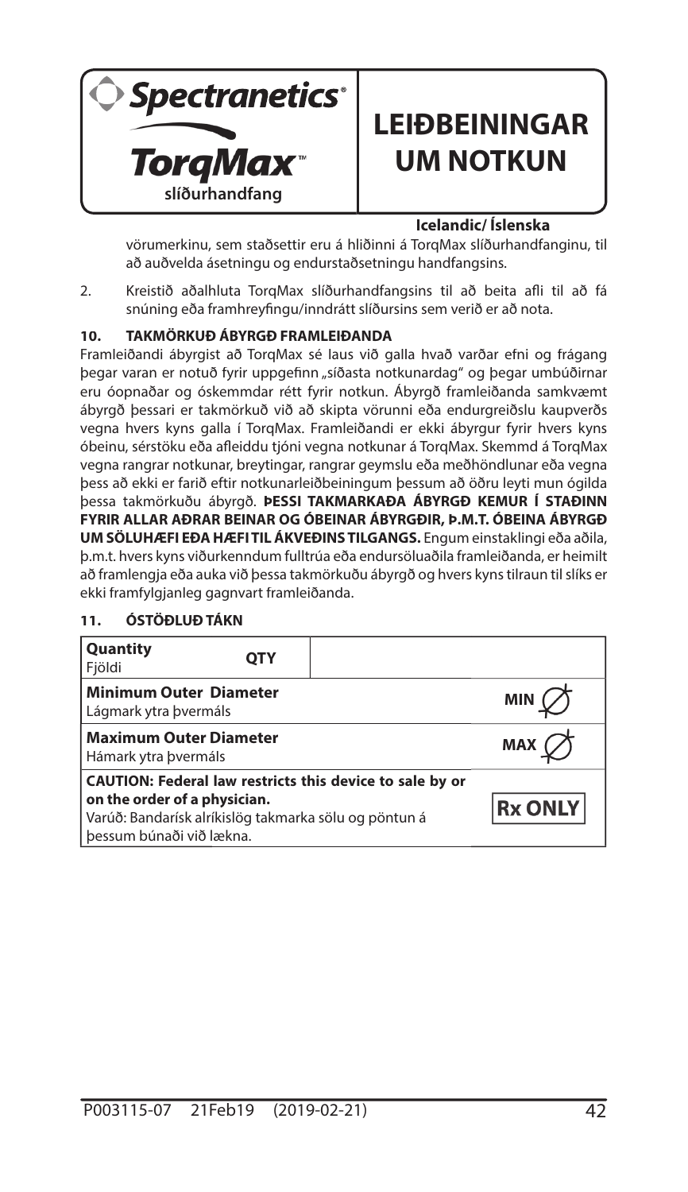Spectranetics®

TorqMax™ slíðurhandfang

# LEIÐBEININGAR UM NOTKUN

**Icelandic/ Íslenska**

vörumerkinu, sem staðsettir eru á hliðinni á TorqMax slíðurhandfanginu, til að auðvelda ásetningu og endurstaðsetningu handfangsins.

2. Kreistið aðalhluta TorqMax slíðurhandfangsins til að beita afli til að fá snúning eða framhreyfingu/inndrátt slíðursins sem verið er að nota.

## 10. TAKMÖRKUÐ ÁBYRGÐ FRAMLEIÐANDA

Framleiðandi ábyrgist að TorqMax sé laus við galla hvað varðar efni og frágang þegar varan er notuð fyrir uppgefinn „síðasta notkunardag" og þegar umbúðirnar eru óopnaðar og óskemmdar rétt fyrir notkun. Ábyrgð framleiðanda samkvæmt ábyrgð þessari er takmörkuð við að skipta vörunni eða endurgreiðslu kaupverðs vegna hvers kyns galla í TorqMax. Framleiðandi er ekki ábyrgur fyrir hvers kyns óbeinu, sérstöku eða afleiddu tjóni vegna notkunar á TorqMax. Skemmd á TorqMax vegna rangrar notkunar, breytingar, rangrar geymslu eða meðhöndlunar eða vegna þess að ekki er farið eftir notkunarleiðbeiningum þessum að öðru leyti mun ógilda þessa takmörkuðu ábyrgð. **ÞESSI TAKMARKAÐA ÁBYRGÐ KEMUR Í STAÐINN FYRIR ALLAR AÐRAR BEINAR OG ÓBEINAR ÁBYRGÐIR, Þ.M.T. ÓBEINA ÁBYRGÐ UM SÖLUHÆFI EÐA HÆFI TIL ÁKVEÐINS TILGANGS.** Engum einstaklingi eða aðila, þ.m.t. hvers kyns viðurkenndum fulltrúa eða endursöluaðila framleiðanda, er heimilt að framlengja eða auka við þessa takmörkuðu ábyrgð og hvers kyns tilraun til slíks er ekki framfylgjanleg gagnvart framleiðanda.

## 11. ÓSTÖÐLUÐ TÁKN

| Tákn | |
|---|---|
| **Quantity** Fjöldi | QTY |
| **Minimum Outer Diameter** Lágmark ytra þvermáls | MIN ∅ |
| **Maximum Outer Diameter** Hámark ytra þvermáls | MAX ∅ |
| **CAUTION: Federal law restricts this device to sale by or on the order of a physician.** Varúð: Bandarísk alríkislög takmarka sölu og pöntun á þessum búnaði við lækna. | Rx ONLY |

P003115-07 21Feb19 (2019-02-21)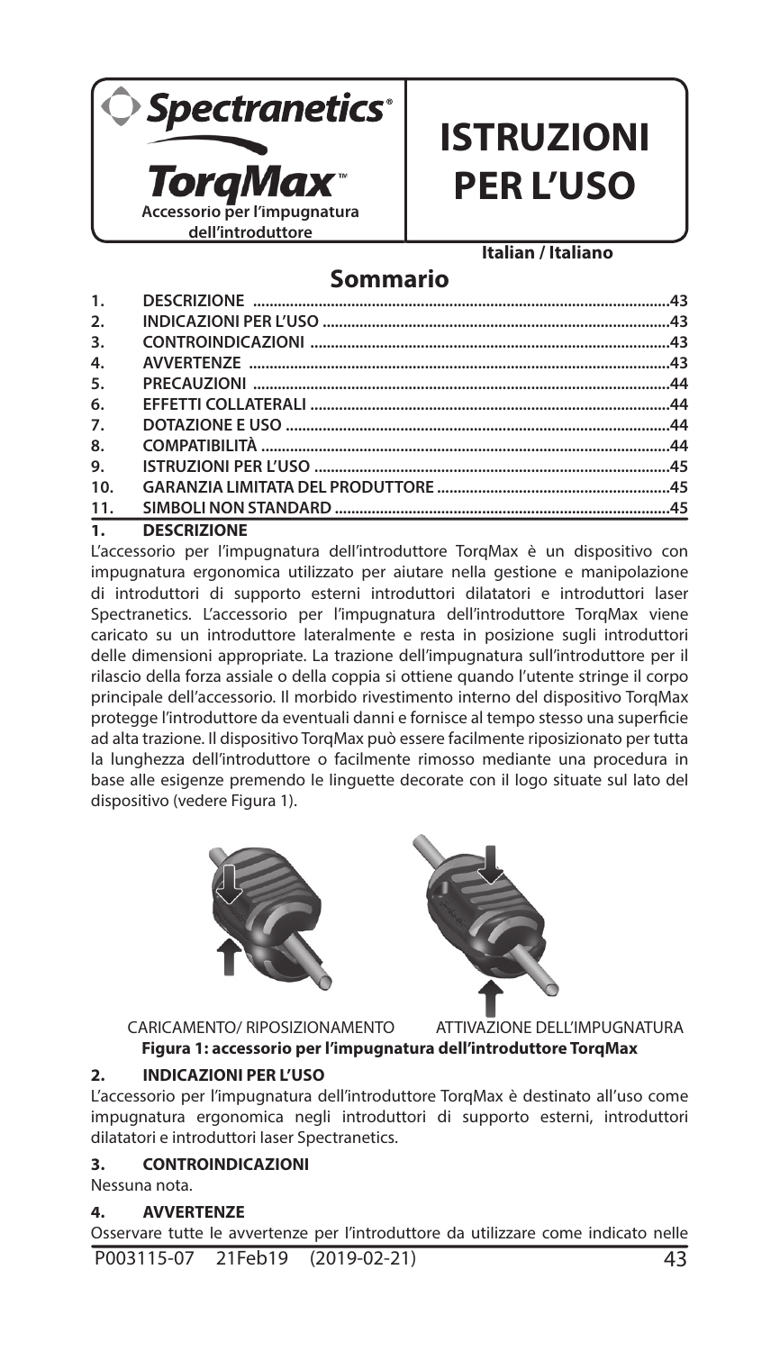**Spectranetics®**

**TorqMax™**

**Accessorio per l'impugnatura dell'introduttore**

# ISTRUZIONI PER L'USO

**Italian / Italiano**

## Sommario

| | | |
|---|---|---|
| 1. | DESCRIZIONE | 43 |
| 2. | INDICAZIONI PER L'USO | 43 |
| 3. | CONTROINDICAZIONI | 43 |
| 4. | AVVERTENZE | 43 |
| 5. | PRECAUZIONI | 44 |
| 6. | EFFETTI COLLATERALI | 44 |
| 7. | DOTAZIONE E USO | 44 |
| 8. | COMPATIBILITÀ | 44 |
| 9. | ISTRUZIONI PER L'USO | 45 |
| 10. | GARANZIA LIMITATA DEL PRODUTTORE | 45 |
| 11. | SIMBOLI NON STANDARD | 45 |

## 1. DESCRIZIONE

L'accessorio per l'impugnatura dell'introduttore TorqMax è un dispositivo con impugnatura ergonomica utilizzato per aiutare nella gestione e manipolazione di introduttori di supporto esterni introduttori dilatatori e introduttori laser Spectranetics. L'accessorio per l'impugnatura dell'introduttore TorqMax viene caricato su un introduttore lateralmente e resta in posizione sugli introduttori delle dimensioni appropriate. La trazione dell'impugnatura sull'introduttore per il rilascio della forza assiale o della coppia si ottiene quando l'utente stringe il corpo principale dell'accessorio. Il morbido rivestimento interno del dispositivo TorqMax protegge l'introduttore da eventuali danni e fornisce al tempo stesso una superficie ad alta trazione. Il dispositivo TorqMax può essere facilmente riposizionato per tutta la lunghezza dell'introduttore o facilmente rimosso mediante una procedura in base alle esigenze premendo le linguette decorate con il logo situate sul lato del dispositivo (vedere Figura 1).

CARICAMENTO/ RIPOSIZIONAMENTO    ATTIVAZIONE DELL'IMPUGNATURA

**Figura 1: accessorio per l'impugnatura dell'introduttore TorqMax**

## 2. INDICAZIONI PER L'USO

L'accessorio per l'impugnatura dell'introduttore TorqMax è destinato all'uso come impugnatura ergonomica negli introduttori di supporto esterni, introduttori dilatatori e introduttori laser Spectranetics.

## 3. CONTROINDICAZIONI

Nessuna nota.

## 4. AVVERTENZE

Osservare tutte le avvertenze per l'introduttore da utilizzare come indicato nelle

P003115-07 21Feb19 (2019-02-21)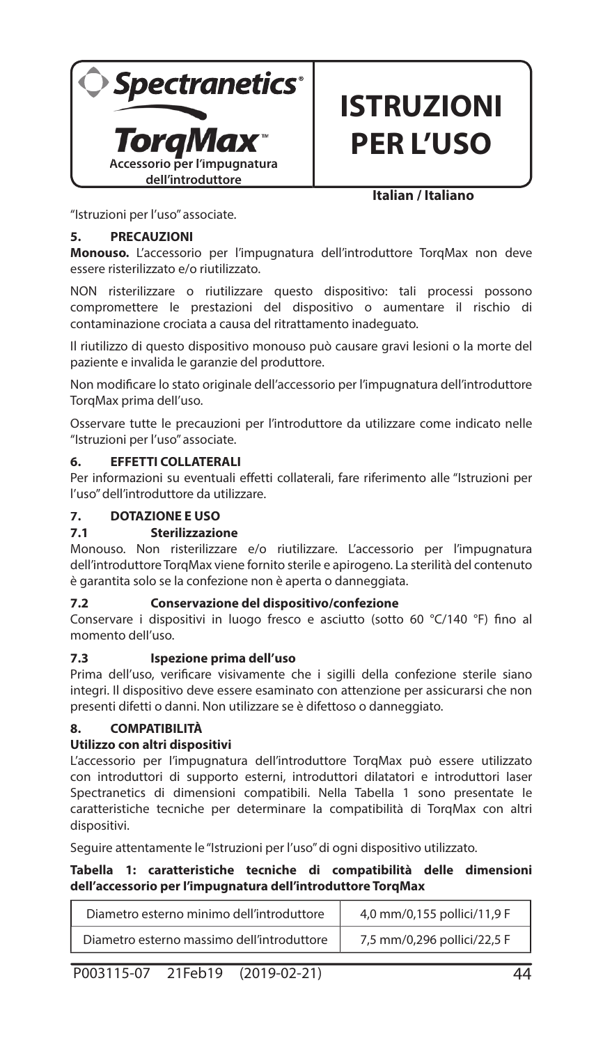"Istruzioni per l'uso" associate.

## 5. PRECAUZIONI

**Monouso.** L'accessorio per l'impugnatura dell'introduttore TorqMax non deve essere risterilizzato e/o riutilizzato.

NON risterilizzare o riutilizzare questo dispositivo: tali processi possono compromettere le prestazioni del dispositivo o aumentare il rischio di contaminazione crociata a causa del ritrattamento inadeguato.

Il riutilizzo di questo dispositivo monouso può causare gravi lesioni o la morte del paziente e invalida le garanzie del produttore.

Non modificare lo stato originale dell'accessorio per l'impugnatura dell'introduttore TorqMax prima dell'uso.

Osservare tutte le precauzioni per l'introduttore da utilizzare come indicato nelle "Istruzioni per l'uso" associate.

## 6. EFFETTI COLLATERALI

Per informazioni su eventuali effetti collaterali, fare riferimento alle "Istruzioni per l'uso" dell'introduttore da utilizzare.

## 7. DOTAZIONE E USO

### 7.1 Sterilizzazione

Monouso. Non risterilizzare e/o riutilizzare. L'accessorio per l'impugnatura dell'introduttore TorqMax viene fornito sterile e apirogeno. La sterilità del contenuto è garantita solo se la confezione non è aperta o danneggiata.

### 7.2 Conservazione del dispositivo/confezione

Conservare i dispositivi in luogo fresco e asciutto (sotto 60 °C/140 °F) fino al momento dell'uso.

### 7.3 Ispezione prima dell'uso

Prima dell'uso, verificare visivamente che i sigilli della confezione sterile siano integri. Il dispositivo deve essere esaminato con attenzione per assicurarsi che non presenti difetti o danni. Non utilizzare se è difettoso o danneggiato.

## 8. COMPATIBILITÀ

**Utilizzo con altri dispositivi**

L'accessorio per l'impugnatura dell'introduttore TorqMax può essere utilizzato con introduttori di supporto esterni, introduttori dilatatori e introduttori laser Spectranetics di dimensioni compatibili. Nella Tabella 1 sono presentate le caratteristiche tecniche per determinare la compatibilità di TorqMax con altri dispositivi.

Seguire attentamente le "Istruzioni per l'uso" di ogni dispositivo utilizzato.

**Tabella 1: caratteristiche tecniche di compatibilità delle dimensioni dell'accessorio per l'impugnatura dell'introduttore TorqMax**

| | |
|---|---|
| Diametro esterno minimo dell'introduttore | 4,0 mm/0,155 pollici/11,9 F |
| Diametro esterno massimo dell'introduttore | 7,5 mm/0,296 pollici/22,5 F |

P003115-07 21Feb19 (2019-02-21)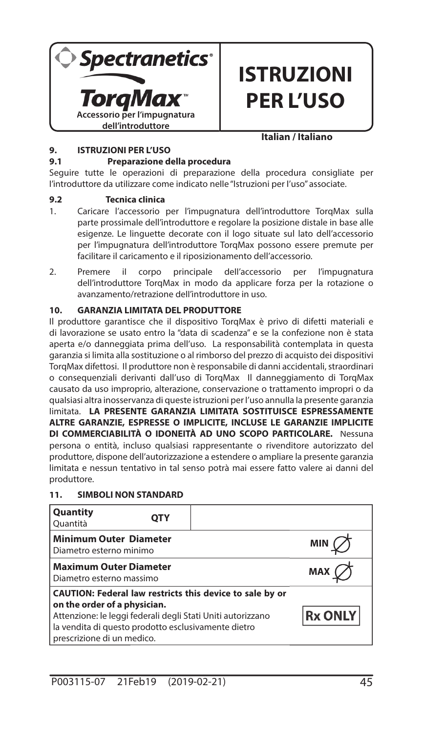**Spectranetics®**

**TorqMax™**
**Accessorio per l'impugnatura dell'introduttore**

# ISTRUZIONI PER L'USO

**Italian / Italiano**

## 9. ISTRUZIONI PER L'USO

### 9.1 Preparazione della procedura

Seguire tutte le operazioni di preparazione della procedura consigliate per l'introduttore da utilizzare come indicato nelle "Istruzioni per l'uso" associate.

### 9.2 Tecnica clinica

1. Caricare l'accessorio per l'impugnatura dell'introduttore TorqMax sulla parte prossimale dell'introduttore e regolare la posizione distale in base alle esigenze. Le linguette decorate con il logo situate sul lato dell'accessorio per l'impugnatura dell'introduttore TorqMax possono essere premute per facilitare il caricamento e il riposizionamento dell'accessorio.
2. Premere il corpo principale dell'accessorio per l'impugnatura dell'introduttore TorqMax in modo da applicare forza per la rotazione o avanzamento/retrazione dell'introduttore in uso.

## 10. GARANZIA LIMITATA DEL PRODUTTORE

Il produttore garantisce che il dispositivo TorqMax è privo di difetti materiali e di lavorazione se usato entro la "data di scadenza" e se la confezione non è stata aperta e/o danneggiata prima dell'uso. La responsabilità contemplata in questa garanzia si limita alla sostituzione o al rimborso del prezzo di acquisto dei dispositivi TorqMax difettosi. Il produttore non è responsabile di danni accidentali, straordinari o consequenziali derivanti dall'uso di TorqMax Il danneggiamento di TorqMax causato da uso improprio, alterazione, conservazione o trattamento impropri o da qualsiasi altra inosservanza di queste istruzioni per l'uso annulla la presente garanzia limitata. **LA PRESENTE GARANZIA LIMITATA SOSTITUISCE ESPRESSAMENTE ALTRE GARANZIE, ESPRESSE O IMPLICITE, INCLUSE LE GARANZIE IMPLICITE DI COMMERCIABILITÀ O IDONEITÀ AD UNO SCOPO PARTICOLARE.** Nessuna persona o entità, incluso qualsiasi rappresentante o rivenditore autorizzato del produttore, dispone dell'autorizzazione a estendere o ampliare la presente garanzia limitata e nessun tentativo in tal senso potrà mai essere fatto valere ai danni del produttore.

## 11. SIMBOLI NON STANDARD

| Descrizione | Simbolo |
|---|---|
| **Quantity**<br>Quantità | QTY |
| **Minimum Outer Diameter**<br>Diametro esterno minimo | MIN ∅ |
| **Maximum Outer Diameter**<br>Diametro esterno massimo | MAX ∅ |
| **CAUTION: Federal law restricts this device to sale by or on the order of a physician.**<br>Attenzione: le leggi federali degli Stati Uniti autorizzano la vendita di questo prodotto esclusivamente dietro prescrizione di un medico. | Rx ONLY |

P003115-07 21Feb19 (2019-02-21)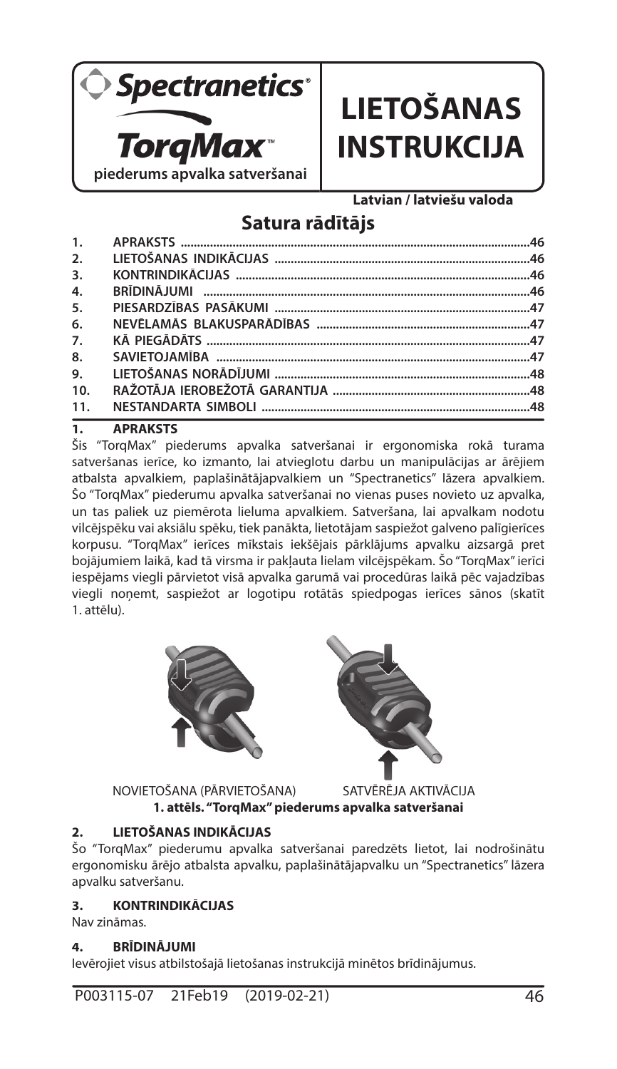Spectranetics®

**TorqMax™**

**piederums apvalka satveršanai**

# LIETOŠANAS INSTRUKCIJA

**Latvian / latviešu valoda**

## Satura rādītājs

| | | |
|---|---|---|
| 1. | APRAKSTS | 46 |
| 2. | LIETOŠANAS INDIKĀCIJAS | 46 |
| 3. | KONTRINDIKĀCIJAS | 46 |
| 4. | BRĪDINĀJUMI | 46 |
| 5. | PIESARDZĪBAS PASĀKUMI | 47 |
| 6. | NEVĒLAMĀS BLAKUSPARĀDĪBAS | 47 |
| 7. | KĀ PIEGĀDĀTS | 47 |
| 8. | SAVIETOJAMĪBA | 47 |
| 9. | LIETOŠANAS NORĀDĪJUMI | 48 |
| 10. | RAŽOTĀJA IEROBEŽOTĀ GARANTIJA | 48 |
| 11. | NESTANDARTA SIMBOLI | 48 |

## 1. APRAKSTS

Šis "TorqMax" piederums apvalka satveršanai ir ergonomiska rokā turama satveršanas ierīce, ko izmanto, lai atvieglotu darbu un manipulācijas ar ārējiem atbalsta apvalkiem, paplašinātājapvalkiem un "Spectranetics" lāzera apvalkiem. Šo "TorqMax" piederumu apvalka satveršanai no vienas puses novieto uz apvalka, un tas paliek uz piemērota lieluma apvalkiem. Satveršana, lai apvalkam nodotu vilcējspēku vai aksiālu spēku, tiek panākta, lietotājam saspiežot galveno palīgierīces korpusu. "TorqMax" ierīces mīkstais iekšējais pārklājums apvalku aizsargā pret bojājumiem laikā, kad tā virsma ir pakļauta lielam vilcējspēkam. Šo "TorqMax" ierīci iespējams viegli pārvietot visā apvalka garumā vai procedūras laikā pēc vajadzības viegli noņemt, saspiežot ar logotipu rotātās spiedpogas ierīces sānos (skatīt 1. attēlu).

NOVIETOŠANA (PĀRVIETOŠANA) SATVĒRĒJA AKTIVĀCIJA

**1. attēls. "TorqMax" piederums apvalka satveršanai**

## 2. LIETOŠANAS INDIKĀCIJAS

Šo "TorqMax" piederumu apvalka satveršanai paredzēts lietot, lai nodrošinātu ergonomisku ārējo atbalsta apvalku, paplašinātājapvalku un "Spectranetics" lāzera apvalku satveršanu.

## 3. KONTRINDIKĀCIJAS

Nav zināmas.

## 4. BRĪDINĀJUMI

Ievērojiet visus atbilstošajā lietošanas instrukcijā minētos brīdinājumus.

P003115-07 21Feb19 (2019-02-21)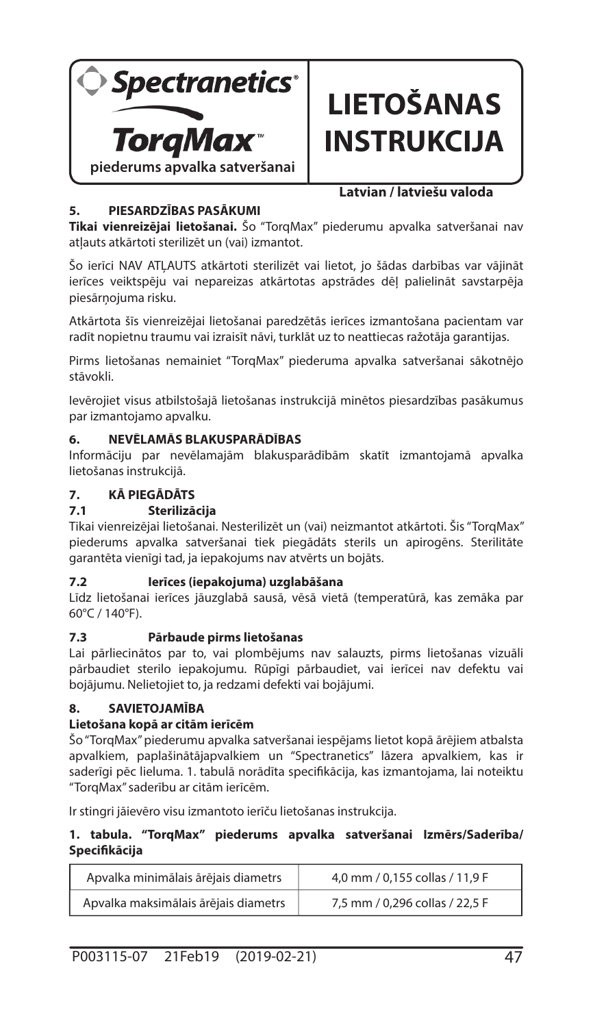Spectranetics®

**TorqMax™**

**piederums apvalka satveršanai**

# LIETOŠANAS INSTRUKCIJA

**Latvian / latviešu valoda**

## 5. PIESARDZĪBAS PASĀKUMI

**Tikai vienreizējai lietošanai.** Šo "TorqMax" piederumu apvalka satveršanai nav atļauts atkārtoti sterilizēt un (vai) izmantot.

Šo ierīci NAV ATĻAUTS atkārtoti sterilizēt vai lietot, jo šādas darbības var vājināt ierīces veiktspēju vai nepareizas atkārtotas apstrādes dēļ palielināt savstarpēja piesārņojuma risku.

Atkārtota šīs vienreizējai lietošanai paredzētās ierīces izmantošana pacientam var radīt nopietnu traumu vai izraisīt nāvi, turklāt uz to neattiecas ražotāja garantijas.

Pirms lietošanas nemainiet "TorqMax" piederuma apvalka satveršanai sākotnējo stāvokli.

Ievērojiet visus atbilstošajā lietošanas instrukcijā minētos piesardzības pasākumus par izmantojamo apvalku.

## 6. NEVĒLAMĀS BLAKUSPARĀDĪBAS

Informāciju par nevēlamajām blakusparādībām skatīt izmantojamā apvalka lietošanas instrukcijā.

## 7. KĀ PIEGĀDĀTS

### 7.1 Sterilizācija

Tikai vienreizējai lietošanai. Nesterilizēt un (vai) neizmantot atkārtoti. Šis "TorqMax" piederums apvalka satveršanai tiek piegādāts sterils un apirogēns. Sterilitāte garantēta vienīgi tad, ja iepakojums nav atvērts un bojāts.

### 7.2 Ierīces (iepakojuma) uzglabāšana

Līdz lietošanai ierīces jāuzglabā sausā, vēsā vietā (temperatūrā, kas zemāka par 60°C / 140°F).

### 7.3 Pārbaude pirms lietošanas

Lai pārliecinātos par to, vai plombējums nav salauzts, pirms lietošanas vizuāli pārbaudiet sterilo iepakojumu. Rūpīgi pārbaudiet, vai ierīcei nav defektu vai bojājumu. Nelietojiet to, ja redzami defekti vai bojājumi.

## 8. SAVIETOJAMĪBA

**Lietošana kopā ar citām ierīcēm**

Šo "TorqMax" piederumu apvalka satveršanai iespējams lietot kopā ārējiem atbalsta apvalkiem, paplašinātājapvalkiem un "Spectranetics" lāzera apvalkiem, kas ir saderīgi pēc lieluma. 1. tabulā norādīta specifikācija, kas izmantojama, lai noteiktu "TorqMax" saderību ar citām ierīcēm.

Ir stingri jāievēro visu izmantoto ierīču lietošanas instrukcija.

**1. tabula. "TorqMax" piederums apvalka satveršanai Izmērs/Saderība/ Specifikācija**

| | |
|---|---|
| Apvalka minimālais ārējais diametrs | 4,0 mm / 0,155 collas / 11,9 F |
| Apvalka maksimālais ārējais diametrs | 7,5 mm / 0,296 collas / 22,5 F |

P003115-07 21Feb19 (2019-02-21)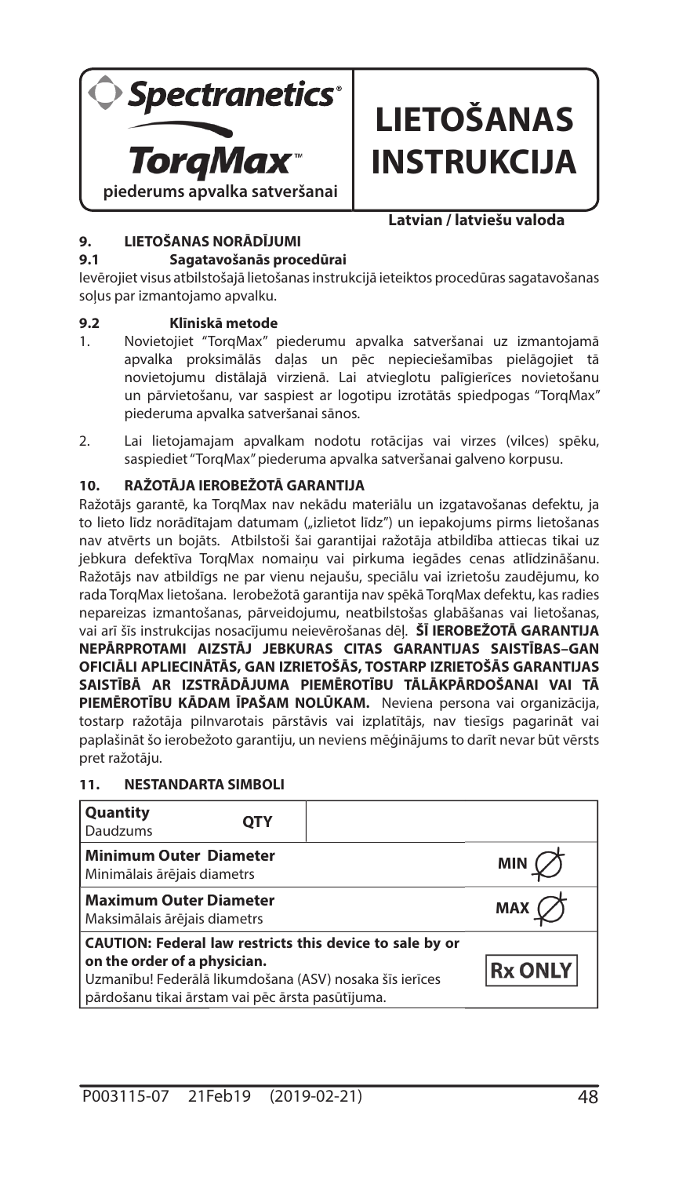**Spectranetics®**

**TorqMax™**

**piederums apvalka satveršanai**

# LIETOŠANAS INSTRUKCIJA

**Latvian / latviešu valoda**

## 9. LIETOŠANAS NORĀDĪJUMI

### 9.1 Sagatavošanās procedūrai

Ievērojiet visus atbilstošajā lietošanas instrukcijā ieteiktos procedūras sagatavošanas soļus par izmantojamo apvalku.

### 9.2 Klīniskā metode

1. Novietojiet "TorqMax" piederumu apvalka satveršanai uz izmantojamā apvalka proksimālās daļas un pēc nepieciešamības pielāgojiet tā novietojumu distālajā virzienā. Lai atvieglotu palīgierīces novietošanu un pārvietošanu, var saspiest ar logotipu izrotātās spiedpogas "TorqMax" piederuma apvalka satveršanai sānos.
2. Lai lietojamajam apvalkam nodotu rotācijas vai virzes (vilces) spēku, saspiediet "TorqMax" piederuma apvalka satveršanai galveno korpusu.

## 10. RAŽOTĀJA IEROBEŽOTĀ GARANTIJA

Ražotājs garantē, ka TorqMax nav nekādu materiālu un izgatavošanas defektu, ja to lieto līdz norādītajam datumam („izlietot līdz") un iepakojums pirms lietošanas nav atvērts un bojāts. Atbilstoši šai garantijai ražotāja atbildība attiecas tikai uz jebkura defektīva TorqMax nomaiņu vai pirkuma iegādes cenas atlīdzināšanu. Ražotājs nav atbildīgs ne par vienu nejaušu, speciālu vai izrietošu zaudējumu, ko rada TorqMax lietošana. Ierobežotā garantija nav spēkā TorqMax defektu, kas radies nepareizas izmantošanas, pārveidojumu, neatbilstošas glabāšanas vai lietošanas, vai arī šīs instrukcijas nosacījumu neievērošanas dēļ. **ŠĪ IEROBEŽOTĀ GARANTIJA NEPĀRPROTAMI AIZSTĀJ JEBKURAS CITAS GARANTIJAS SAISTĪBAS–GAN OFICIĀLI APLIECINĀTĀS, GAN IZRIETOŠĀS, TOSTARP IZRIETOŠĀS GARANTIJAS SAISTĪBĀ AR IZSTRĀDĀJUMA PIEMĒROTĪBU TĀLĀKPĀRDOŠANAI VAI TĀ PIEMĒROTĪBU KĀDAM ĪPAŠAM NOLŪKAM.** Neviena persona vai organizācija, tostarp ražotāja pilnvarotais pārstāvis vai izplatītājs, nav tiesīgs pagarināt vai paplašināt šo ierobežoto garantiju, un neviens mēģinājums to darīt nevar būt vērsts pret ražotāju.

## 11. NESTANDARTA SIMBOLI

| | |
|---|---|
| **Quantity** Daudzums | QTY |
| **Minimum Outer Diameter** Minimālais ārējais diametrs | MIN ∅ |
| **Maximum Outer Diameter** Maksimālais ārējais diametrs | MAX ∅ |
| **CAUTION: Federal law restricts this device to sale by or on the order of a physician.** Uzmanību! Federālā likumdošana (ASV) nosaka šīs ierīces pārdošanu tikai ārstam vai pēc ārsta pasūtījuma. | Rx ONLY |

P003115-07 21Feb19 (2019-02-21)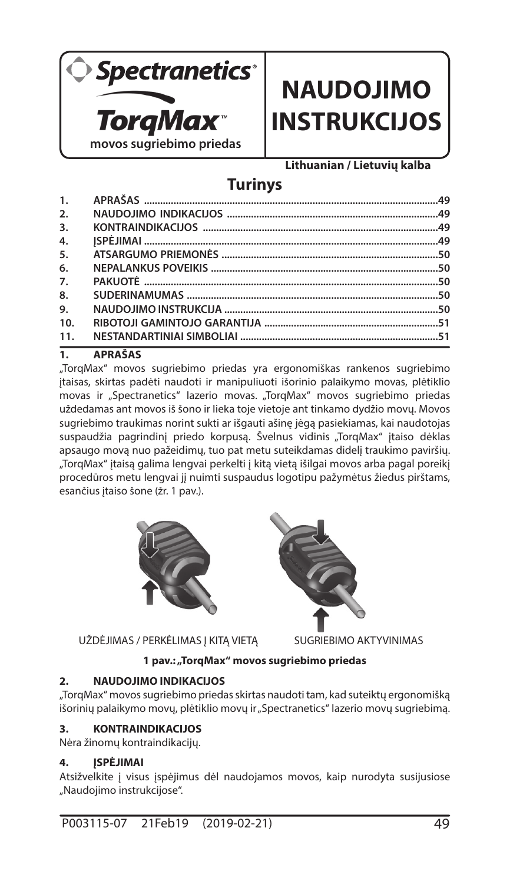Spectranetics®

TorqMax™

movos sugriebimo priedas

# NAUDOJIMO INSTRUKCIJOS

**Lithuanian / Lietuvių kalba**

## Turinys

| | | |
|---|---|---|
| 1. | APRAŠAS | 49 |
| 2. | NAUDOJIMO INDIKACIJOS | 49 |
| 3. | KONTRAINDIKACIJOS | 49 |
| 4. | ĮSPĖJIMAI | 49 |
| 5. | ATSARGUMO PRIEMONĖS | 50 |
| 6. | NEPALANKUS POVEIKIS | 50 |
| 7. | PAKUOTĖ | 50 |
| 8. | SUDERINAMUMAS | 50 |
| 9. | NAUDOJIMO INSTRUKCIJA | 50 |
| 10. | RIBOTOJI GAMINTOJO GARANTIJA | 51 |
| 11. | NESTANDARTINIAI SIMBOLIAI | 51 |

## 1. APRAŠAS

„TorqMax" movos sugriebimo priedas yra ergonomiškas rankenos sugriebimo įtaisas, skirtas padėti naudoti ir manipuliuoti išorinio palaikymo movas, plėtiklio movas ir „Spectranetics" lazerio movas. „TorqMax" movos sugriebimo priedas uždedamas ant movos iš šono ir lieka toje vietoje ant tinkamo dydžio movų. Movos sugriebimo traukimas norint sukti ar išgauti ašinę jėgą pasiekiamas, kai naudotojas suspaudžia pagrindinį priedo korpusą. Švelnus vidinis „TorqMax" įtaiso dėklas apsaugo movą nuo pažeidimų, tuo pat metu suteikdamas didelį traukimo paviršių. „TorqMax" įtaisą galima lengvai perkelti į kitą vietą išilgai movos arba pagal poreikį procedūros metu lengvai jį nuimti suspaudus logotipu pažymėtus žiedus pirštams, esančius įtaiso šone (žr. 1 pav.).

UŽDĖJIMAS / PERKĖLIMAS Į KITĄ VIETĄ

SUGRIEBIMO AKTYVINIMAS

**1 pav.: „TorqMax" movos sugriebimo priedas**

## 2. NAUDOJIMO INDIKACIJOS

„TorqMax" movos sugriebimo priedas skirtas naudoti tam, kad suteiktų ergonomišką išorinių palaikymo movų, plėtiklio movų ir „Spectranetics" lazerio movų sugriebimą.

## 3. KONTRAINDIKACIJOS

Nėra žinomų kontraindikacijų.

## 4. ĮSPĖJIMAI

Atsižvelkite į visus įspėjimus dėl naudojamos movos, kaip nurodyta susijusiose „Naudojimo instrukcijose".

P003115-07 21Feb19 (2019-02-21)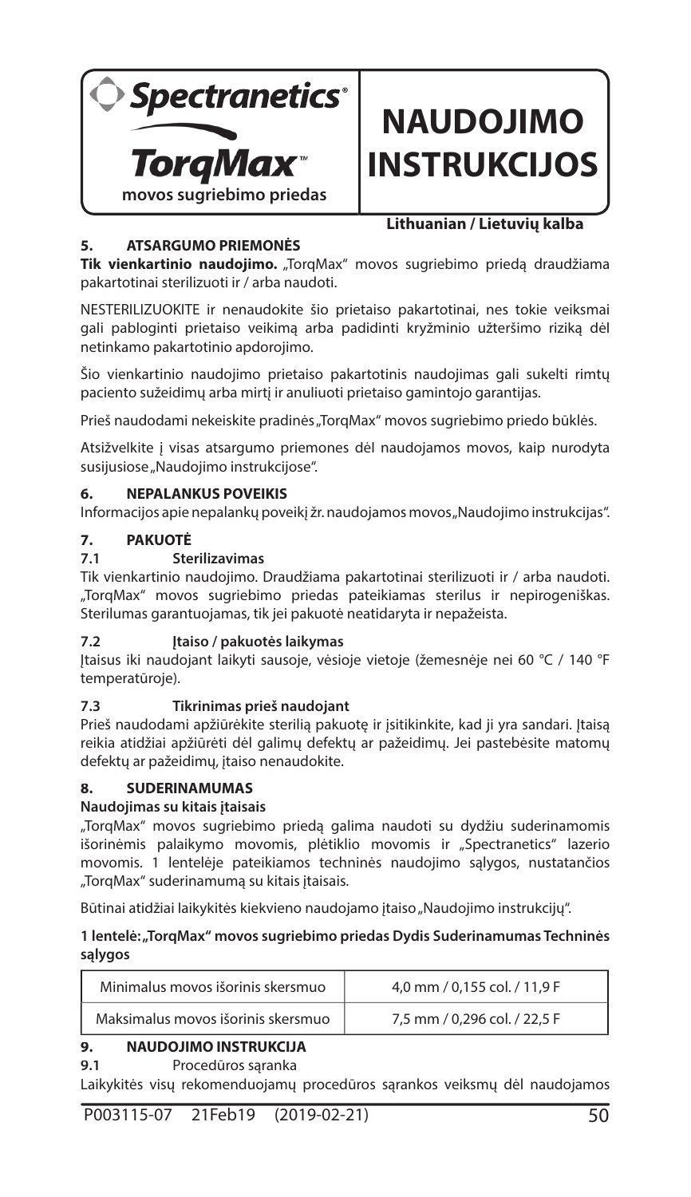**Spectranetics®**

**TorqMax™**

**movos sugriebimo priedas**

# NAUDOJIMO INSTRUKCIJOS

**Lithuanian / Lietuvių kalba**

## 5. ATSARGUMO PRIEMONĖS

**Tik vienkartinio naudojimo.** „TorqMax“ movos sugriebimo priedą draudžiama pakartotinai sterilizuoti ir / arba naudoti.

NESTERILIZUOKITE ir nenaudokite šio prietaiso pakartotinai, nes tokie veiksmai gali pabloginti prietaiso veikimą arba padidinti kryžminio užteršimo riziką dėl netinkamo pakartotinio apdorojimo.

Šio vienkartinio naudojimo prietaiso pakartotinis naudojimas gali sukelti rimtų paciento sužeidimų arba mirtį ir anuliuoti prietaiso gamintojo garantijas.

Prieš naudodami nekeiskite pradinės „TorqMax“ movos sugriebimo priedo būklės.

Atsižvelkite į visas atsargumo priemones dėl naudojamos movos, kaip nurodyta susijusiose „Naudojimo instrukcijose“.

## 6. NEPALANKUS POVEIKIS

Informacijos apie nepalankų poveikį žr. naudojamos movos „Naudojimo instrukcijas“.

## 7. PAKUOTĖ

### 7.1 Sterilizavimas

Tik vienkartinio naudojimo. Draudžiama pakartotinai sterilizuoti ir / arba naudoti. „TorqMax“ movos sugriebimo priedas pateikiamas sterilus ir nepirogeniškas. Sterilumas garantuojamas, tik jei pakuotė neatidaryta ir nepažeista.

### 7.2 Įtaiso / pakuotės laikymas

Įtaisus iki naudojant laikyti sausoje, vėsioje vietoje (žemesnėje nei 60 °C / 140 °F temperatūroje).

### 7.3 Tikrinimas prieš naudojant

Prieš naudodami apžiūrėkite sterilią pakuotę ir įsitikinkite, kad ji yra sandari. Įtaisą reikia atidžiai apžiūrėti dėl galimų defektų ar pažeidimų. Jei pastebėsite matomų defektų ar pažeidimų, įtaiso nenaudokite.

## 8. SUDERINAMUMAS

**Naudojimas su kitais įtaisais**

„TorqMax“ movos sugriebimo priedą galima naudoti su dydžiu suderinamomis išorinėmis palaikymo movomis, plėtiklio movomis ir „Spectranetics“ lazerio movomis. 1 lentelėje pateikiamos techninės naudojimo sąlygos, nustatančios „TorqMax“ suderinamumą su kitais įtaisais.

Būtinai atidžiai laikykitės kiekvieno naudojamo įtaiso „Naudojimo instrukcijų“.

**1 lentelė: „TorqMax“ movos sugriebimo priedas Dydis Suderinamumas Techninės sąlygos**

| | |
|---|---|
| Minimalus movos išorinis skersmuo | 4,0 mm / 0,155 col. / 11,9 F |
| Maksimalus movos išorinis skersmuo | 7,5 mm / 0,296 col. / 22,5 F |

## 9. NAUDOJIMO INSTRUKCIJA

### 9.1 Procedūros sąranka

Laikykitės visų rekomenduojamų procedūros sąrankos veiksmų dėl naudojamos

P003115-07 21Feb19 (2019-02-21)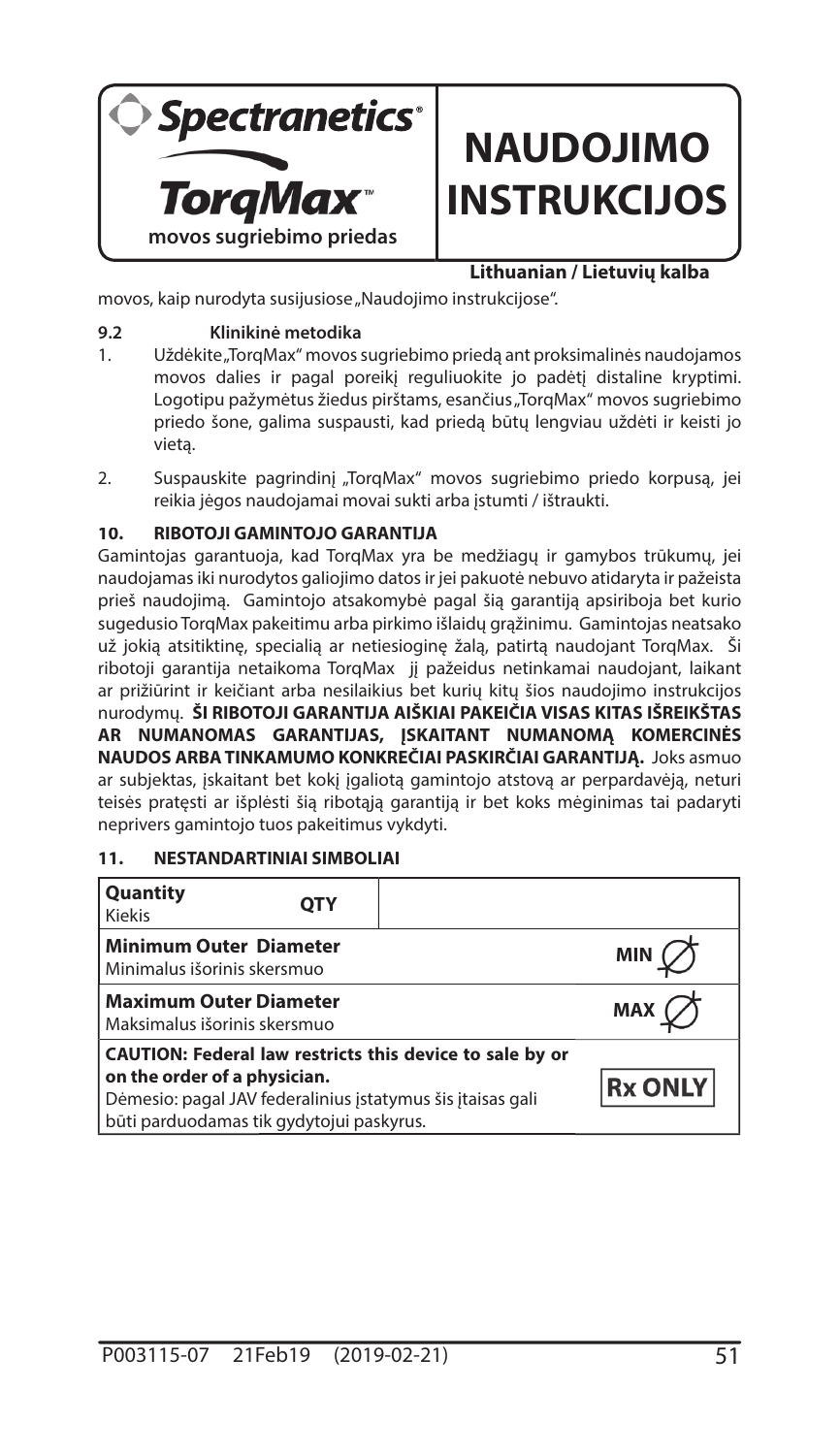movos, kaip nurodyta susijusiose „Naudojimo instrukcijose".

### 9.2 Klinikinė metodika

1. Uždėkite „TorqMax" movos sugriebimo priedą ant proksimalinės naudojamos movos dalies ir pagal poreikį reguliuokite jo padėtį distaline kryptimi. Logotipu pažymėtus žiedus pirštams, esančius „TorqMax" movos sugriebimo priedo šone, galima suspausti, kad priedą būtų lengviau uždėti ir keisti jo vietą.
2. Suspauskite pagrindinį „TorqMax" movos sugriebimo priedo korpusą, jei reikia jėgos naudojamai movai sukti arba įstumti / ištraukti.

## 10. RIBOTOJI GAMINTOJO GARANTIJA

Gamintojas garantuoja, kad TorqMax yra be medžiagų ir gamybos trūkumų, jei naudojamas iki nurodytos galiojimo datos ir jei pakuotė nebuvo atidaryta ir pažeista prieš naudojimą. Gamintojo atsakomybė pagal šią garantiją apsiriboja bet kurio sugedusio TorqMax pakeitimu arba pirkimo išlaidų grąžinimu. Gamintojas neatsako už jokią atsitiktinę, specialią ar netiesioginę žalą, patirtą naudojant TorqMax. Ši ribotoji garantija netaikoma TorqMax jį pažeidus netinkamai naudojant, laikant ar prižiūrint ir keičiant arba nesilaikius bet kurių kitų šios naudojimo instrukcijos nurodymų. **ŠI RIBOTOJI GARANTIJA AIŠKIAI PAKEIČIA VISAS KITAS IŠREIKŠTAS AR NUMANOMAS GARANTIJAS, ĮSKAITANT NUMANOMĄ KOMERCINĖS NAUDOS ARBA TINKAMUMO KONKREČIAI PASKIRČIAI GARANTIJĄ.** Joks asmuo ar subjektas, įskaitant bet kokį įgaliotą gamintojo atstovą ar perpardavėją, neturi teisės pratęsti ar išplėsti šią ribotąją garantiją ir bet koks mėginimas tai padaryti neprivers gamintojo tuos pakeitimus vykdyti.

## 11. NESTANDARTINIAI SIMBOLIAI

| Simbolis | Ženklas |
|---|---|
| **Quantity** Kiekis | QTY |
| **Minimum Outer Diameter** Minimalus išorinis skersmuo | MIN ∅ |
| **Maximum Outer Diameter** Maksimalus išorinis skersmuo | MAX ∅ |
| **CAUTION: Federal law restricts this device to sale by or on the order of a physician.** Dėmesio: pagal JAV federalinius įstatymus šis įtaisas gali būti parduodamas tik gydytojui paskyrus. | Rx ONLY |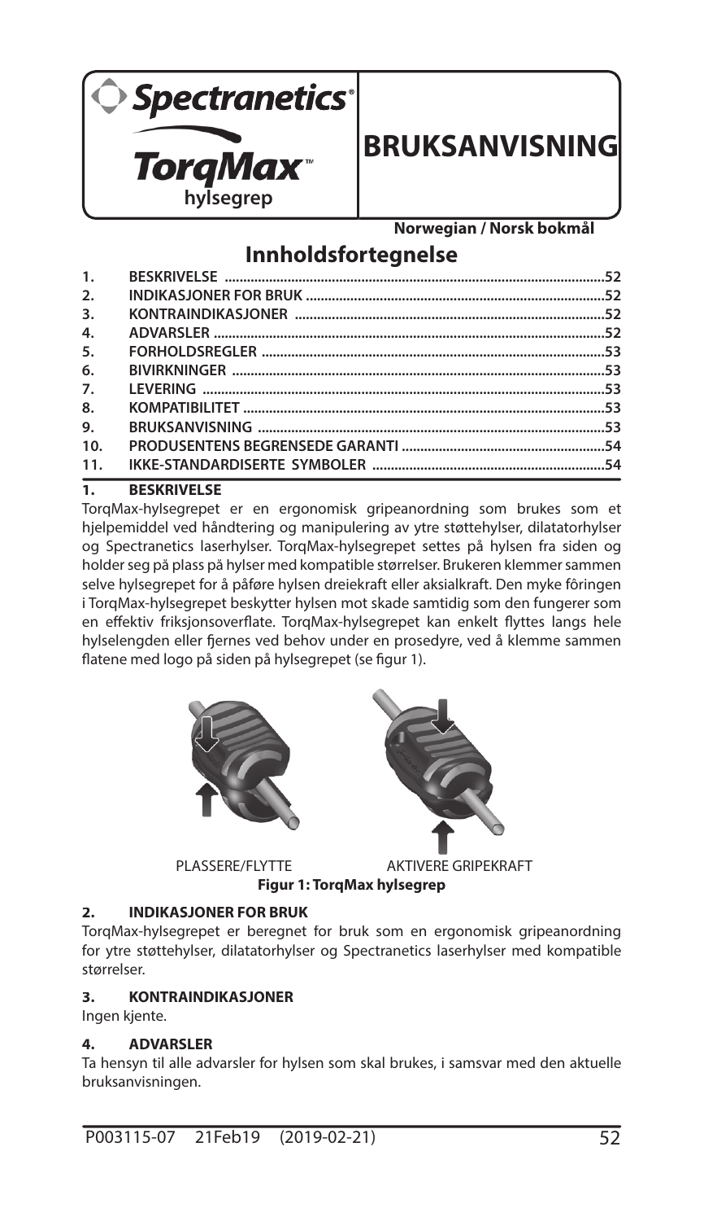**Spectranetics**

**TorqMax™ hylsegrep**

# BRUKSANVISNING

**Norwegian / Norsk bokmål**

## Innholdsfortegnelse

| | | |
|---|---|---|
| 1. | BESKRIVELSE | 52 |
| 2. | INDIKASJONER FOR BRUK | 52 |
| 3. | KONTRAINDIKASJONER | 52 |
| 4. | ADVARSLER | 52 |
| 5. | FORHOLDSREGLER | 53 |
| 6. | BIVIRKNINGER | 53 |
| 7. | LEVERING | 53 |
| 8. | KOMPATIBILITET | 53 |
| 9. | BRUKSANVISNING | 53 |
| 10. | PRODUSENTENS BEGRENSEDE GARANTI | 54 |
| 11. | IKKE-STANDARDISERTE SYMBOLER | 54 |

## 1. BESKRIVELSE

TorqMax-hylsegrepet er en ergonomisk gripeanordning som brukes som et hjelpemiddel ved håndtering og manipulering av ytre støttehylser, dilatatorhylser og Spectranetics laserhylser. TorqMax-hylsegrepet settes på hylsen fra siden og holder seg på plass på hylser med kompatible størrelser. Brukeren klemmer sammen selve hylsegrepet for å påføre hylsen dreiekraft eller aksialkraft. Den myke fôringen i TorqMax-hylsegrepet beskytter hylsen mot skade samtidig som den fungerer som en effektiv friksjonsoverflate. TorqMax-hylsegrepet kan enkelt flyttes langs hele hylselengden eller fjernes ved behov under en prosedyre, ved å klemme sammen flatene med logo på siden på hylsegrepet (se figur 1).

PLASSERE/FLYTTE AKTIVERE GRIPEKRAFT

**Figur 1: TorqMax hylsegrep**

## 2. INDIKASJONER FOR BRUK

TorqMax-hylsegrepet er beregnet for bruk som en ergonomisk gripeanordning for ytre støttehylser, dilatatorhylser og Spectranetics laserhylser med kompatible størrelser.

## 3. KONTRAINDIKASJONER

Ingen kjente.

## 4. ADVARSLER

Ta hensyn til alle advarsler for hylsen som skal brukes, i samsvar med den aktuelle bruksanvisningen.

P003115-07 21Feb19 (2019-02-21)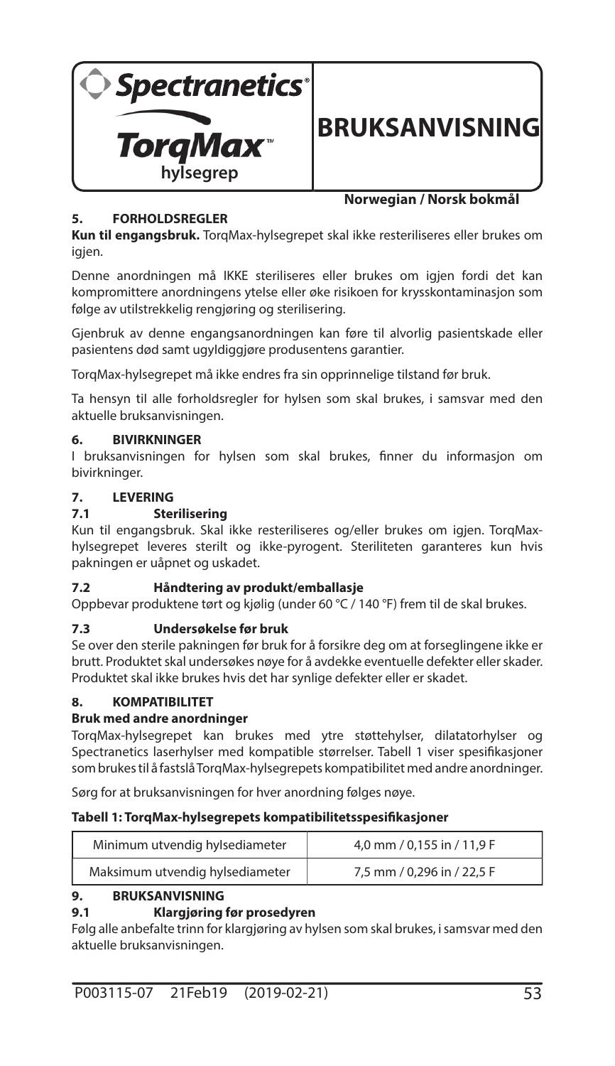**Spectranetics®**

**TorqMax™ hylsegrep**

# BRUKSANVISNING

**Norwegian / Norsk bokmål**

## 5. FORHOLDSREGLER

**Kun til engangsbruk.** TorqMax-hylsegrepet skal ikke resteriliseres eller brukes om igjen.

Denne anordningen må IKKE steriliseres eller brukes om igjen fordi det kan kompromittere anordningens ytelse eller øke risikoen for krysskontaminasjon som følge av utilstrekkelig rengjøring og sterilisering.

Gjenbruk av denne engangsanordningen kan føre til alvorlig pasientskade eller pasientens død samt ugyldiggjøre produsentens garantier.

TorqMax-hylsegrepet må ikke endres fra sin opprinnelige tilstand før bruk.

Ta hensyn til alle forholdsregler for hylsen som skal brukes, i samsvar med den aktuelle bruksanvisningen.

## 6. BIVIRKNINGER

I bruksanvisningen for hylsen som skal brukes, finner du informasjon om bivirkninger.

## 7. LEVERING

### 7.1 Sterilisering

Kun til engangsbruk. Skal ikke resteriliseres og/eller brukes om igjen. TorqMax-hylsegrepet leveres sterilt og ikke-pyrogent. Steriliteten garanteres kun hvis pakningen er uåpnet og uskadet.

### 7.2 Håndtering av produkt/emballasje

Oppbevar produktene tørt og kjølig (under 60 °C / 140 °F) frem til de skal brukes.

### 7.3 Undersøkelse før bruk

Se over den sterile pakningen før bruk for å forsikre deg om at forseglingene ikke er brutt. Produktet skal undersøkes nøye for å avdekke eventuelle defekter eller skader. Produktet skal ikke brukes hvis det har synlige defekter eller er skadet.

## 8. KOMPATIBILITET

**Bruk med andre anordninger**

TorqMax-hylsegrepet kan brukes med ytre støttehylser, dilatatorhylser og Spectranetics laserhylser med kompatible størrelser. Tabell 1 viser spesifikasjoner som brukes til å fastslå TorqMax-hylsegrepets kompatibilitet med andre anordninger.

Sørg for at bruksanvisningen for hver anordning følges nøye.

**Tabell 1: TorqMax-hylsegrepets kompatibilitetsspesifikasjoner**

| | |
|---|---|
| Minimum utvendig hylsediameter | 4,0 mm / 0,155 in / 11,9 F |
| Maksimum utvendig hylsediameter | 7,5 mm / 0,296 in / 22,5 F |

## 9. BRUKSANVISNING

### 9.1 Klargjøring før prosedyren

Følg alle anbefalte trinn for klargjøring av hylsen som skal brukes, i samsvar med den aktuelle bruksanvisningen.

P003115-07 21Feb19 (2019-02-21)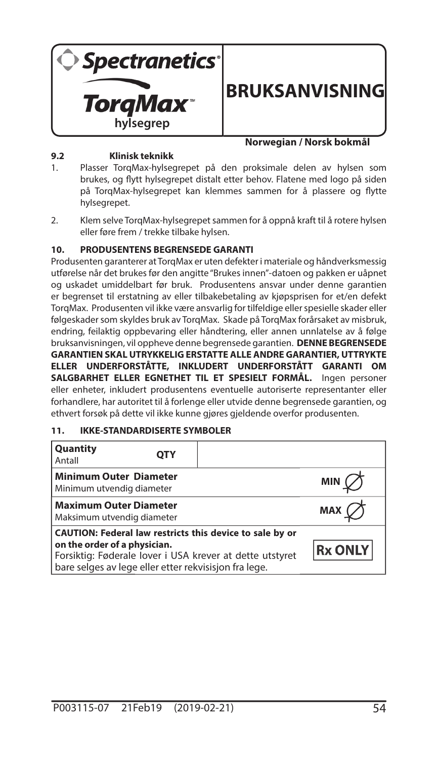**Spectranetics®**

**TorqMax™ hylsegrep**

# BRUKSANVISNING

**Norwegian / Norsk bokmål**

### 9.2 Klinisk teknikk

1. Plasser TorqMax-hylsegrepet på den proksimale delen av hylsen som brukes, og flytt hylsegrepet distalt etter behov. Flatene med logo på siden på TorqMax-hylsegrepet kan klemmes sammen for å plassere og flytte hylsegrepet.
2. Klem selve TorqMax-hylsegrepet sammen for å oppnå kraft til å rotere hylsen eller føre frem / trekke tilbake hylsen.

## 10. PRODUSENTENS BEGRENSEDE GARANTI

Produsenten garanterer at TorqMax er uten defekter i materiale og håndverksmessig utførelse når det brukes før den angitte "Brukes innen"-datoen og pakken er uåpnet og uskadet umiddelbart før bruk. Produsentens ansvar under denne garantien er begrenset til erstatning av eller tilbakebetaling av kjøpsprisen for et/en defekt TorqMax. Produsenten vil ikke være ansvarlig for tilfeldige eller spesielle skader eller følgeskader som skyldes bruk av TorqMax. Skade på TorqMax forårsaket av misbruk, endring, feilaktig oppbevaring eller håndtering, eller annen unnlatelse av å følge bruksanvisningen, vil oppheve denne begrensede garantien. **DENNE BEGRENSEDE GARANTIEN SKAL UTRYKKELIG ERSTATTE ALLE ANDRE GARANTIER, UTTRYKTE ELLER UNDERFORSTÅTTE, INKLUDERT UNDERFORSTÅTT GARANTI OM SALGBARHET ELLER EGNETHET TIL ET SPESIELT FORMÅL.** Ingen personer eller enheter, inkludert produsentens eventuelle autoriserte representanter eller forhandlere, har autoritet til å forlenge eller utvide denne begrensede garantien, og ethvert forsøk på dette vil ikke kunne gjøres gjeldende overfor produsenten.

## 11. IKKE-STANDARDISERTE SYMBOLER

| | |
|---|---|
| **Quantity** Antall | QTY |
| **Minimum Outer Diameter** Minimum utvendig diameter | MIN ∅ |
| **Maximum Outer Diameter** Maksimum utvendig diameter | MAX ∅ |
| **CAUTION: Federal law restricts this device to sale by or on the order of a physician.** Forsiktig: Føderale lover i USA krever at dette utstyret bare selges av lege eller etter rekvisisjon fra lege. | Rx ONLY |

P003115-07 21Feb19 (2019-02-21)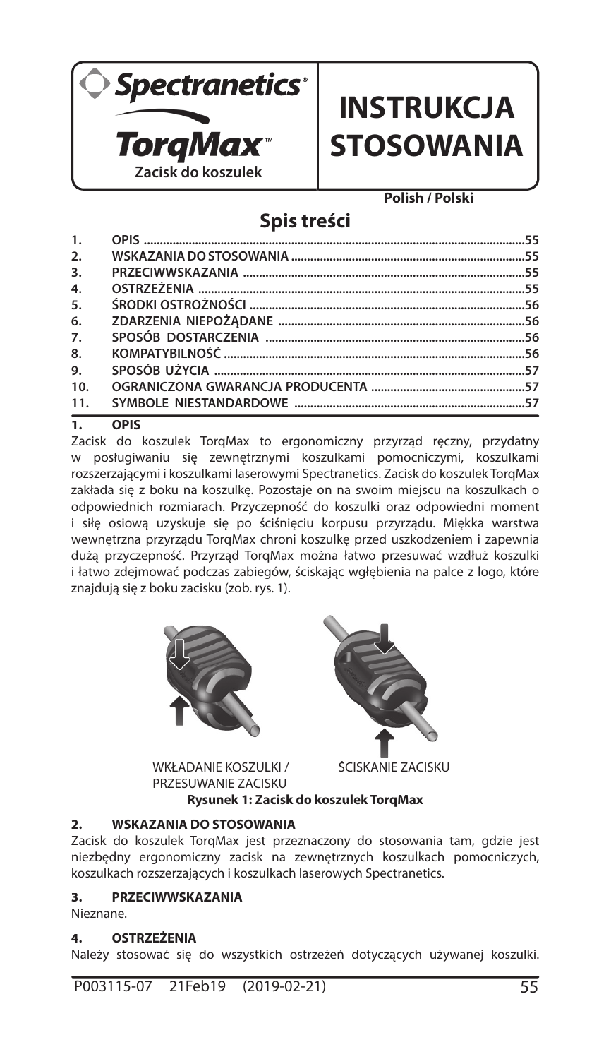Spectranetics®

**TorqMax™**

**Zacisk do koszulek**

# INSTRUKCJA STOSOWANIA

**Polish / Polski**

## Spis treści

1. OPIS ....................................................................................................................55
2. WSKAZANIA DO STOSOWANIA ........................................................................55
3. PRZECIWWSKAZANIA .......................................................................................55
4. OSTRZEŻENIA .....................................................................................................55
5. ŚRODKI OSTROŻNOŚCI .....................................................................................56
6. ZDARZENIA NIEPOŻĄDANE ............................................................................56
7. SPOSÓB DOSTARCZENIA ................................................................................56
8. KOMPATYBILNOŚĆ .............................................................................................56
9. SPOSÓB UŻYCIA ................................................................................................57
10. OGRANICZONA GWARANCJA PRODUCENTA ...............................................57
11. SYMBOLE NIESTANDARDOWE .......................................................................57

## 1. OPIS

Zacisk do koszulek TorqMax to ergonomiczny przyrząd ręczny, przydatny w posługiwaniu się zewnętrznymi koszulkami pomocniczymi, koszulkami rozszerzającymi i koszulkami laserowymi Spectranetics. Zacisk do koszulek TorqMax zakłada się z boku na koszulkę. Pozostaje on na swoim miejscu na koszulkach o odpowiednich rozmiarach. Przyczepność do koszulki oraz odpowiedni moment i siłę osiową uzyskuje się po ściśnięciu korpusu przyrządu. Miękka warstwa wewnętrzna przyrządu TorqMax chroni koszulkę przed uszkodzeniem i zapewnia dużą przyczepność. Przyrząd TorqMax można łatwo przesuwać wzdłuż koszulki i łatwo zdejmować podczas zabiegów, ściskając wgłębienia na palce z logo, które znajdują się z boku zacisku (zob. rys. 1).

WKŁADANIE KOSZULKI / PRZESUWANIE ZACISKU

ŚCISKANIE ZACISKU

**Rysunek 1: Zacisk do koszulek TorqMax**

## 2. WSKAZANIA DO STOSOWANIA

Zacisk do koszulek TorqMax jest przeznaczony do stosowania tam, gdzie jest niezbędny ergonomiczny zacisk na zewnętrznych koszulkach pomocniczych, koszulkach rozszerzających i koszulkach laserowych Spectranetics.

## 3. PRZECIWWSKAZANIA

Nieznane.

## 4. OSTRZEŻENIA

Należy stosować się do wszystkich ostrzeżeń dotyczących używanej koszulki.

P003115-07 21Feb19 (2019-02-21)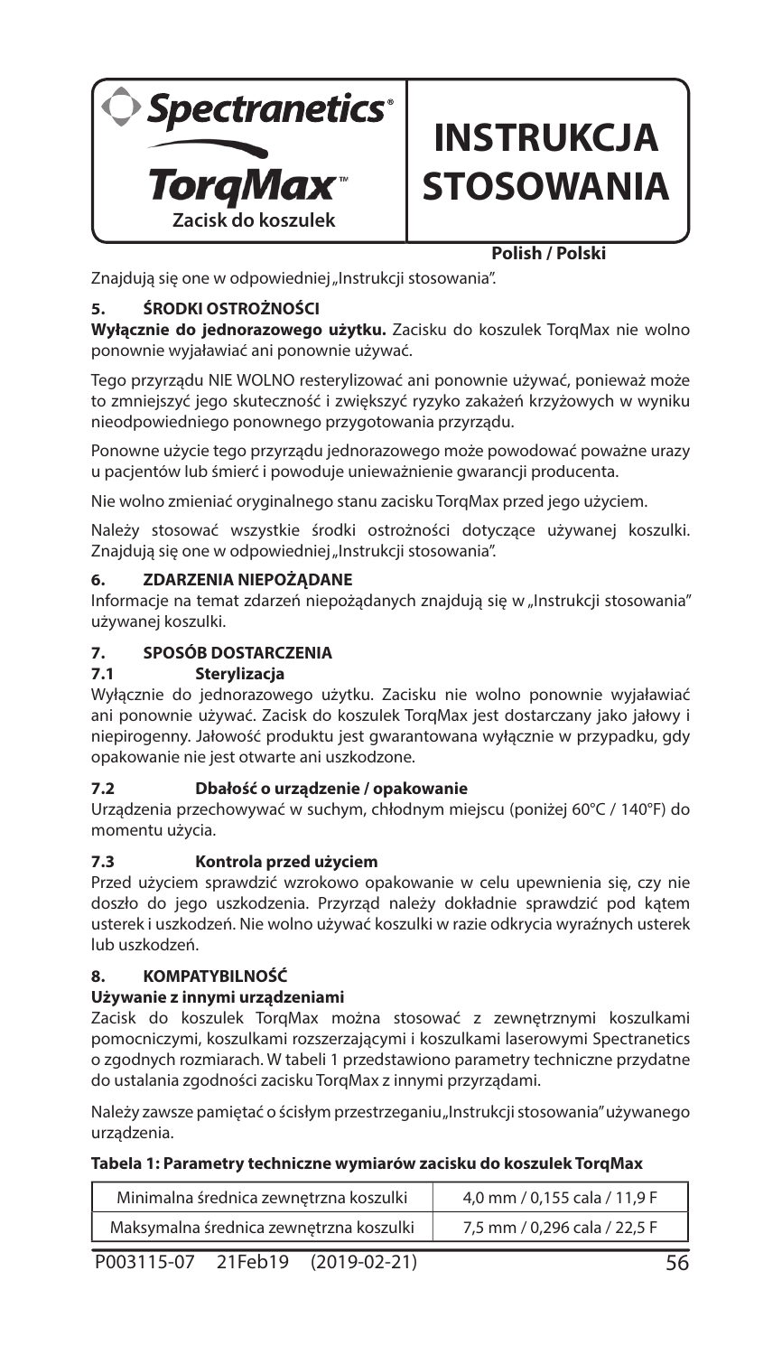Znajdują się one w odpowiedniej „Instrukcji stosowania".

## 5. ŚRODKI OSTROŻNOŚCI

**Wyłącznie do jednorazowego użytku.** Zacisku do koszulek TorqMax nie wolno ponownie wyjaławiać ani ponownie używać.

Tego przyrządu NIE WOLNO resterylizować ani ponownie używać, ponieważ może to zmniejszyć jego skuteczność i zwiększyć ryzyko zakażeń krzyżowych w wyniku nieodpowiedniego ponownego przygotowania przyrządu.

Ponowne użycie tego przyrządu jednorazowego może powodować poważne urazy u pacjentów lub śmierć i powoduje unieważnienie gwarancji producenta.

Nie wolno zmieniać oryginalnego stanu zacisku TorqMax przed jego użyciem.

Należy stosować wszystkie środki ostrożności dotyczące używanej koszulki. Znajdują się one w odpowiedniej „Instrukcji stosowania".

## 6. ZDARZENIA NIEPOŻĄDANE

Informacje na temat zdarzeń niepożądanych znajdują się w „Instrukcji stosowania" używanej koszulki.

## 7. SPOSÓB DOSTARCZENIA

### 7.1 Sterylizacja

Wyłącznie do jednorazowego użytku. Zacisku nie wolno ponownie wyjaławiać ani ponownie używać. Zacisk do koszulek TorqMax jest dostarczany jako jałowy i niepirogenny. Jałowość produktu jest gwarantowana wyłącznie w przypadku, gdy opakowanie nie jest otwarte ani uszkodzone.

### 7.2 Dbałość o urządzenie / opakowanie

Urządzenia przechowywać w suchym, chłodnym miejscu (poniżej 60°C / 140°F) do momentu użycia.

### 7.3 Kontrola przed użyciem

Przed użyciem sprawdzić wzrokowo opakowanie w celu upewnienia się, czy nie doszło do jego uszkodzenia. Przyrząd należy dokładnie sprawdzić pod kątem usterek i uszkodzeń. Nie wolno używać koszulki w razie odkrycia wyraźnych usterek lub uszkodzeń.

## 8. KOMPATYBILNOŚĆ

**Używanie z innymi urządzeniami**

Zacisk do koszulek TorqMax można stosować z zewnętrznymi koszulkami pomocniczymi, koszulkami rozszerzającymi i koszulkami laserowymi Spectranetics o zgodnych rozmiarach. W tabeli 1 przedstawiono parametry techniczne przydatne do ustalania zgodności zacisku TorqMax z innymi przyrządami.

Należy zawsze pamiętać o ścisłym przestrzeganiu „Instrukcji stosowania" używanego urządzenia.

**Tabela 1: Parametry techniczne wymiarów zacisku do koszulek TorqMax**

| Parametr | Wartość |
| --- | --- |
| Minimalna średnica zewnętrzna koszulki | 4,0 mm / 0,155 cala / 11,9 F |
| Maksymalna średnica zewnętrzna koszulki | 7,5 mm / 0,296 cala / 22,5 F |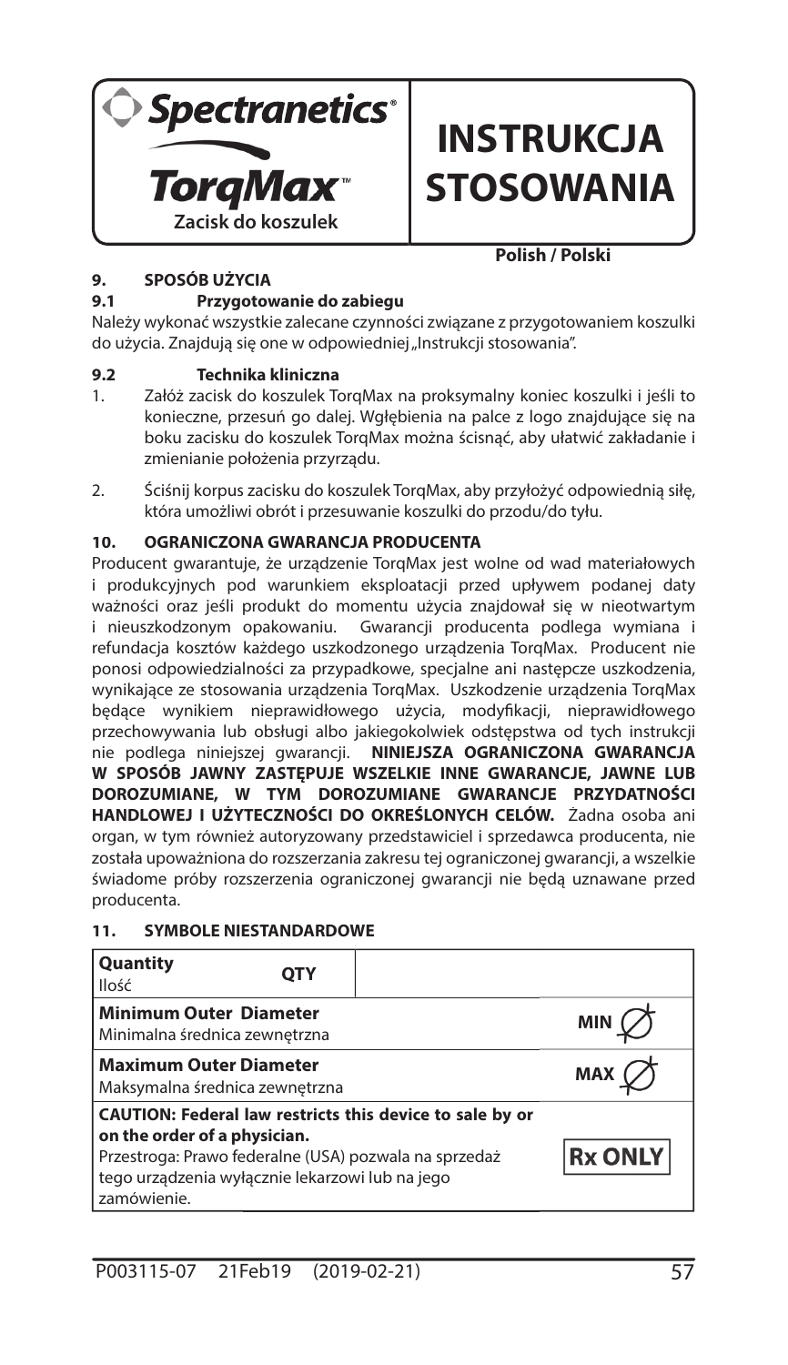**Spectranetics®**

**TorqMax™**

**Zacisk do koszulek**

# INSTRUKCJA STOSOWANIA

**Polish / Polski**

## 9. SPOSÓB UŻYCIA

### 9.1 Przygotowanie do zabiegu

Należy wykonać wszystkie zalecane czynności związane z przygotowaniem koszulki do użycia. Znajdują się one w odpowiedniej „Instrukcji stosowania".

### 9.2 Technika kliniczna

1. Załóż zacisk do koszulek TorqMax na proksymalny koniec koszulki i jeśli to konieczne, przesuń go dalej. Wgłębienia na palce z logo znajdujące się na boku zacisku do koszulek TorqMax można ścisnąć, aby ułatwić zakładanie i zmienianie położenia przyrządu.
2. Ściśnij korpus zacisku do koszulek TorqMax, aby przyłożyć odpowiednią siłę, która umożliwi obrót i przesuwanie koszulki do przodu/do tyłu.

## 10. OGRANICZONA GWARANCJA PRODUCENTA

Producent gwarantuje, że urządzenie TorqMax jest wolne od wad materiałowych i produkcyjnych pod warunkiem eksploatacji przed upływem podanej daty ważności oraz jeśli produkt do momentu użycia znajdował się w nieotwartym i nieuszkodzonym opakowaniu. Gwarancji producenta podlega wymiana i refundacja kosztów każdego uszkodzonego urządzenia TorqMax. Producent nie ponosi odpowiedzialności za przypadkowe, specjalne ani następcze uszkodzenia, wynikające ze stosowania urządzenia TorqMax. Uszkodzenie urządzenia TorqMax będące wynikiem nieprawidłowego użycia, modyfikacji, nieprawidłowego przechowywania lub obsługi albo jakiegokolwiek odstępstwa od tych instrukcji nie podlega niniejszej gwarancji. **NINIEJSZA OGRANICZONA GWARANCJA W SPOSÓB JAWNY ZASTĘPUJE WSZELKIE INNE GWARANCJE, JAWNE LUB DOROZUMIANE, W TYM DOROZUMIANE GWARANCJE PRZYDATNOŚCI HANDLOWEJ I UŻYTECZNOŚCI DO OKREŚLONYCH CELÓW.** Żadna osoba ani organ, w tym również autoryzowany przedstawiciel i sprzedawca producenta, nie została upoważniona do rozszerzania zakresu tej ograniczonej gwarancji, a wszelkie świadome próby rozszerzenia ograniczonej gwarancji nie będą uznawane przed producenta.

## 11. SYMBOLE NIESTANDARDOWE

| Opis | Symbol |
|---|---|
| **Quantity**<br>Ilość | QTY |
| **Minimum Outer Diameter**<br>Minimalna średnica zewnętrzna | MIN ∅ |
| **Maximum Outer Diameter**<br>Maksymalna średnica zewnętrzna | MAX ∅ |
| **CAUTION: Federal law restricts this device to sale by or on the order of a physician.**<br>Przestroga: Prawo federalne (USA) pozwala na sprzedaż tego urządzenia wyłącznie lekarzowi lub na jego zamówienie. | Rx ONLY |

P003115-07 21Feb19 (2019-02-21)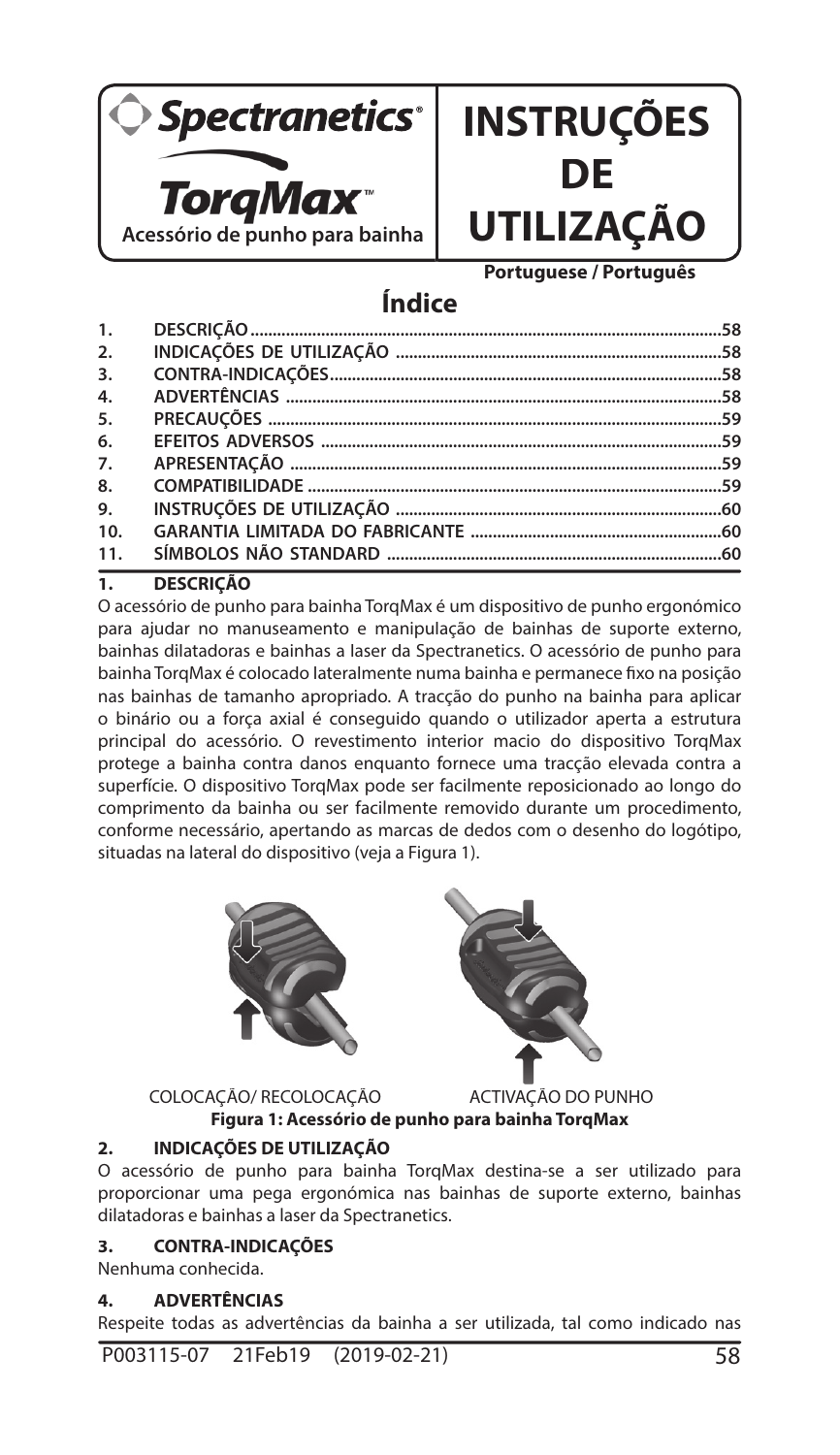Spectranetics®

**TorqMax™**

**Acessório de punho para bainha**

# INSTRUÇÕES DE UTILIZAÇÃO

**Portuguese / Português**

## Índice

| | | |
|---|---|---|
| 1. | DESCRIÇÃO | 58 |
| 2. | INDICAÇÕES DE UTILIZAÇÃO | 58 |
| 3. | CONTRA-INDICAÇÕES | 58 |
| 4. | ADVERTÊNCIAS | 58 |
| 5. | PRECAUÇÕES | 59 |
| 6. | EFEITOS ADVERSOS | 59 |
| 7. | APRESENTAÇÃO | 59 |
| 8. | COMPATIBILIDADE | 59 |
| 9. | INSTRUÇÕES DE UTILIZAÇÃO | 60 |
| 10. | GARANTIA LIMITADA DO FABRICANTE | 60 |
| 11. | SÍMBOLOS NÃO STANDARD | 60 |

## 1. DESCRIÇÃO

O acessório de punho para bainha TorqMax é um dispositivo de punho ergonómico para ajudar no manuseamento e manipulação de bainhas de suporte externo, bainhas dilatadoras e bainhas a laser da Spectranetics. O acessório de punho para bainha TorqMax é colocado lateralmente numa bainha e permanece fixo na posição nas bainhas de tamanho apropriado. A tracção do punho na bainha para aplicar o binário ou a força axial é conseguido quando o utilizador aperta a estrutura principal do acessório. O revestimento interior macio do dispositivo TorqMax protege a bainha contra danos enquanto fornece uma tracção elevada contra a superfície. O dispositivo TorqMax pode ser facilmente reposicionado ao longo do comprimento da bainha ou ser facilmente removido durante um procedimento, conforme necessário, apertando as marcas de dedos com o desenho do logótipo, situadas na lateral do dispositivo (veja a Figura 1).

COLOCAÇÃO/ RECOLOCAÇÃO    ACTIVAÇÃO DO PUNHO

**Figura 1: Acessório de punho para bainha TorqMax**

## 2. INDICAÇÕES DE UTILIZAÇÃO

O acessório de punho para bainha TorqMax destina-se a ser utilizado para proporcionar uma pega ergonómica nas bainhas de suporte externo, bainhas dilatadoras e bainhas a laser da Spectranetics.

## 3. CONTRA-INDICAÇÕES

Nenhuma conhecida.

## 4. ADVERTÊNCIAS

Respeite todas as advertências da bainha a ser utilizada, tal como indicado nas

P003115-07 21Feb19 (2019-02-21)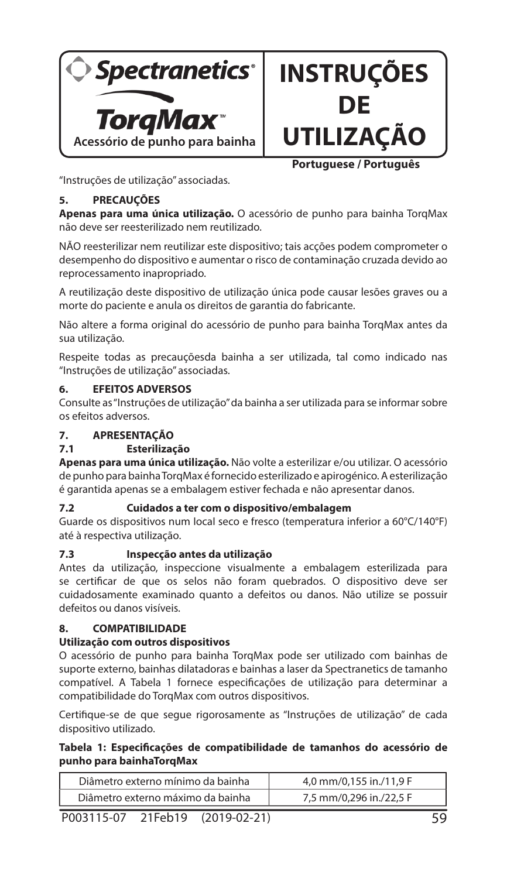"Instruções de utilização" associadas.

## 5. PRECAUÇÕES

**Apenas para uma única utilização.** O acessório de punho para bainha TorqMax não deve ser reesterilizado nem reutilizado.

NÃO reesterilizar nem reutilizar este dispositivo; tais acções podem comprometer o desempenho do dispositivo e aumentar o risco de contaminação cruzada devido ao reprocessamento inapropriado.

A reutilização deste dispositivo de utilização única pode causar lesões graves ou a morte do paciente e anula os direitos de garantia do fabricante.

Não altere a forma original do acessório de punho para bainha TorqMax antes da sua utilização.

Respeite todas as precauçõesda bainha a ser utilizada, tal como indicado nas "Instruções de utilização" associadas.

## 6. EFEITOS ADVERSOS

Consulte as "Instruções de utilização" da bainha a ser utilizada para se informar sobre os efeitos adversos.

## 7. APRESENTAÇÃO

### 7.1 Esterilização

**Apenas para uma única utilização.** Não volte a esterilizar e/ou utilizar. O acessório de punho para bainha TorqMax é fornecido esterilizado e apirogénico. A esterilização é garantida apenas se a embalagem estiver fechada e não apresentar danos.

### 7.2 Cuidados a ter com o dispositivo/embalagem

Guarde os dispositivos num local seco e fresco (temperatura inferior a 60°C/140°F) até à respectiva utilização.

### 7.3 Inspecção antes da utilização

Antes da utilização, inspeccione visualmente a embalagem esterilizada para se certificar de que os selos não foram quebrados. O dispositivo deve ser cuidadosamente examinado quanto a defeitos ou danos. Não utilize se possuir defeitos ou danos visíveis.

## 8. COMPATIBILIDADE

**Utilização com outros dispositivos**

O acessório de punho para bainha TorqMax pode ser utilizado com bainhas de suporte externo, bainhas dilatadoras e bainhas a laser da Spectranetics de tamanho compatível. A Tabela 1 fornece especificações de utilização para determinar a compatibilidade do TorqMax com outros dispositivos.

Certifique-se de que segue rigorosamente as "Instruções de utilização" de cada dispositivo utilizado.

**Tabela 1: Especificações de compatibilidade de tamanhos do acessório de punho para bainhaTorqMax**

| | |
|---|---|
| Diâmetro externo mínimo da bainha | 4,0 mm/0,155 in./11,9 F |
| Diâmetro externo máximo da bainha | 7,5 mm/0,296 in./22,5 F |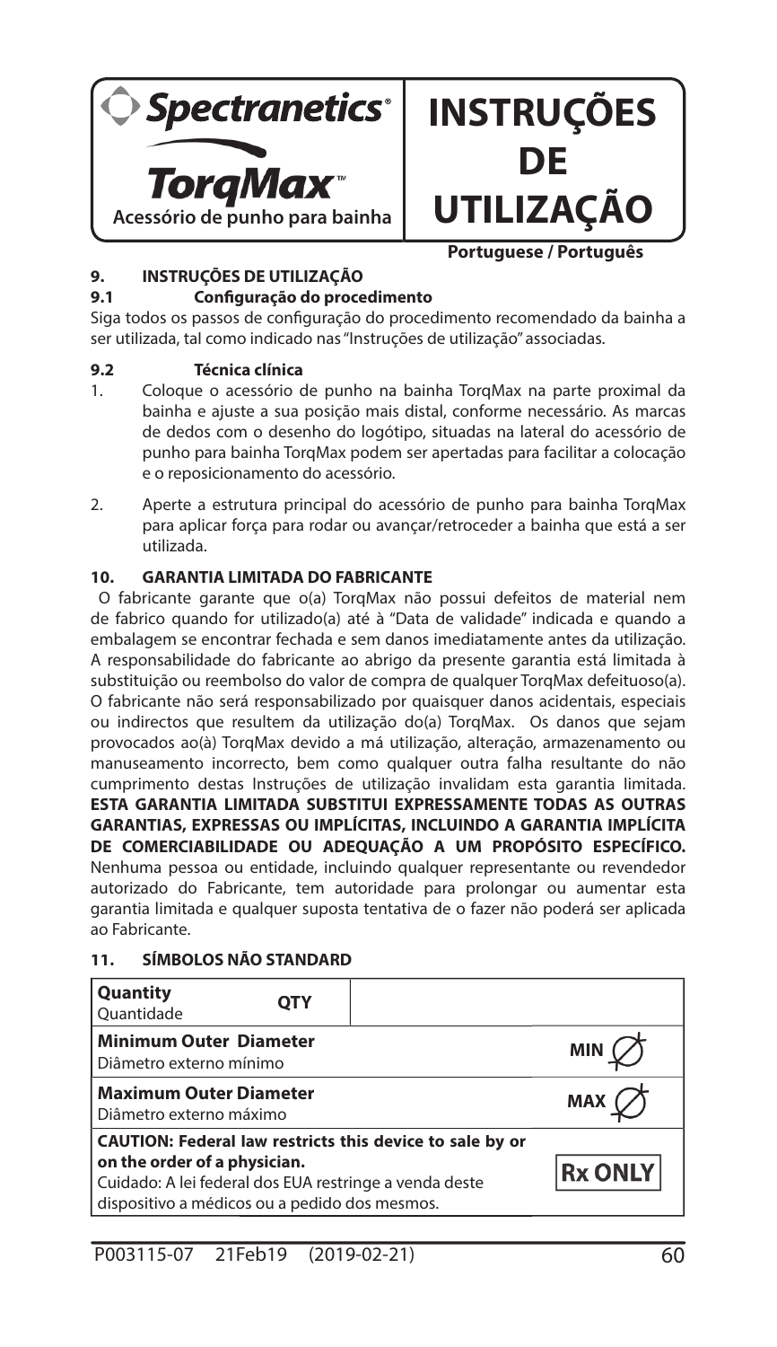**Spectranetics®**

**TorqMax™**

**Acessório de punho para bainha**

# INSTRUÇÕES DE UTILIZAÇÃO

**Portuguese / Português**

## 9. INSTRUÇÕES DE UTILIZAÇÃO

### 9.1 Configuração do procedimento

Siga todos os passos de configuração do procedimento recomendado da bainha a ser utilizada, tal como indicado nas "Instruções de utilização" associadas.

### 9.2 Técnica clínica

1. Coloque o acessório de punho na bainha TorqMax na parte proximal da bainha e ajuste a sua posição mais distal, conforme necessário. As marcas de dedos com o desenho do logótipo, situadas na lateral do acessório de punho para bainha TorqMax podem ser apertadas para facilitar a colocação e o reposicionamento do acessório.
2. Aperte a estrutura principal do acessório de punho para bainha TorqMax para aplicar força para rodar ou avançar/retroceder a bainha que está a ser utilizada.

## 10. GARANTIA LIMITADA DO FABRICANTE

O fabricante garante que o(a) TorqMax não possui defeitos de material nem de fabrico quando for utilizado(a) até à "Data de validade" indicada e quando a embalagem se encontrar fechada e sem danos imediatamente antes da utilização. A responsabilidade do fabricante ao abrigo da presente garantia está limitada à substituição ou reembolso do valor de compra de qualquer TorqMax defeituoso(a). O fabricante não será responsabilizado por quaisquer danos acidentais, especiais ou indirectos que resultem da utilização do(a) TorqMax. Os danos que sejam provocados ao(à) TorqMax devido a má utilização, alteração, armazenamento ou manuseamento incorrecto, bem como qualquer outra falha resultante do não cumprimento destas Instruções de utilização invalidam esta garantia limitada. **ESTA GARANTIA LIMITADA SUBSTITUI EXPRESSAMENTE TODAS AS OUTRAS GARANTIAS, EXPRESSAS OU IMPLÍCITAS, INCLUINDO A GARANTIA IMPLÍCITA DE COMERCIABILIDADE OU ADEQUAÇÃO A UM PROPÓSITO ESPECÍFICO.** Nenhuma pessoa ou entidade, incluindo qualquer representante ou revendedor autorizado do Fabricante, tem autoridade para prolongar ou aumentar esta garantia limitada e qualquer suposta tentativa de o fazer não poderá ser aplicada ao Fabricante.

## 11. SÍMBOLOS NÃO STANDARD

| Símbolo | Símbolo |
|---|---|
| **Quantity** Quantidade | QTY |
| **Minimum Outer Diameter** Diâmetro externo mínimo | MIN ⌀ |
| **Maximum Outer Diameter** Diâmetro externo máximo | MAX ⌀ |
| **CAUTION: Federal law restricts this device to sale by or on the order of a physician.** Cuidado: A lei federal dos EUA restringe a venda deste dispositivo a médicos ou a pedido dos mesmos. | Rx ONLY |

P003115-07 21Feb19 (2019-02-21)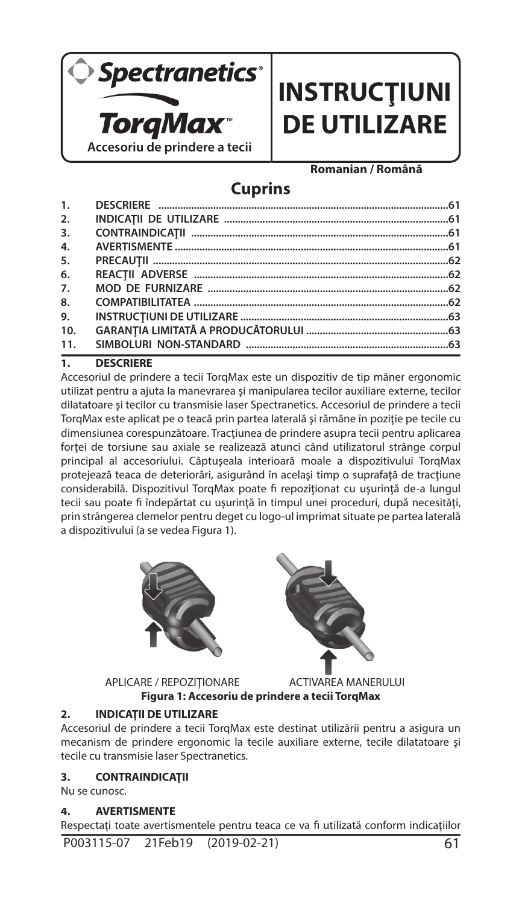Spectranetics®

**TorqMax™**

**Accesoriu de prindere a tecii**

# INSTRUCŢIUNI DE UTILIZARE

**Romanian / Română**

## Cuprins

| | | |
|---|---|---|
| 1. | DESCRIERE | 61 |
| 2. | INDICAŢII DE UTILIZARE | 61 |
| 3. | CONTRAINDICAŢII | 61 |
| 4. | AVERTISMENTE | 61 |
| 5. | PRECAUŢII | 62 |
| 6. | REACŢII ADVERSE | 62 |
| 7. | MOD DE FURNIZARE | 62 |
| 8. | COMPATIBILITATEA | 62 |
| 9. | INSTRUCŢIUNI DE UTILIZARE | 63 |
| 10. | GARANŢIA LIMITATĂ A PRODUCĂTORULUI | 63 |
| 11. | SIMBOLURI NON-STANDARD | 63 |

## 1. DESCRIERE

Accesoriul de prindere a tecii TorqMax este un dispozitiv de tip mâner ergonomic utilizat pentru a ajuta la manevrarea şi manipularea tecilor auxiliare externe, tecilor dilatatoare şi tecilor cu transmisie laser Spectranetics. Accesoriul de prindere a tecii TorqMax este aplicat pe o teacă prin partea laterală şi rămâne în poziţie pe tecile cu dimensiunea corespunzătoare. Tracţiunea de prindere asupra tecii pentru aplicarea forţei de torsiune sau axiale se realizează atunci când utilizatorul strânge corpul principal al accesoriului. Căptuşeala interioară moale a dispozitivului TorqMax protejează teaca de deteriorări, asigurând în acelaşi timp o suprafaţă de tracţiune considerabilă. Dispozitivul TorqMax poate fi repoziţionat cu uşurinţă de-a lungul tecii sau poate fi îndepărtat cu uşurinţă în timpul unei proceduri, după necesităţi, prin strângerea clemelor pentru deget cu logo-ul imprimat situate pe partea laterală a dispozitivului (a se vedea Figura 1).

APLICARE / REPOZIŢIONARE ACTIVAREA MANERULUI

**Figura 1: Accesoriu de prindere a tecii TorqMax**

## 2. INDICAŢII DE UTILIZARE

Accesoriul de prindere a tecii TorqMax este destinat utilizării pentru a asigura un mecanism de prindere ergonomic la tecile auxiliare externe, tecile dilatatoare şi tecile cu transmisie laser Spectranetics.

## 3. CONTRAINDICAŢII

Nu se cunosc.

## 4. AVERTISMENTE

Respectaţi toate avertismentele pentru teaca ce va fi utilizată conform indicaţiilor

P003115-07 21Feb19 (2019-02-21)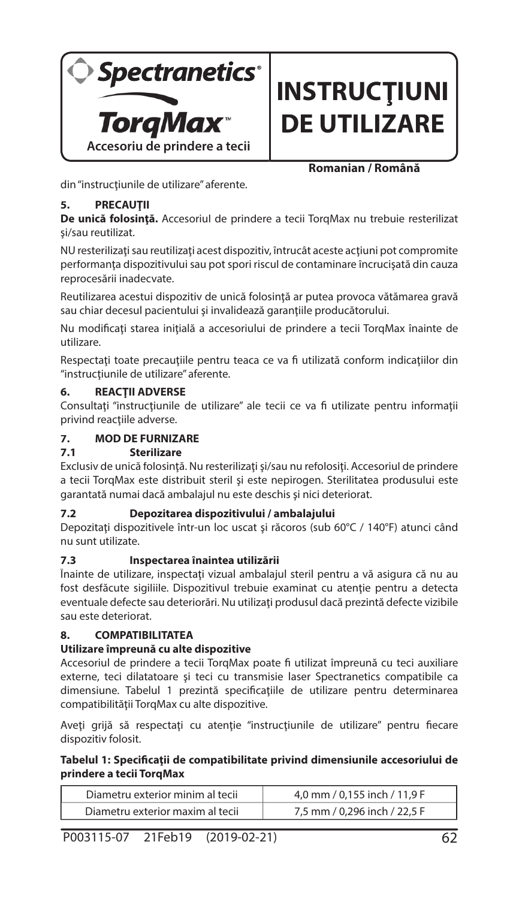din "instrucţiunile de utilizare" aferente.

## 5. PRECAUŢII

**De unică folosinţă.** Accesoriul de prindere a tecii TorqMax nu trebuie resterilizat şi/sau reutilizat.

NU resterilizaţi sau reutilizaţi acest dispozitiv, întrucât aceste acţiuni pot compromite performanţa dispozitivului sau pot spori riscul de contaminare încrucişată din cauza reprocesării inadecvate.

Reutilizarea acestui dispozitiv de unică folosinţă ar putea provoca vătămarea gravă sau chiar decesul pacientului şi invalidează garanţiile producătorului.

Nu modificaţi starea iniţială a accesoriului de prindere a tecii TorqMax înainte de utilizare.

Respectaţi toate precauţiile pentru teaca ce va fi utilizată conform indicaţiilor din "instrucţiunile de utilizare" aferente.

## 6. REACŢII ADVERSE

Consultaţi "instrucţiunile de utilizare" ale tecii ce va fi utilizate pentru informaţii privind reacţiile adverse.

## 7. MOD DE FURNIZARE

### 7.1 Sterilizare

Exclusiv de unică folosinţă. Nu resterilizaţi şi/sau nu refolosiţi. Accesoriul de prindere a tecii TorqMax este distribuit steril şi este nepirogen. Sterilitatea produsului este garantată numai dacă ambalajul nu este deschis şi nici deteriorat.

### 7.2 Depozitarea dispozitivului / ambalajului

Depozitaţi dispozitivele într-un loc uscat şi răcoros (sub 60°C / 140°F) atunci când nu sunt utilizate.

### 7.3 Inspectarea înaintea utilizării

Înainte de utilizare, inspectaţi vizual ambalajul steril pentru a vă asigura că nu au fost desfăcute sigiliile. Dispozitivul trebuie examinat cu atenţie pentru a detecta eventuale defecte sau deteriorări. Nu utilizaţi produsul dacă prezintă defecte vizibile sau este deteriorat.

## 8. COMPATIBILITATEA

**Utilizare împreună cu alte dispozitive**

Accesoriul de prindere a tecii TorqMax poate fi utilizat împreună cu teci auxiliare externe, teci dilatatoare şi teci cu transmisie laser Spectranetics compatibile ca dimensiune. Tabelul 1 prezintă specificaţiile de utilizare pentru determinarea compatibilităţii TorqMax cu alte dispozitive.

Aveţi grijă să respectaţi cu atenţie "instrucţiunile de utilizare" pentru fiecare dispozitiv folosit.

**Tabelul 1: Specificaţii de compatibilitate privind dimensiunile accesoriului de prindere a tecii TorqMax**

| | |
|---|---|
| Diametru exterior minim al tecii | 4,0 mm / 0,155 inch / 11,9 F |
| Diametru exterior maxim al tecii | 7,5 mm / 0,296 inch / 22,5 F |

P003115-07 21Feb19 (2019-02-21)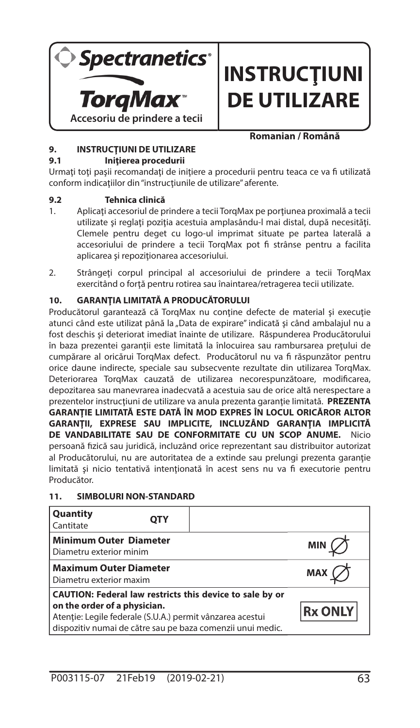**Spectranetics®**

**TorqMax™**

**Accesoriu de prindere a tecii**

# INSTRUCŢIUNI DE UTILIZARE

**Romanian / Română**

## 9. INSTRUCŢIUNI DE UTILIZARE

### 9.1 Iniţierea procedurii

Urmaţi toţi paşii recomandaţi de iniţiere a procedurii pentru teaca ce va fi utilizată conform indicaţiilor din "instrucţiunile de utilizare" aferente.

### 9.2 Tehnica clinică

1. Aplicaţi accesoriul de prindere a tecii TorqMax pe porţiunea proximală a tecii utilizate şi reglaţi poziţia acestuia amplasându-l mai distal, după necesităţi. Clemele pentru deget cu logo-ul imprimat situate pe partea laterală a accesoriului de prindere a tecii TorqMax pot fi strânse pentru a facilita aplicarea şi repoziţionarea accesoriului.

2. Strângeţi corpul principal al accesoriului de prindere a tecii TorqMax exercitând o forţă pentru rotirea sau înaintarea/retragerea tecii utilizate.

## 10. GARANŢIA LIMITATĂ A PRODUCĂTORULUI

Producătorul garantează că TorqMax nu conţine defecte de material şi execuţie atunci când este utilizat până la „Data de expirare" indicată şi când ambalajul nu a fost deschis şi deteriorat imediat înainte de utilizare. Răspunderea Producătorului în baza prezentei garanţii este limitată la înlocuirea sau rambursarea preţului de cumpărare al oricărui TorqMax defect. Producătorul nu va fi răspunzător pentru orice daune indirecte, speciale sau subsecvente rezultate din utilizarea TorqMax. Deteriorarea TorqMax cauzată de utilizarea necorespunzătoare, modificarea, depozitarea sau manevrarea inadecvată a acesteia sau de orice altă nerespectare a prezentelor instrucţiuni de utilizare va anula prezenta garanţie limitată. **PREZENTA GARANŢIE LIMITATĂ ESTE DATĂ ÎN MOD EXPRES ÎN LOCUL ORICĂROR ALTOR GARANŢII, EXPRESE SAU IMPLICITE, INCLUZÂND GARANŢIA IMPLICITĂ DE VANDABILITATE SAU DE CONFORMITATE CU UN SCOP ANUME.** Nicio persoană fizică sau juridică, incluzând orice reprezentant sau distribuitor autorizat al Producătorului, nu are autoritatea de a extinde sau prelungi prezenta garanţie limitată şi nicio tentativă intenţionată în acest sens nu va fi executorie pentru Producător.

## 11. SIMBOLURI NON-STANDARD

| Simbol | |
|---|---|
| **Quantity** Cantitate | QTY |
| **Minimum Outer Diameter** Diametru exterior minim | MIN ⌀ |
| **Maximum Outer Diameter** Diametru exterior maxim | MAX ⌀ |
| **CAUTION: Federal law restricts this device to sale by or on the order of a physician.** Atenţie: Legile federale (S.U.A.) permit vânzarea acestui dispozitiv numai de către sau pe baza comenzii unui medic. | Rx ONLY |

P003115-07 21Feb19 (2019-02-21)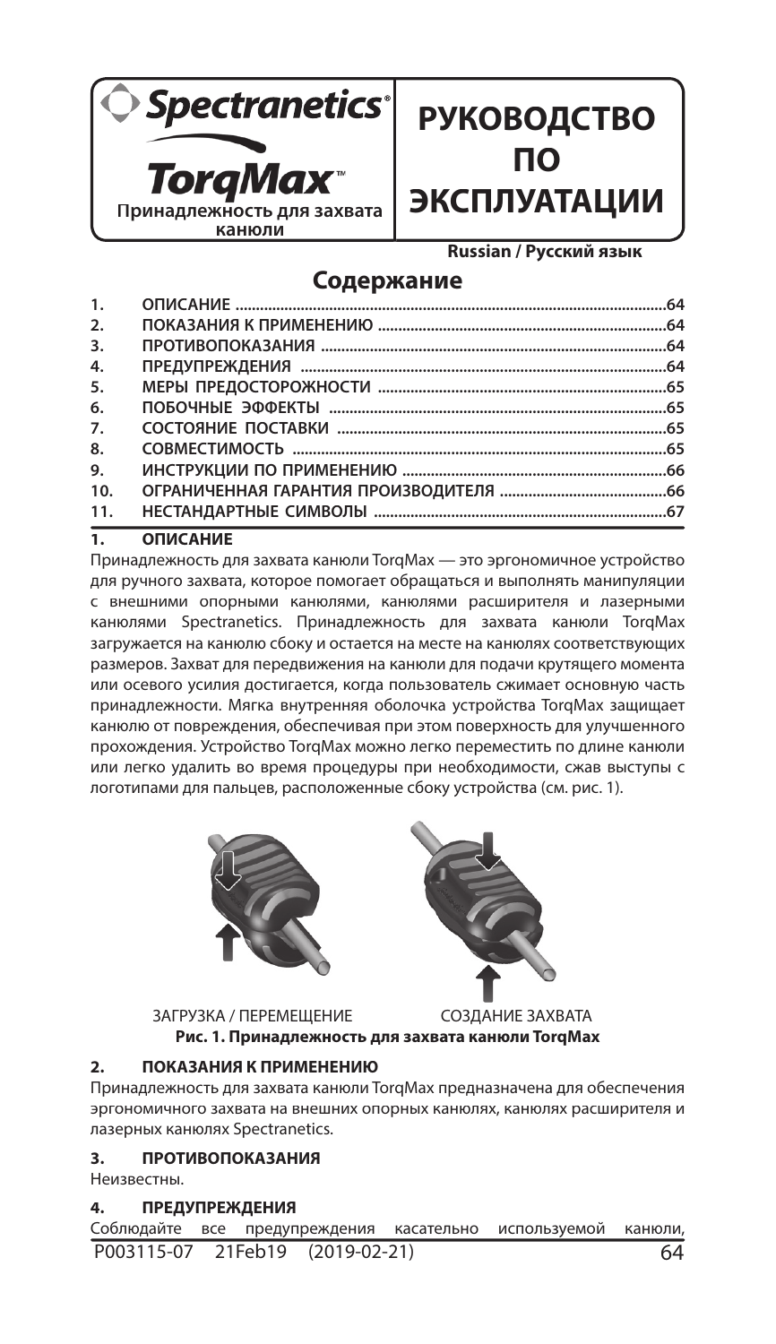Spectranetics®

**TorqMax™**

**Принадлежность для захвата канюли**

# РУКОВОДСТВО ПО ЭКСПЛУАТАЦИИ

**Russian / Русский язык**

## Содержание

| | | |
|---|---|---|
| 1. | ОПИСАНИЕ | 64 |
| 2. | ПОКАЗАНИЯ К ПРИМЕНЕНИЮ | 64 |
| 3. | ПРОТИВОПОКАЗАНИЯ | 64 |
| 4. | ПРЕДУПРЕЖДЕНИЯ | 64 |
| 5. | МЕРЫ ПРЕДОСТОРОЖНОСТИ | 65 |
| 6. | ПОБОЧНЫЕ ЭФФЕКТЫ | 65 |
| 7. | СОСТОЯНИЕ ПОСТАВКИ | 65 |
| 8. | СОВМЕСТИМОСТЬ | 65 |
| 9. | ИНСТРУКЦИИ ПО ПРИМЕНЕНИЮ | 66 |
| 10. | ОГРАНИЧЕННАЯ ГАРАНТИЯ ПРОИЗВОДИТЕЛЯ | 66 |
| 11. | НЕСТАНДАРТНЫЕ СИМВОЛЫ | 67 |

## 1. ОПИСАНИЕ

Принадлежность для захвата канюли TorqMax — это эргономичное устройство для ручного захвата, которое помогает обращаться и выполнять манипуляции с внешними опорными канюлями, канюлями расширителя и лазерными канюлями Spectranetics. Принадлежность для захвата канюли TorqMax загружается на канюлю сбоку и остается на месте на канюлях соответствующих размеров. Захват для передвижения на канюли для подачи крутящего момента или осевого усилия достигается, когда пользователь сжимает основную часть принадлежности. Мягка внутренняя оболочка устройства TorqMax защищает канюлю от повреждения, обеспечивая при этом поверхность для улучшенного прохождения. Устройство TorqMax можно легко переместить по длине канюли или легко удалить во время процедуры при необходимости, сжав выступы с логотипами для пальцев, расположенные сбоку устройства (см. рис. 1).

ЗАГРУЗКА / ПЕРЕМЕЩЕНИЕ    СОЗДАНИЕ ЗАХВАТА

**Рис. 1. Принадлежность для захвата канюли TorqMax**

## 2. ПОКАЗАНИЯ К ПРИМЕНЕНИЮ

Принадлежность для захвата канюли TorqMax предназначена для обеспечения эргономичного захвата на внешних опорных канюлях, канюлях расширителя и лазерных канюлях Spectranetics.

## 3. ПРОТИВОПОКАЗАНИЯ

Неизвестны.

## 4. ПРЕДУПРЕЖДЕНИЯ

Соблюдайте все предупреждения касательно используемой канюли,

P003115-07 21Feb19 (2019-02-21)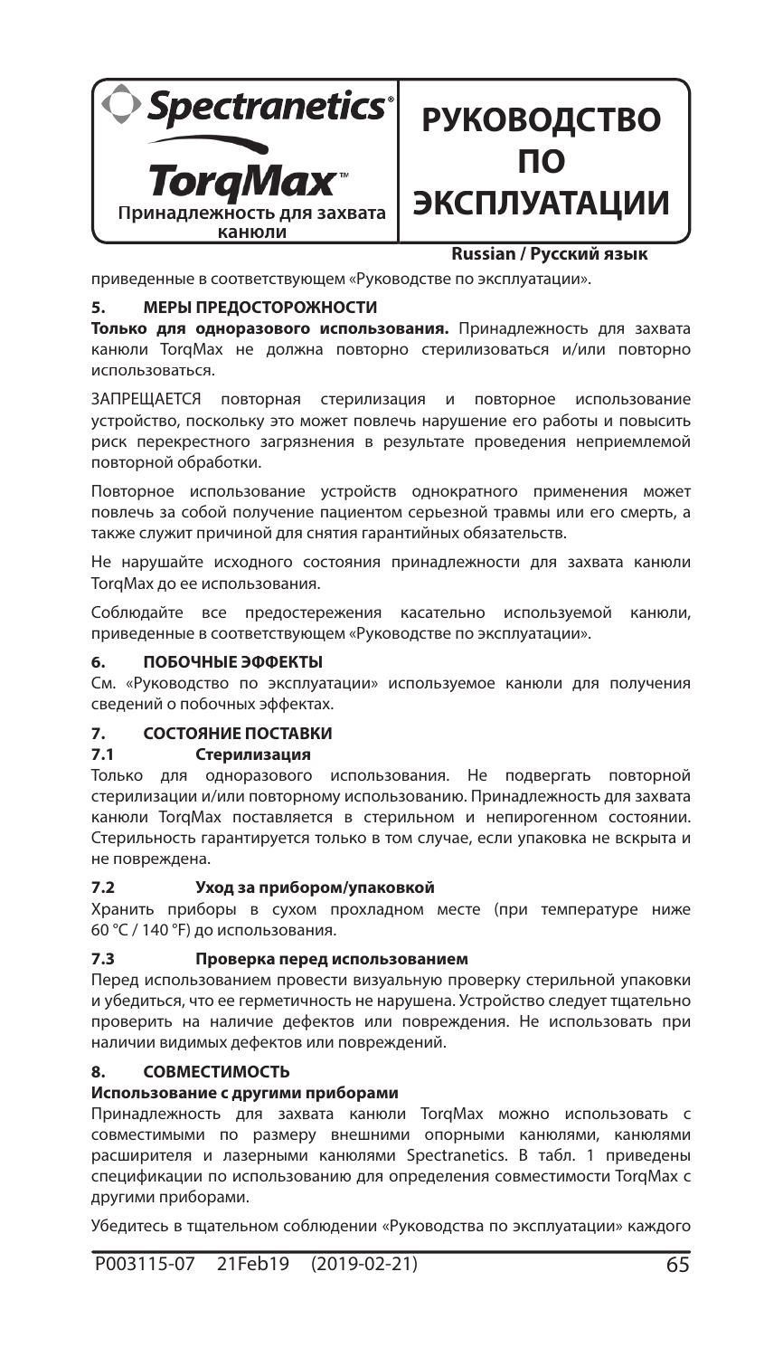приведенные в соответствующем «Руководстве по эксплуатации».

## 5. МЕРЫ ПРЕДОСТОРОЖНОСТИ

**Только для одноразового использования.** Принадлежность для захвата канюли TorqMax не должна повторно стерилизоваться и/или повторно использоваться.

ЗАПРЕЩАЕТСЯ повторная стерилизация и повторное использование устройство, поскольку это может повлечь нарушение его работы и повысить риск перекрестного загрязнения в результате проведения неприемлемой повторной обработки.

Повторное использование устройств однократного применения может повлечь за собой получение пациентом серьезной травмы или его смерть, а также служит причиной для снятия гарантийных обязательств.

Не нарушайте исходного состояния принадлежности для захвата канюли TorqMax до ее использования.

Соблюдайте все предостережения касательно используемой канюли, приведенные в соответствующем «Руководстве по эксплуатации».

## 6. ПОБОЧНЫЕ ЭФФЕКТЫ

См. «Руководство по эксплуатации» используемое канюли для получения сведений о побочных эффектах.

## 7. СОСТОЯНИЕ ПОСТАВКИ

### 7.1 Стерилизация

Только для одноразового использования. Не подвергать повторной стерилизации и/или повторному использованию. Принадлежность для захвата канюли TorqMax поставляется в стерильном и непирогенном состоянии. Стерильность гарантируется только в том случае, если упаковка не вскрыта и не повреждена.

### 7.2 Уход за прибором/упаковкой

Хранить приборы в сухом прохладном месте (при температуре ниже 60 °C / 140 °F) до использования.

### 7.3 Проверка перед использованием

Перед использованием провести визуальную проверку стерильной упаковки и убедиться, что ее герметичность не нарушена. Устройство следует тщательно проверить на наличие дефектов или повреждения. Не использовать при наличии видимых дефектов или повреждений.

## 8. СОВМЕСТИМОСТЬ

**Использование с другими приборами**

Принадлежность для захвата канюли TorqMax можно использовать с совместимыми по размеру внешними опорными канюлями, канюлями расширителя и лазерными канюлями Spectranetics. В табл. 1 приведены спецификации по использованию для определения совместимости TorqMax с другими приборами.

Убедитесь в тщательном соблюдении «Руководства по эксплуатации» каждого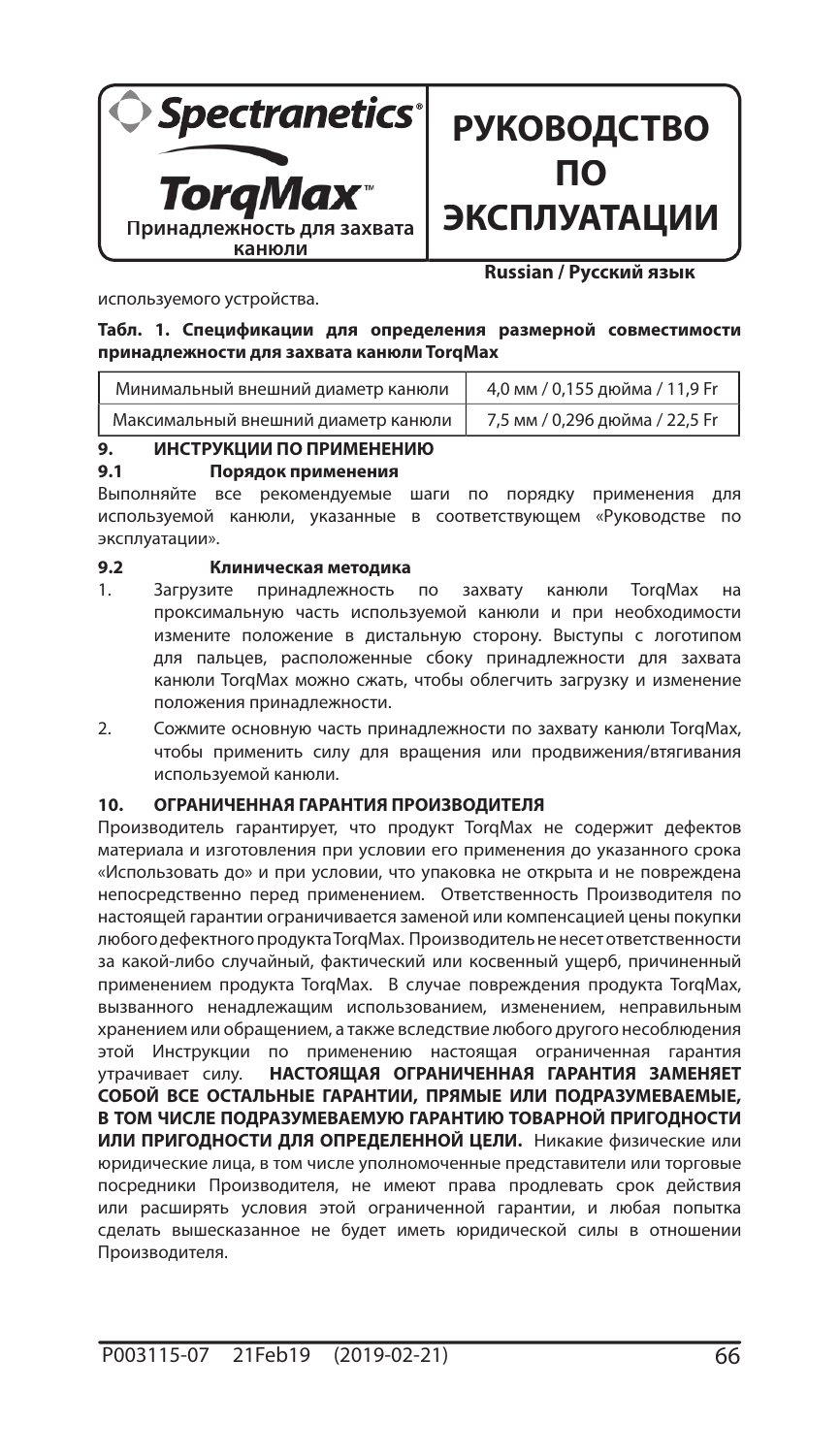используемого устройства.

**Табл. 1. Спецификации для определения размерной совместимости принадлежности для захвата канюли TorqMax**

| | |
|---|---|
| Минимальный внешний диаметр канюли | 4,0 мм / 0,155 дюйма / 11,9 Fr |
| Максимальный внешний диаметр канюли | 7,5 мм / 0,296 дюйма / 22,5 Fr |

## 9. ИНСТРУКЦИИ ПО ПРИМЕНЕНИЮ

### 9.1 Порядок применения

Выполняйте все рекомендуемые шаги по порядку применения для используемой канюли, указанные в соответствующем «Руководстве по эксплуатации».

### 9.2 Клиническая методика

1. Загрузите принадлежность по захвату канюли TorqMax на проксимальную часть используемой канюли и при необходимости измените положение в дистальную сторону. Выступы с логотипом для пальцев, расположенные сбоку принадлежности для захвата канюли TorqMax можно сжать, чтобы облегчить загрузку и изменение положения принадлежности.
2. Сожмите основную часть принадлежности по захвату канюли TorqMax, чтобы применить силу для вращения или продвижения/втягивания используемой канюли.

## 10. ОГРАНИЧЕННАЯ ГАРАНТИЯ ПРОИЗВОДИТЕЛЯ

Производитель гарантирует, что продукт TorqMax не содержит дефектов материала и изготовления при условии его применения до указанного срока «Использовать до» и при условии, что упаковка не открыта и не повреждена непосредственно перед применением. Ответственность Производителя по настоящей гарантии ограничивается заменой или компенсацией цены покупки любого дефектного продукта TorqMax. Производитель не несет ответственности за какой-либо случайный, фактический или косвенный ущерб, причиненный применением продукта TorqMax. В случае повреждения продукта TorqMax, вызванного ненадлежащим использованием, изменением, неправильным хранением или обращением, а также вследствие любого другого несоблюдения этой Инструкции по применению настоящая ограниченная гарантия утрачивает силу. **НАСТОЯЩАЯ ОГРАНИЧЕННАЯ ГАРАНТИЯ ЗАМЕНЯЕТ СОБОЙ ВСЕ ОСТАЛЬНЫЕ ГАРАНТИИ, ПРЯМЫЕ ИЛИ ПОДРАЗУМЕВАЕМЫЕ, В ТОМ ЧИСЛЕ ПОДРАЗУМЕВАЕМУЮ ГАРАНТИЮ ТОВАРНОЙ ПРИГОДНОСТИ ИЛИ ПРИГОДНОСТИ ДЛЯ ОПРЕДЕЛЕННОЙ ЦЕЛИ.** Никакие физические или юридические лица, в том числе уполномоченные представители или торговые посредники Производителя, не имеют права продлевать срок действия или расширять условия этой ограниченной гарантии, и любая попытка сделать вышесказанное не будет иметь юридической силы в отношении Производителя.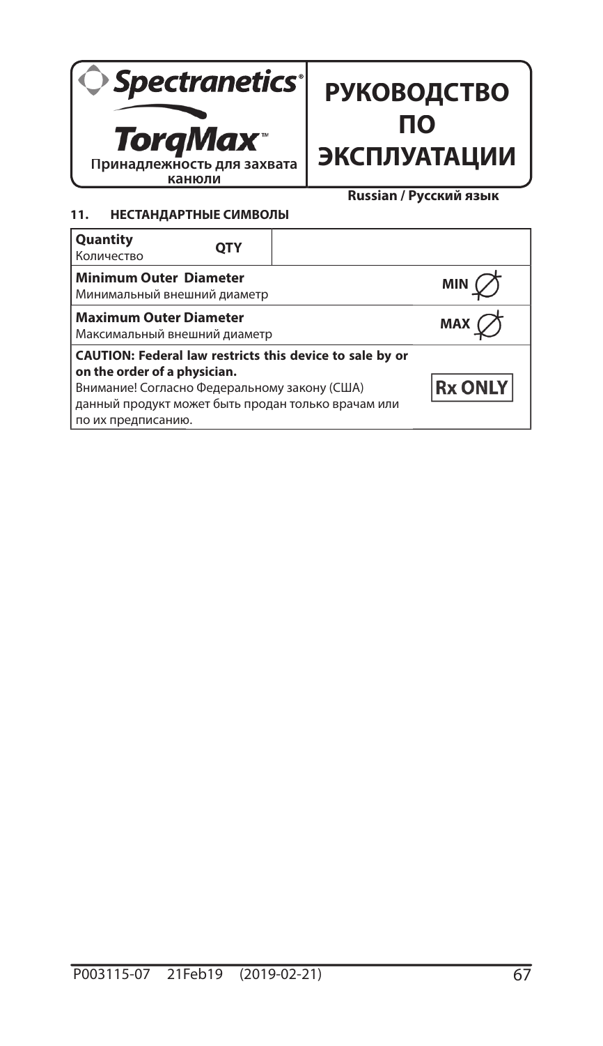**Spectranetics®**

**TorqMax™**

**Принадлежность для захвата канюли**

# РУКОВОДСТВО ПО ЭКСПЛУАТАЦИИ

**Russian / Русский язык**

## 11. НЕСТАНДАРТНЫЕ СИМВОЛЫ

| Описание | Символ |
| --- | --- |
| **Quantity**<br>Количество | QTY |
| **Minimum Outer Diameter**<br>Минимальный внешний диаметр | MIN ⌀ |
| **Maximum Outer Diameter**<br>Максимальный внешний диаметр | MAX ⌀ |
| **CAUTION: Federal law restricts this device to sale by or on the order of a physician.**<br>Внимание! Согласно Федеральному закону (США) данный продукт может быть продан только врачам или по их предписанию. | Rx ONLY |

P003115-07 21Feb19 (2019-02-21)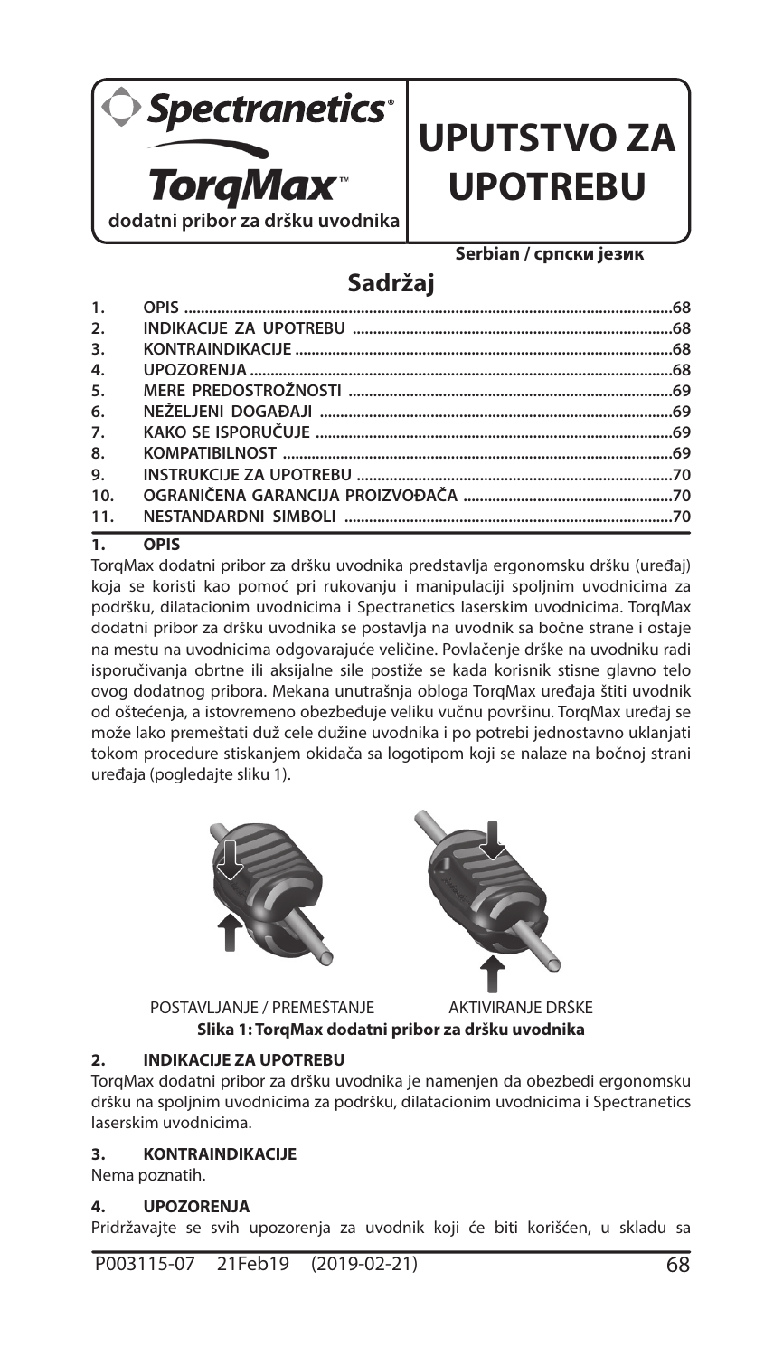Spectranetics®

TorqMax™

dodatni pribor za dršku uvodnika

# UPUTSTVO ZA UPOTREBU

**Serbian / српски језик**

## Sadržaj

| | | |
|---|---|---|
| 1. | OPIS | 68 |
| 2. | INDIKACIJE ZA UPOTREBU | 68 |
| 3. | KONTRAINDIKACIJE | 68 |
| 4. | UPOZORENJA | 68 |
| 5. | MERE PREDOSTROŽNOSTI | 69 |
| 6. | NEŽELJENI DOGAĐAJI | 69 |
| 7. | KAKO SE ISPORUČUJE | 69 |
| 8. | KOMPATIBILNOST | 69 |
| 9. | INSTRUKCIJE ZA UPOTREBU | 70 |
| 10. | OGRANIČENA GARANCIJA PROIZVOĐAČA | 70 |
| 11. | NESTANDARDNI SIMBOLI | 70 |

## 1. OPIS

TorqMax dodatni pribor za dršku uvodnika predstavlja ergonomsku dršku (uređaj) koja se koristi kao pomoć pri rukovanju i manipulaciji spoljnim uvodnicima za podršku, dilatacionim uvodnicima i Spectranetics laserskim uvodnicima. TorqMax dodatni pribor za dršku uvodnika se postavlja na uvodnik sa bočne strane i ostaje na mestu na uvodnicima odgovarajuće veličine. Povlačenje drške na uvodniku radi isporučivanja obrtne ili aksijalne sile postiže se kada korisnik stisne glavno telo ovog dodatnog pribora. Mekana unutrašnja obloga TorqMax uređaja štiti uvodnik od oštećenja, a istovremeno obezbeđuje veliku vučnu površinu. TorqMax uređaj se može lako premeštati duž cele dužine uvodnika i po potrebi jednostavno uklanjati tokom procedure stiskanjem okidača sa logotipom koji se nalaze na bočnoj strani uređaja (pogledajte sliku 1).

POSTAVLJANJE / PREMEŠTANJE AKTIVIRANJE DRŠKE

**Slika 1: TorqMax dodatni pribor za dršku uvodnika**

## 2. INDIKACIJE ZA UPOTREBU

TorqMax dodatni pribor za dršku uvodnika je namenjen da obezbedi ergonomsku dršku na spoljnim uvodnicima za podršku, dilatacionim uvodnicima i Spectranetics laserskim uvodnicima.

## 3. KONTRAINDIKACIJE

Nema poznatih.

## 4. UPOZORENJA

Pridržavajte se svih upozorenja za uvodnik koji će biti korišćen, u skladu sa

P003115-07 21Feb19 (2019-02-21)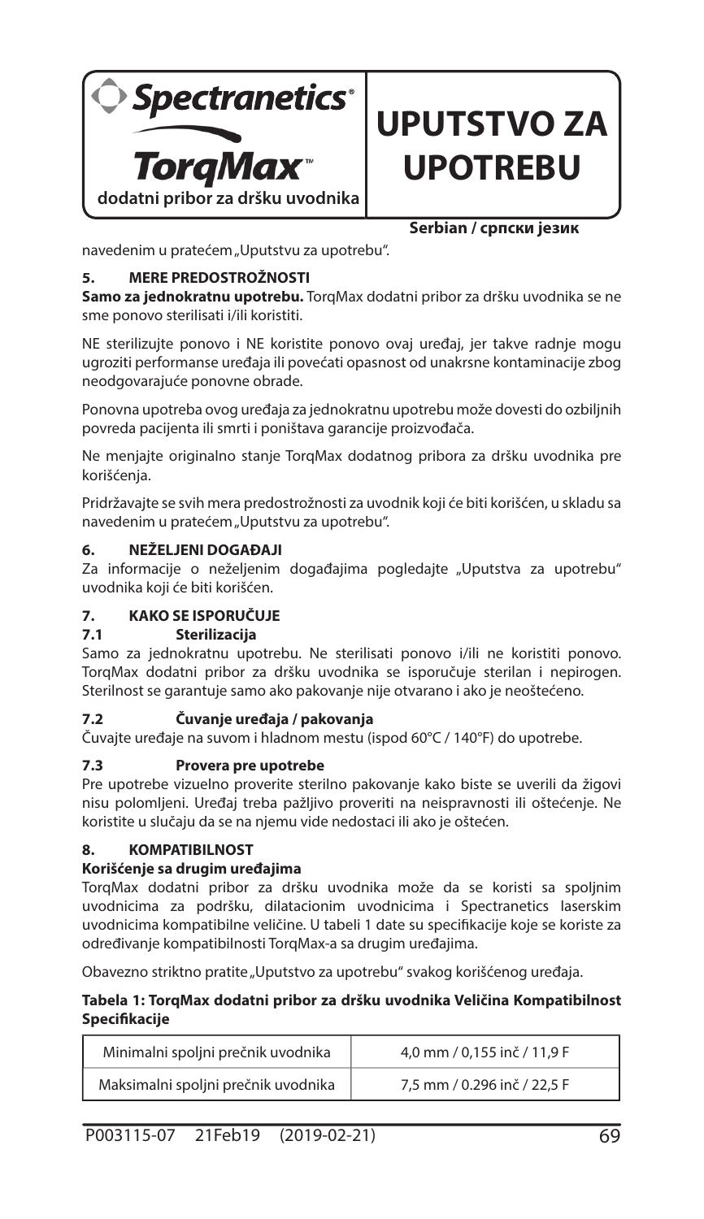navedenim u pratećem „Uputstvu za upotrebu".

## 5. MERE PREDOSTROŽNOSTI

**Samo za jednokratnu upotrebu.** TorqMax dodatni pribor za dršku uvodnika se ne sme ponovo sterilisati i/ili koristiti.

NE sterilizujte ponovo i NE koristite ponovo ovaj uređaj, jer takve radnje mogu ugroziti performanse uređaja ili povećati opasnost od unakrsne kontaminacije zbog neodgovarajuće ponovne obrade.

Ponovna upotreba ovog uređaja za jednokratnu upotrebu može dovesti do ozbiljnih povreda pacijenta ili smrti i poništava garancije proizvođača.

Ne menjajte originalno stanje TorqMax dodatnog pribora za dršku uvodnika pre korišćenja.

Pridržavajte se svih mera predostrožnosti za uvodnik koji će biti korišćen, u skladu sa navedenim u pratećem „Uputstvu za upotrebu".

## 6. NEŽELJENI DOGAĐAJI

Za informacije o neželjenim događajima pogledajte „Uputstva za upotrebu" uvodnika koji će biti korišćen.

## 7. KAKO SE ISPORUČUJE

### 7.1 Sterilizacija

Samo za jednokratnu upotrebu. Ne sterilisati ponovo i/ili ne koristiti ponovo. TorqMax dodatni pribor za dršku uvodnika se isporučuje sterilan i nepirogen. Sterilnost se garantuje samo ako pakovanje nije otvarano i ako je neoštećeno.

### 7.2 Čuvanje uređaja / pakovanja

Čuvajte uređaje na suvom i hladnom mestu (ispod 60°C / 140°F) do upotrebe.

### 7.3 Provera pre upotrebe

Pre upotrebe vizuelno proverite sterilno pakovanje kako biste se uverili da žigovi nisu polomljeni. Uređaj treba pažljivo proveriti na neispravnosti ili oštećenje. Ne koristite u slučaju da se na njemu vide nedostaci ili ako je oštećen.

## 8. KOMPATIBILNOST

**Korišćenje sa drugim uređajima**

TorqMax dodatni pribor za dršku uvodnika može da se koristi sa spoljnim uvodnicima za podršku, dilatacionim uvodnicima i Spectranetics laserskim uvodnicima kompatibilne veličine. U tabeli 1 date su specifikacije koje se koriste za određivanje kompatibilnosti TorqMax-a sa drugim uređajima.

Obavezno striktno pratite „Uputstvo za upotrebu" svakog korišćenog uređaja.

**Tabela 1: TorqMax dodatni pribor za dršku uvodnika Veličina Kompatibilnost Specifikacije**

| | |
|---|---|
| Minimalni spoljni prečnik uvodnika | 4,0 mm / 0,155 inč / 11,9 F |
| Maksimalni spoljni prečnik uvodnika | 7,5 mm / 0.296 inč / 22,5 F |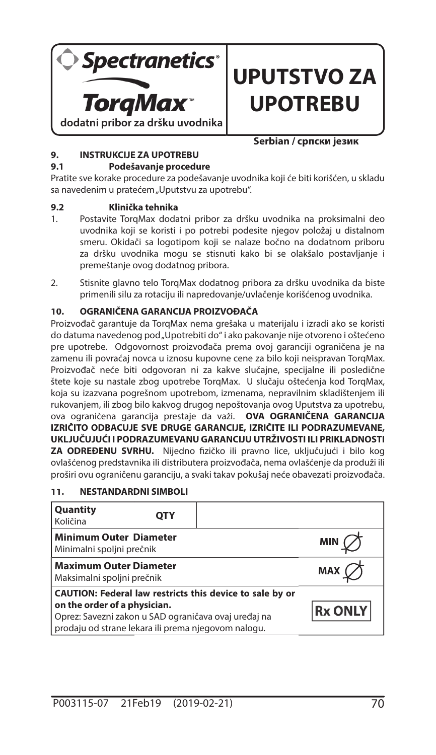**Spectranetics®**

**TorqMax™**

**dodatni pribor za dršku uvodnika**

# UPUTSTVO ZA UPOTREBU

**Serbian / српски језик**

## 9. INSTRUKCIJE ZA UPOTREBU

### 9.1 Podešavanje procedure

Pratite sve korake procedure za podešavanje uvodnika koji će biti korišćen, u skladu sa navedenim u pratećem „Uputstvu za upotrebu".

### 9.2 Klinička tehnika

1. Postavite TorqMax dodatni pribor za dršku uvodnika na proksimalni deo uvodnika koji se koristi i po potrebi podesite njegov položaj u distalnom smeru. Okidači sa logotipom koji se nalaze bočno na dodatnom priboru za dršku uvodnika mogu se stisnuti kako bi se olakšalo postavljanje i premeštanje ovog dodatnog pribora.
2. Stisnite glavno telo TorqMax dodatnog pribora za dršku uvodnika da biste primenili silu za rotaciju ili napredovanje/uvlačenje korišćenog uvodnika.

## 10. OGRANIČENA GARANCIJA PROIZVOĐAČA

Proizvođač garantuje da TorqMax nema grešaka u materijalu i izradi ako se koristi do datuma navedenog pod „Upotrebiti do" i ako pakovanje nije otvoreno i oštećeno pre upotrebe. Odgovornost proizvođača prema ovoj garanciji ograničena je na zamenu ili povraćaj novca u iznosu kupovne cene za bilo koji neispravan TorqMax. Proizvođač neće biti odgovoran ni za kakve slučajne, specijalne ili posledične štete koje su nastale zbog upotrebe TorqMax. U slučaju oštećenja kod TorqMax, koja su izazvana pogrešnom upotrebom, izmenama, nepravilnim skladištenjem ili rukovanjem, ili zbog bilo kakvog drugog nepoštovanja ovog Uputstva za upotrebu, ova ograničena garancija prestaje da važi. **OVA OGRANIČENA GARANCIJA IZRIČITO ODBACUJE SVE DRUGE GARANCIJE, IZRIČITE ILI PODRAZUMEVANE, UKLJUČUJUĆI I PODRAZUMEVANU GARANCIJU UTRŽIVOSTI ILI PRIKLADNOSTI ZA ODREĐENU SVRHU.** Nijedno fizičko ili pravno lice, uključujući i bilo kog ovlašćenog predstavnika ili distributera proizvođača, nema ovlašćenje da produži ili proširi ovu ograničenu garanciju, a svaki takav pokušaj neće obavezati proizvođača.

## 11. NESTANDARDNI SIMBOLI

| Simbol | Oznaka |
|---|---|
| **Quantity** Količina | QTY |
| **Minimum Outer Diameter** Minimalni spoljni prečnik | MIN ∅ |
| **Maximum Outer Diameter** Maksimalni spoljni prečnik | MAX ∅ |
| **CAUTION: Federal law restricts this device to sale by or on the order of a physician.** Oprez: Savezni zakon u SAD ograničava ovaj uređaj na prodaju od strane lekara ili prema njegovom nalogu. | Rx ONLY |

P003115-07 21Feb19 (2019-02-21)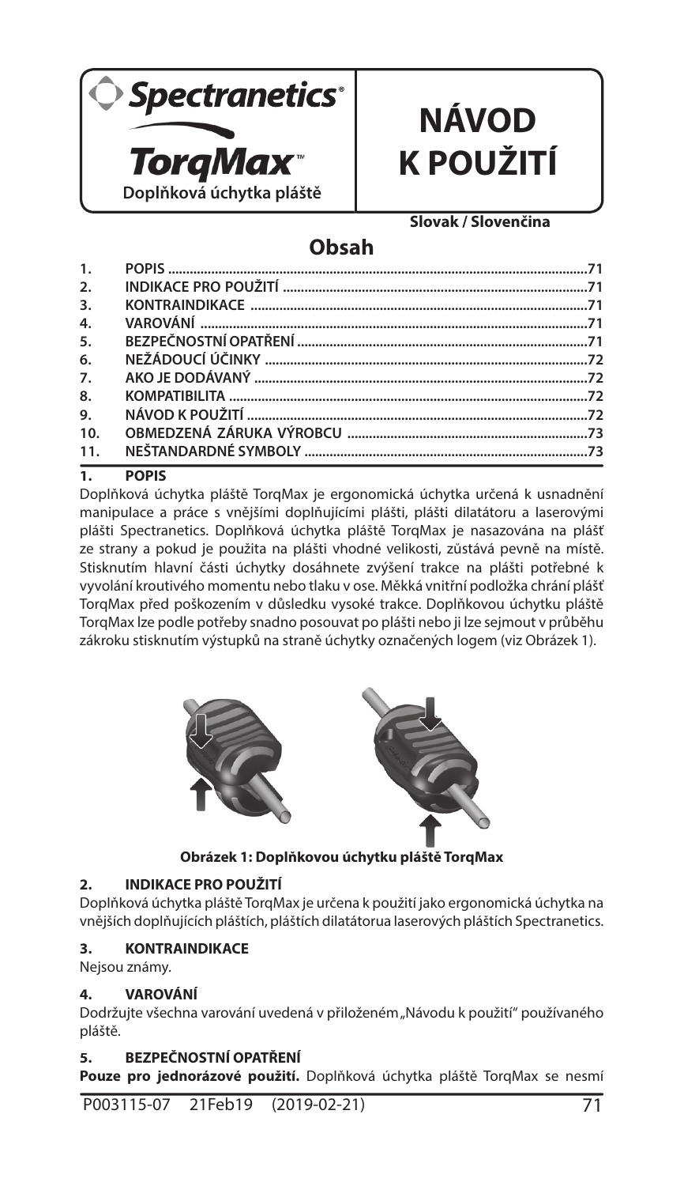Spectranetics®

TorqMax™

Doplňková úchytka pláště

# NÁVOD K POUŽITÍ

**Slovak / Slovenčina**

## Obsah

1. POPIS ....71
2. INDIKACE PRO POUŽITÍ ....71
3. KONTRAINDIKACE ....71
4. VAROVÁNÍ ....71
5. BEZPEČNOSTNÍ OPATŘENÍ ....71
6. NEŽÁDOUCÍ ÚČINKY ....72
7. AKO JE DODÁVANÝ ....72
8. KOMPATIBILITA ....72
9. NÁVOD K POUŽITÍ ....72
10. OBMEDZENÁ ZÁRUKA VÝROBCU ....73
11. NEŠTANDARDNÉ SYMBOLY ....73

## 1. POPIS

Doplňková úchytka pláště TorqMax je ergonomická úchytka určená k usnadnění manipulace a práce s vnějšími doplňujícími plášti, plášti dilatátoru a laserovými plášti Spectranetics. Doplňková úchytka pláště TorqMax je nasazována na plášť ze strany a pokud je použita na plášti vhodné velikosti, zůstává pevně na místě. Stisknutím hlavní části úchytky dosáhnete zvýšení trakce na plášti potřebné k vyvolání kroutivého momentu nebo tlaku v ose. Měkká vnitřní podložka chrání plášť TorqMax před poškozením v důsledku vysoké trakce. Doplňkovou úchytku pláště TorqMax lze podle potřeby snadno posouvat po plášti nebo ji lze sejmout v průběhu zákroku stisknutím výstupků na straně úchytky označených logem (viz Obrázek 1).

**Obrázek 1: Doplňkovou úchytku pláště TorqMax**

## 2. INDIKACE PRO POUŽITÍ

Doplňková úchytka pláště TorqMax je určena k použití jako ergonomická úchytka na vnějších doplňujících pláštích, pláštích dilatátorua laserových pláštích Spectranetics.

## 3. KONTRAINDIKACE

Nejsou známy.

## 4. VAROVÁNÍ

Dodržujte všechna varování uvedená v přiloženém „Návodu k použití" používaného pláště.

## 5. BEZPEČNOSTNÍ OPATŘENÍ

**Pouze pro jednorázové použití.** Doplňková úchytka pláště TorqMax se nesmí

P003115-07 21Feb19 (2019-02-21)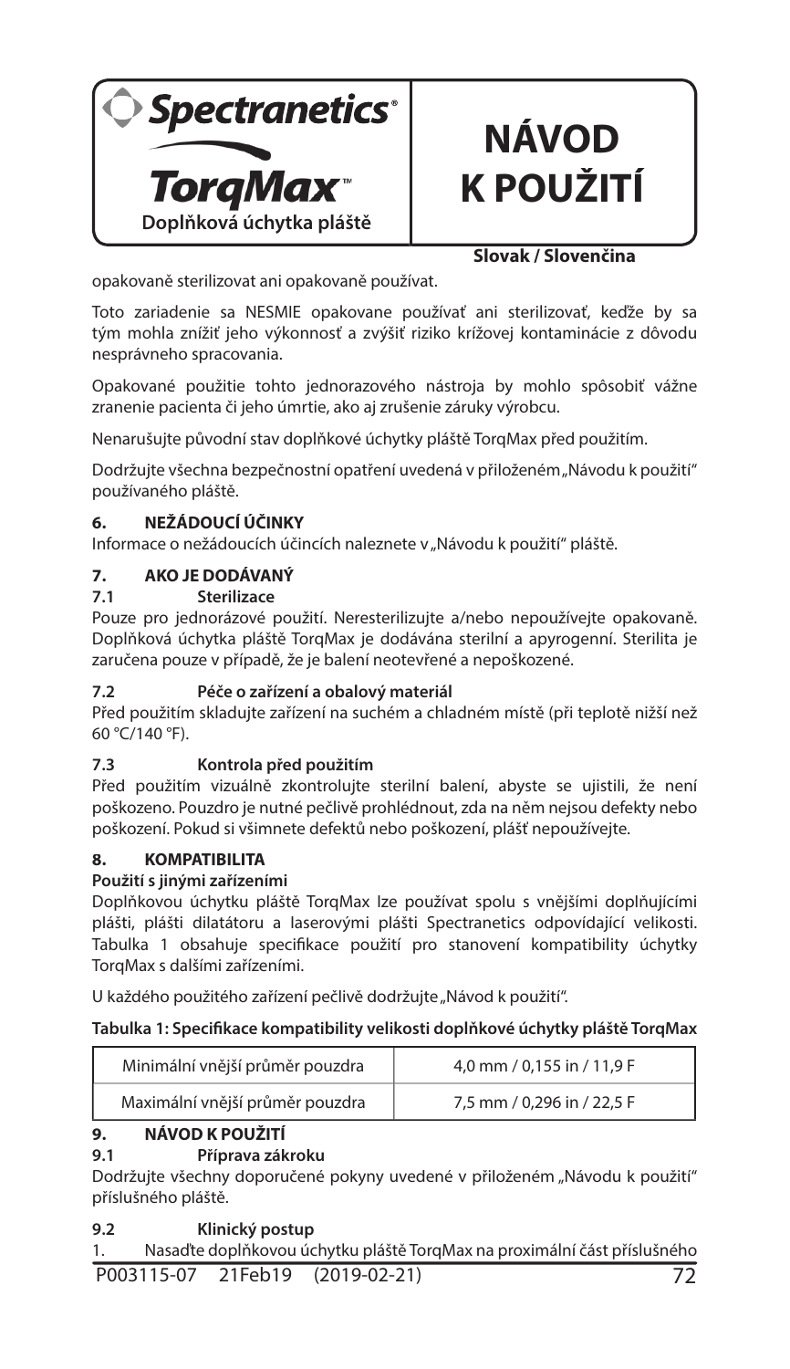opakovaně sterilizovat ani opakovaně používat.

Toto zariadenie sa NESMIE opakovane používať ani sterilizovať, keďže by sa tým mohla znížiť jeho výkonnosť a zvýšiť riziko krížovej kontaminácie z dôvodu nesprávneho spracovania.

Opakované použitie tohto jednorazového nástroja by mohlo spôsobiť vážne zranenie pacienta či jeho úmrtie, ako aj zrušenie záruky výrobcu.

Nenarušujte původní stav doplňkové úchytky pláště TorqMax před použitím.

Dodržujte všechna bezpečnostní opatření uvedená v přiloženém „Návodu k použití" používaného pláště.

## 6. NEŽÁDOUCÍ ÚČINKY

Informace o nežádoucích účincích naleznete v „Návodu k použití" pláště.

## 7. AKO JE DODÁVANÝ

### 7.1 Sterilizace

Pouze pro jednorázové použití. Neresterilizujte a/nebo nepoužívejte opakovaně. Doplňková úchytka pláště TorqMax je dodávána sterilní a apyrogenní. Sterilita je zaručena pouze v případě, že je balení neotevřené a nepoškozené.

### 7.2 Péče o zařízení a obalový materiál

Před použitím skladujte zařízení na suchém a chladném místě (při teplotě nižší než 60 °C/140 °F).

### 7.3 Kontrola před použitím

Před použitím vizuálně zkontrolujte sterilní balení, abyste se ujistili, že není poškozeno. Pouzdro je nutné pečlivě prohlédnout, zda na něm nejsou defekty nebo poškození. Pokud si všimnete defektů nebo poškození, plášť nepoužívejte.

## 8. KOMPATIBILITA

**Použití s jinými zařízeními**

Doplňkovou úchytku pláště TorqMax lze používat spolu s vnějšími doplňujícími plášti, plášti dilatátoru a laserovými plášti Spectranetics odpovídající velikosti. Tabulka 1 obsahuje specifikace použití pro stanovení kompatibility úchytky TorqMax s dalšími zařízeními.

U každého použitého zařízení pečlivě dodržujte „Návod k použití".

**Tabulka 1: Specifikace kompatibility velikosti doplňkové úchytky pláště TorqMax**

| | |
|---|---|
| Minimální vnější průměr pouzdra | 4,0 mm / 0,155 in / 11,9 F |
| Maximální vnější průměr pouzdra | 7,5 mm / 0,296 in / 22,5 F |

## 9. NÁVOD K POUŽITÍ

### 9.1 Příprava zákroku

Dodržujte všechny doporučené pokyny uvedené v přiloženém „Návodu k použití" příslušného pláště.

### 9.2 Klinický postup

1. Nasaďte doplňkovou úchytku pláště TorqMax na proximální část příslušného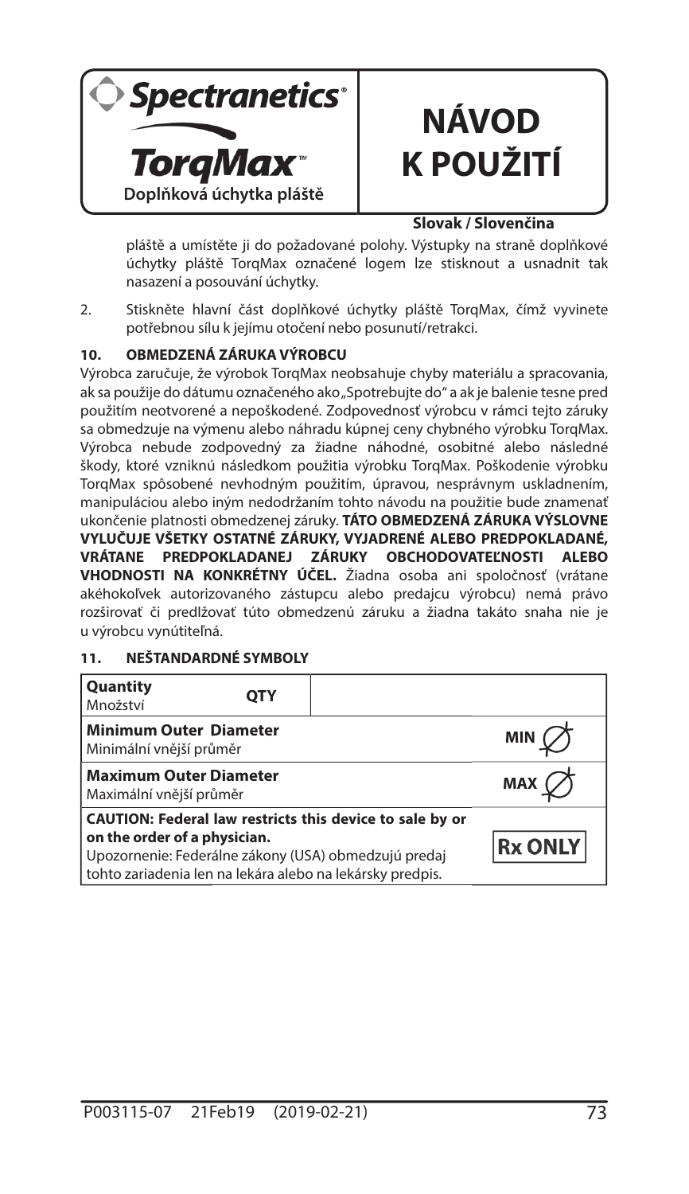pláště a umístěte ji do požadované polohy. Výstupky na straně doplňkové úchytky pláště TorqMax označené logem lze stisknout a usnadnit tak nasazení a posouvání úchytky.

2. Stiskněte hlavní část doplňkové úchytky pláště TorqMax, čímž vyvinete potřebnou sílu k jejímu otočení nebo posunutí/retrakci.

## 10. OBMEDZENÁ ZÁRUKA VÝROBCU

Výrobca zaručuje, že výrobok TorqMax neobsahuje chyby materiálu a spracovania, ak sa použije do dátumu označeného ako „Spotrebujte do" a ak je balenie tesne pred použitím neotvorené a nepoškodené. Zodpovednosť výrobcu v rámci tejto záruky sa obmedzuje na výmenu alebo náhradu kúpnej ceny chybného výrobku TorqMax. Výrobca nebude zodpovedný za žiadne náhodné, osobitné alebo následné škody, ktoré vzniknú následkom použitia výrobku TorqMax. Poškodenie výrobku TorqMax spôsobené nevhodným použitím, úpravou, nesprávnym uskladnením, manipuláciou alebo iným nedodržaním tohto návodu na použitie bude znamenať ukončenie platnosti obmedzenej záruky. **TÁTO OBMEDZENÁ ZÁRUKA VÝSLOVNE VYLUČUJE VŠETKY OSTATNÉ ZÁRUKY, VYJADRENÉ ALEBO PREDPOKLADANÉ, VRÁTANE PREDPOKLADANEJ ZÁRUKY OBCHODOVATEĽNOSTI ALEBO VHODNOSTI NA KONKRÉTNY ÚČEL.** Žiadna osoba ani spoločnosť (vrátane akéhokoľvek autorizovaného zástupcu alebo predajcu výrobcu) nemá právo rozširovať či predlžovať túto obmedzenú záruku a žiadna takáto snaha nie je u výrobcu vynútiteľná.

## 11. NEŠTANDARDNÉ SYMBOLY

| | |
|---|---|
| **Quantity**<br>Množství | QTY |
| **Minimum Outer Diameter**<br>Minimální vnější průměr | MIN ∅ |
| **Maximum Outer Diameter**<br>Maximální vnější průměr | MAX ∅ |
| **CAUTION: Federal law restricts this device to sale by or on the order of a physician.**<br>Upozornenie: Federálne zákony (USA) obmedzujú predaj tohto zariadenia len na lekára alebo na lekársky predpis. | Rx ONLY |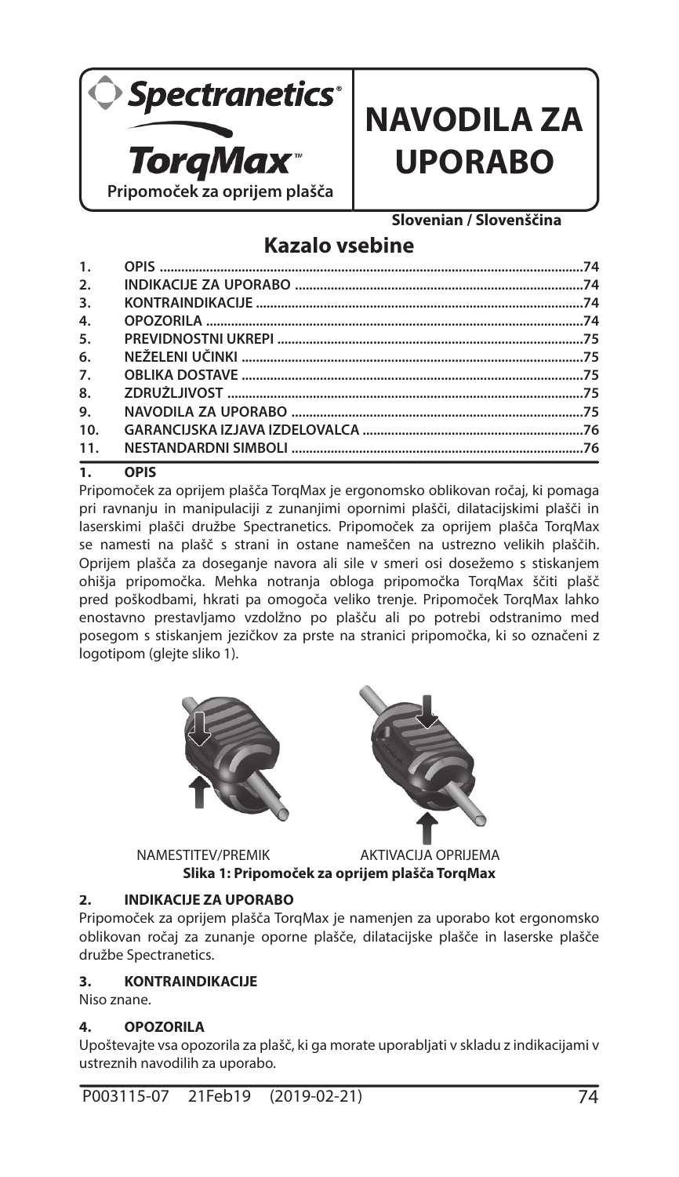Spectranetics®

TorqMax™

Pripomoček za oprijem plašča

# NAVODILA ZA UPORABO

**Slovenian / Slovenščina**

## Kazalo vsebine

| | | |
|---|---|---|
| 1. | OPIS | 74 |
| 2. | INDIKACIJE ZA UPORABO | 74 |
| 3. | KONTRAINDIKACIJE | 74 |
| 4. | OPOZORILA | 74 |
| 5. | PREVIDNOSTNI UKREPI | 75 |
| 6. | NEŽELENI UČINKI | 75 |
| 7. | OBLIKA DOSTAVE | 75 |
| 8. | ZDRUŽLJIVOST | 75 |
| 9. | NAVODILA ZA UPORABO | 75 |
| 10. | GARANCIJSKA IZJAVA IZDELOVALCA | 76 |
| 11. | NESTANDARDNI SIMBOLI | 76 |

## 1. OPIS

Pripomoček za oprijem plašča TorqMax je ergonomsko oblikovan ročaj, ki pomaga pri ravnanju in manipulaciji z zunanjimi opornimi plašči, dilatacijskimi plašči in laserskimi plašči družbe Spectranetics. Pripomoček za oprijem plašča TorqMax se namesti na plašč s strani in ostane nameščen na ustrezno velikih plaščih. Oprijem plašča za doseganje navora ali sile v smeri osi dosežemo s stiskanjem ohišja pripomočka. Mehka notranja obloga pripomočka TorqMax ščiti plašč pred poškodbami, hkrati pa omogoča veliko trenje. Pripomoček TorqMax lahko enostavno prestavljamo vzdolžno po plašču ali po potrebi odstranimo med posegom s stiskanjem jezičkov za prste na stranici pripomočka, ki so označeni z logotipom (glejte sliko 1).

NAMESTITEV/PREMIK AKTIVACIJA OPRIJEMA

**Slika 1: Pripomoček za oprijem plašča TorqMax**

## 2. INDIKACIJE ZA UPORABO

Pripomoček za oprijem plašča TorqMax je namenjen za uporabo kot ergonomsko oblikovan ročaj za zunanje oporne plašče, dilatacijske plašče in laserske plašče družbe Spectranetics.

## 3. KONTRAINDIKACIJE

Niso znane.

## 4. OPOZORILA

Upoštevajte vsa opozorila za plašč, ki ga morate uporabljati v skladu z indikacijami v ustreznih navodilih za uporabo.

P003115-07 21Feb19 (2019-02-21)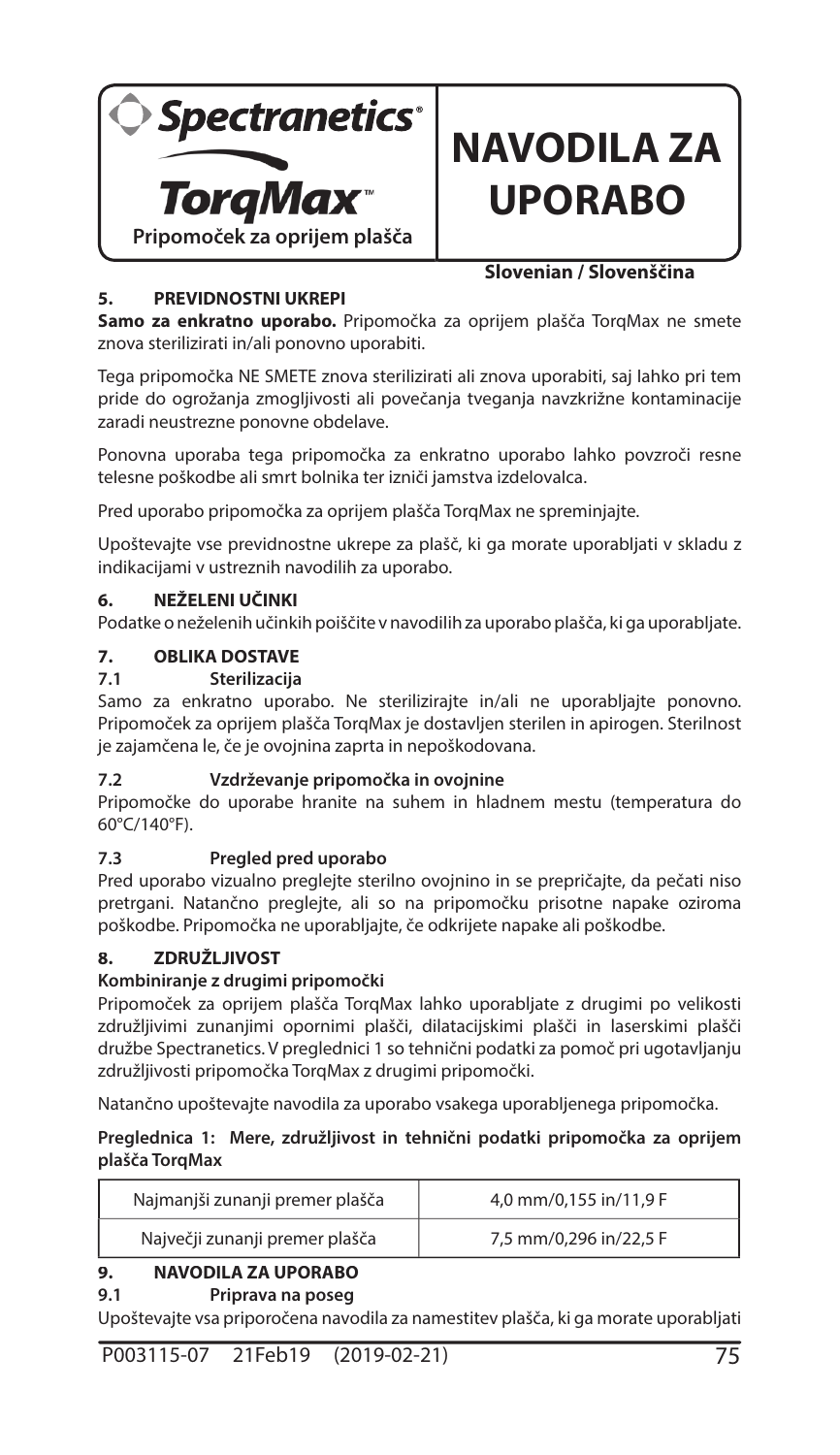Spectranetics®

**TorqMax™**

**Pripomoček za oprijem plašča**

# NAVODILA ZA UPORABO

**Slovenian / Slovenščina**

## 5. PREVIDNOSTNI UKREPI

**Samo za enkratno uporabo.** Pripomočka za oprijem plašča TorqMax ne smete znova sterilizirati in/ali ponovno uporabiti.

Tega pripomočka NE SMETE znova sterilizirati ali znova uporabiti, saj lahko pri tem pride do ogrožanja zmogljivosti ali povečanja tveganja navzkrižne kontaminacije zaradi neustrezne ponovne obdelave.

Ponovna uporaba tega pripomočka za enkratno uporabo lahko povzroči resne telesne poškodbe ali smrt bolnika ter izniči jamstva izdelovalca.

Pred uporabo pripomočka za oprijem plašča TorqMax ne spreminjajte.

Upoštevajte vse previdnostne ukrepe za plašč, ki ga morate uporabljati v skladu z indikacijami v ustreznih navodilih za uporabo.

## 6. NEŽELENI UČINKI

Podatke o neželenih učinkih poiščite v navodilih za uporabo plašča, ki ga uporabljate.

## 7. OBLIKA DOSTAVE

### 7.1 Sterilizacija

Samo za enkratno uporabo. Ne sterilizirajte in/ali ne uporabljajte ponovno. Pripomoček za oprijem plašča TorqMax je dostavljen sterilen in apirogen. Sterilnost je zajamčena le, če je ovojnina zaprta in nepoškodovana.

### 7.2 Vzdrževanje pripomočka in ovojnine

Pripomočke do uporabe hranite na suhem in hladnem mestu (temperatura do 60°C/140°F).

### 7.3 Pregled pred uporabo

Pred uporabo vizualno preglejte sterilno ovojnino in se prepričajte, da pečati niso pretrgani. Natančno preglejte, ali so na pripomočku prisotne napake oziroma poškodbe. Pripomočka ne uporabljajte, če odkrijete napake ali poškodbe.

## 8. ZDRUŽLJIVOST

**Kombiniranje z drugimi pripomočki**

Pripomoček za oprijem plašča TorqMax lahko uporabljate z drugimi po velikosti združljivimi zunanjimi opornimi plašči, dilatacijskimi plašči in laserskimi plašči družbe Spectranetics. V preglednici 1 so tehnični podatki za pomoč pri ugotavljanju združljivosti pripomočka TorqMax z drugimi pripomočki.

Natančno upoštevajte navodila za uporabo vsakega uporabljenega pripomočka.

**Preglednica 1: Mere, združljivost in tehnični podatki pripomočka za oprijem plašča TorqMax**

| Najmanjši zunanji premer plašča | 4,0 mm/0,155 in/11,9 F |
|---|---|
| Največji zunanji premer plašča | 7,5 mm/0,296 in/22,5 F |

## 9. NAVODILA ZA UPORABO

### 9.1 Priprava na poseg

Upoštevajte vsa priporočena navodila za namestitev plašča, ki ga morate uporabljati

P003115-07 21Feb19 (2019-02-21)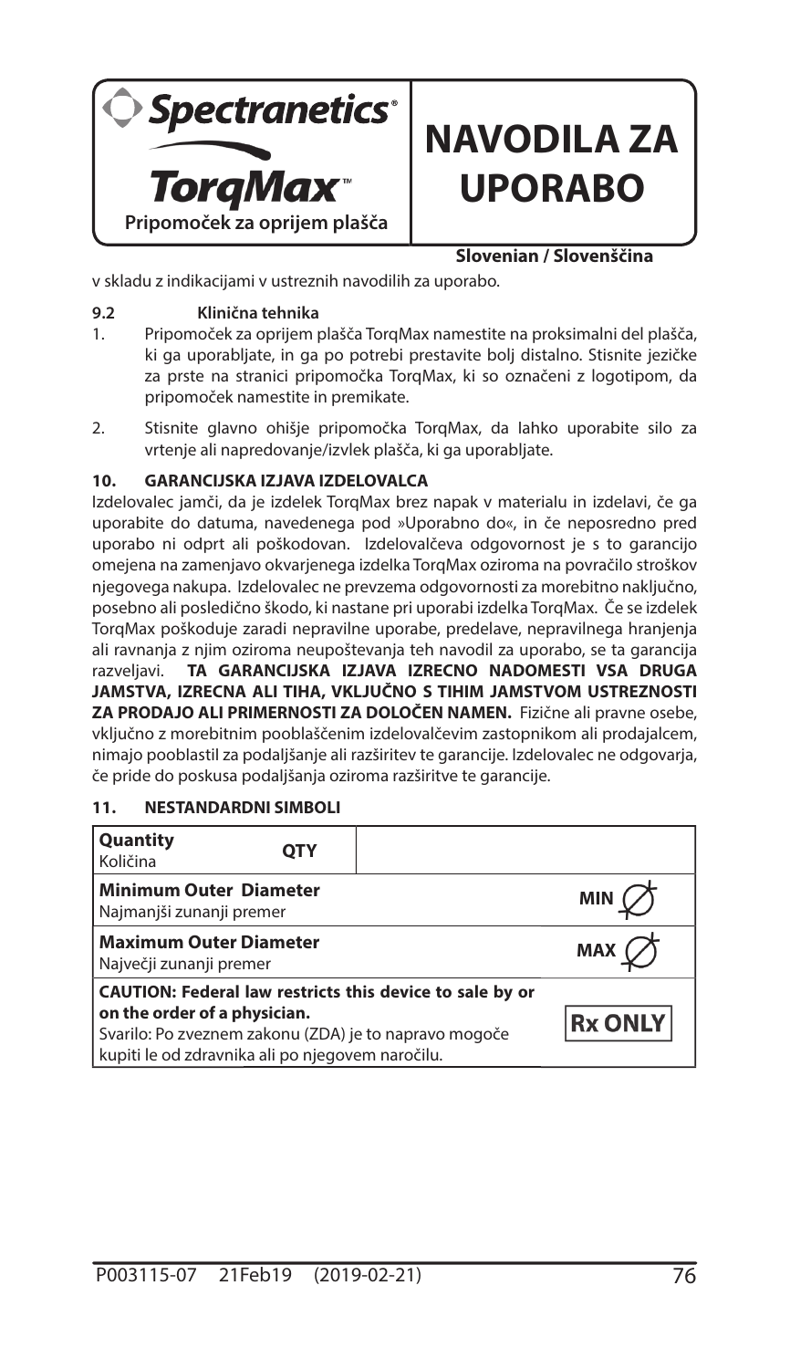v skladu z indikacijami v ustreznih navodilih za uporabo.

**9.2 Klinična tehnika**

1. Pripomoček za oprijem plašča TorqMax namestite na proksimalni del plašča, ki ga uporabljate, in ga po potrebi prestavite bolj distalno. Stisnite jezičke za prste na stranici pripomočka TorqMax, ki so označeni z logotipom, da pripomoček namestite in premikate.
2. Stisnite glavno ohišje pripomočka TorqMax, da lahko uporabite silo za vrtenje ali napredovanje/izvlek plašča, ki ga uporabljate.

## 10. GARANCIJSKA IZJAVA IZDELOVALCA

Izdelovalec jamči, da je izdelek TorqMax brez napak v materialu in izdelavi, če ga uporabite do datuma, navedenega pod »Uporabno do«, in če neposredno pred uporabo ni odprt ali poškodovan. Izdelovalčeva odgovornost je s to garancijo omejena na zamenjavo okvarjenega izdelka TorqMax oziroma na povračilo stroškov njegovega nakupa. Izdelovalec ne prevzema odgovornosti za morebitno naključno, posebno ali posledično škodo, ki nastane pri uporabi izdelka TorqMax. Če se izdelek TorqMax poškoduje zaradi nepravilne uporabe, predelave, nepravilnega hranjenja ali ravnanja z njim oziroma neupoštevanja teh navodil za uporabo, se ta garancija razveljavi. **TA GARANCIJSKA IZJAVA IZRECNO NADOMESTI VSA DRUGA JAMSTVA, IZRECNA ALI TIHA, VKLJUČNO S TIHIM JAMSTVOM USTREZNOSTI ZA PRODAJO ALI PRIMERNOSTI ZA DOLOČEN NAMEN.** Fizične ali pravne osebe, vključno z morebitnim pooblaščenim izdelovalčevim zastopnikom ali prodajalcem, nimajo pooblastil za podaljšanje ali razširitev te garancije. Izdelovalec ne odgovarja, če pride do poskusa podaljšanja oziroma razširitve te garancije.

## 11. NESTANDARDNI SIMBOLI

| Simbol | |
|---|---|
| **Quantity** Količina | QTY |
| **Minimum Outer Diameter** Najmanjši zunanji premer | MIN ∅ |
| **Maximum Outer Diameter** Največji zunanji premer | MAX ∅ |
| **CAUTION: Federal law restricts this device to sale by or on the order of a physician.** Svarilo: Po zveznem zakonu (ZDA) je to napravo mogoče kupiti le od zdravnika ali po njegovem naročilu. | Rx ONLY |

P003115-07 21Feb19 (2019-02-21)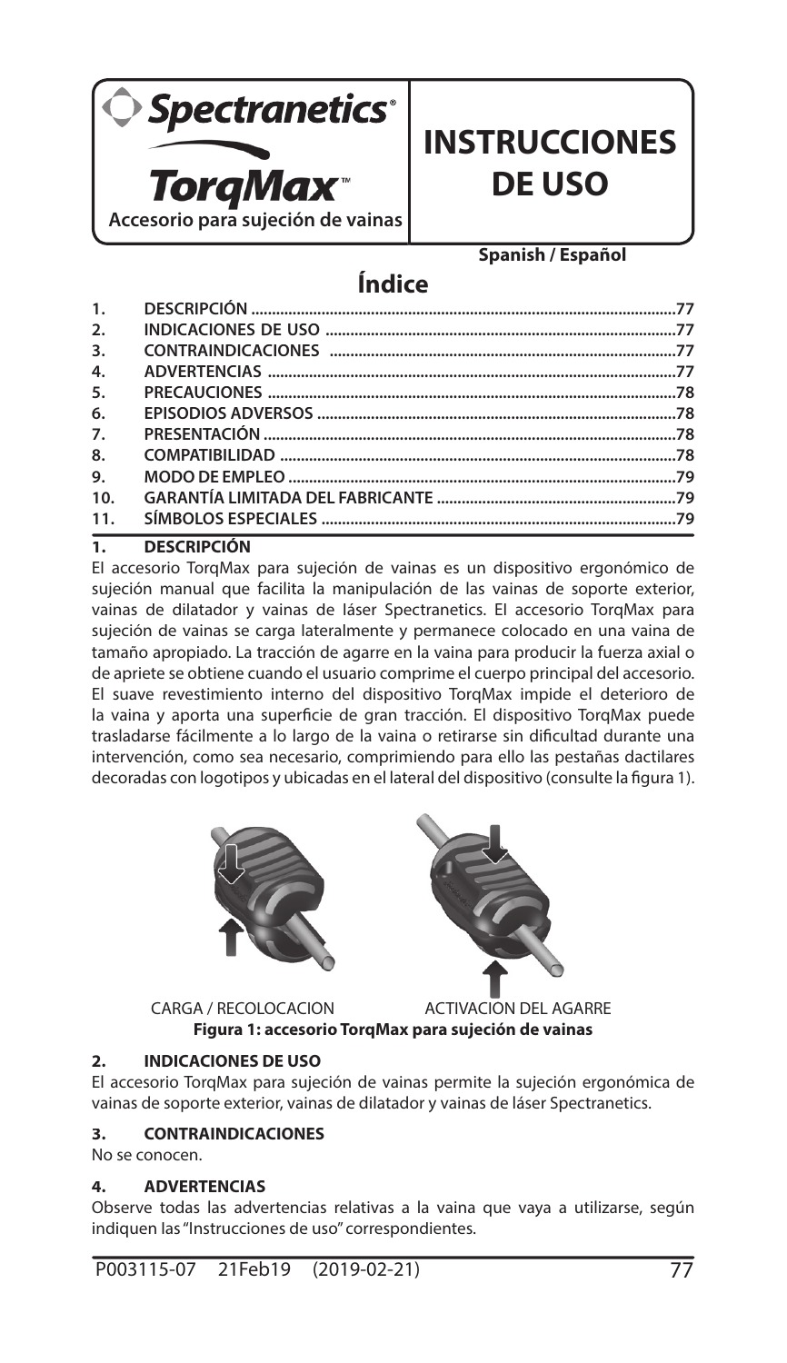Spectranetics®

**TorqMax™**

**Accesorio para sujeción de vainas**

# INSTRUCCIONES DE USO

**Spanish / Español**

## Índice

1. DESCRIPCIÓN .....77
2. INDICACIONES DE USO .....77
3. CONTRAINDICACIONES .....77
4. ADVERTENCIAS .....77
5. PRECAUCIONES .....78
6. EPISODIOS ADVERSOS .....78
7. PRESENTACIÓN .....78
8. COMPATIBILIDAD .....78
9. MODO DE EMPLEO .....79
10. GARANTÍA LIMITADA DEL FABRICANTE .....79
11. SÍMBOLOS ESPECIALES .....79

## 1. DESCRIPCIÓN

El accesorio TorqMax para sujeción de vainas es un dispositivo ergonómico de sujeción manual que facilita la manipulación de las vainas de soporte exterior, vainas de dilatador y vainas de láser Spectranetics. El accesorio TorqMax para sujeción de vainas se carga lateralmente y permanece colocado en una vaina de tamaño apropiado. La tracción de agarre en la vaina para producir la fuerza axial o de apriete se obtiene cuando el usuario comprime el cuerpo principal del accesorio. El suave revestimiento interno del dispositivo TorqMax impide el deterioro de la vaina y aporta una superficie de gran tracción. El dispositivo TorqMax puede trasladarse fácilmente a lo largo de la vaina o retirarse sin dificultad durante una intervención, como sea necesario, comprimiendo para ello las pestañas dactilares decoradas con logotipos y ubicadas en el lateral del dispositivo (consulte la figura 1).

CARGA / RECOLOCACION ACTIVACION DEL AGARRE

**Figura 1: accesorio TorqMax para sujeción de vainas**

## 2. INDICACIONES DE USO

El accesorio TorqMax para sujeción de vainas permite la sujeción ergonómica de vainas de soporte exterior, vainas de dilatador y vainas de láser Spectranetics.

## 3. CONTRAINDICACIONES

No se conocen.

## 4. ADVERTENCIAS

Observe todas las advertencias relativas a la vaina que vaya a utilizarse, según indiquen las "Instrucciones de uso" correspondientes.

P003115-07 21Feb19 (2019-02-21)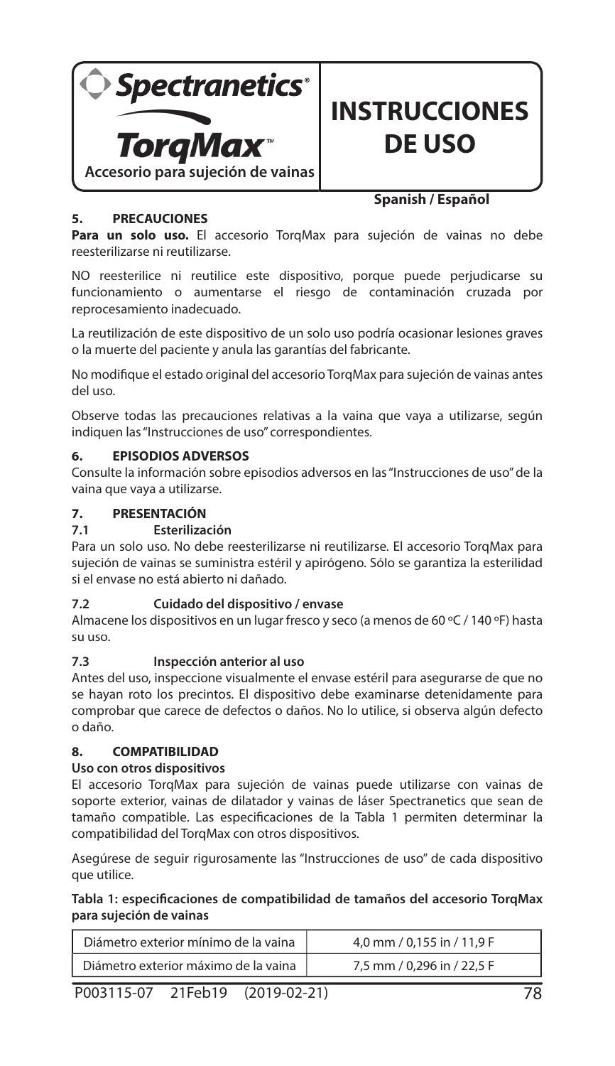**Spectranetics®**

**TorqMax™**

**Accesorio para sujeción de vainas**

# INSTRUCCIONES DE USO

**Spanish / Español**

## 5. PRECAUCIONES

**Para un solo uso.** El accesorio TorqMax para sujeción de vainas no debe reesterilizarse ni reutilizarse.

NO reesterilice ni reutilice este dispositivo, porque puede perjudicarse su funcionamiento o aumentarse el riesgo de contaminación cruzada por reprocesamiento inadecuado.

La reutilización de este dispositivo de un solo uso podría ocasionar lesiones graves o la muerte del paciente y anula las garantías del fabricante.

No modifique el estado original del accesorio TorqMax para sujeción de vainas antes del uso.

Observe todas las precauciones relativas a la vaina que vaya a utilizarse, según indiquen las "Instrucciones de uso" correspondientes.

## 6. EPISODIOS ADVERSOS

Consulte la información sobre episodios adversos en las "Instrucciones de uso" de la vaina que vaya a utilizarse.

## 7. PRESENTACIÓN

### 7.1 Esterilización

Para un solo uso. No debe reesterilizarse ni reutilizarse. El accesorio TorqMax para sujeción de vainas se suministra estéril y apirógeno. Sólo se garantiza la esterilidad si el envase no está abierto ni dañado.

### 7.2 Cuidado del dispositivo / envase

Almacene los dispositivos en un lugar fresco y seco (a menos de 60 ºC / 140 ºF) hasta su uso.

### 7.3 Inspección anterior al uso

Antes del uso, inspeccione visualmente el envase estéril para asegurarse de que no se hayan roto los precintos. El dispositivo debe examinarse detenidamente para comprobar que carece de defectos o daños. No lo utilice, si observa algún defecto o daño.

## 8. COMPATIBILIDAD

**Uso con otros dispositivos**

El accesorio TorqMax para sujeción de vainas puede utilizarse con vainas de soporte exterior, vainas de dilatador y vainas de láser Spectranetics que sean de tamaño compatible. Las especificaciones de la Tabla 1 permiten determinar la compatibilidad del TorqMax con otros dispositivos.

Asegúrese de seguir rigurosamente las "Instrucciones de uso" de cada dispositivo que utilice.

**Tabla 1: especificaciones de compatibilidad de tamaños del accesorio TorqMax para sujeción de vainas**

| | |
|---|---|
| Diámetro exterior mínimo de la vaina | 4,0 mm / 0,155 in / 11,9 F |
| Diámetro exterior máximo de la vaina | 7,5 mm / 0,296 in / 22,5 F |

P003115-07 21Feb19 (2019-02-21)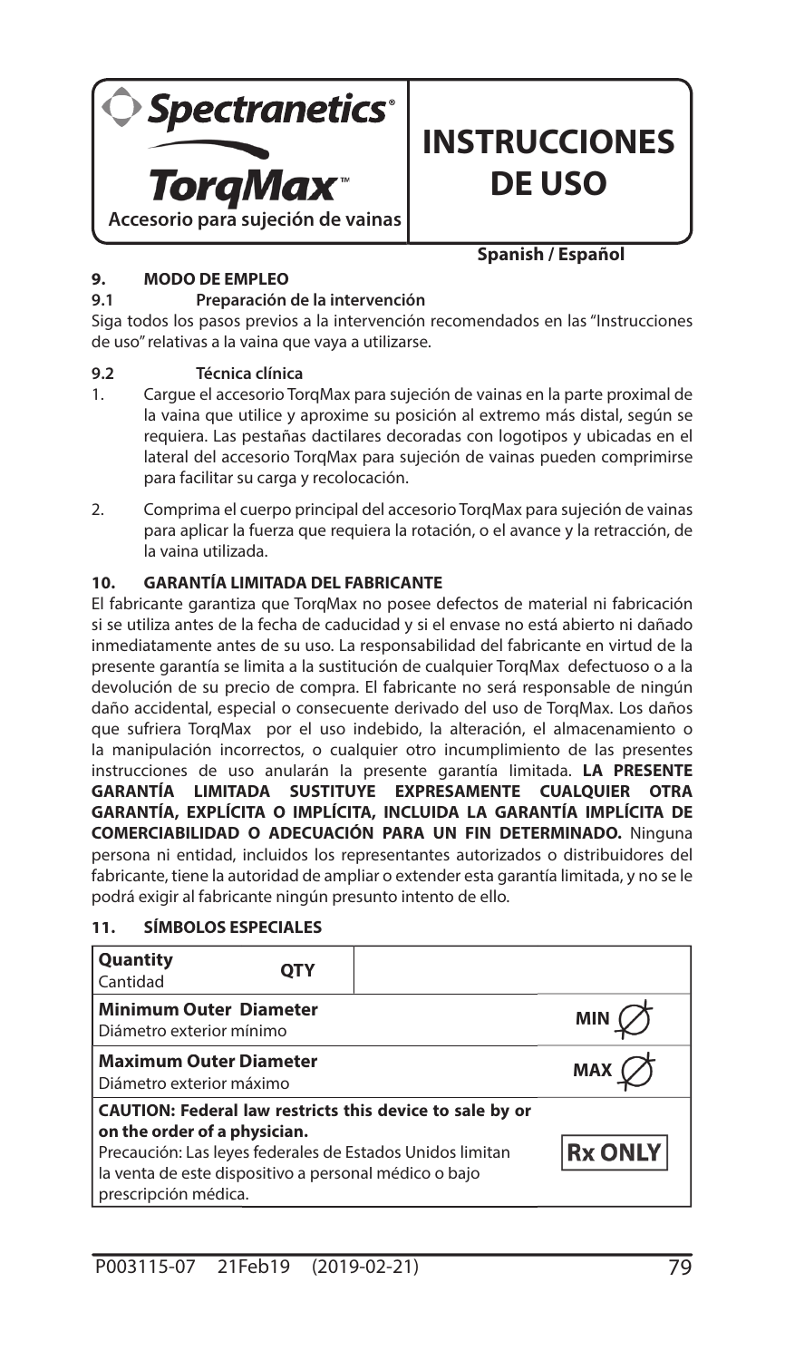**Spectranetics®**

**TorqMax™**

**Accesorio para sujeción de vainas**

# INSTRUCCIONES DE USO

**Spanish / Español**

## 9. MODO DE EMPLEO

### 9.1 Preparación de la intervención

Siga todos los pasos previos a la intervención recomendados en las "Instrucciones de uso" relativas a la vaina que vaya a utilizarse.

### 9.2 Técnica clínica

1. Cargue el accesorio TorqMax para sujeción de vainas en la parte proximal de la vaina que utilice y aproxime su posición al extremo más distal, según se requiera. Las pestañas dactilares decoradas con logotipos y ubicadas en el lateral del accesorio TorqMax para sujeción de vainas pueden comprimirse para facilitar su carga y recolocación.
2. Comprima el cuerpo principal del accesorio TorqMax para sujeción de vainas para aplicar la fuerza que requiera la rotación, o el avance y la retracción, de la vaina utilizada.

## 10. GARANTÍA LIMITADA DEL FABRICANTE

El fabricante garantiza que TorqMax no posee defectos de material ni fabricación si se utiliza antes de la fecha de caducidad y si el envase no está abierto ni dañado inmediatamente antes de su uso. La responsabilidad del fabricante en virtud de la presente garantía se limita a la sustitución de cualquier TorqMax defectuoso o a la devolución de su precio de compra. El fabricante no será responsable de ningún daño accidental, especial o consecuente derivado del uso de TorqMax. Los daños que sufriera TorqMax por el uso indebido, la alteración, el almacenamiento o la manipulación incorrectos, o cualquier otro incumplimiento de las presentes instrucciones de uso anularán la presente garantía limitada. **LA PRESENTE GARANTÍA LIMITADA SUSTITUYE EXPRESAMENTE CUALQUIER OTRA GARANTÍA, EXPLÍCITA O IMPLÍCITA, INCLUIDA LA GARANTÍA IMPLÍCITA DE COMERCIABILIDAD O ADECUACIÓN PARA UN FIN DETERMINADO.** Ninguna persona ni entidad, incluidos los representantes autorizados o distribuidores del fabricante, tiene la autoridad de ampliar o extender esta garantía limitada, y no se le podrá exigir al fabricante ningún presunto intento de ello.

## 11. SÍMBOLOS ESPECIALES

| Descripción | Símbolo |
|---|---|
| **Quantity**<br>Cantidad | QTY |
| **Minimum Outer Diameter**<br>Diámetro exterior mínimo | MIN ∅ |
| **Maximum Outer Diameter**<br>Diámetro exterior máximo | MAX ∅ |
| **CAUTION: Federal law restricts this device to sale by or on the order of a physician.**<br>Precaución: Las leyes federales de Estados Unidos limitan la venta de este dispositivo a personal médico o bajo prescripción médica. | Rx ONLY |

P003115-07 21Feb19 (2019-02-21)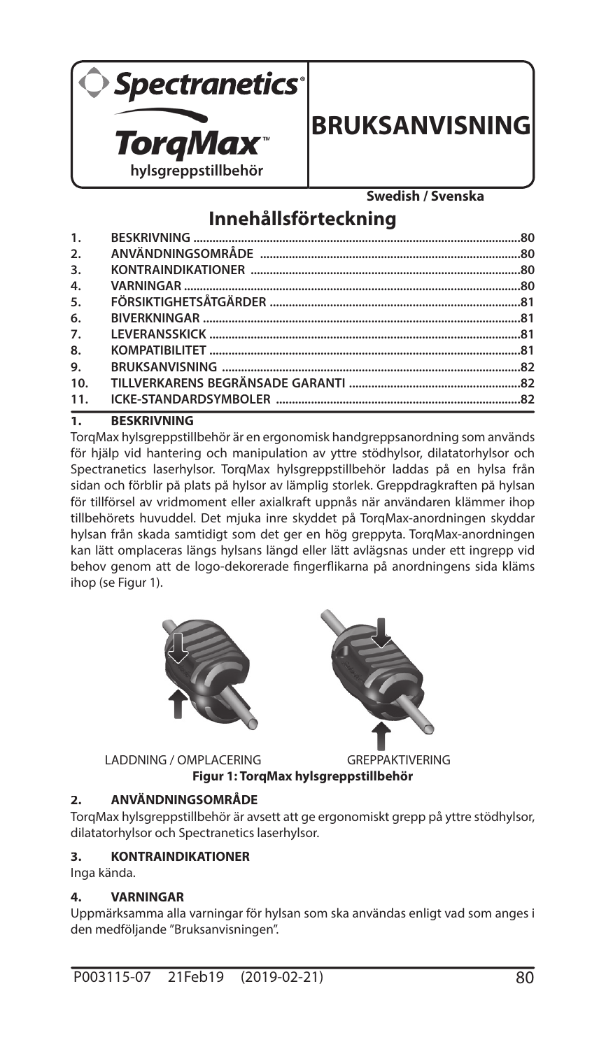**Spectranetics®**

**TorqMax™**
**hylsgreppstillbehör**

# BRUKSANVISNING

**Swedish / Svenska**

## Innehållsförteckning

| | | |
|---|---|---|
| 1. | BESKRIVNING | 80 |
| 2. | ANVÄNDNINGSOMRÅDE | 80 |
| 3. | KONTRAINDIKATIONER | 80 |
| 4. | VARNINGAR | 80 |
| 5. | FÖRSIKTIGHETSÅTGÄRDER | 81 |
| 6. | BIVERKNINGAR | 81 |
| 7. | LEVERANSSKICK | 81 |
| 8. | KOMPATIBILITET | 81 |
| 9. | BRUKSANVISNING | 82 |
| 10. | TILLVERKARENS BEGRÄNSADE GARANTI | 82 |
| 11. | ICKE-STANDARDSYMBOLER | 82 |

### 1. BESKRIVNING

TorqMax hylsgreppstillbehör är en ergonomisk handgreppsanordning som används för hjälp vid hantering och manipulation av yttre stödhylsor, dilatatorhylsor och Spectranetics laserhylsor. TorqMax hylsgreppstillbehör laddas på en hylsa från sidan och förblir på plats på hylsor av lämplig storlek. Greppdragkraften på hylsan för tillförsel av vridmoment eller axialkraft uppnås när användaren klämmer ihop tillbehörets huvuddel. Det mjuka inre skyddet på TorqMax-anordningen skyddar hylsan från skada samtidigt som det ger en hög greppyta. TorqMax-anordningen kan lätt omplaceras längs hylsans längd eller lätt avlägsnas under ett ingrepp vid behov genom att de logo-dekorerade fingerflikarna på anordningens sida kläms ihop (se Figur 1).

LADDNING / OMPLACERING GREPPAKTIVERING

**Figur 1: TorqMax hylsgreppstillbehör**

### 2. ANVÄNDNINGSOMRÅDE

TorqMax hylsgreppstillbehör är avsett att ge ergonomiskt grepp på yttre stödhylsor, dilatatorhylsor och Spectranetics laserhylsor.

### 3. KONTRAINDIKATIONER

Inga kända.

### 4. VARNINGAR

Uppmärksamma alla varningar för hylsan som ska användas enligt vad som anges i den medföljande ”Bruksanvisningen”.

P003115-07 21Feb19 (2019-02-21)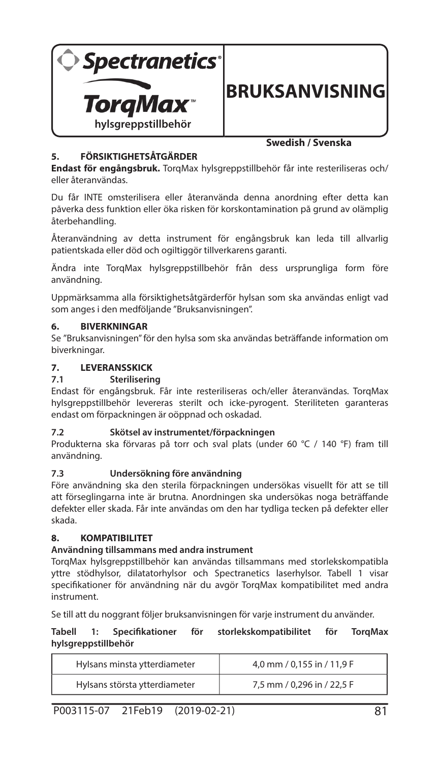**Spectranetics®**

**TorqMax™**
**hylsgreppstillbehör**

# BRUKSANVISNING

**Swedish / Svenska**

## 5. FÖRSIKTIGHETSÅTGÄRDER

**Endast för engångsbruk.** TorqMax hylsgreppstillbehör får inte resteriliseras och/eller återanvändas.

Du får INTE omsterilisera eller återanvända denna anordning efter detta kan påverka dess funktion eller öka risken för korskontamination på grund av olämplig återbehandling.

Återanvändning av detta instrument för engångsbruk kan leda till allvarlig patientskada eller död och ogiltiggör tillverkarens garanti.

Ändra inte TorqMax hylsgreppstillbehör från dess ursprungliga form före användning.

Uppmärksamma alla försiktighetsåtgärderför hylsan som ska användas enligt vad som anges i den medföljande "Bruksanvisningen".

## 6. BIVERKNINGAR

Se "Bruksanvisningen" för den hylsa som ska användas beträffande information om biverkningar.

## 7. LEVERANSSKICK

### 7.1 Sterilisering

Endast för engångsbruk. Får inte resteriliseras och/eller återanvändas. TorqMax hylsgreppstillbehör levereras sterilt och icke-pyrogent. Steriliteten garanteras endast om förpackningen är oöppnad och oskadad.

### 7.2 Skötsel av instrumentet/förpackningen

Produkterna ska förvaras på torr och sval plats (under 60 °C / 140 °F) fram till användning.

### 7.3 Undersökning före användning

Före användning ska den sterila förpackningen undersökas visuellt för att se till att förseglingarna inte är brutna. Anordningen ska undersökas noga beträffande defekter eller skada. Får inte användas om den har tydliga tecken på defekter eller skada.

## 8. KOMPATIBILITET

**Användning tillsammans med andra instrument**

TorqMax hylsgreppstillbehör kan användas tillsammans med storlekskompatibla yttre stödhylsor, dilatatorhylsor och Spectranetics laserhylsor. Tabell 1 visar specifikationer för användning när du avgör TorqMax kompatibilitet med andra instrument.

Se till att du noggrant följer bruksanvisningen för varje instrument du använder.

**Tabell 1: Specifikationer för storlekskompatibilitet för TorqMax hylsgreppstillbehör**

| | |
|---|---|
| Hylsans minsta ytterdiameter | 4,0 mm / 0,155 in / 11,9 F |
| Hylsans största ytterdiameter | 7,5 mm / 0,296 in / 22,5 F |

P003115-07 21Feb19 (2019-02-21)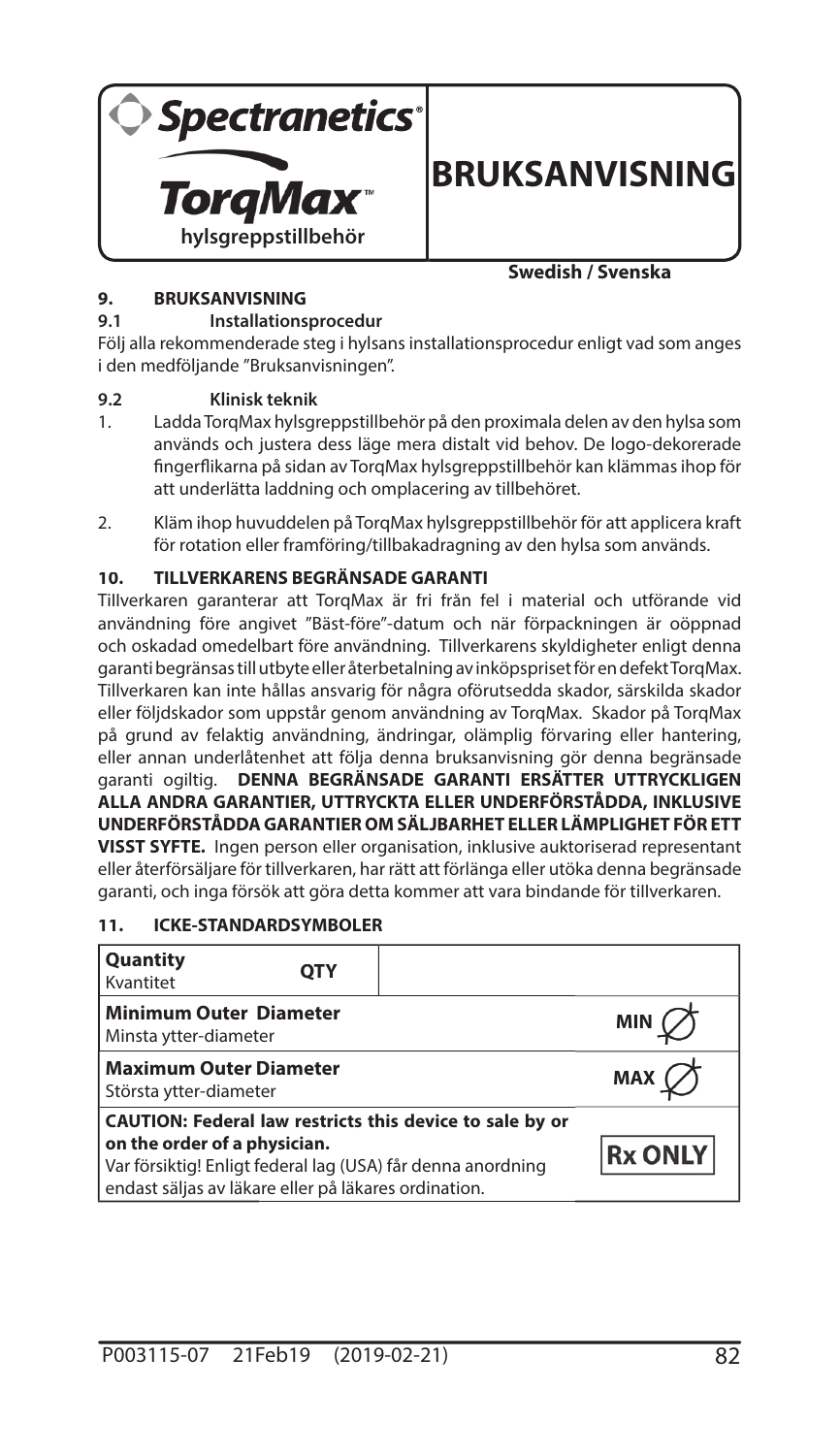**Spectranetics®**

**TorqMax™**
**hylsgreppstillbehör**

# BRUKSANVISNING

**Swedish / Svenska**

## 9. BRUKSANVISNING

### 9.1 Installationsprocedur

Följ alla rekommenderade steg i hylsans installationsprocedur enligt vad som anges i den medföljande ”Bruksanvisningen”.

### 9.2 Klinisk teknik

1. Ladda TorqMax hylsgreppstillbehör på den proximala delen av den hylsa som används och justera dess läge mera distalt vid behov. De logo-dekorerade fingerflikarna på sidan av TorqMax hylsgreppstillbehör kan klämmas ihop för att underlätta laddning och omplacering av tillbehöret.
2. Kläm ihop huvuddelen på TorqMax hylsgreppstillbehör för att applicera kraft för rotation eller framföring/tillbakadragning av den hylsa som används.

## 10. TILLVERKARENS BEGRÄNSADE GARANTI

Tillverkaren garanterar att TorqMax är fri från fel i material och utförande vid användning före angivet ”Bäst-före”-datum och när förpackningen är oöppnad och oskadad omedelbart före användning. Tillverkarens skyldigheter enligt denna garanti begränsas till utbyte eller återbetalning av inköpspriset för en defekt TorqMax. Tillverkaren kan inte hållas ansvarig för några oförutsedda skador, särskilda skador eller följdskador som uppstår genom användning av TorqMax. Skador på TorqMax på grund av felaktig användning, ändringar, olämplig förvaring eller hantering, eller annan underlåtenhet att följa denna bruksanvisning gör denna begränsade garanti ogiltig. **DENNA BEGRÄNSADE GARANTI ERSÄTTER UTTRYCKLIGEN ALLA ANDRA GARANTIER, UTTRYCKTA ELLER UNDERFÖRSTÅDDA, INKLUSIVE UNDERFÖRSTÅDDA GARANTIER OM SÄLJBARHET ELLER LÄMPLIGHET FÖR ETT VISST SYFTE.** Ingen person eller organisation, inklusive auktoriserad representant eller återförsäljare för tillverkaren, har rätt att förlänga eller utöka denna begränsade garanti, och inga försök att göra detta kommer att vara bindande för tillverkaren.

## 11. ICKE-STANDARDSYMBOLER

| Beskrivning | Symbol |
|---|---|
| **Quantity** Kvantitet | QTY |
| **Minimum Outer Diameter** Minsta ytter-diameter | MIN ∅ |
| **Maximum Outer Diameter** Största ytter-diameter | MAX ∅ |
| **CAUTION: Federal law restricts this device to sale by or on the order of a physician.** Var försiktig! Enligt federal lag (USA) får denna anordning endast säljas av läkare eller på läkares ordination. | Rx ONLY |

P003115-07 21Feb19 (2019-02-21)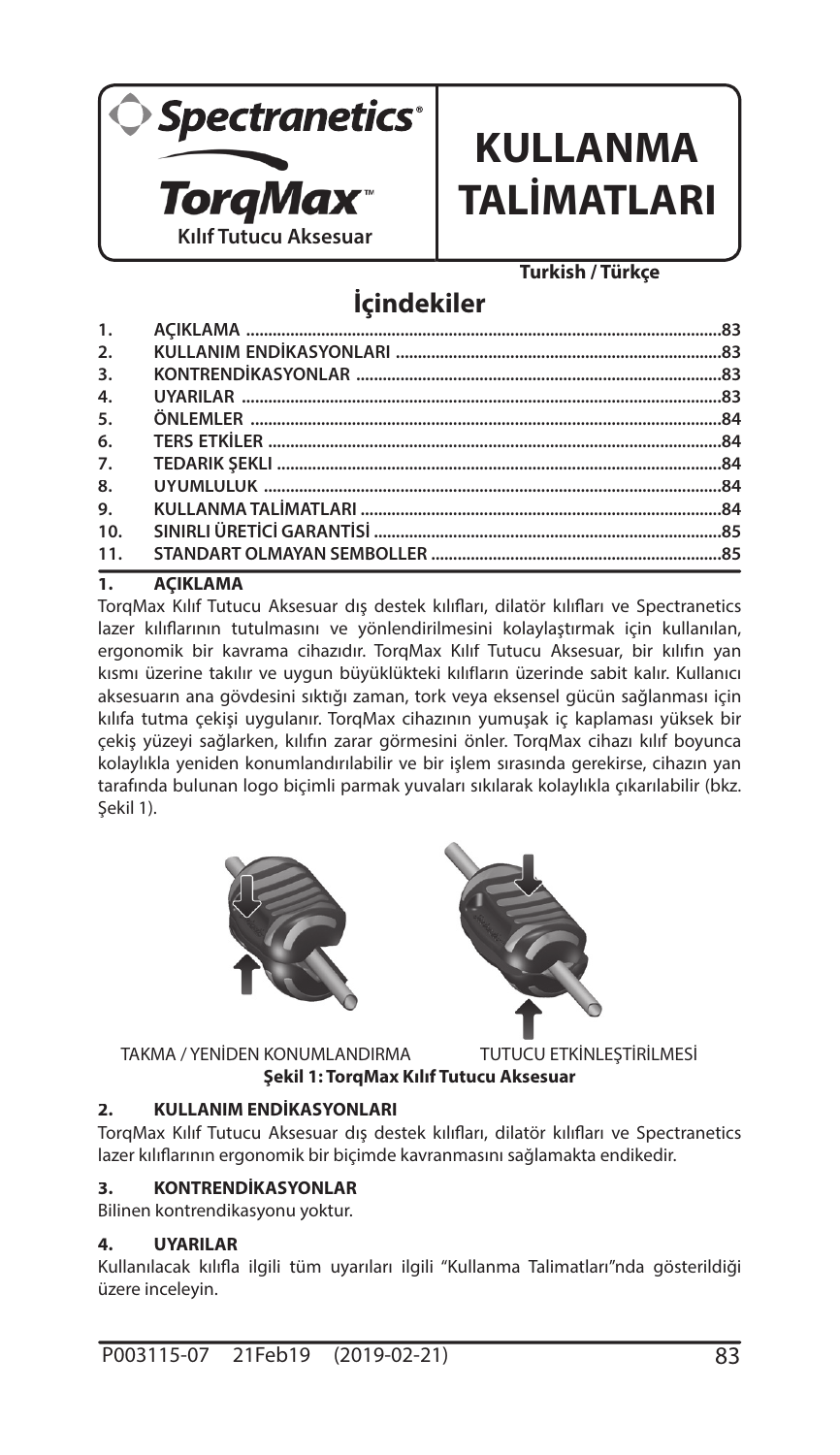Spectranetics®

**TorqMax™**

**Kılıf Tutucu Aksesuar**

# KULLANMA TALİMATLARI

**Turkish / Türkçe**

## İçindekiler

1. AÇIKLAMA ....83
2. KULLANIM ENDİKASYONLARI ....83
3. KONTRENDİKASYONLAR ....83
4. UYARILAR ....83
5. ÖNLEMLER ....84
6. TERS ETKİLER ....84
7. TEDARİK ŞEKLİ ....84
8. UYUMLULUK ....84
9. KULLANMA TALİMATLARI ....84
10. SINIRLI ÜRETİCİ GARANTİSİ ....85
11. STANDART OLMAYAN SEMBOLLER ....85

## 1. AÇIKLAMA

TorqMax Kılıf Tutucu Aksesuar dış destek kılıfları, dilatör kılıfları ve Spectranetics lazer kılıflarının tutulmasını ve yönlendirilmesini kolaylaştırmak için kullanılan, ergonomik bir kavrama cihazıdır. TorqMax Kılıf Tutucu Aksesuar, bir kılıfın yan kısmı üzerine takılır ve uygun büyüklükteki kılıfların üzerinde sabit kalır. Kullanıcı aksesuarın ana gövdesini sıktığı zaman, tork veya eksensel gücün sağlanması için kılıfa tutma çekişi uygulanır. TorqMax cihazının yumuşak iç kaplaması yüksek bir çekiş yüzeyi sağlarken, kılıfın zarar görmesini önler. TorqMax cihazı kılıf boyunca kolaylıkla yeniden konumlandırılabilir ve bir işlem sırasında gerekirse, cihazın yan tarafında bulunan logo biçimli parmak yuvaları sıkılarak kolaylıkla çıkarılabilir (bkz. Şekil 1).

TAKMA / YENİDEN KONUMLANDIRMA　　TUTUCU ETKİNLEŞTİRİLMESİ

**Şekil 1: TorqMax Kılıf Tutucu Aksesuar**

## 2. KULLANIM ENDİKASYONLARI

TorqMax Kılıf Tutucu Aksesuar dış destek kılıfları, dilatör kılıfları ve Spectranetics lazer kılıflarının ergonomik bir biçimde kavranmasını sağlamakta endikedir.

## 3. KONTRENDİKASYONLAR

Bilinen kontrendikasyonu yoktur.

## 4. UYARILAR

Kullanılacak kılıfla ilgili tüm uyarıları ilgili "Kullanma Talimatları"nda gösterildiği üzere inceleyin.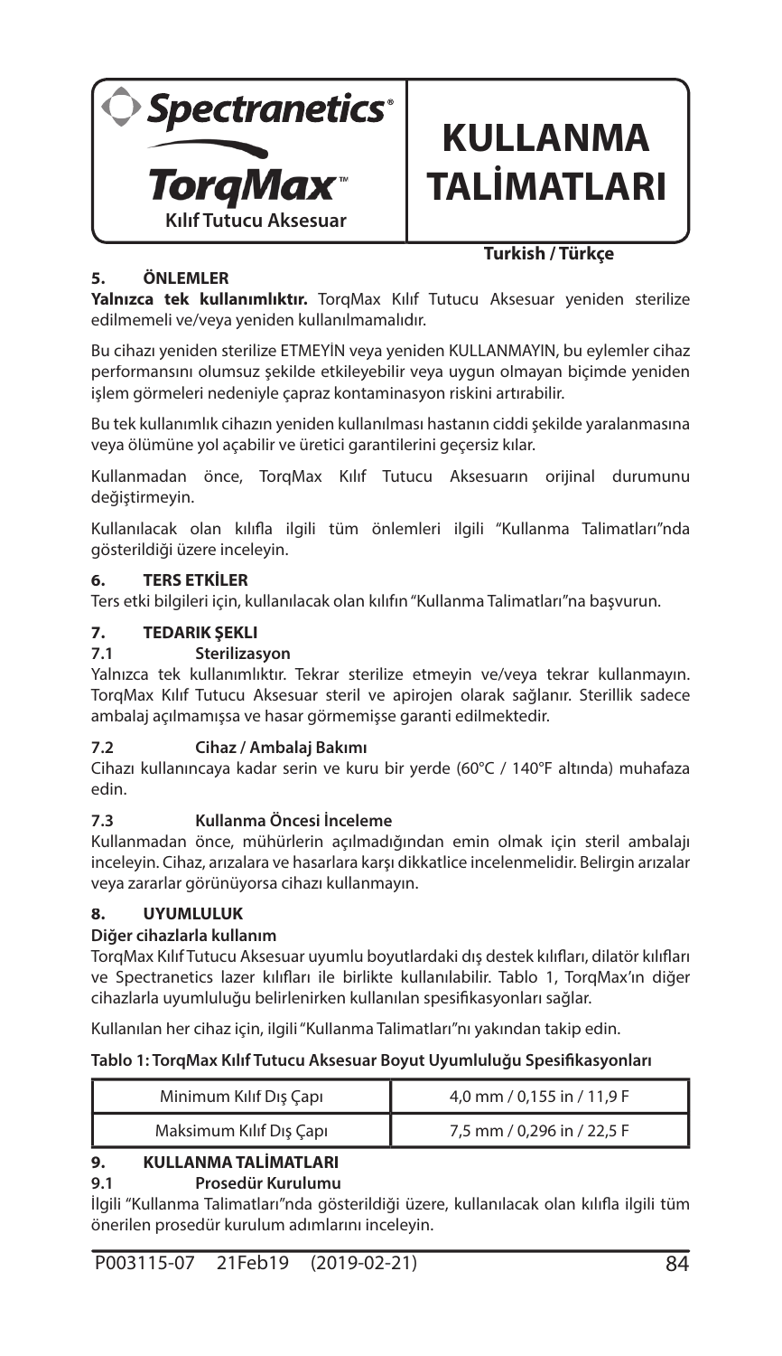Spectranetics®

**TorqMax™**

**Kılıf Tutucu Aksesuar**

# KULLANMA TALİMATLARI

**Turkish / Türkçe**

## 5. ÖNLEMLER

**Yalnızca tek kullanımlıktır.** TorqMax Kılıf Tutucu Aksesuar yeniden sterilize edilmemeli ve/veya yeniden kullanılmamalıdır.

Bu cihazı yeniden sterilize ETMEYİN veya yeniden KULLANMAYIN, bu eylemler cihaz performansını olumsuz şekilde etkileyebilir veya uygun olmayan biçimde yeniden işlem görmeleri nedeniyle çapraz kontaminasyon riskini artırabilir.

Bu tek kullanımlık cihazın yeniden kullanılması hastanın ciddi şekilde yaralanmasına veya ölümüne yol açabilir ve üretici garantilerini geçersiz kılar.

Kullanmadan önce, TorqMax Kılıf Tutucu Aksesuarın orijinal durumunu değiştirmeyin.

Kullanılacak olan kılıfla ilgili tüm önlemleri ilgili "Kullanma Talimatları"nda gösterildiği üzere inceleyin.

## 6. TERS ETKİLER

Ters etki bilgileri için, kullanılacak olan kılıfın "Kullanma Talimatları"na başvurun.

## 7. TEDARIK ŞEKLI

### 7.1 Sterilizasyon

Yalnızca tek kullanımlıktır. Tekrar sterilize etmeyin ve/veya tekrar kullanmayın. TorqMax Kılıf Tutucu Aksesuar steril ve apirojen olarak sağlanır. Sterillik sadece ambalaj açılmamışsa ve hasar görmemişse garanti edilmektedir.

### 7.2 Cihaz / Ambalaj Bakımı

Cihazı kullanıncaya kadar serin ve kuru bir yerde (60°C / 140°F altında) muhafaza edin.

### 7.3 Kullanma Öncesi İnceleme

Kullanmadan önce, mühürlerin açılmadığından emin olmak için steril ambalajı inceleyin. Cihaz, arızalara ve hasarlara karşı dikkatlice incelenmelidir. Belirgin arızalar veya zararlar görünüyorsa cihazı kullanmayın.

## 8. UYUMLULUK

**Diğer cihazlarla kullanım**

TorqMax Kılıf Tutucu Aksesuar uyumlu boyutlardaki dış destek kılıfları, dilatör kılıfları ve Spectranetics lazer kılıfları ile birlikte kullanılabilir. Tablo 1, TorqMax'ın diğer cihazlarla uyumluluğu belirlenirken kullanılan spesifikasyonları sağlar.

Kullanılan her cihaz için, ilgili "Kullanma Talimatları"nı yakından takip edin.

**Tablo 1: TorqMax Kılıf Tutucu Aksesuar Boyut Uyumluluğu Spesifikasyonları**

| | |
|---|---|
| Minimum Kılıf Dış Çapı | 4,0 mm / 0,155 in / 11,9 F |
| Maksimum Kılıf Dış Çapı | 7,5 mm / 0,296 in / 22,5 F |

## 9. KULLANMA TALİMATLARI

### 9.1 Prosedür Kurulumu

İlgili "Kullanma Talimatları"nda gösterildiği üzere, kullanılacak olan kılıfla ilgili tüm önerilen prosedür kurulum adımlarını inceleyin.

P003115-07 21Feb19 (2019-02-21)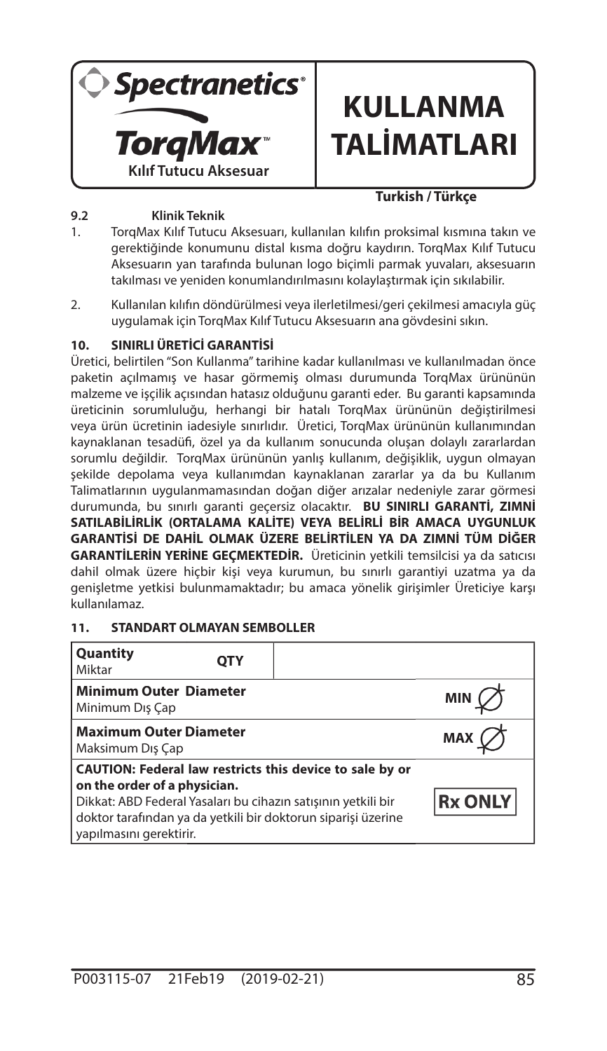**Spectranetics**

**TorqMax™**

**Kılıf Tutucu Aksesuar**

# KULLANMA TALİMATLARI

**Turkish / Türkçe**

### 9.2 Klinik Teknik

1. TorqMax Kılıf Tutucu Aksesuarı, kullanılan kılıfın proksimal kısmına takın ve gerektiğinde konumunu distal kısma doğru kaydırın. TorqMax Kılıf Tutucu Aksesuarın yan tarafında bulunan logo biçimli parmak yuvaları, aksesuarın takılması ve yeniden konumlandırılmasını kolaylaştırmak için sıkılabilir.
2. Kullanılan kılıfın döndürülmesi veya ilerletilmesi/geri çekilmesi amacıyla güç uygulamak için TorqMax Kılıf Tutucu Aksesuarın ana gövdesini sıkın.

## 10. SINIRLI ÜRETİCİ GARANTİSİ

Üretici, belirtilen "Son Kullanma" tarihine kadar kullanılması ve kullanılmadan önce paketin açılmamış ve hasar görmemiş olması durumunda TorqMax ürününün malzeme ve işçilik açısından hatasız olduğunu garanti eder. Bu garanti kapsamında üreticinin sorumluluğu, herhangi bir hatalı TorqMax ürününün değiştirilmesi veya ürün ücretinin iadesiyle sınırlıdır. Üretici, TorqMax ürününün kullanımından kaynaklanan tesadüfi, özel ya da kullanım sonucunda oluşan dolaylı zararlardan sorumlu değildir. TorqMax ürününün yanlış kullanım, değişiklik, uygun olmayan şekilde depolama veya kullanımdan kaynaklanan zararlar ya da bu Kullanım Talimatlarının uygulanmamasından doğan diğer arızalar nedeniyle zarar görmesi durumunda, bu sınırlı garanti geçersiz olacaktır. **BU SINIRLI GARANTİ, ZIMNİ SATILABİLİRLİK (ORTALAMA KALİTE) VEYA BELİRLİ BİR AMACA UYGUNLUK GARANTİSİ DE DAHİL OLMAK ÜZERE BELİRTİLEN YA DA ZIMNİ TÜM DİĞER GARANTİLERİN YERİNE GEÇMEKTEDİR.** Üreticinin yetkili temsilcisi ya da satıcısı dahil olmak üzere hiçbir kişi veya kurumun, bu sınırlı garantiyi uzatma ya da genişletme yetkisi bulunmamaktadır; bu amaca yönelik girişimler Üreticiye karşı kullanılamaz.

## 11. STANDART OLMAYAN SEMBOLLER

| | |
|---|---|
| **Quantity** Miktar | **QTY** |
| **Minimum Outer Diameter** Minimum Dış Çap | MIN ∅ |
| **Maximum Outer Diameter** Maksimum Dış Çap | MAX ∅ |
| **CAUTION: Federal law restricts this device to sale by or on the order of a physician.** Dikkat: ABD Federal Yasaları bu cihazın satışının yetkili bir doktor tarafından ya da yetkili bir doktorun siparişi üzerine yapılmasını gerektirir. | Rx ONLY |

P003115-07 21Feb19 (2019-02-21)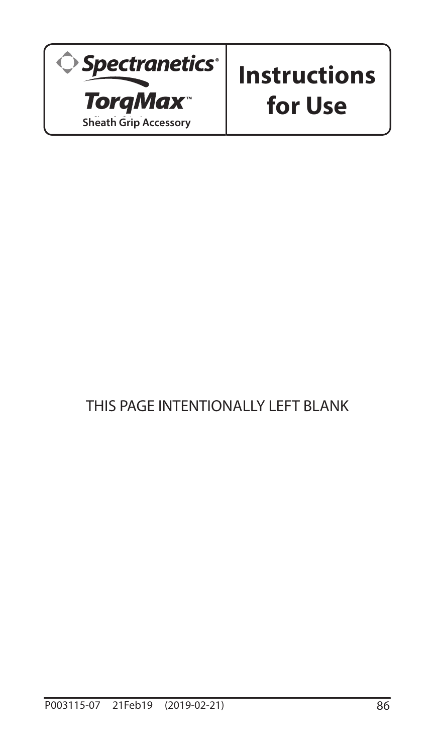Spectranetics®

**TorqMax™**

**Sheath Grip Accessory**

# Instructions for Use

THIS PAGE INTENTIONALLY LEFT BLANK

P003115-07 21Feb19 (2019-02-21)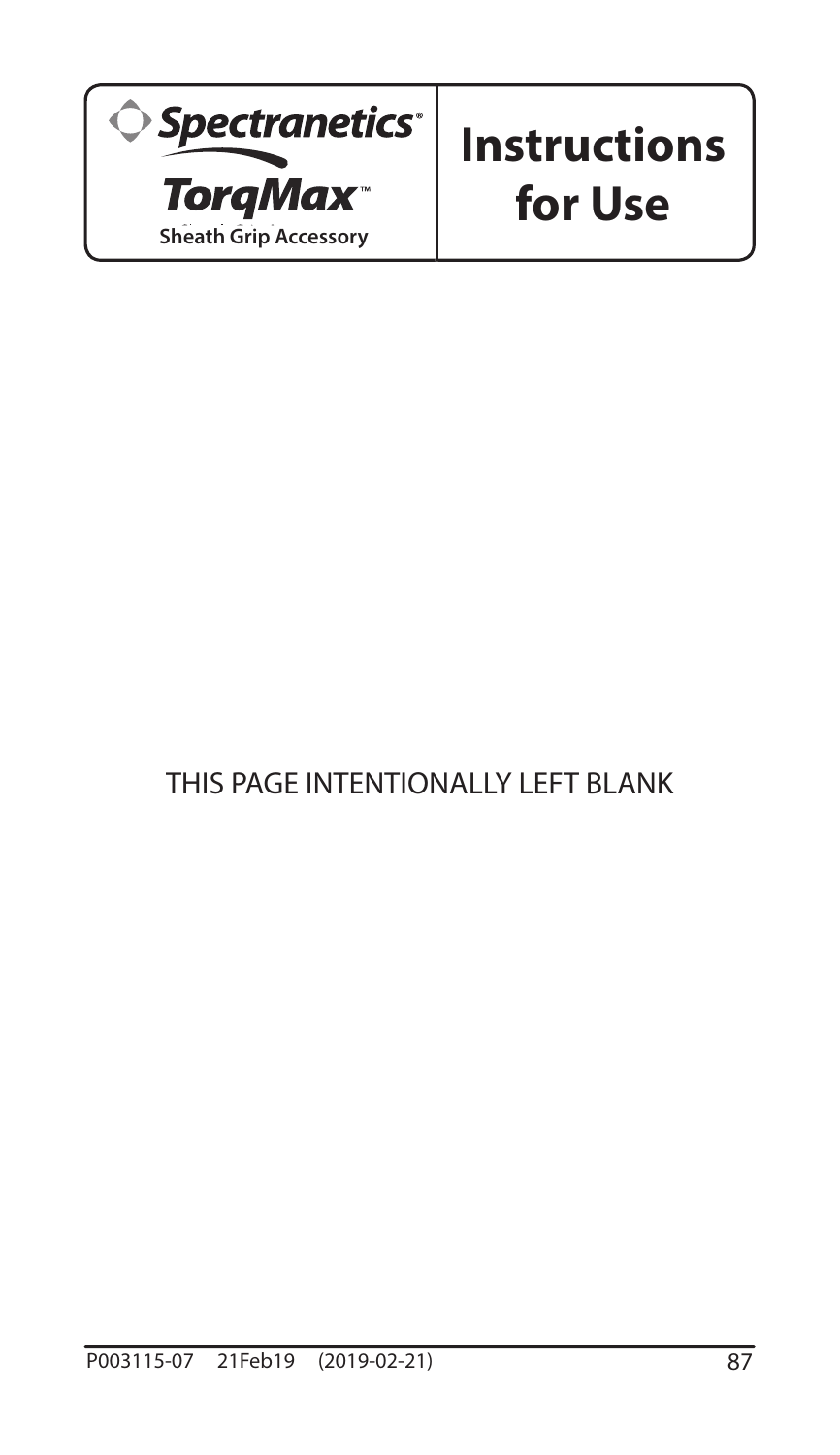**Spectranetics®**

**TorqMax™**
**Sheath Grip Accessory**

# Instructions for Use

THIS PAGE INTENTIONALLY LEFT BLANK

P003115-07 21Feb19 (2019-02-21)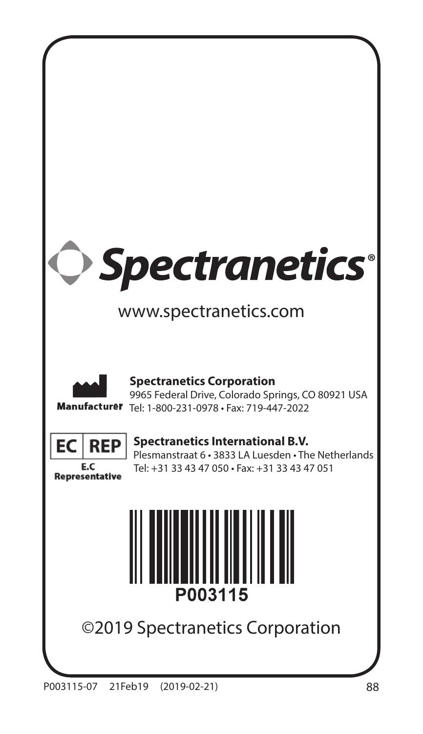# Spectranetics®

www.spectranetics.com

Manufacturer

**Spectranetics Corporation**
9965 Federal Drive, Colorado Springs, CO 80921 USA
Tel: 1-800-231-0978 • Fax: 719-447-2022

EC REP
E.C Representative

**Spectranetics International B.V.**
Plesmanstraat 6 • 3833 LA Luesden • The Netherlands
Tel: +31 33 43 47 050 • Fax: +31 33 43 47 051

P003115

©2019 Spectranetics Corporation

P003115-07 21Feb19 (2019-02-21)